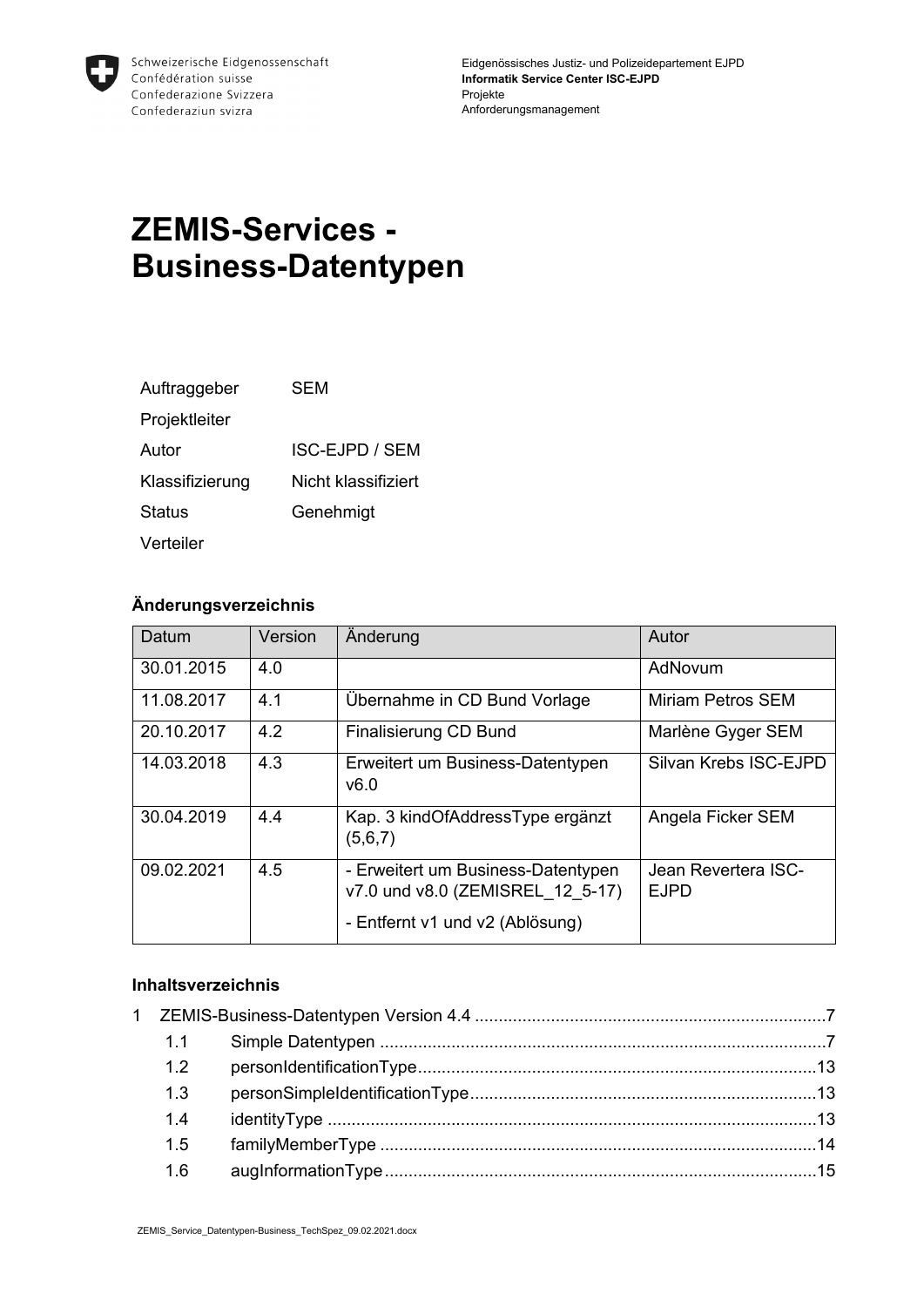Schweizerische Eidgenossenschaft
Confédération suisse
Confederazione Svizzera
Confederaziun svizra

Eidgenössisches Justiz- und Polizeidepartement EJPD
**Informatik Service Center ISC-EJPD**
Projekte
Anforderungsmanagement

# ZEMIS-Services - Business-Datentypen

| | |
|---|---|
| Auftraggeber | SEM |
| Projektleiter | |
| Autor | ISC-EJPD / SEM |
| Klassifizierung | Nicht klassifiziert |
| Status | Genehmigt |
| Verteiler | |

**Änderungsverzeichnis**

| Datum | Version | Änderung | Autor |
|---|---|---|---|
| 30.01.2015 | 4.0 | | AdNovum |
| 11.08.2017 | 4.1 | Übernahme in CD Bund Vorlage | Miriam Petros SEM |
| 20.10.2017 | 4.2 | Finalisierung CD Bund | Marlène Gyger SEM |
| 14.03.2018 | 4.3 | Erweitert um Business-Datentypen v6.0 | Silvan Krebs ISC-EJPD |
| 30.04.2019 | 4.4 | Kap. 3 kindOfAddressType ergänzt (5,6,7) | Angela Ficker SEM |
| 09.02.2021 | 4.5 | - Erweitert um Business-Datentypen v7.0 und v8.0 (ZEMISREL_12_5-17)<br>- Entfernt v1 und v2 (Ablösung) | Jean Revertera ISC-EJPD |

**Inhaltsverzeichnis**

1 ZEMIS-Business-Datentypen Version 4.4 .......... 7
- 1.1 Simple Datentypen .......... 7
- 1.2 personIdentificationType .......... 13
- 1.3 personSimpleIdentificationType .......... 13
- 1.4 identityType .......... 13
- 1.5 familyMemberType .......... 14
- 1.6 augInformationType .......... 15

ZEMIS_Service_Datentypen-Business_TechSpez_09.02.2021.docx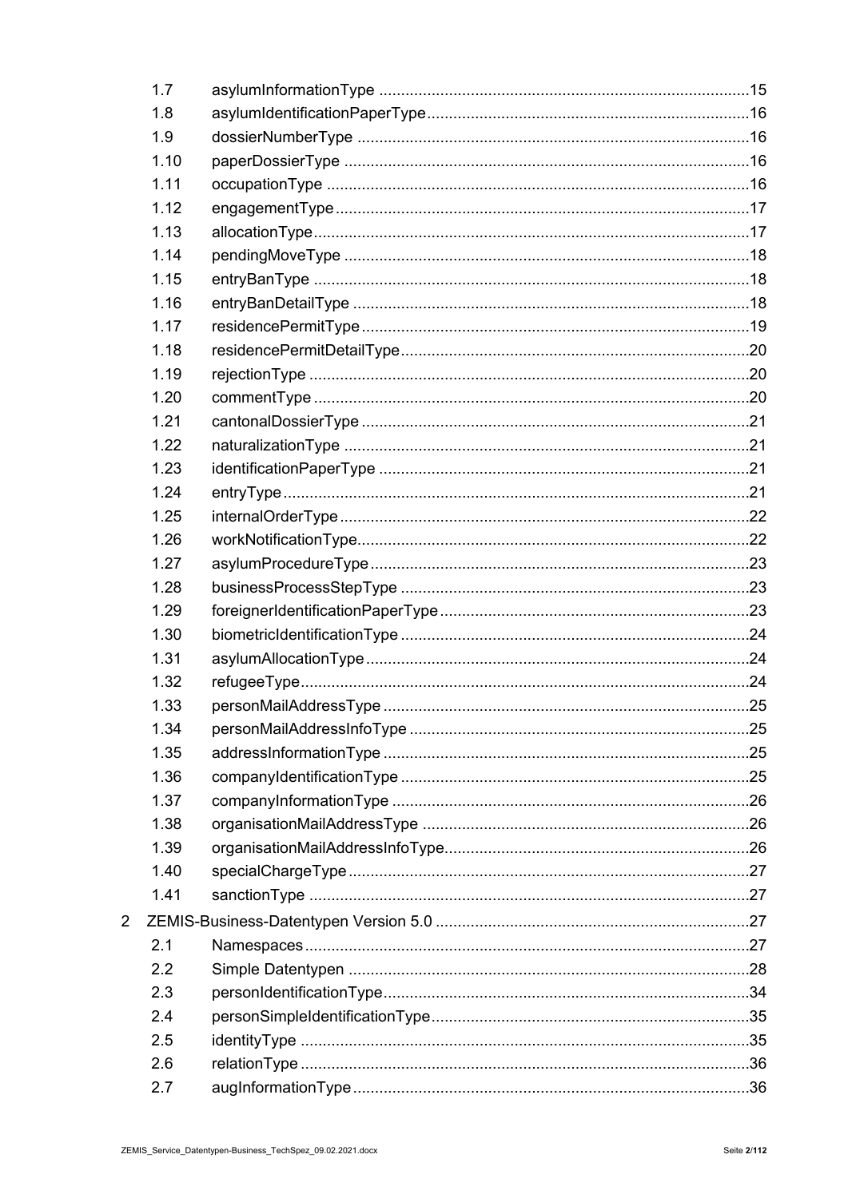| | | |
|---|---|---|
| 1.7 | asylumInformationType | 15 |
| 1.8 | asylumIdentificationPaperType | 16 |
| 1.9 | dossierNumberType | 16 |
| 1.10 | paperDossierType | 16 |
| 1.11 | occupationType | 16 |
| 1.12 | engagementType | 17 |
| 1.13 | allocationType | 17 |
| 1.14 | pendingMoveType | 18 |
| 1.15 | entryBanType | 18 |
| 1.16 | entryBanDetailType | 18 |
| 1.17 | residencePermitType | 19 |
| 1.18 | residencePermitDetailType | 20 |
| 1.19 | rejectionType | 20 |
| 1.20 | commentType | 20 |
| 1.21 | cantonalDossierType | 21 |
| 1.22 | naturalizationType | 21 |
| 1.23 | identificationPaperType | 21 |
| 1.24 | entryType | 21 |
| 1.25 | internalOrderType | 22 |
| 1.26 | workNotificationType | 22 |
| 1.27 | asylumProcedureType | 23 |
| 1.28 | businessProcessStepType | 23 |
| 1.29 | foreignerIdentificationPaperType | 23 |
| 1.30 | biometricIdentificationType | 24 |
| 1.31 | asylumAllocationType | 24 |
| 1.32 | refugeeType | 24 |
| 1.33 | personMailAddressType | 25 |
| 1.34 | personMailAddressInfoType | 25 |
| 1.35 | addressInformationType | 25 |
| 1.36 | companyIdentificationType | 25 |
| 1.37 | companyInformationType | 26 |
| 1.38 | organisationMailAddressType | 26 |
| 1.39 | organisationMailAddressInfoType | 26 |
| 1.40 | specialChargeType | 27 |
| 1.41 | sanctionType | 27 |
| 2 | ZEMIS-Business-Datentypen Version 5.0 | 27 |
| 2.1 | Namespaces | 27 |
| 2.2 | Simple Datentypen | 28 |
| 2.3 | personIdentificationType | 34 |
| 2.4 | personSimpleIdentificationType | 35 |
| 2.5 | identityType | 35 |
| 2.6 | relationType | 36 |
| 2.7 | augInformationType | 36 |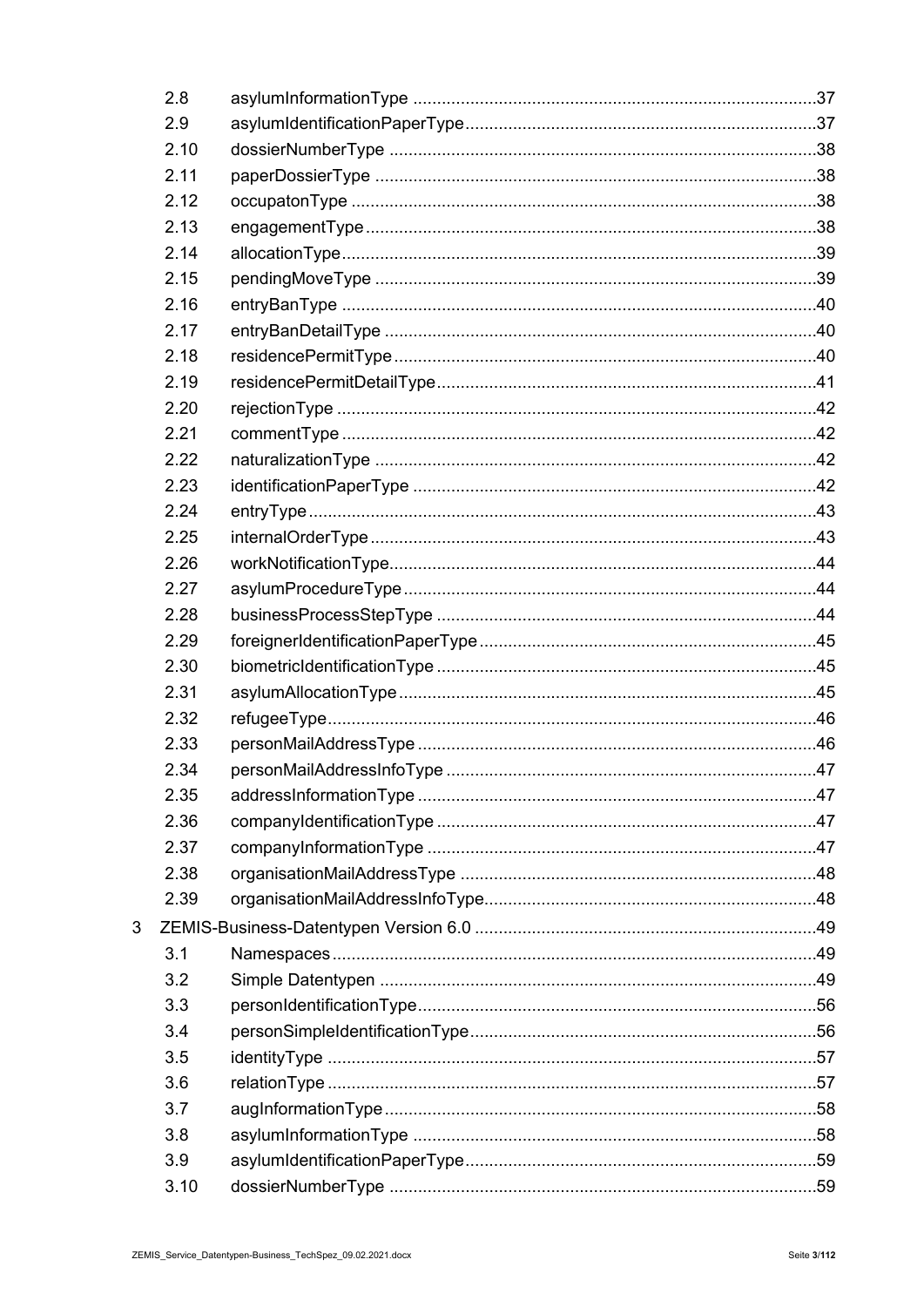2.8 asylumInformationType .... 37
2.9 asylumIdentificationPaperType .... 37
2.10 dossierNumberType .... 38
2.11 paperDossierType .... 38
2.12 occupatonType .... 38
2.13 engagementType .... 38
2.14 allocationType .... 39
2.15 pendingMoveType .... 39
2.16 entryBanType .... 40
2.17 entryBanDetailType .... 40
2.18 residencePermitType .... 40
2.19 residencePermitDetailType .... 41
2.20 rejectionType .... 42
2.21 commentType .... 42
2.22 naturalizationType .... 42
2.23 identificationPaperType .... 42
2.24 entryType .... 43
2.25 internalOrderType .... 43
2.26 workNotificationType .... 44
2.27 asylumProcedureType .... 44
2.28 businessProcessStepType .... 44
2.29 foreignerIdentificationPaperType .... 45
2.30 biometricIdentificationType .... 45
2.31 asylumAllocationType .... 45
2.32 refugeeType .... 46
2.33 personMailAddressType .... 46
2.34 personMailAddressInfoType .... 47
2.35 addressInformationType .... 47
2.36 companyIdentificationType .... 47
2.37 companyInformationType .... 47
2.38 organisationMailAddressType .... 48
2.39 organisationMailAddressInfoType .... 48

3 ZEMIS-Business-Datentypen Version 6.0 .... 49

3.1 Namespaces .... 49
3.2 Simple Datentypen .... 49
3.3 personIdentificationType .... 56
3.4 personSimpleIdentificationType .... 56
3.5 identityType .... 57
3.6 relationType .... 57
3.7 augInformationType .... 58
3.8 asylumInformationType .... 58
3.9 asylumIdentificationPaperType .... 59
3.10 dossierNumberType .... 59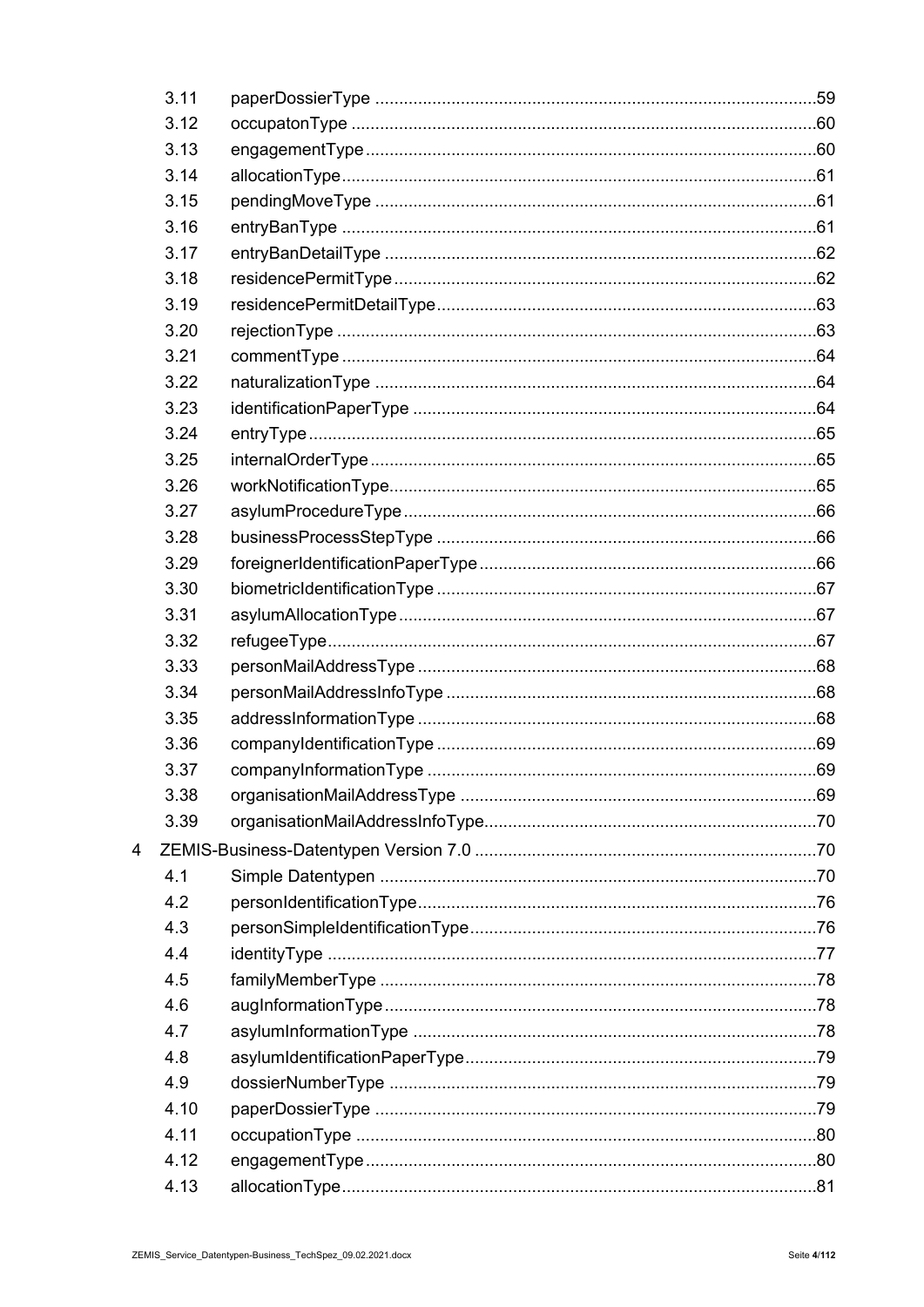- 3.11 paperDossierType ..... 59
- 3.12 occupatonType ..... 60
- 3.13 engagementType ..... 60
- 3.14 allocationType ..... 61
- 3.15 pendingMoveType ..... 61
- 3.16 entryBanType ..... 61
- 3.17 entryBanDetailType ..... 62
- 3.18 residencePermitType ..... 62
- 3.19 residencePermitDetailType ..... 63
- 3.20 rejectionType ..... 63
- 3.21 commentType ..... 64
- 3.22 naturalizationType ..... 64
- 3.23 identificationPaperType ..... 64
- 3.24 entryType ..... 65
- 3.25 internalOrderType ..... 65
- 3.26 workNotificationType ..... 65
- 3.27 asylumProcedureType ..... 66
- 3.28 businessProcessStepType ..... 66
- 3.29 foreignerIdentificationPaperType ..... 66
- 3.30 biometricIdentificationType ..... 67
- 3.31 asylumAllocationType ..... 67
- 3.32 refugeeType ..... 67
- 3.33 personMailAddressType ..... 68
- 3.34 personMailAddressInfoType ..... 68
- 3.35 addressInformationType ..... 68
- 3.36 companyIdentificationType ..... 69
- 3.37 companyInformationType ..... 69
- 3.38 organisationMailAddressType ..... 69
- 3.39 organisationMailAddressInfoType ..... 70

4 ZEMIS-Business-Datentypen Version 7.0 ..... 70

- 4.1 Simple Datentypen ..... 70
- 4.2 personIdentificationType ..... 76
- 4.3 personSimpleIdentificationType ..... 76
- 4.4 identityType ..... 77
- 4.5 familyMemberType ..... 78
- 4.6 augInformationType ..... 78
- 4.7 asylumInformationType ..... 78
- 4.8 asylumIdentificationPaperType ..... 79
- 4.9 dossierNumberType ..... 79
- 4.10 paperDossierType ..... 79
- 4.11 occupationType ..... 80
- 4.12 engagementType ..... 80
- 4.13 allocationType ..... 81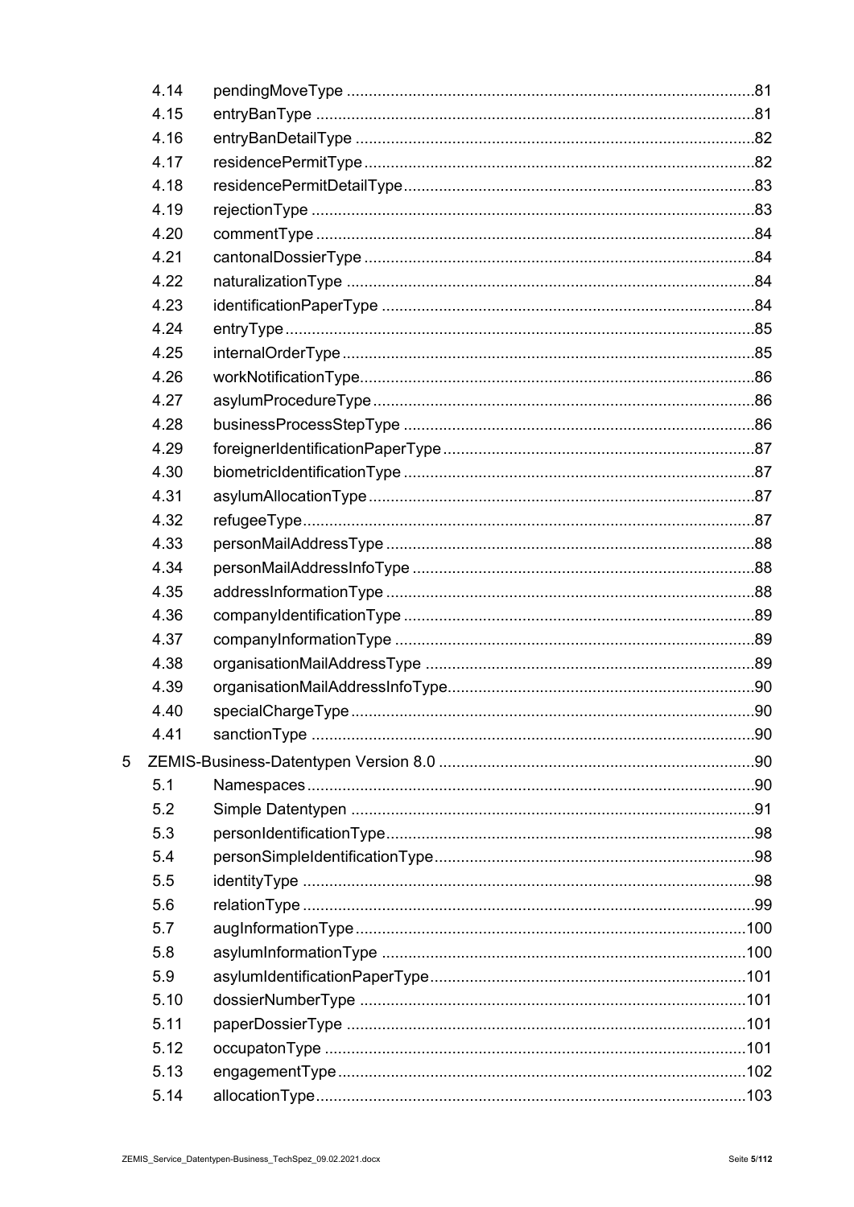4.14 pendingMoveType ....................................................................................................81
4.15 entryBanType .........................................................................................................81
4.16 entryBanDetailType ...............................................................................................82
4.17 residencePermitType..............................................................................................82
4.18 residencePermitDetailType.....................................................................................83
4.19 rejectionType .........................................................................................................83
4.20 commentType ........................................................................................................84
4.21 cantonalDossierType .............................................................................................84
4.22 naturalizationType .................................................................................................84
4.23 identificationPaperType .........................................................................................84
4.24 entryType ...............................................................................................................85
4.25 internalOrderType ..................................................................................................85
4.26 workNotificationType..............................................................................................86
4.27 asylumProcedureType ...........................................................................................86
4.28 businessProcessStepType .....................................................................................86
4.29 foreignerIdentificationPaperType ...........................................................................87
4.30 biometricIdentificationType ....................................................................................87
4.31 asylumAllocationType ............................................................................................87
4.32 refugeeType ...........................................................................................................87
4.33 personMailAddressType .........................................................................................88
4.34 personMailAddressInfoType ...................................................................................88
4.35 addressInformationType .........................................................................................88
4.36 companyIdentificationType .....................................................................................89
4.37 companyInformationType .......................................................................................89
4.38 organisationMailAddressType ................................................................................89
4.39 organisationMailAddressInfoType...........................................................................90
4.40 specialChargeType .................................................................................................90
4.41 sanctionType ..........................................................................................................90

5 ZEMIS-Business-Datentypen Version 8.0 ..............................................................................90

5.1 Namespaces ..........................................................................................................90
5.2 Simple Datentypen .................................................................................................91
5.3 personIdentificationType.........................................................................................98
5.4 personSimpleIdentificationType..............................................................................98
5.5 identityType ............................................................................................................98
5.6 relationType ............................................................................................................99
5.7 augInformationType ..............................................................................................100
5.8 asylumInformationType ........................................................................................100
5.9 asylumIdentificationPaperType.............................................................................101
5.10 dossierNumberType .............................................................................................101
5.11 paperDossierType ................................................................................................101
5.12 occupatonType .....................................................................................................101
5.13 engagementType ..................................................................................................102
5.14 allocationType .......................................................................................................103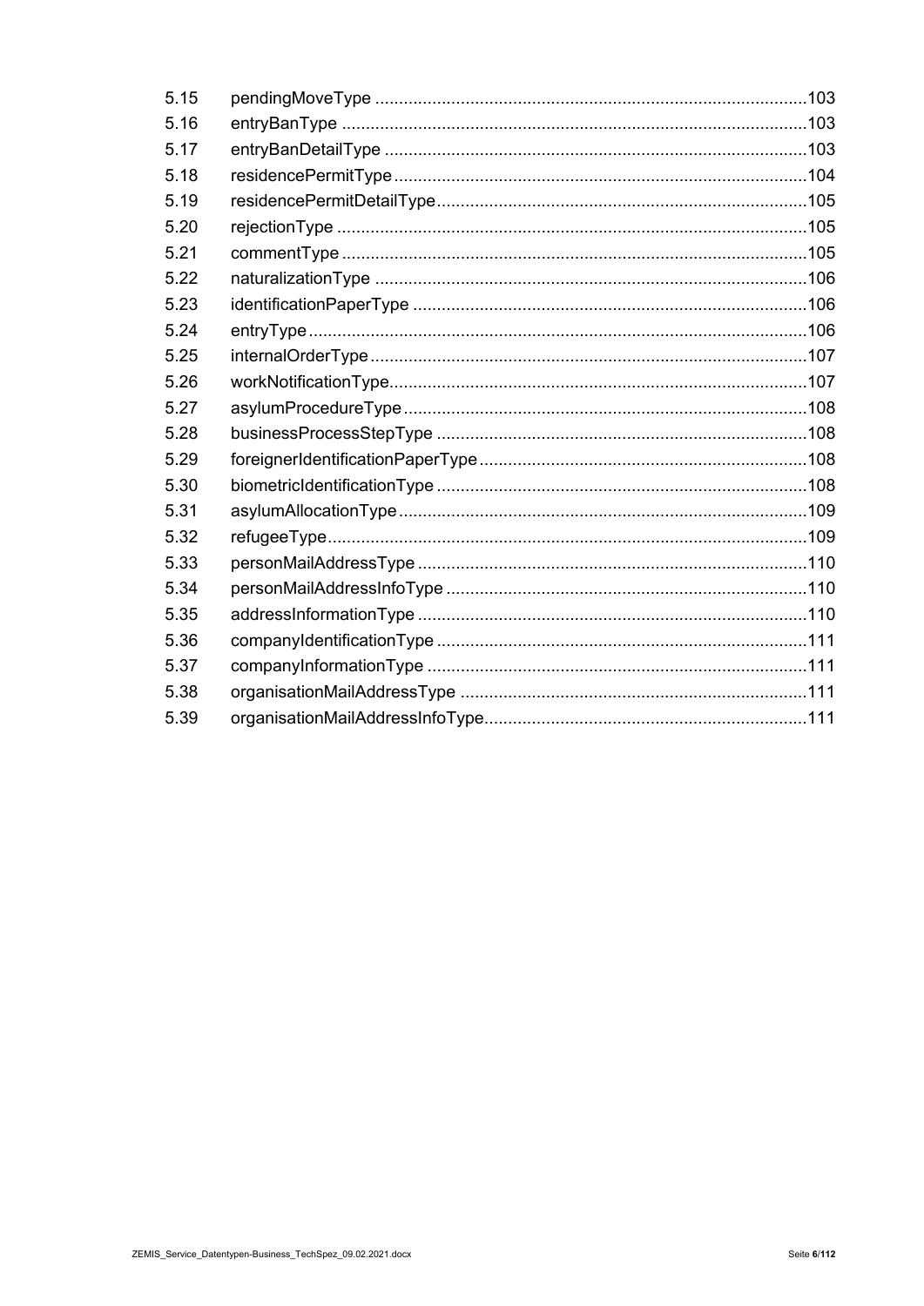| | | |
|---|---|---|
| 5.15 | pendingMoveType | 103 |
| 5.16 | entryBanType | 103 |
| 5.17 | entryBanDetailType | 103 |
| 5.18 | residencePermitType | 104 |
| 5.19 | residencePermitDetailType | 105 |
| 5.20 | rejectionType | 105 |
| 5.21 | commentType | 105 |
| 5.22 | naturalizationType | 106 |
| 5.23 | identificationPaperType | 106 |
| 5.24 | entryType | 106 |
| 5.25 | internalOrderType | 107 |
| 5.26 | workNotificationType | 107 |
| 5.27 | asylumProcedureType | 108 |
| 5.28 | businessProcessStepType | 108 |
| 5.29 | foreignerIdentificationPaperType | 108 |
| 5.30 | biometricIdentificationType | 108 |
| 5.31 | asylumAllocationType | 109 |
| 5.32 | refugeeType | 109 |
| 5.33 | personMailAddressType | 110 |
| 5.34 | personMailAddressInfoType | 110 |
| 5.35 | addressInformationType | 110 |
| 5.36 | companyIdentificationType | 111 |
| 5.37 | companyInformationType | 111 |
| 5.38 | organisationMailAddressType | 111 |
| 5.39 | organisationMailAddressInfoType | 111 |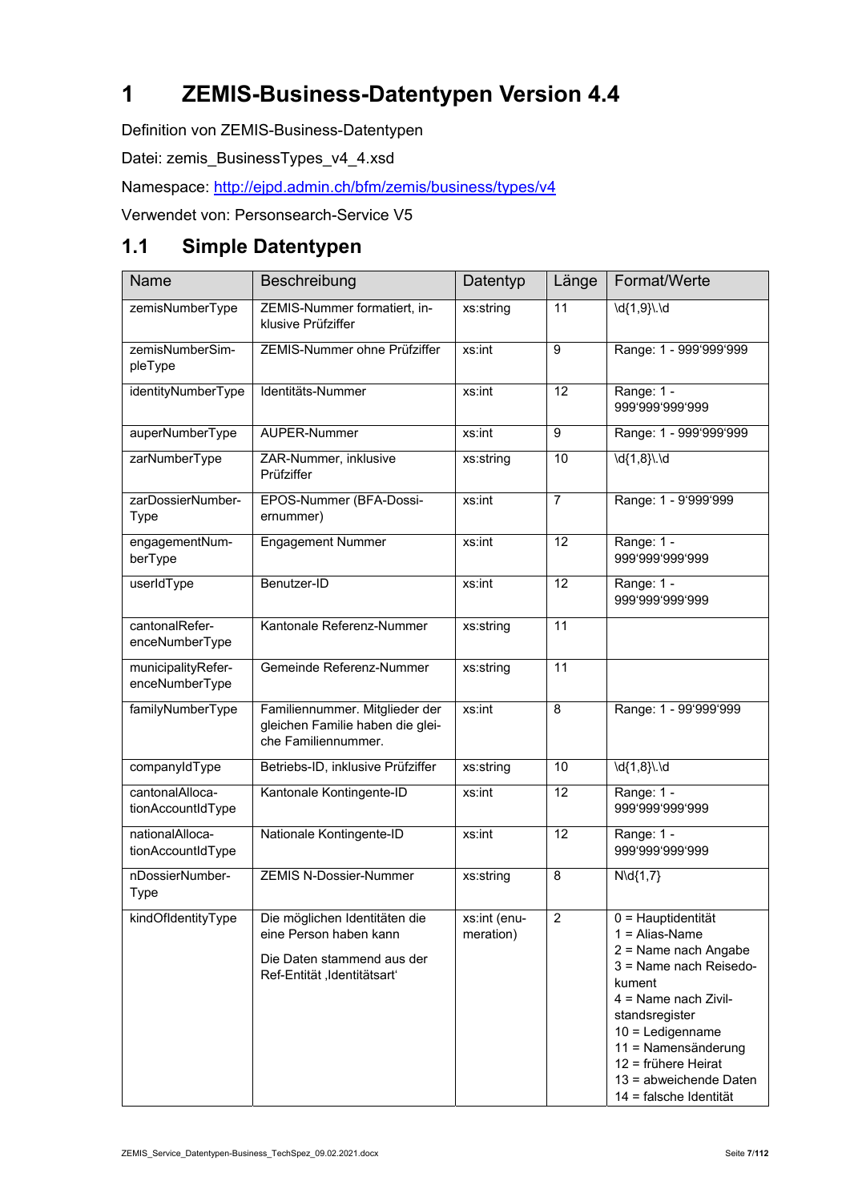# 1 ZEMIS-Business-Datentypen Version 4.4

Definition von ZEMIS-Business-Datentypen

Datei: zemis_BusinessTypes_v4_4.xsd

Namespace: http://ejpd.admin.ch/bfm/zemis/business/types/v4

Verwendet von: Personsearch-Service V5

## 1.1 Simple Datentypen

| Name | Beschreibung | Datentyp | Länge | Format/Werte |
|---|---|---|---|---|
| zemisNumberType | ZEMIS-Nummer formatiert, inklusive Prüfziffer | xs:string | 11 | \d{1,9}\.\d |
| zemisNumberSimpleType | ZEMIS-Nummer ohne Prüfziffer | xs:int | 9 | Range: 1 - 999'999'999 |
| identityNumberType | Identitäts-Nummer | xs:int | 12 | Range: 1 - 999'999'999'999 |
| auperNumberType | AUPER-Nummer | xs:int | 9 | Range: 1 - 999'999'999 |
| zarNumberType | ZAR-Nummer, inklusive Prüfziffer | xs:string | 10 | \d{1,8}\.\d |
| zarDossierNumberType | EPOS-Nummer (BFA-Dossiernummer) | xs:int | 7 | Range: 1 - 9'999'999 |
| engagementNumberType | Engagement Nummer | xs:int | 12 | Range: 1 - 999'999'999'999 |
| userIdType | Benutzer-ID | xs:int | 12 | Range: 1 - 999'999'999'999 |
| cantonalReferenceNumberType | Kantonale Referenz-Nummer | xs:string | 11 | |
| municipalityReferenceNumberType | Gemeinde Referenz-Nummer | xs:string | 11 | |
| familyNumberType | Familiennummer. Mitglieder der gleichen Familie haben die gleiche Familiennummer. | xs:int | 8 | Range: 1 - 99'999'999 |
| companyIdType | Betriebs-ID, inklusive Prüfziffer | xs:string | 10 | \d{1,8}\.\d |
| cantonalAllocationAccountIdType | Kantonale Kontingente-ID | xs:int | 12 | Range: 1 - 999'999'999'999 |
| nationalAllocationAccountIdType | Nationale Kontingente-ID | xs:int | 12 | Range: 1 - 999'999'999'999 |
| nDossierNumberType | ZEMIS N-Dossier-Nummer | xs:string | 8 | N\d{1,7} |
| kindOfIdentityType | Die möglichen Identitäten die eine Person haben kann<br><br>Die Daten stammend aus der Ref-Entität ‚Identitätsart' | xs:int (enumeration) | 2 | 0 = Hauptidentität<br>1 = Alias-Name<br>2 = Name nach Angabe<br>3 = Name nach Reisedokument<br>4 = Name nach Zivilstandsregister<br>10 = Ledigenname<br>11 = Namensänderung<br>12 = frühere Heirat<br>13 = abweichende Daten<br>14 = falsche Identität |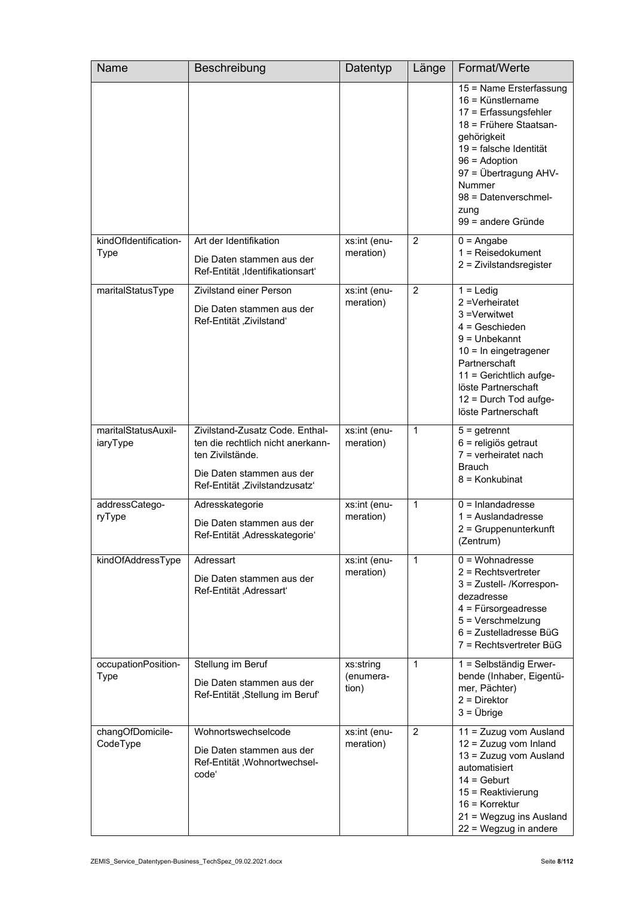| Name | Beschreibung | Datentyp | Länge | Format/Werte |
|---|---|---|---|---|
| | | | | 15 = Name Ersterfassung<br>16 = Künstlername<br>17 = Erfassungsfehler<br>18 = Frühere Staatsangehörigkeit<br>19 = falsche Identität<br>96 = Adoption<br>97 = Übertragung AHV-Nummer<br>98 = Datenverschmelzung<br>99 = andere Gründe |
| kindOfIdentificationType | Art der Identifikation<br><br>Die Daten stammen aus der Ref-Entität 'Identifikationsart' | xs:int (enumeration) | 2 | 0 = Angabe<br>1 = Reisedokument<br>2 = Zivilstandsregister |
| maritalStatusType | Zivilstand einer Person<br><br>Die Daten stammen aus der Ref-Entität 'Zivilstand' | xs:int (enumeration) | 2 | 1 = Ledig<br>2 =Verheiratet<br>3 =Verwitwet<br>4 = Geschieden<br>9 = Unbekannt<br>10 = In eingetragener Partnerschaft<br>11 = Gerichtlich aufgelöste Partnerschaft<br>12 = Durch Tod aufgelöste Partnerschaft |
| maritalStatusAuxiliaryType | Zivilstand-Zusatz Code. Enthalten die rechtlich nicht anerkannten Zivilstände.<br><br>Die Daten stammen aus der Ref-Entität 'Zivilstandzusatz' | xs:int (enumeration) | 1 | 5 = getrennt<br>6 = religiös getraut<br>7 = verheiratet nach Brauch<br>8 = Konkubinat |
| addressCategoryType | Adresskategorie<br><br>Die Daten stammen aus der Ref-Entität 'Adresskategorie' | xs:int (enumeration) | 1 | 0 = Inlandadresse<br>1 = Auslandadresse<br>2 = Gruppenunterkunft (Zentrum) |
| kindOfAddressType | Adressart<br><br>Die Daten stammen aus der Ref-Entität 'Adressart' | xs:int (enumeration) | 1 | 0 = Wohnadresse<br>2 = Rechtsvertreter<br>3 = Zustell- /Korrespondezadresse<br>4 = Fürsorgeadresse<br>5 = Verschmelzung<br>6 = Zustelladresse BüG<br>7 = Rechtsvertreter BüG |
| occupationPositionType | Stellung im Beruf<br><br>Die Daten stammen aus der Ref-Entität 'Stellung im Beruf' | xs:string (enumeration) | 1 | 1 = Selbständig Erwerbende (Inhaber, Eigentümer, Pächter)<br>2 = Direktor<br>3 = Übrige |
| changOfDomicileCodeType | Wohnortswechselcode<br><br>Die Daten stammen aus der Ref-Entität 'Wohnortwechselcode' | xs:int (enumeration) | 2 | 11 = Zuzug vom Ausland<br>12 = Zuzug vom Inland<br>13 = Zuzug vom Ausland automatisiert<br>14 = Geburt<br>15 = Reaktivierung<br>16 = Korrektur<br>21 = Wegzug ins Ausland<br>22 = Wegzug in andere |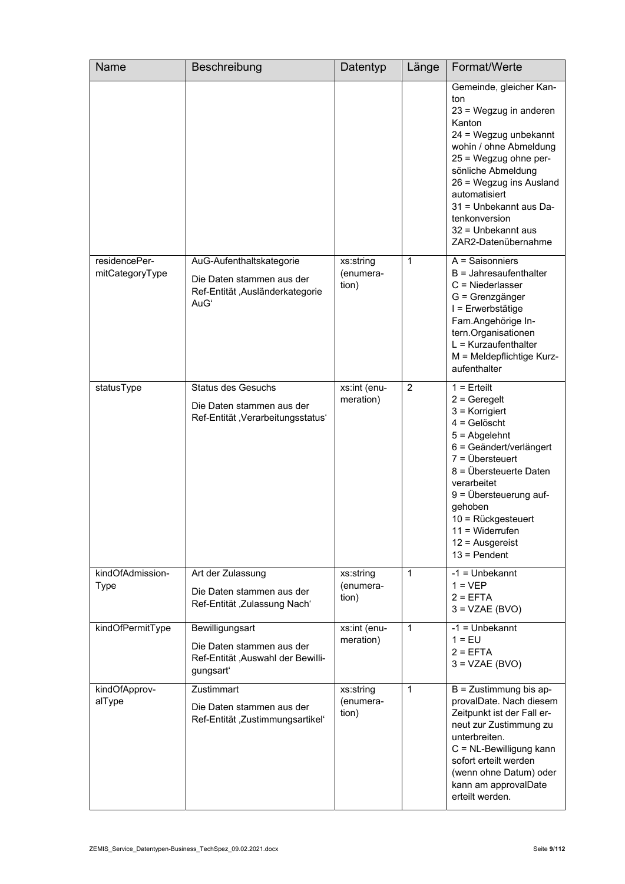| Name | Beschreibung | Datentyp | Länge | Format/Werte |
|---|---|---|---|---|
| | | | | Gemeinde, gleicher Kanton<br>23 = Wegzug in anderen Kanton<br>24 = Wegzug unbekannt wohin / ohne Abmeldung<br>25 = Wegzug ohne persönliche Abmeldung<br>26 = Wegzug ins Ausland automatisiert<br>31 = Unbekannt aus Datenkonversion<br>32 = Unbekannt aus ZAR2-Datenübernahme |
| residencePermitCategoryType | AuG-Aufenthaltskategorie<br>Die Daten stammen aus der Ref-Entität 'Ausländerkategorie AuG' | xs:string (enumeration) | 1 | A = Saisonniers<br>B = Jahresaufenthalter<br>C = Niederlasser<br>G = Grenzgänger<br>I = Erwerbstätige Fam.Angehörige Intern.Organisationen<br>L = Kurzaufenthalter<br>M = Meldepflichtige Kurzaufenthalter |
| statusType | Status des Gesuchs<br>Die Daten stammen aus der Ref-Entität 'Verarbeitungsstatus' | xs:int (enumeration) | 2 | 1 = Erteilt<br>2 = Geregelt<br>3 = Korrigiert<br>4 = Gelöscht<br>5 = Abgelehnt<br>6 = Geändert/verlängert<br>7 = Übersteuert<br>8 = Übersteuerte Daten verarbeitet<br>9 = Übersteuerung aufgehoben<br>10 = Rückgesteuert<br>11 = Widerrufen<br>12 = Ausgereist<br>13 = Pendent |
| kindOfAdmissionType | Art der Zulassung<br>Die Daten stammen aus der Ref-Entität 'Zulassung Nach' | xs:string (enumeration) | 1 | -1 = Unbekannt<br>1 = VEP<br>2 = EFTA<br>3 = VZAE (BVO) |
| kindOfPermitType | Bewilligungsart<br>Die Daten stammen aus der Ref-Entität 'Auswahl der Bewilligungsart' | xs:int (enumeration) | 1 | -1 = Unbekannt<br>1 = EU<br>2 = EFTA<br>3 = VZAE (BVO) |
| kindOfApprovalType | Zustimmart<br>Die Daten stammen aus der Ref-Entität 'Zustimmungsartikel' | xs:string (enumeration) | 1 | B = Zustimmung bis approvalDate. Nach diesem Zeitpunkt ist der Fall erneut zur Zustimmung zu unterbreiten.<br>C = NL-Bewilligung kann sofort erteilt werden (wenn ohne Datum) oder kann am approvalDate erteilt werden. |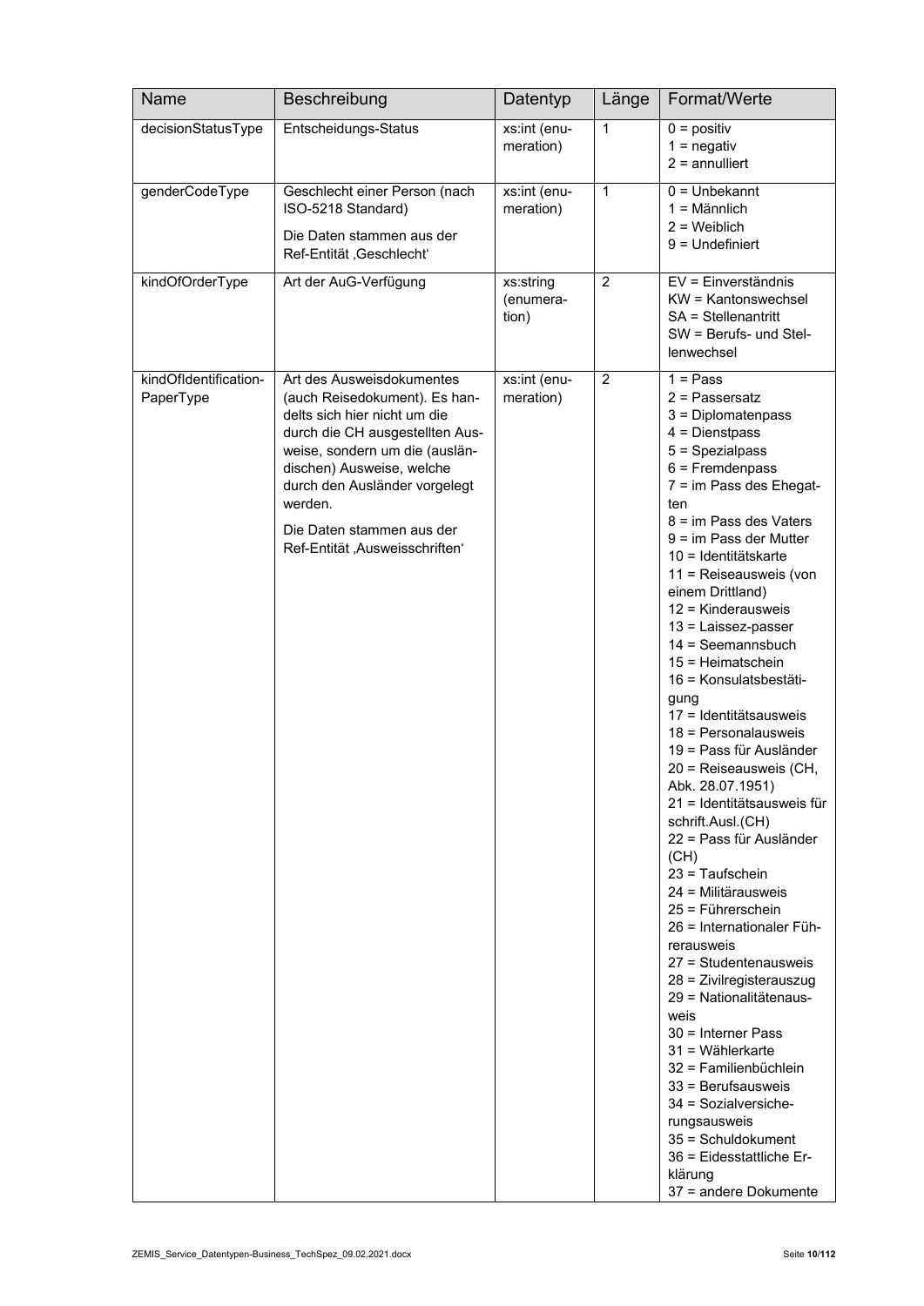| Name | Beschreibung | Datentyp | Länge | Format/Werte |
|---|---|---|---|---|
| decisionStatusType | Entscheidungs-Status | xs:int (enumeration) | 1 | 0 = positiv<br>1 = negativ<br>2 = annulliert |
| genderCodeType | Geschlecht einer Person (nach ISO-5218 Standard)<br>Die Daten stammen aus der Ref-Entität ‚Geschlecht' | xs:int (enumeration) | 1 | 0 = Unbekannt<br>1 = Männlich<br>2 = Weiblich<br>9 = Undefiniert |
| kindOfOrderType | Art der AuG-Verfügung | xs:string (enumeration) | 2 | EV = Einverständnis<br>KW = Kantonswechsel<br>SA = Stellenantritt<br>SW = Berufs- und Stellenwechsel |
| kindOfIdentification­PaperType | Art des Ausweisdokumentes (auch Reisedokument). Es handelts sich hier nicht um die durch die CH ausgestellten Ausweise, sondern um die (ausländischen) Ausweise, welche durch den Ausländer vorgelegt werden.<br>Die Daten stammen aus der Ref-Entität ‚Ausweisschriften' | xs:int (enumeration) | 2 | 1 = Pass<br>2 = Passersatz<br>3 = Diplomatenpass<br>4 = Dienstpass<br>5 = Spezialpass<br>6 = Fremdenpass<br>7 = im Pass des Ehegatten<br>8 = im Pass des Vaters<br>9 = im Pass der Mutter<br>10 = Identitätskarte<br>11 = Reiseausweis (von einem Drittland)<br>12 = Kinderausweis<br>13 = Laissez-passer<br>14 = Seemannsbuch<br>15 = Heimatschein<br>16 = Konsulatsbestätigung<br>17 = Identitätsausweis<br>18 = Personalausweis<br>19 = Pass für Ausländer<br>20 = Reiseausweis (CH, Abk. 28.07.1951)<br>21 = Identitätsausweis für schrift.Ausl.(CH)<br>22 = Pass für Ausländer (CH)<br>23 = Taufschein<br>24 = Militärausweis<br>25 = Führerschein<br>26 = Internationaler Führerausweis<br>27 = Studentenausweis<br>28 = Zivilregisterauszug<br>29 = Nationalitätenausweis<br>30 = Interner Pass<br>31 = Wählerkarte<br>32 = Familienbüchlein<br>33 = Berufsausweis<br>34 = Sozialversicherungsausweis<br>35 = Schuldokument<br>36 = Eidesstattliche Erklärung<br>37 = andere Dokumente |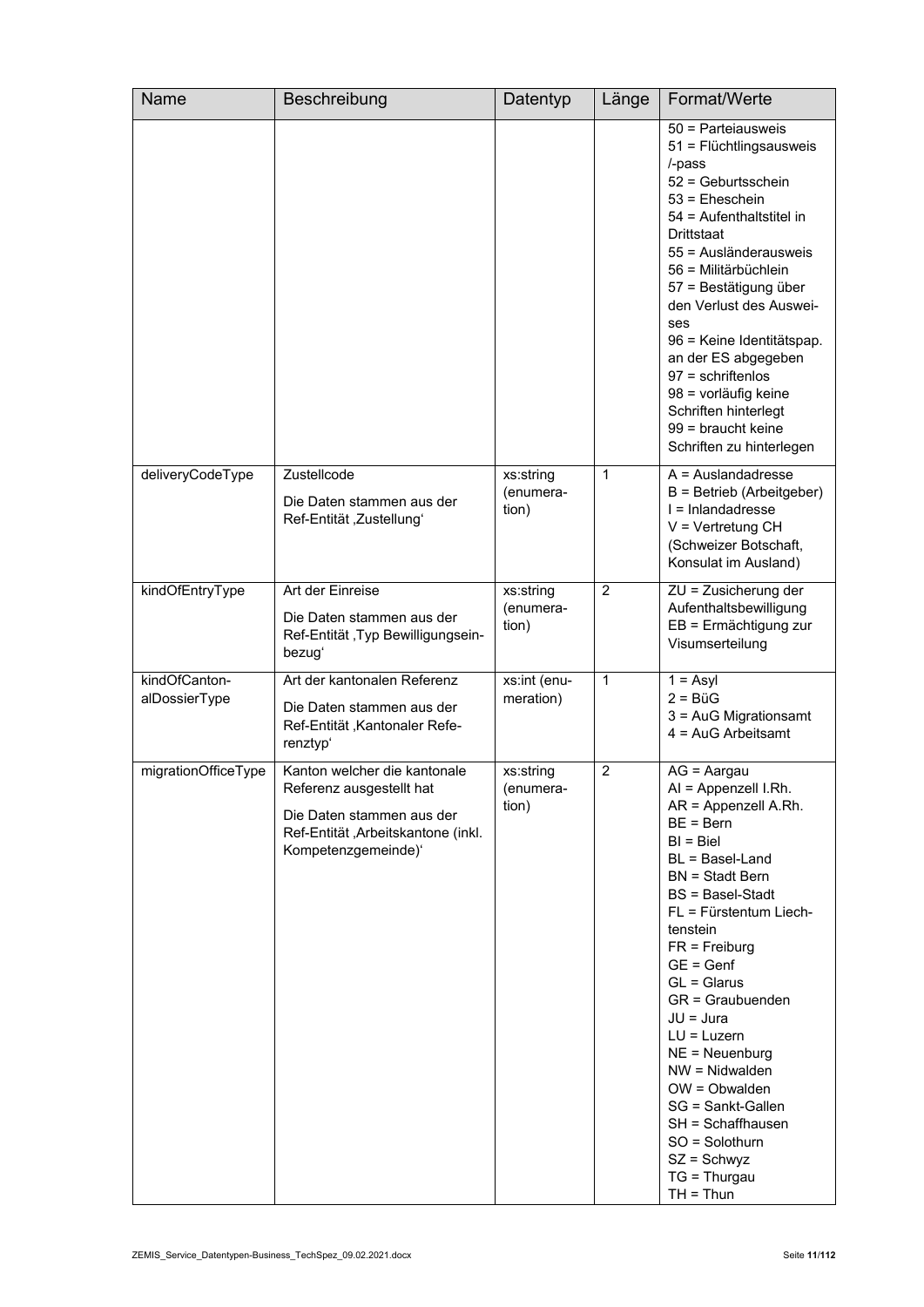| Name | Beschreibung | Datentyp | Länge | Format/Werte |
|---|---|---|---|---|
| | | | | 50 = Parteiausweis<br>51 = Flüchtlingsausweis /-pass<br>52 = Geburtsschein<br>53 = Eheschein<br>54 = Aufenthaltstitel in Drittstaat<br>55 = Ausländerausweis<br>56 = Militärbüchlein<br>57 = Bestätigung über den Verlust des Ausweises<br>96 = Keine Identitätspap. an der ES abgegeben<br>97 = schriftenlos<br>98 = vorläufig keine Schriften hinterlegt<br>99 = braucht keine Schriften zu hinterlegen |
| deliveryCodeType | Zustellcode<br>Die Daten stammen aus der Ref-Entität ‚Zustellung' | xs:string (enumeration) | 1 | A = Auslandadresse<br>B = Betrieb (Arbeitgeber)<br>I = Inlandadresse<br>V = Vertretung CH (Schweizer Botschaft, Konsulat im Ausland) |
| kindOfEntryType | Art der Einreise<br>Die Daten stammen aus der Ref-Entität ‚Typ Bewilligungseinbezug' | xs:string (enumeration) | 2 | ZU = Zusicherung der Aufenthaltsbewilligung<br>EB = Ermächtigung zur Visumserteilung |
| kindOfCantonalDossierType | Art der kantonalen Referenz<br>Die Daten stammen aus der Ref-Entität ‚Kantonaler Referenztyp' | xs:int (enumeration) | 1 | 1 = Asyl<br>2 = BüG<br>3 = AuG Migrationsamt<br>4 = AuG Arbeitsamt |
| migrationOfficeType | Kanton welcher die kantonale Referenz ausgestellt hat<br>Die Daten stammen aus der Ref-Entität ‚Arbeitskantone (inkl. Kompetenzgemeinde)' | xs:string (enumeration) | 2 | AG = Aargau<br>AI = Appenzell I.Rh.<br>AR = Appenzell A.Rh.<br>BE = Bern<br>BI = Biel<br>BL = Basel-Land<br>BN = Stadt Bern<br>BS = Basel-Stadt<br>FL = Fürstentum Liechtenstein<br>FR = Freiburg<br>GE = Genf<br>GL = Glarus<br>GR = Graubuenden<br>JU = Jura<br>LU = Luzern<br>NE = Neuenburg<br>NW = Nidwalden<br>OW = Obwalden<br>SG = Sankt-Gallen<br>SH = Schaffhausen<br>SO = Solothurn<br>SZ = Schwyz<br>TG = Thurgau<br>TH = Thun |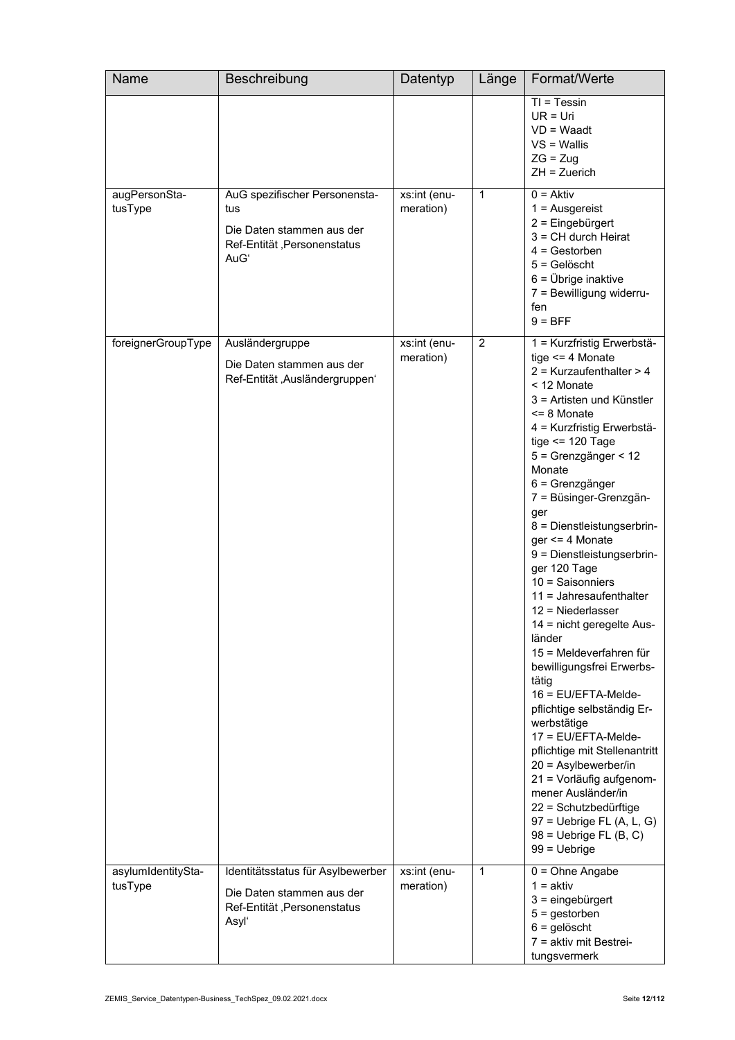| Name | Beschreibung | Datentyp | Länge | Format/Werte |
| --- | --- | --- | --- | --- |
| | | | | TI = Tessin<br>UR = Uri<br>VD = Waadt<br>VS = Wallis<br>ZG = Zug<br>ZH = Zuerich |
| augPersonStatusType | AuG spezifischer Personenstatus<br><br>Die Daten stammen aus der Ref-Entität ‚Personenstatus AuG' | xs:int (enumeration) | 1 | 0 = Aktiv<br>1 = Ausgereist<br>2 = Eingebürgert<br>3 = CH durch Heirat<br>4 = Gestorben<br>5 = Gelöscht<br>6 = Übrige inaktive<br>7 = Bewilligung widerrufen<br>9 = BFF |
| foreignerGroupType | Ausländergruppe<br><br>Die Daten stammen aus der Ref-Entität ‚Ausländergruppen' | xs:int (enumeration) | 2 | 1 = Kurzfristig Erwerbstätige <= 4 Monate<br>2 = Kurzaufenthalter > 4 < 12 Monate<br>3 = Artisten und Künstler <= 8 Monate<br>4 = Kurzfristig Erwerbstätige <= 120 Tage<br>5 = Grenzgänger < 12 Monate<br>6 = Grenzgänger<br>7 = Büsinger-Grenzgänger<br>8 = Dienstleistungserbringer <= 4 Monate<br>9 = Dienstleistungserbringer 120 Tage<br>10 = Saisonniers<br>11 = Jahresaufenthalter<br>12 = Niederlasser<br>14 = nicht geregelte Ausländer<br>15 = Meldeverfahren für bewilligungsfrei Erwerbstätig<br>16 = EU/EFTA-Meldepflichtige selbständig Erwerbstätige<br>17 = EU/EFTA-Meldepflichtige mit Stellenantritt<br>20 = Asylbewerber/in<br>21 = Vorläufig aufgenommener Ausländer/in<br>22 = Schutzbedürftige<br>97 = Uebrige FL (A, L, G)<br>98 = Uebrige FL (B, C)<br>99 = Uebrige |
| asylumIdentityStatusType | Identitätsstatus für Asylbewerber<br><br>Die Daten stammen aus der Ref-Entität ‚Personenstatus Asyl' | xs:int (enumeration) | 1 | 0 = Ohne Angabe<br>1 = aktiv<br>3 = eingebürgert<br>5 = gestorben<br>6 = gelöscht<br>7 = aktiv mit Bestreitungsvermerk |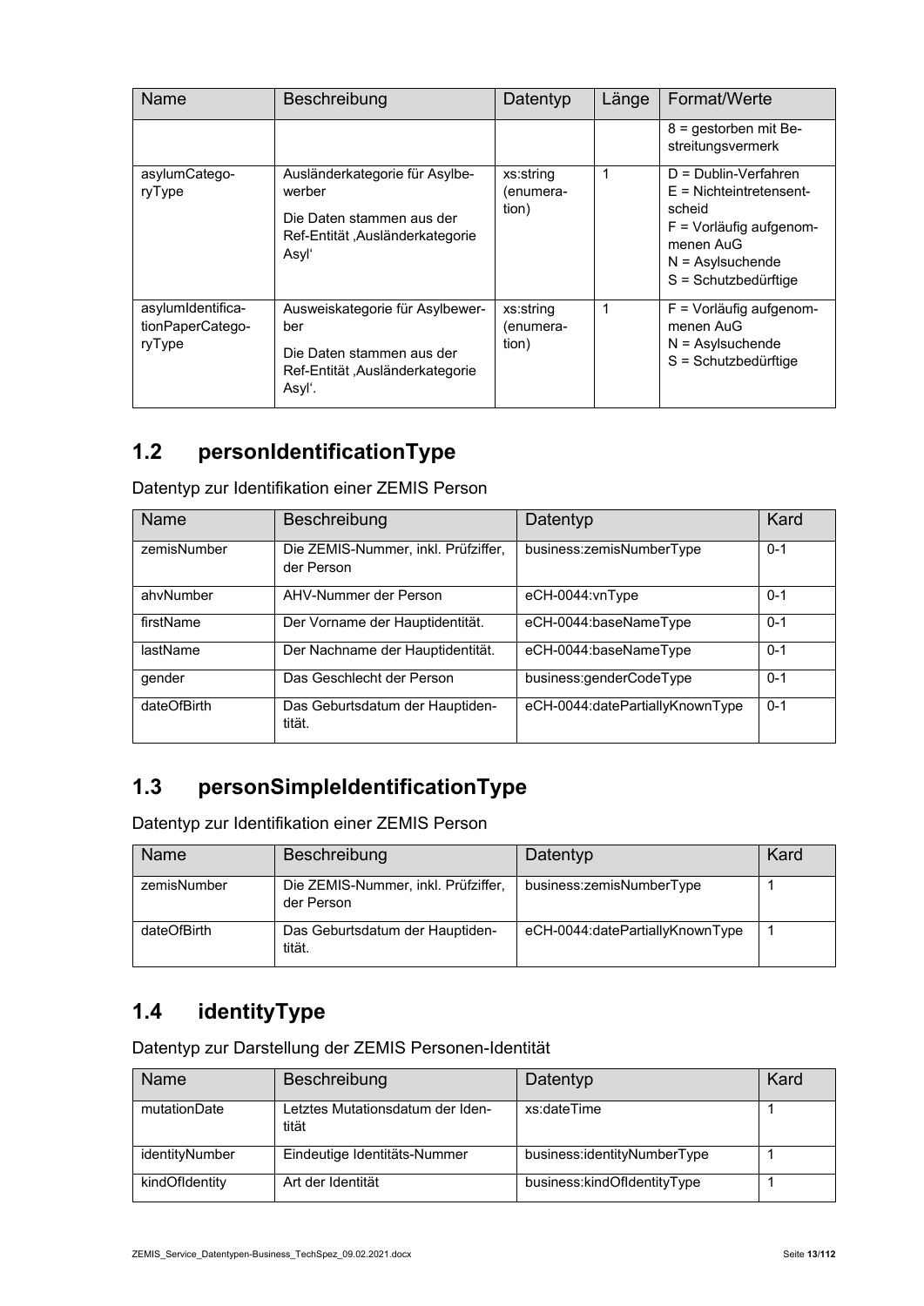| Name | Beschreibung | Datentyp | Länge | Format/Werte |
|---|---|---|---|---|
| | | | | 8 = gestorben mit Bestreitungsvermerk |
| asylumCategoryType | Ausländerkategorie für Asylbewerber<br>Die Daten stammen aus der Ref-Entität 'Ausländerkategorie Asyl' | xs:string (enumeration) | 1 | D = Dublin-Verfahren<br>E = Nichteintretensentscheid<br>F = Vorläufig aufgenommenen AuG<br>N = Asylsuchende<br>S = Schutzbedürftige |
| asylumIdentificationPaperCategoryType | Ausweiskategorie für Asylbewerber<br>Die Daten stammen aus der Ref-Entität 'Ausländerkategorie Asyl'. | xs:string (enumeration) | 1 | F = Vorläufig aufgenommenen AuG<br>N = Asylsuchende<br>S = Schutzbedürftige |

## 1.2 personIdentificationType

Datentyp zur Identifikation einer ZEMIS Person

| Name | Beschreibung | Datentyp | Kard |
|---|---|---|---|
| zemisNumber | Die ZEMIS-Nummer, inkl. Prüfziffer, der Person | business:zemisNumberType | 0-1 |
| ahvNumber | AHV-Nummer der Person | eCH-0044:vnType | 0-1 |
| firstName | Der Vorname der Hauptidentität. | eCH-0044:baseNameType | 0-1 |
| lastName | Der Nachname der Hauptidentität. | eCH-0044:baseNameType | 0-1 |
| gender | Das Geschlecht der Person | business:genderCodeType | 0-1 |
| dateOfBirth | Das Geburtsdatum der Hauptidentität. | eCH-0044:datePartiallyKnownType | 0-1 |

## 1.3 personSimpleIdentificationType

Datentyp zur Identifikation einer ZEMIS Person

| Name | Beschreibung | Datentyp | Kard |
|---|---|---|---|
| zemisNumber | Die ZEMIS-Nummer, inkl. Prüfziffer, der Person | business:zemisNumberType | 1 |
| dateOfBirth | Das Geburtsdatum der Hauptidentität. | eCH-0044:datePartiallyKnownType | 1 |

## 1.4 identityType

Datentyp zur Darstellung der ZEMIS Personen-Identität

| Name | Beschreibung | Datentyp | Kard |
|---|---|---|---|
| mutationDate | Letztes Mutationsdatum der Identität | xs:dateTime | 1 |
| identityNumber | Eindeutige Identitäts-Nummer | business:identityNumberType | 1 |
| kindOfIdentity | Art der Identität | business:kindOfIdentityType | 1 |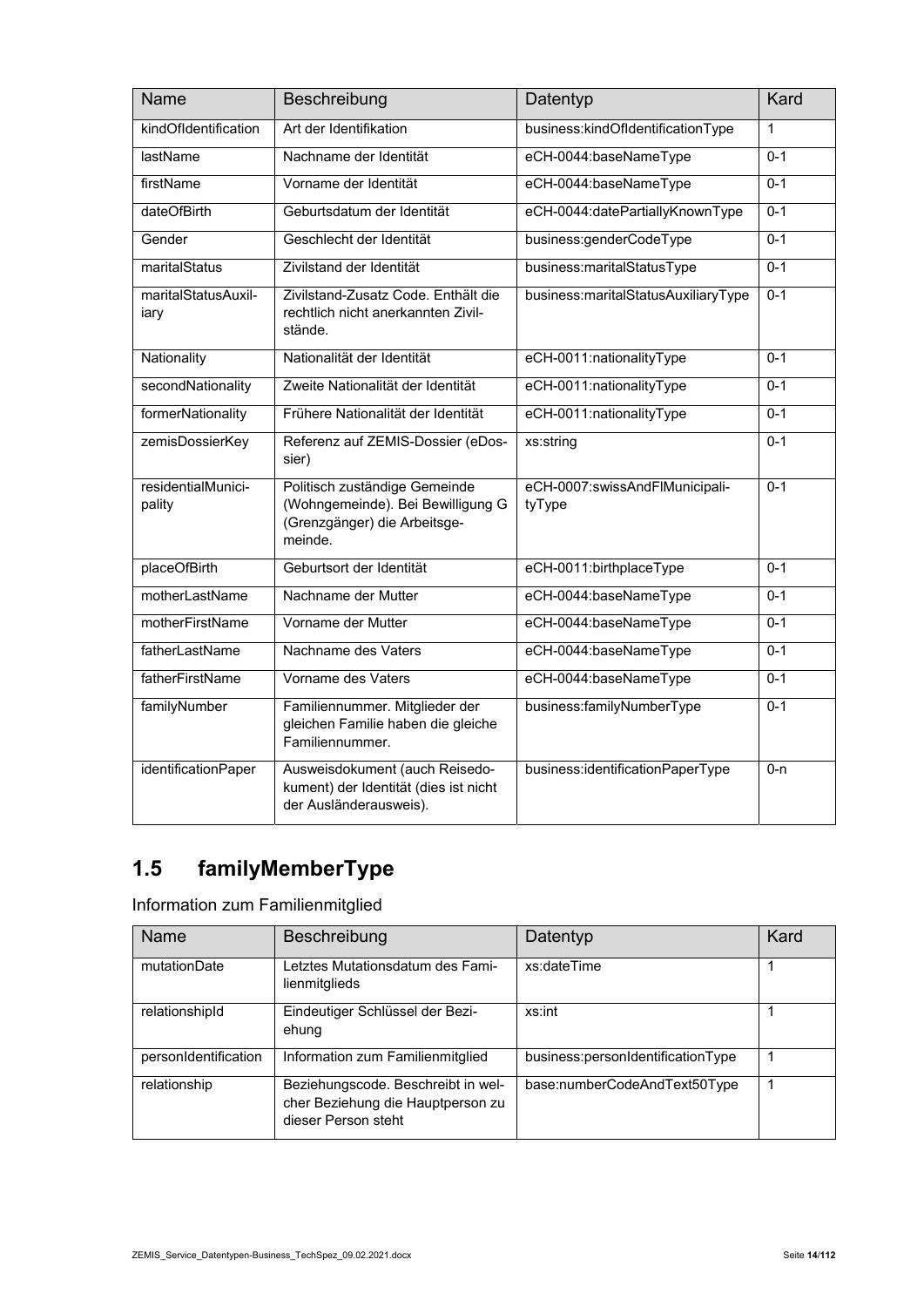| Name | Beschreibung | Datentyp | Kard |
|---|---|---|---|
| kindOfIdentification | Art der Identifikation | business:kindOfIdentificationType | 1 |
| lastName | Nachname der Identität | eCH-0044:baseNameType | 0-1 |
| firstName | Vorname der Identität | eCH-0044:baseNameType | 0-1 |
| dateOfBirth | Geburtsdatum der Identität | eCH-0044:datePartiallyKnownType | 0-1 |
| Gender | Geschlecht der Identität | business:genderCodeType | 0-1 |
| maritalStatus | Zivilstand der Identität | business:maritalStatusType | 0-1 |
| maritalStatusAuxiliary | Zivilstand-Zusatz Code. Enthält die rechtlich nicht anerkannten Zivilstände. | business:maritalStatusAuxiliaryType | 0-1 |
| Nationality | Nationalität der Identität | eCH-0011:nationalityType | 0-1 |
| secondNationality | Zweite Nationalität der Identität | eCH-0011:nationalityType | 0-1 |
| formerNationality | Frühere Nationalität der Identität | eCH-0011:nationalityType | 0-1 |
| zemisDossierKey | Referenz auf ZEMIS-Dossier (eDossier) | xs:string | 0-1 |
| residentialMunicipality | Politisch zuständige Gemeinde (Wohngemeinde). Bei Bewilligung G (Grenzgänger) die Arbeitsgemeinde. | eCH-0007:swissAndFlMunicipalityType | 0-1 |
| placeOfBirth | Geburtsort der Identität | eCH-0011:birthplaceType | 0-1 |
| motherLastName | Nachname der Mutter | eCH-0044:baseNameType | 0-1 |
| motherFirstName | Vorname der Mutter | eCH-0044:baseNameType | 0-1 |
| fatherLastName | Nachname des Vaters | eCH-0044:baseNameType | 0-1 |
| fatherFirstName | Vorname des Vaters | eCH-0044:baseNameType | 0-1 |
| familyNumber | Familiennummer. Mitglieder der gleichen Familie haben die gleiche Familiennummer. | business:familyNumberType | 0-1 |
| identificationPaper | Ausweisdokument (auch Reisedokument) der Identität (dies ist nicht der Ausländerausweis). | business:identificationPaperType | 0-n |

## 1.5 familyMemberType

Information zum Familienmitglied

| Name | Beschreibung | Datentyp | Kard |
|---|---|---|---|
| mutationDate | Letztes Mutationsdatum des Familienmitglieds | xs:dateTime | 1 |
| relationshipId | Eindeutiger Schlüssel der Beziehung | xs:int | 1 |
| personIdentification | Information zum Familienmitglied | business:personIdentificationType | 1 |
| relationship | Beziehungscode. Beschreibt in welcher Beziehung die Hauptperson zu dieser Person steht | base:numberCodeAndText50Type | 1 |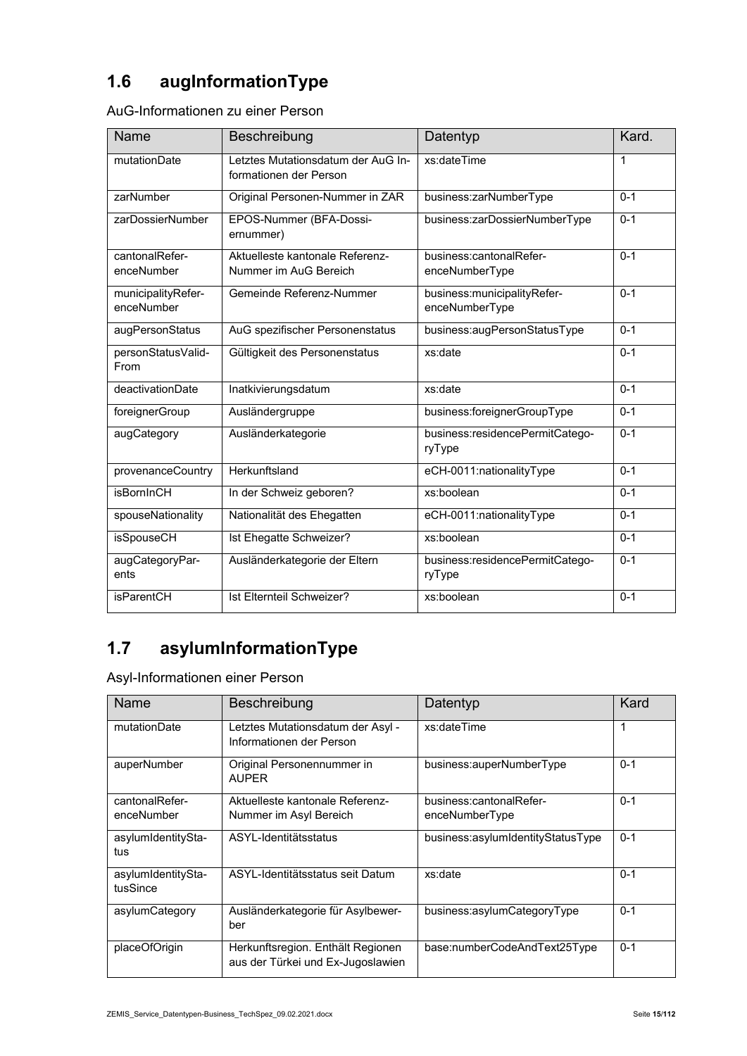## 1.6 augInformationType

AuG-Informationen zu einer Person

| Name | Beschreibung | Datentyp | Kard. |
|---|---|---|---|
| mutationDate | Letztes Mutationsdatum der AuG Informationen der Person | xs:dateTime | 1 |
| zarNumber | Original Personen-Nummer in ZAR | business:zarNumberType | 0-1 |
| zarDossierNumber | EPOS-Nummer (BFA-Dossiernummer) | business:zarDossierNumberType | 0-1 |
| cantonalReferenceNumber | Aktuelleste kantonale Referenz-Nummer im AuG Bereich | business:cantonalReferenceNumberType | 0-1 |
| municipalityReferenceNumber | Gemeinde Referenz-Nummer | business:municipalityReferenceNumberType | 0-1 |
| augPersonStatus | AuG spezifischer Personenstatus | business:augPersonStatusType | 0-1 |
| personStatusValidFrom | Gültigkeit des Personenstatus | xs:date | 0-1 |
| deactivationDate | Inatkivierungsdatum | xs:date | 0-1 |
| foreignerGroup | Ausländergruppe | business:foreignerGroupType | 0-1 |
| augCategory | Ausländerkategorie | business:residencePermitCategoryType | 0-1 |
| provenanceCountry | Herkunftsland | eCH-0011:nationalityType | 0-1 |
| isBornInCH | In der Schweiz geboren? | xs:boolean | 0-1 |
| spouseNationality | Nationalität des Ehegatten | eCH-0011:nationalityType | 0-1 |
| isSpouseCH | Ist Ehegatte Schweizer? | xs:boolean | 0-1 |
| augCategoryParents | Ausländerkategorie der Eltern | business:residencePermitCategoryType | 0-1 |
| isParentCH | Ist Elternteil Schweizer? | xs:boolean | 0-1 |

## 1.7 asylumInformationType

Asyl-Informationen einer Person

| Name | Beschreibung | Datentyp | Kard |
|---|---|---|---|
| mutationDate | Letztes Mutationsdatum der Asyl - Informationen der Person | xs:dateTime | 1 |
| auperNumber | Original Personennummer in AUPER | business:auperNumberType | 0-1 |
| cantonalReferenceNumber | Aktuelleste kantonale Referenz-Nummer im Asyl Bereich | business:cantonalReferenceNumberType | 0-1 |
| asylumIdentityStatus | ASYL-Identitätsstatus | business:asylumIdentityStatusType | 0-1 |
| asylumIdentityStatusSince | ASYL-Identitätsstatus seit Datum | xs:date | 0-1 |
| asylumCategory | Ausländerkategorie für Asylbewerber | business:asylumCategoryType | 0-1 |
| placeOfOrigin | Herkunftsregion. Enthält Regionen aus der Türkei und Ex-Jugoslawien | base:numberCodeAndText25Type | 0-1 |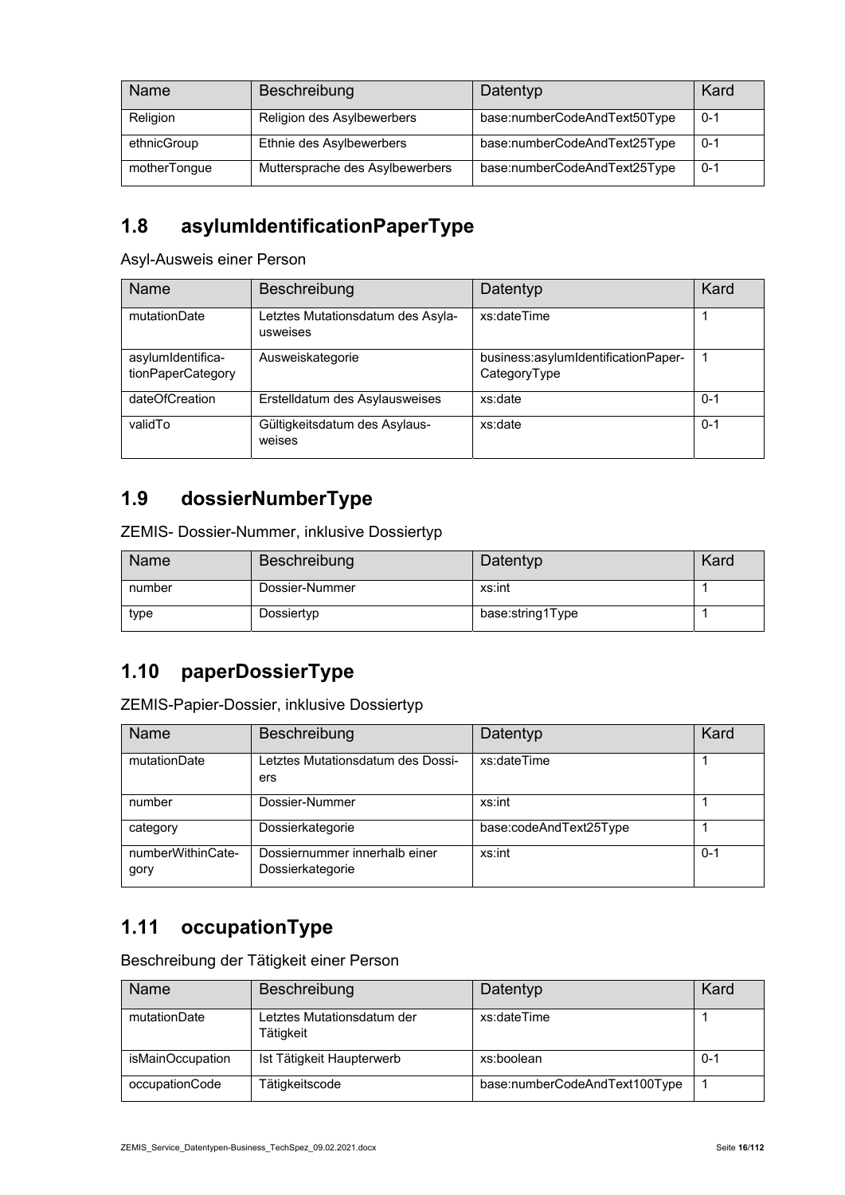| Name | Beschreibung | Datentyp | Kard |
|---|---|---|---|
| Religion | Religion des Asylbewerbers | base:numberCodeAndText50Type | 0-1 |
| ethnicGroup | Ethnie des Asylbewerbers | base:numberCodeAndText25Type | 0-1 |
| motherTongue | Muttersprache des Asylbewerbers | base:numberCodeAndText25Type | 0-1 |

## 1.8 asylumIdentificationPaperType

Asyl-Ausweis einer Person

| Name | Beschreibung | Datentyp | Kard |
|---|---|---|---|
| mutationDate | Letztes Mutationsdatum des Asylausweises | xs:dateTime | 1 |
| asylumIdentificationPaperCategory | Ausweiskategorie | business:asylumIdentificationPaperCategoryType | 1 |
| dateOfCreation | Erstelldatum des Asylausweises | xs:date | 0-1 |
| validTo | Gültigkeitsdatum des Asylausweises | xs:date | 0-1 |

## 1.9 dossierNumberType

ZEMIS- Dossier-Nummer, inklusive Dossiertyp

| Name | Beschreibung | Datentyp | Kard |
|---|---|---|---|
| number | Dossier-Nummer | xs:int | 1 |
| type | Dossiertyp | base:string1Type | 1 |

## 1.10 paperDossierType

ZEMIS-Papier-Dossier, inklusive Dossiertyp

| Name | Beschreibung | Datentyp | Kard |
|---|---|---|---|
| mutationDate | Letztes Mutationsdatum des Dossiers | xs:dateTime | 1 |
| number | Dossier-Nummer | xs:int | 1 |
| category | Dossierkategorie | base:codeAndText25Type | 1 |
| numberWithinCategory | Dossiernummer innerhalb einer Dossierkategorie | xs:int | 0-1 |

## 1.11 occupationType

Beschreibung der Tätigkeit einer Person

| Name | Beschreibung | Datentyp | Kard |
|---|---|---|---|
| mutationDate | Letztes Mutationsdatum der Tätigkeit | xs:dateTime | 1 |
| isMainOccupation | Ist Tätigkeit Haupterwerb | xs:boolean | 0-1 |
| occupationCode | Tätigkeitscode | base:numberCodeAndText100Type | 1 |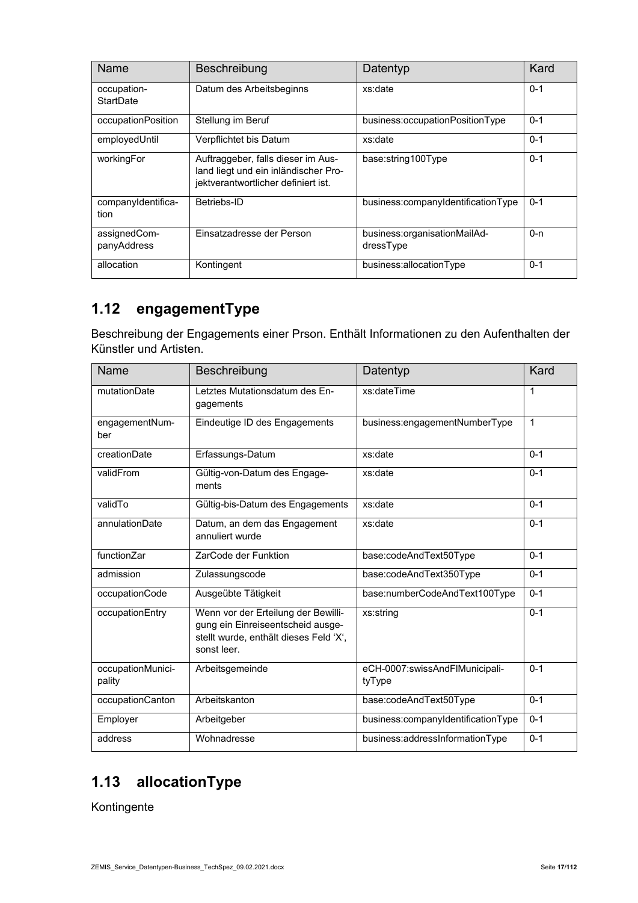| Name | Beschreibung | Datentyp | Kard |
|---|---|---|---|
| occupation-StartDate | Datum des Arbeitsbeginns | xs:date | 0-1 |
| occupationPosition | Stellung im Beruf | business:occupationPositionType | 0-1 |
| employedUntil | Verpflichtet bis Datum | xs:date | 0-1 |
| workingFor | Auftraggeber, falls dieser im Ausland liegt und ein inländischer Projektverantwortlicher definiert ist. | base:string100Type | 0-1 |
| companyIdentification | Betriebs-ID | business:companyIdentificationType | 0-1 |
| assignedCompanyAddress | Einsatzadresse der Person | business:organisationMailAddressType | 0-n |
| allocation | Kontingent | business:allocationType | 0-1 |

## 1.12 engagementType

Beschreibung der Engagements einer Prson. Enthält Informationen zu den Aufenthalten der Künstler und Artisten.

| Name | Beschreibung | Datentyp | Kard |
|---|---|---|---|
| mutationDate | Letztes Mutationsdatum des Engagements | xs:dateTime | 1 |
| engagementNumber | Eindeutige ID des Engagements | business:engagementNumberType | 1 |
| creationDate | Erfassungs-Datum | xs:date | 0-1 |
| validFrom | Gültig-von-Datum des Engagements | xs:date | 0-1 |
| validTo | Gültig-bis-Datum des Engagements | xs:date | 0-1 |
| annulationDate | Datum, an dem das Engagement annuliert wurde | xs:date | 0-1 |
| functionZar | ZarCode der Funktion | base:codeAndText50Type | 0-1 |
| admission | Zulassungscode | base:codeAndText350Type | 0-1 |
| occupationCode | Ausgeübte Tätigkeit | base:numberCodeAndText100Type | 0-1 |
| occupationEntry | Wenn vor der Erteilung der Bewilligung ein Einreiseentscheid ausgestellt wurde, enthält dieses Feld 'X', sonst leer. | xs:string | 0-1 |
| occupationMunicipality | Arbeitsgemeinde | eCH-0007:swissAndFlMunicipalityType | 0-1 |
| occupationCanton | Arbeitskanton | base:codeAndText50Type | 0-1 |
| Employer | Arbeitgeber | business:companyIdentificationType | 0-1 |
| address | Wohnadresse | business:addressInformationType | 0-1 |

## 1.13 allocationType

Kontingente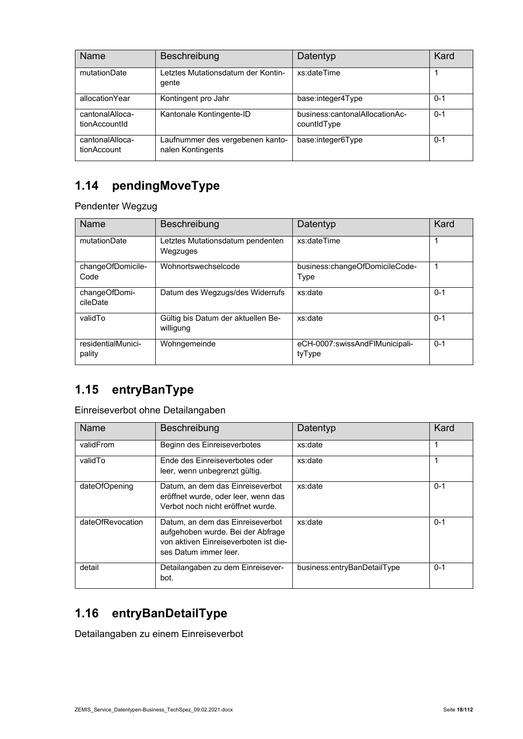| Name | Beschreibung | Datentyp | Kard |
|---|---|---|---|
| mutationDate | Letztes Mutationsdatum der Kontingente | xs:dateTime | 1 |
| allocationYear | Kontingent pro Jahr | base:integer4Type | 0-1 |
| cantonalAllocationAccountId | Kantonale Kontingente-ID | business:cantonalAllocationAccountIdType | 0-1 |
| cantonalAllocationAccount | Laufnummer des vergebenen kantonalen Kontingents | base:integer6Type | 0-1 |

## 1.14 pendingMoveType

Pendenter Wegzug

| Name | Beschreibung | Datentyp | Kard |
|---|---|---|---|
| mutationDate | Letztes Mutationsdatum pendenten Wegzuges | xs:dateTime | 1 |
| changeOfDomicileCode | Wohnortswechselcode | business:changeOfDomicileCodeType | 1 |
| changeOfDomicileDate | Datum des Wegzugs/des Widerrufs | xs:date | 0-1 |
| validTo | Gültig bis Datum der aktuellen Bewilligung | xs:date | 0-1 |
| residentialMunicipality | Wohngemeinde | eCH-0007:swissAndFlMunicipalityType | 0-1 |

## 1.15 entryBanType

Einreiseverbot ohne Detailangaben

| Name | Beschreibung | Datentyp | Kard |
|---|---|---|---|
| validFrom | Beginn des Einreiseverbotes | xs:date | 1 |
| validTo | Ende des Einreiseverbotes oder leer, wenn unbegrenzt gültig. | xs:date | 1 |
| dateOfOpening | Datum, an dem das Einreiseverbot eröffnet wurde, oder leer, wenn das Verbot noch nicht eröffnet wurde. | xs:date | 0-1 |
| dateOfRevocation | Datum, an dem das Einreiseverbot aufgehoben wurde. Bei der Abfrage von aktiven Einreiseverboten ist dieses Datum immer leer. | xs:date | 0-1 |
| detail | Detailangaben zu dem Einreiseverbot. | business:entryBanDetailType | 0-1 |

## 1.16 entryBanDetailType

Detailangaben zu einem Einreiseverbot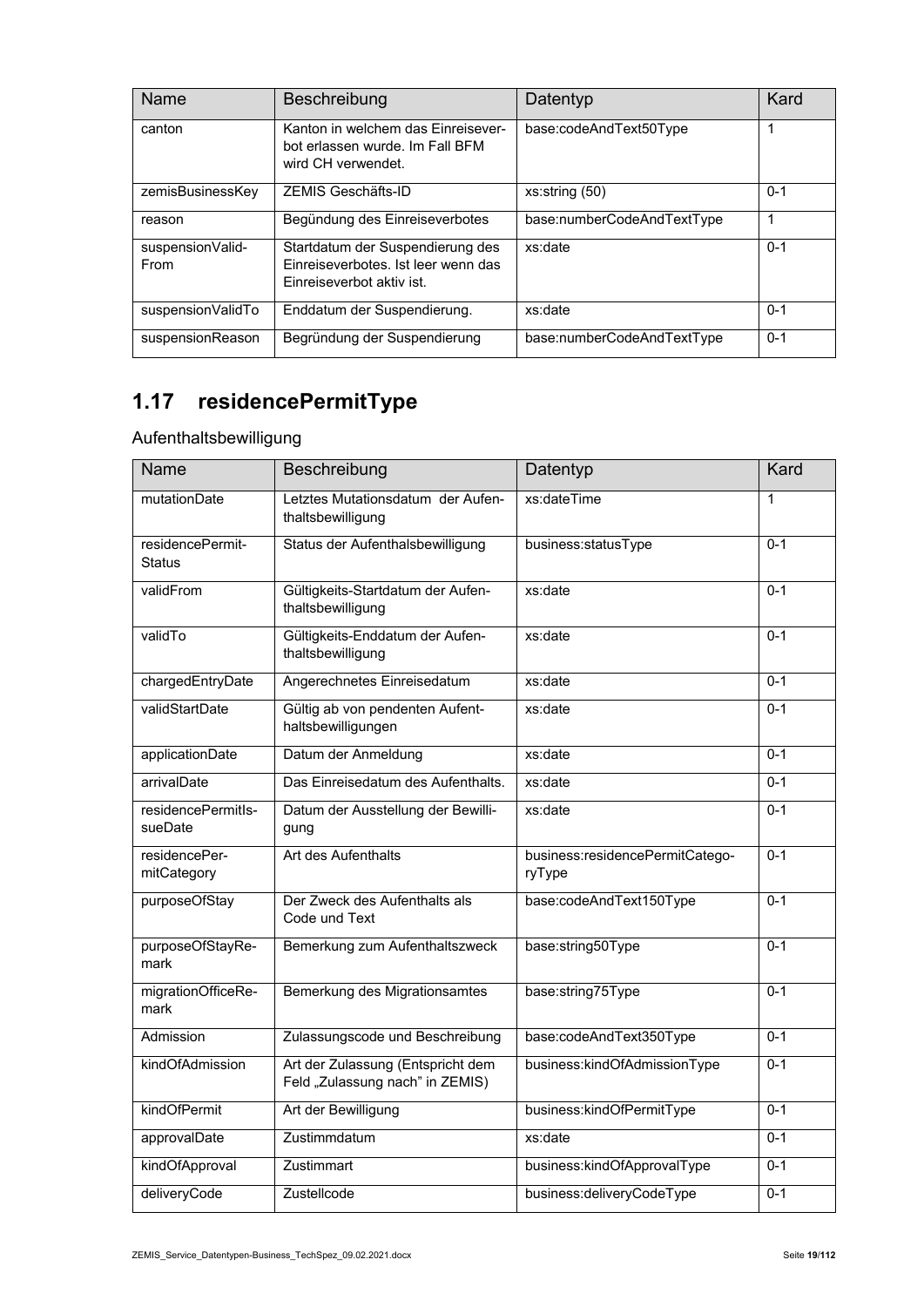| Name | Beschreibung | Datentyp | Kard |
|---|---|---|---|
| canton | Kanton in welchem das Einreiseverbot erlassen wurde. Im Fall BFM wird CH verwendet. | base:codeAndText50Type | 1 |
| zemisBusinessKey | ZEMIS Geschäfts-ID | xs:string (50) | 0-1 |
| reason | Begündung des Einreiseverbotes | base:numberCodeAndTextType | 1 |
| suspensionValidFrom | Startdatum der Suspendierung des Einreiseverbotes. Ist leer wenn das Einreiseverbot aktiv ist. | xs:date | 0-1 |
| suspensionValidTo | Enddatum der Suspendierung. | xs:date | 0-1 |
| suspensionReason | Begründung der Suspendierung | base:numberCodeAndTextType | 0-1 |

## 1.17 residencePermitType

Aufenthaltsbewilligung

| Name | Beschreibung | Datentyp | Kard |
|---|---|---|---|
| mutationDate | Letztes Mutationsdatum der Aufenthaltsbewilligung | xs:dateTime | 1 |
| residencePermitStatus | Status der Aufenthalsbewilligung | business:statusType | 0-1 |
| validFrom | Gültigkeits-Startdatum der Aufenthaltsbewilligung | xs:date | 0-1 |
| validTo | Gültigkeits-Enddatum der Aufenthaltsbewilligung | xs:date | 0-1 |
| chargedEntryDate | Angerechnetes Einreisedatum | xs:date | 0-1 |
| validStartDate | Gültig ab von pendenten Aufenthaltsbewilligungen | xs:date | 0-1 |
| applicationDate | Datum der Anmeldung | xs:date | 0-1 |
| arrivalDate | Das Einreisedatum des Aufenthalts. | xs:date | 0-1 |
| residencePermitIssueDate | Datum der Ausstellung der Bewilligung | xs:date | 0-1 |
| residencePermitCategory | Art des Aufenthalts | business:residencePermitCategoryType | 0-1 |
| purposeOfStay | Der Zweck des Aufenthalts als Code und Text | base:codeAndText150Type | 0-1 |
| purposeOfStayRemark | Bemerkung zum Aufenthaltszweck | base:string50Type | 0-1 |
| migrationOfficeRemark | Bemerkung des Migrationsamtes | base:string75Type | 0-1 |
| Admission | Zulassungscode und Beschreibung | base:codeAndText350Type | 0-1 |
| kindOfAdmission | Art der Zulassung (Entspricht dem Feld „Zulassung nach" in ZEMIS) | business:kindOfAdmissionType | 0-1 |
| kindOfPermit | Art der Bewilligung | business:kindOfPermitType | 0-1 |
| approvalDate | Zustimmdatum | xs:date | 0-1 |
| kindOfApproval | Zustimmart | business:kindOfApprovalType | 0-1 |
| deliveryCode | Zustellcode | business:deliveryCodeType | 0-1 |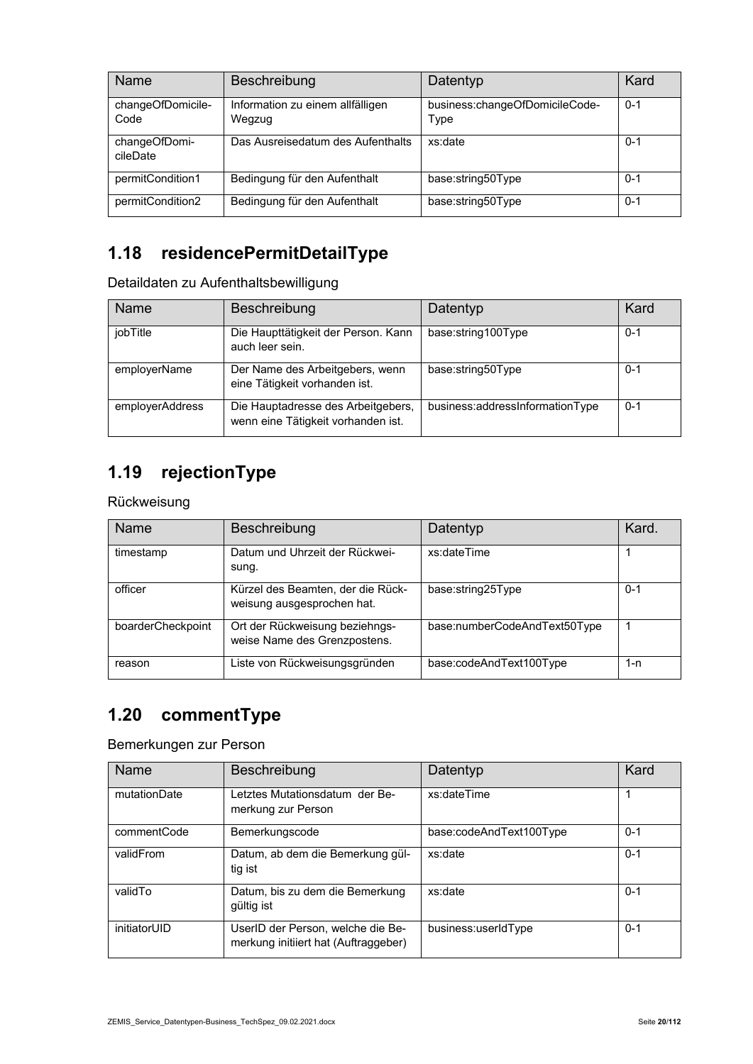| Name | Beschreibung | Datentyp | Kard |
| --- | --- | --- | --- |
| changeOfDomicile-Code | Information zu einem allfälligen Wegzug | business:changeOfDomicileCode-Type | 0-1 |
| changeOfDomi-cileDate | Das Ausreisedatum des Aufenthalts | xs:date | 0-1 |
| permitCondition1 | Bedingung für den Aufenthalt | base:string50Type | 0-1 |
| permitCondition2 | Bedingung für den Aufenthalt | base:string50Type | 0-1 |

## 1.18 residencePermitDetailType

Detaildaten zu Aufenthaltsbewilligung

| Name | Beschreibung | Datentyp | Kard |
| --- | --- | --- | --- |
| jobTitle | Die Haupttätigkeit der Person. Kann auch leer sein. | base:string100Type | 0-1 |
| employerName | Der Name des Arbeitgebers, wenn eine Tätigkeit vorhanden ist. | base:string50Type | 0-1 |
| employerAddress | Die Hauptadresse des Arbeitgebers, wenn eine Tätigkeit vorhanden ist. | business:addressInformationType | 0-1 |

## 1.19 rejectionType

Rückweisung

| Name | Beschreibung | Datentyp | Kard. |
| --- | --- | --- | --- |
| timestamp | Datum und Uhrzeit der Rückweisung. | xs:dateTime | 1 |
| officer | Kürzel des Beamten, der die Rückweisung ausgesprochen hat. | base:string25Type | 0-1 |
| boarderCheckpoint | Ort der Rückweisung beziehngsweise Name des Grenzpostens. | base:numberCodeAndText50Type | 1 |
| reason | Liste von Rückweisungsgründen | base:codeAndText100Type | 1-n |

## 1.20 commentType

Bemerkungen zur Person

| Name | Beschreibung | Datentyp | Kard |
| --- | --- | --- | --- |
| mutationDate | Letztes Mutationsdatum der Bemerkung zur Person | xs:dateTime | 1 |
| commentCode | Bemerkungscode | base:codeAndText100Type | 0-1 |
| validFrom | Datum, ab dem die Bemerkung gültig ist | xs:date | 0-1 |
| validTo | Datum, bis zu dem die Bemerkung gültig ist | xs:date | 0-1 |
| initiatorUID | UserID der Person, welche die Bemerkung initiiert hat (Auftraggeber) | business:userIdType | 0-1 |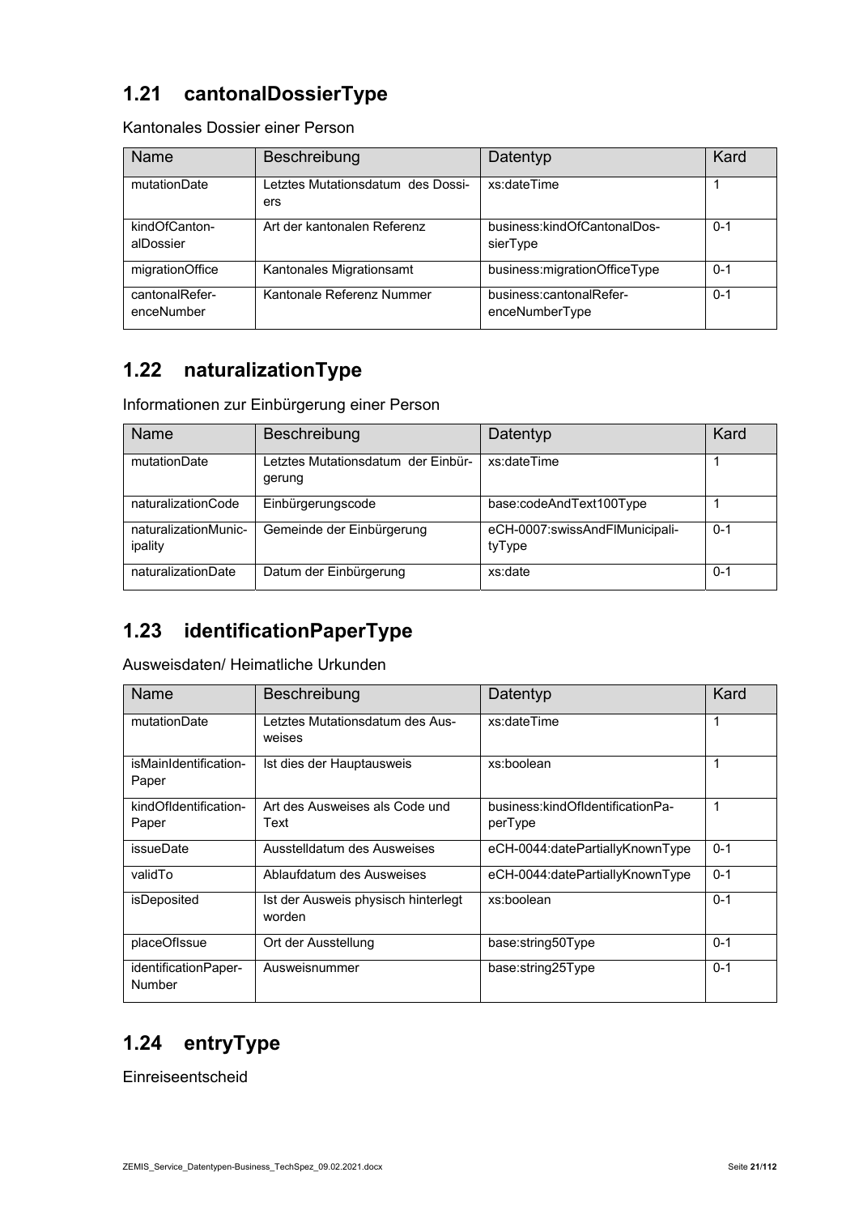## 1.21 cantonalDossierType

Kantonales Dossier einer Person

| Name | Beschreibung | Datentyp | Kard |
|---|---|---|---|
| mutationDate | Letztes Mutationsdatum des Dossiers | xs:dateTime | 1 |
| kindOfCantonalDossier | Art der kantonalen Referenz | business:kindOfCantonalDossierType | 0-1 |
| migrationOffice | Kantonales Migrationsamt | business:migrationOfficeType | 0-1 |
| cantonalReferenceNumber | Kantonale Referenz Nummer | business:cantonalReferenceNumberType | 0-1 |

## 1.22 naturalizationType

Informationen zur Einbürgerung einer Person

| Name | Beschreibung | Datentyp | Kard |
|---|---|---|---|
| mutationDate | Letztes Mutationsdatum der Einbürgerung | xs:dateTime | 1 |
| naturalizationCode | Einbürgerungscode | base:codeAndText100Type | 1 |
| naturalizationMunicipality | Gemeinde der Einbürgerung | eCH-0007:swissAndFlMunicipalityType | 0-1 |
| naturalizationDate | Datum der Einbürgerung | xs:date | 0-1 |

## 1.23 identificationPaperType

Ausweisdaten/ Heimatliche Urkunden

| Name | Beschreibung | Datentyp | Kard |
|---|---|---|---|
| mutationDate | Letztes Mutationsdatum des Ausweises | xs:dateTime | 1 |
| isMainIdentificationPaper | Ist dies der Hauptausweis | xs:boolean | 1 |
| kindOfIdentificationPaper | Art des Ausweises als Code und Text | business:kindOfIdentificationPaperType | 1 |
| issueDate | Ausstelldatum des Ausweises | eCH-0044:datePartiallyKnownType | 0-1 |
| validTo | Ablaufdatum des Ausweises | eCH-0044:datePartiallyKnownType | 0-1 |
| isDeposited | Ist der Ausweis physisch hinterlegt worden | xs:boolean | 0-1 |
| placeOfIssue | Ort der Ausstellung | base:string50Type | 0-1 |
| identificationPaperNumber | Ausweisnummer | base:string25Type | 0-1 |

## 1.24 entryType

Einreiseentscheid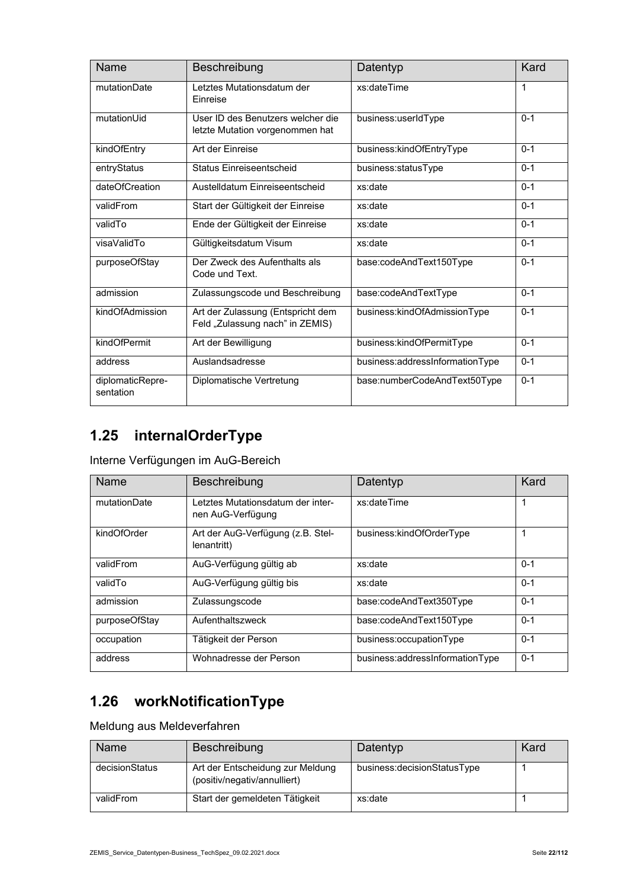| Name | Beschreibung | Datentyp | Kard |
| --- | --- | --- | --- |
| mutationDate | Letztes Mutationsdatum der Einreise | xs:dateTime | 1 |
| mutationUid | User ID des Benutzers welcher die letzte Mutation vorgenommen hat | business:userIdType | 0-1 |
| kindOfEntry | Art der Einreise | business:kindOfEntryType | 0-1 |
| entryStatus | Status Einreiseentscheid | business:statusType | 0-1 |
| dateOfCreation | Austelldatum Einreiseentscheid | xs:date | 0-1 |
| validFrom | Start der Gültigkeit der Einreise | xs:date | 0-1 |
| validTo | Ende der Gültigkeit der Einreise | xs:date | 0-1 |
| visaValidTo | Gültigkeitsdatum Visum | xs:date | 0-1 |
| purposeOfStay | Der Zweck des Aufenthalts als Code und Text. | base:codeAndText150Type | 0-1 |
| admission | Zulassungscode und Beschreibung | base:codeAndTextType | 0-1 |
| kindOfAdmission | Art der Zulassung (Entspricht dem Feld „Zulassung nach" in ZEMIS) | business:kindOfAdmissionType | 0-1 |
| kindOfPermit | Art der Bewilligung | business:kindOfPermitType | 0-1 |
| address | Auslandsadresse | business:addressInformationType | 0-1 |
| diplomaticRepre-sentation | Diplomatische Vertretung | base:numberCodeAndText50Type | 0-1 |

## 1.25 internalOrderType

Interne Verfügungen im AuG-Bereich

| Name | Beschreibung | Datentyp | Kard |
| --- | --- | --- | --- |
| mutationDate | Letztes Mutationsdatum der internen AuG-Verfügung | xs:dateTime | 1 |
| kindOfOrder | Art der AuG-Verfügung (z.B. Stellenantritt) | business:kindOfOrderType | 1 |
| validFrom | AuG-Verfügung gültig ab | xs:date | 0-1 |
| validTo | AuG-Verfügung gültig bis | xs:date | 0-1 |
| admission | Zulassungscode | base:codeAndText350Type | 0-1 |
| purposeOfStay | Aufenthaltszweck | base:codeAndText150Type | 0-1 |
| occupation | Tätigkeit der Person | business:occupationType | 0-1 |
| address | Wohnadresse der Person | business:addressInformationType | 0-1 |

## 1.26 workNotificationType

Meldung aus Meldeverfahren

| Name | Beschreibung | Datentyp | Kard |
| --- | --- | --- | --- |
| decisionStatus | Art der Entscheidung zur Meldung (positiv/negativ/annulliert) | business:decisionStatusType | 1 |
| validFrom | Start der gemeldeten Tätigkeit | xs:date | 1 |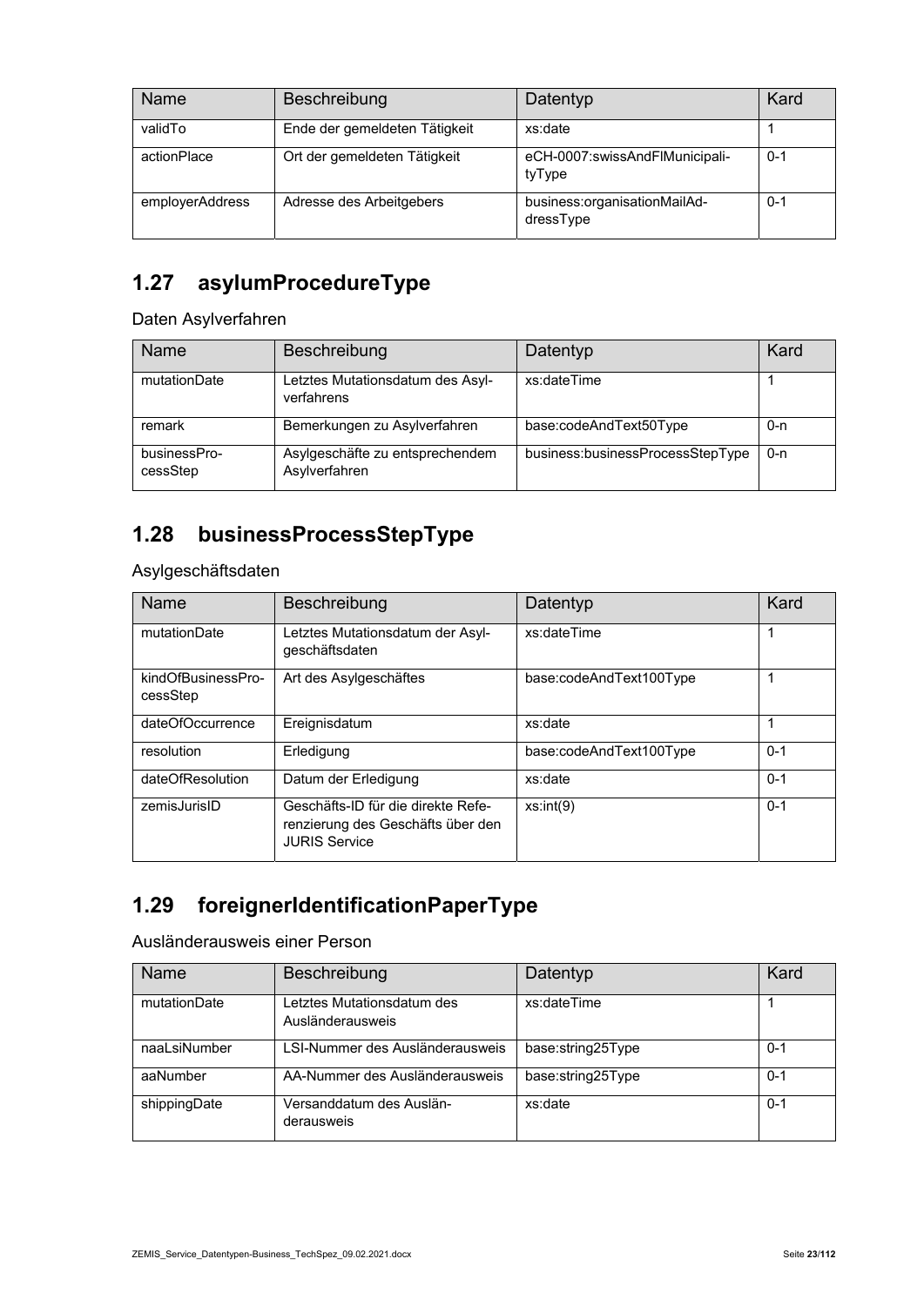| Name | Beschreibung | Datentyp | Kard |
| --- | --- | --- | --- |
| validTo | Ende der gemeldeten Tätigkeit | xs:date | 1 |
| actionPlace | Ort der gemeldeten Tätigkeit | eCH-0007:swissAndFlMunicipalityType | 0-1 |
| employerAddress | Adresse des Arbeitgebers | business:organisationMailAddressType | 0-1 |

## 1.27 asylumProcedureType

Daten Asylverfahren

| Name | Beschreibung | Datentyp | Kard |
| --- | --- | --- | --- |
| mutationDate | Letztes Mutationsdatum des Asylverfahrens | xs:dateTime | 1 |
| remark | Bemerkungen zu Asylverfahren | base:codeAndText50Type | 0-n |
| businessProcessStep | Asylgeschäfte zu entsprechendem Asylverfahren | business:businessProcessStepType | 0-n |

## 1.28 businessProcessStepType

Asylgeschäftsdaten

| Name | Beschreibung | Datentyp | Kard |
| --- | --- | --- | --- |
| mutationDate | Letztes Mutationsdatum der Asylgeschäftsdaten | xs:dateTime | 1 |
| kindOfBusinessProcessStep | Art des Asylgeschäftes | base:codeAndText100Type | 1 |
| dateOfOccurrence | Ereignisdatum | xs:date | 1 |
| resolution | Erledigung | base:codeAndText100Type | 0-1 |
| dateOfResolution | Datum der Erledigung | xs:date | 0-1 |
| zemisJurisID | Geschäfts-ID für die direkte Referenzierung des Geschäfts über den JURIS Service | xs:int(9) | 0-1 |

## 1.29 foreignerIdentificationPaperType

Ausländerausweis einer Person

| Name | Beschreibung | Datentyp | Kard |
| --- | --- | --- | --- |
| mutationDate | Letztes Mutationsdatum des Ausländerausweis | xs:dateTime | 1 |
| naaLsiNumber | LSI-Nummer des Ausländerausweis | base:string25Type | 0-1 |
| aaNumber | AA-Nummer des Ausländerausweis | base:string25Type | 0-1 |
| shippingDate | Versanddatum des Ausländerausweis | xs:date | 0-1 |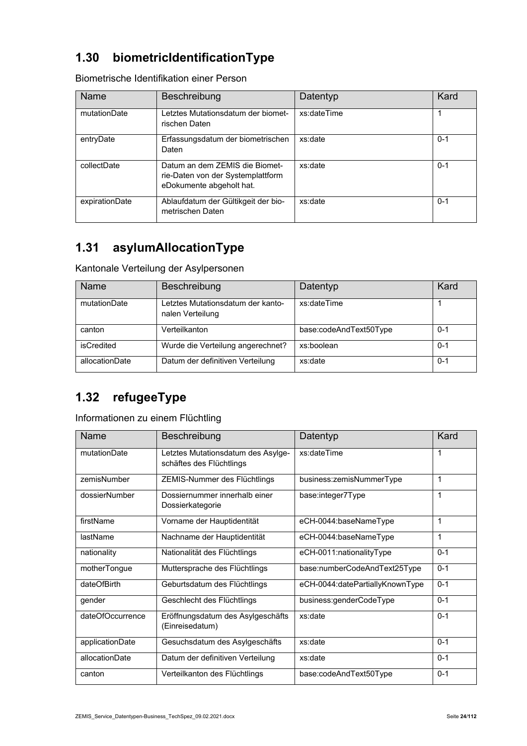## 1.30 biometricIdentificationType

Biometrische Identifikation einer Person

| Name | Beschreibung | Datentyp | Kard |
|---|---|---|---|
| mutationDate | Letztes Mutationsdatum der biometrischen Daten | xs:dateTime | 1 |
| entryDate | Erfassungsdatum der biometrischen Daten | xs:date | 0-1 |
| collectDate | Datum an dem ZEMIS die Biometrie-Daten von der Systemplattform eDokumente abgeholt hat. | xs:date | 0-1 |
| expirationDate | Ablaufdatum der Gültigkeit der biometrischen Daten | xs:date | 0-1 |

## 1.31 asylumAllocationType

Kantonale Verteilung der Asylpersonen

| Name | Beschreibung | Datentyp | Kard |
|---|---|---|---|
| mutationDate | Letztes Mutationsdatum der kantonalen Verteilung | xs:dateTime | 1 |
| canton | Verteilkanton | base:codeAndText50Type | 0-1 |
| isCredited | Wurde die Verteilung angerechnet? | xs:boolean | 0-1 |
| allocationDate | Datum der definitiven Verteilung | xs:date | 0-1 |

## 1.32 refugeeType

Informationen zu einem Flüchtling

| Name | Beschreibung | Datentyp | Kard |
|---|---|---|---|
| mutationDate | Letztes Mutationsdatum des Asylgeschäftes des Flüchtlings | xs:dateTime | 1 |
| zemisNumber | ZEMIS-Nummer des Flüchtlings | business:zemisNummerType | 1 |
| dossierNumber | Dossiernummer innerhalb einer Dossierkategorie | base:integer7Type | 1 |
| firstName | Vorname der Hauptidentität | eCH-0044:baseNameType | 1 |
| lastName | Nachname der Hauptidentität | eCH-0044:baseNameType | 1 |
| nationality | Nationalität des Flüchtlings | eCH-0011:nationalityType | 0-1 |
| motherTongue | Muttersprache des Flüchtlings | base:numberCodeAndText25Type | 0-1 |
| dateOfBirth | Geburtsdatum des Flüchtlings | eCH-0044:datePartiallyKnownType | 0-1 |
| gender | Geschlecht des Flüchtlings | business:genderCodeType | 0-1 |
| dateOfOccurrence | Eröffnungsdatum des Asylgeschäfts (Einreisedatum) | xs:date | 0-1 |
| applicationDate | Gesuchsdatum des Asylgeschäfts | xs:date | 0-1 |
| allocationDate | Datum der definitiven Verteilung | xs:date | 0-1 |
| canton | Verteilkanton des Flüchtlings | base:codeAndText50Type | 0-1 |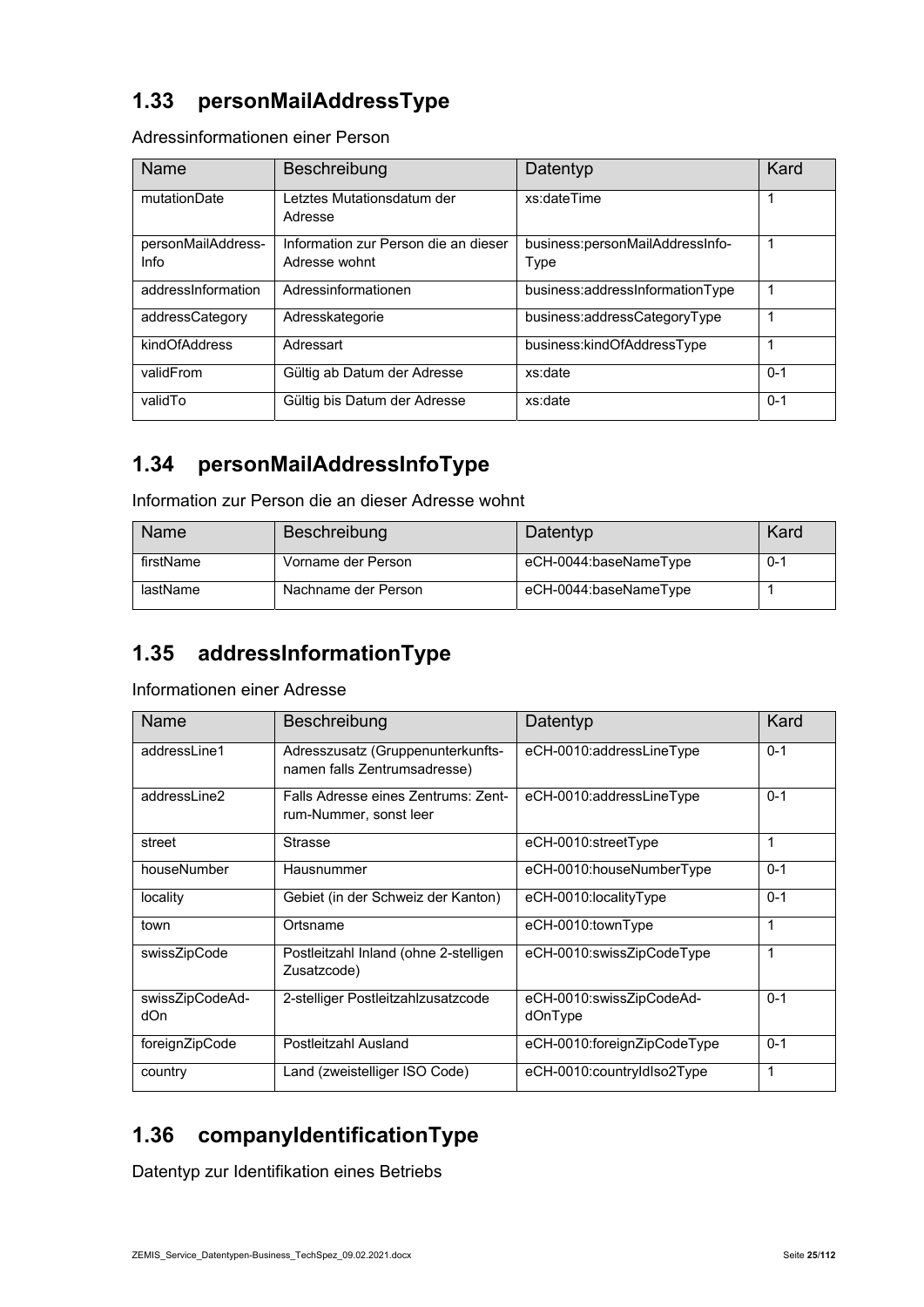## 1.33 personMailAddressType

Adressinformationen einer Person

| Name | Beschreibung | Datentyp | Kard |
|---|---|---|---|
| mutationDate | Letztes Mutationsdatum der Adresse | xs:dateTime | 1 |
| personMailAddress-Info | Information zur Person die an dieser Adresse wohnt | business:personMailAddressInfo-Type | 1 |
| addressInformation | Adressinformationen | business:addressInformationType | 1 |
| addressCategory | Adresskategorie | business:addressCategoryType | 1 |
| kindOfAddress | Adressart | business:kindOfAddressType | 1 |
| validFrom | Gültig ab Datum der Adresse | xs:date | 0-1 |
| validTo | Gültig bis Datum der Adresse | xs:date | 0-1 |

## 1.34 personMailAddressInfoType

Information zur Person die an dieser Adresse wohnt

| Name | Beschreibung | Datentyp | Kard |
|---|---|---|---|
| firstName | Vorname der Person | eCH-0044:baseNameType | 0-1 |
| lastName | Nachname der Person | eCH-0044:baseNameType | 1 |

## 1.35 addressInformationType

Informationen einer Adresse

| Name | Beschreibung | Datentyp | Kard |
|---|---|---|---|
| addressLine1 | Adresszusatz (Gruppenunterkunfts-namen falls Zentrumsadresse) | eCH-0010:addressLineType | 0-1 |
| addressLine2 | Falls Adresse eines Zentrums: Zent-rum-Nummer, sonst leer | eCH-0010:addressLineType | 0-1 |
| street | Strasse | eCH-0010:streetType | 1 |
| houseNumber | Hausnummer | eCH-0010:houseNumberType | 0-1 |
| locality | Gebiet (in der Schweiz der Kanton) | eCH-0010:localityType | 0-1 |
| town | Ortsname | eCH-0010:townType | 1 |
| swissZipCode | Postleitzahl Inland (ohne 2-stelligen Zusatzcode) | eCH-0010:swissZipCodeType | 1 |
| swissZipCodeAd-dOn | 2-stelliger Postleitzahlzusatzcode | eCH-0010:swissZipCodeAd-dOnType | 0-1 |
| foreignZipCode | Postleitzahl Ausland | eCH-0010:foreignZipCodeType | 0-1 |
| country | Land (zweistelliger ISO Code) | eCH-0010:countryIdIso2Type | 1 |

## 1.36 companyIdentificationType

Datentyp zur Identifikation eines Betriebs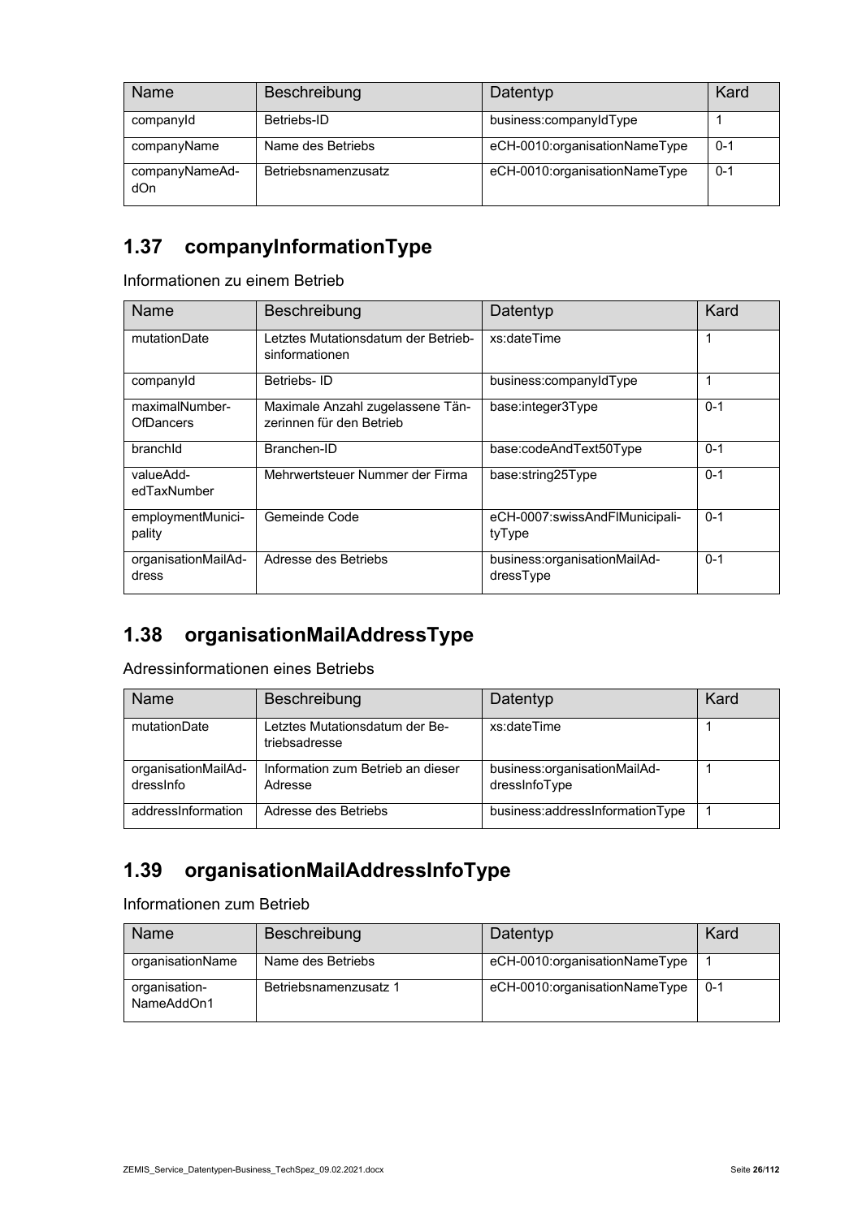| Name | Beschreibung | Datentyp | Kard |
| --- | --- | --- | --- |
| companyId | Betriebs-ID | business:companyIdType | 1 |
| companyName | Name des Betriebs | eCH-0010:organisationNameType | 0-1 |
| companyNameAddOn | Betriebsnamenzusatz | eCH-0010:organisationNameType | 0-1 |

## 1.37 companyInformationType

Informationen zu einem Betrieb

| Name | Beschreibung | Datentyp | Kard |
| --- | --- | --- | --- |
| mutationDate | Letztes Mutationsdatum der Betriebsinformationen | xs:dateTime | 1 |
| companyId | Betriebs- ID | business:companyIdType | 1 |
| maximalNumberOfDancers | Maximale Anzahl zugelassene Tänzerinnen für den Betrieb | base:integer3Type | 0-1 |
| branchId | Branchen-ID | base:codeAndText50Type | 0-1 |
| valueAddedTaxNumber | Mehrwertsteuer Nummer der Firma | base:string25Type | 0-1 |
| employmentMunicipality | Gemeinde Code | eCH-0007:swissAndFlMunicipalityType | 0-1 |
| organisationMailAddress | Adresse des Betriebs | business:organisationMailAddressType | 0-1 |

## 1.38 organisationMailAddressType

Adressinformationen eines Betriebs

| Name | Beschreibung | Datentyp | Kard |
| --- | --- | --- | --- |
| mutationDate | Letztes Mutationsdatum der Betriebsadresse | xs:dateTime | 1 |
| organisationMailAddressInfo | Information zum Betrieb an dieser Adresse | business:organisationMailAddressInfoType | 1 |
| addressInformation | Adresse des Betriebs | business:addressInformationType | 1 |

## 1.39 organisationMailAddressInfoType

Informationen zum Betrieb

| Name | Beschreibung | Datentyp | Kard |
| --- | --- | --- | --- |
| organisationName | Name des Betriebs | eCH-0010:organisationNameType | 1 |
| organisationNameAddOn1 | Betriebsnamenzusatz 1 | eCH-0010:organisationNameType | 0-1 |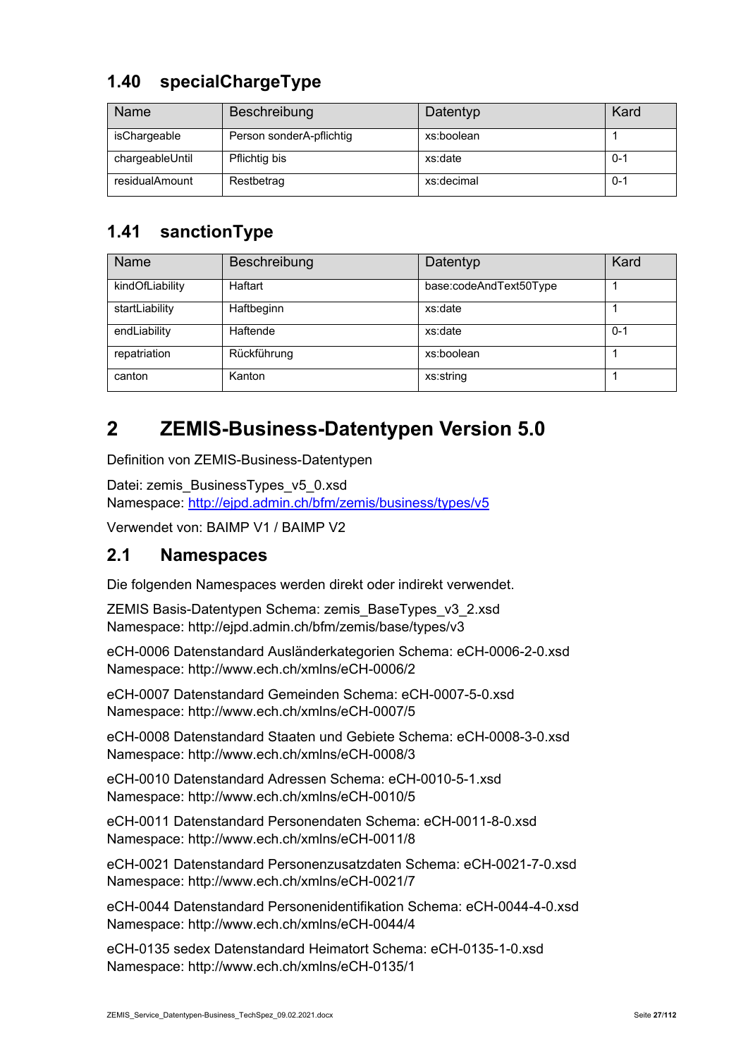## 1.40 specialChargeType

| Name | Beschreibung | Datentyp | Kard |
|---|---|---|---|
| isChargeable | Person sonderA-pflichtig | xs:boolean | 1 |
| chargeableUntil | Pflichtig bis | xs:date | 0-1 |
| residualAmount | Restbetrag | xs:decimal | 0-1 |

## 1.41 sanctionType

| Name | Beschreibung | Datentyp | Kard |
|---|---|---|---|
| kindOfLiability | Haftart | base:codeAndText50Type | 1 |
| startLiability | Haftbeginn | xs:date | 1 |
| endLiability | Haftende | xs:date | 0-1 |
| repatriation | Rückführung | xs:boolean | 1 |
| canton | Kanton | xs:string | 1 |

# 2 ZEMIS-Business-Datentypen Version 5.0

Definition von ZEMIS-Business-Datentypen

Datei: zemis_BusinessTypes_v5_0.xsd
Namespace: http://ejpd.admin.ch/bfm/zemis/business/types/v5

Verwendet von: BAIMP V1 / BAIMP V2

## 2.1 Namespaces

Die folgenden Namespaces werden direkt oder indirekt verwendet.

ZEMIS Basis-Datentypen Schema: zemis_BaseTypes_v3_2.xsd
Namespace: http://ejpd.admin.ch/bfm/zemis/base/types/v3

eCH-0006 Datenstandard Ausländerkategorien Schema: eCH-0006-2-0.xsd
Namespace: http://www.ech.ch/xmlns/eCH-0006/2

eCH-0007 Datenstandard Gemeinden Schema: eCH-0007-5-0.xsd
Namespace: http://www.ech.ch/xmlns/eCH-0007/5

eCH-0008 Datenstandard Staaten und Gebiete Schema: eCH-0008-3-0.xsd
Namespace: http://www.ech.ch/xmlns/eCH-0008/3

eCH-0010 Datenstandard Adressen Schema: eCH-0010-5-1.xsd
Namespace: http://www.ech.ch/xmlns/eCH-0010/5

eCH-0011 Datenstandard Personendaten Schema: eCH-0011-8-0.xsd
Namespace: http://www.ech.ch/xmlns/eCH-0011/8

eCH-0021 Datenstandard Personenzusatzdaten Schema: eCH-0021-7-0.xsd
Namespace: http://www.ech.ch/xmlns/eCH-0021/7

eCH-0044 Datenstandard Personenidentifikation Schema: eCH-0044-4-0.xsd
Namespace: http://www.ech.ch/xmlns/eCH-0044/4

eCH-0135 sedex Datenstandard Heimatort Schema: eCH-0135-1-0.xsd
Namespace: http://www.ech.ch/xmlns/eCH-0135/1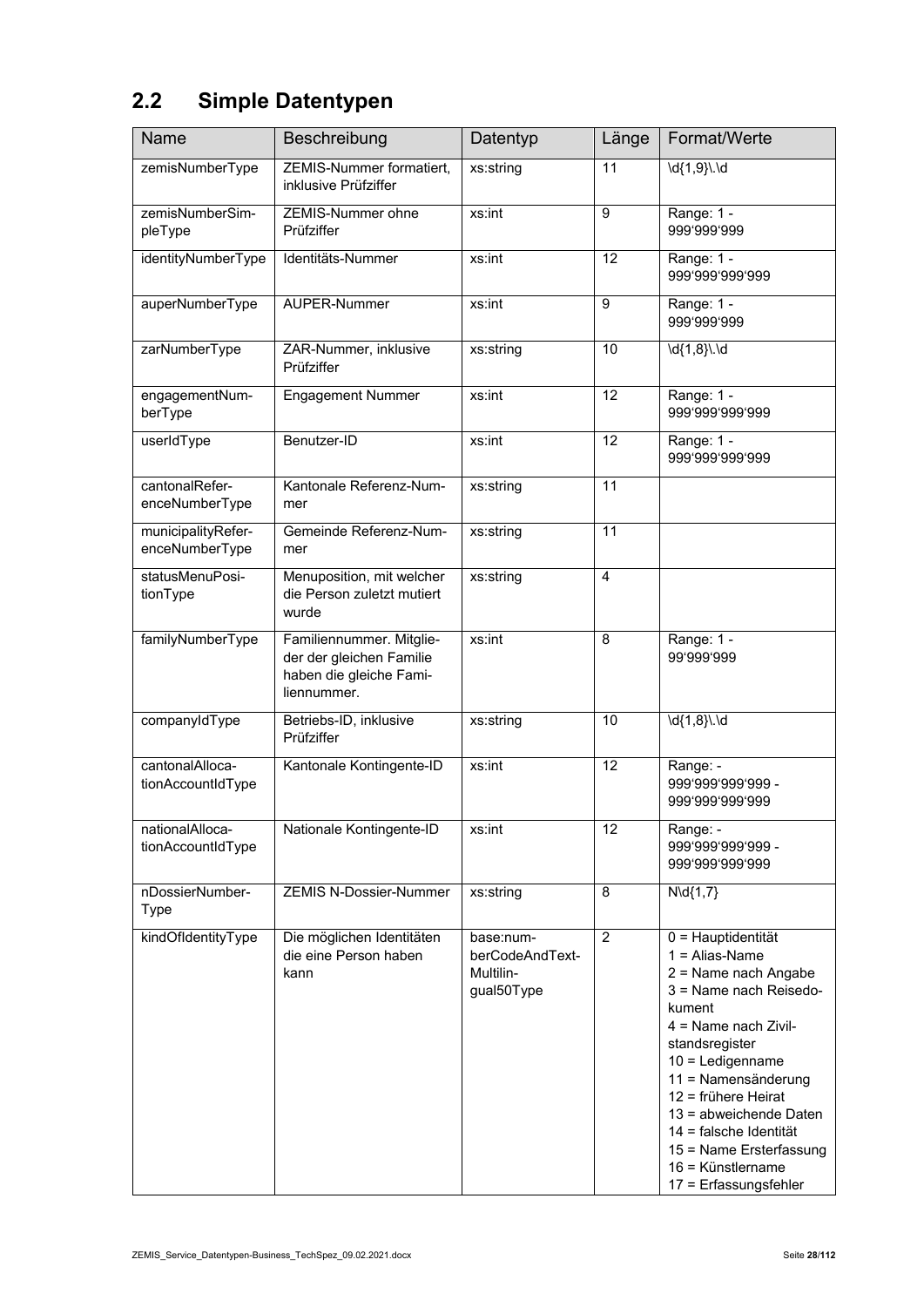## 2.2 Simple Datentypen

| Name | Beschreibung | Datentyp | Länge | Format/Werte |
|---|---|---|---|---|
| zemisNumberType | ZEMIS-Nummer formatiert, inklusive Prüfziffer | xs:string | 11 | \d{1,9}\.\d |
| zemisNumberSimpleType | ZEMIS-Nummer ohne Prüfziffer | xs:int | 9 | Range: 1 - 999'999'999 |
| identityNumberType | Identitäts-Nummer | xs:int | 12 | Range: 1 - 999'999'999'999 |
| auperNumberType | AUPER-Nummer | xs:int | 9 | Range: 1 - 999'999'999 |
| zarNumberType | ZAR-Nummer, inklusive Prüfziffer | xs:string | 10 | \d{1,8}\.\d |
| engagementNumberType | Engagement Nummer | xs:int | 12 | Range: 1 - 999'999'999'999 |
| userIdType | Benutzer-ID | xs:int | 12 | Range: 1 - 999'999'999'999 |
| cantonalReferenceNumberType | Kantonale Referenz-Nummer | xs:string | 11 | |
| municipalityReferenceNumberType | Gemeinde Referenz-Nummer | xs:string | 11 | |
| statusMenuPositionType | Menuposition, mit welcher die Person zuletzt mutiert wurde | xs:string | 4 | |
| familyNumberType | Familiennummer. Mitglieder der gleichen Familie haben die gleiche Familiennummer. | xs:int | 8 | Range: 1 - 99'999'999 |
| companyIdType | Betriebs-ID, inklusive Prüfziffer | xs:string | 10 | \d{1,8}\.\d |
| cantonalAllocationAccountIdType | Kantonale Kontingente-ID | xs:int | 12 | Range: -999'999'999'999 - 999'999'999'999 |
| nationalAllocationAccountIdType | Nationale Kontingente-ID | xs:int | 12 | Range: -999'999'999'999 - 999'999'999'999 |
| nDossierNumberType | ZEMIS N-Dossier-Nummer | xs:string | 8 | N\d{1,7} |
| kindOfIdentityType | Die möglichen Identitäten die eine Person haben kann | base:numberCodeAndTextMultilingual50Type | 2 | 0 = Hauptidentität<br>1 = Alias-Name<br>2 = Name nach Angabe<br>3 = Name nach Reisedokument<br>4 = Name nach Zivilstandsregister<br>10 = Ledigenname<br>11 = Namensänderung<br>12 = frühere Heirat<br>13 = abweichende Daten<br>14 = falsche Identität<br>15 = Name Ersterfassung<br>16 = Künstlername<br>17 = Erfassungsfehler |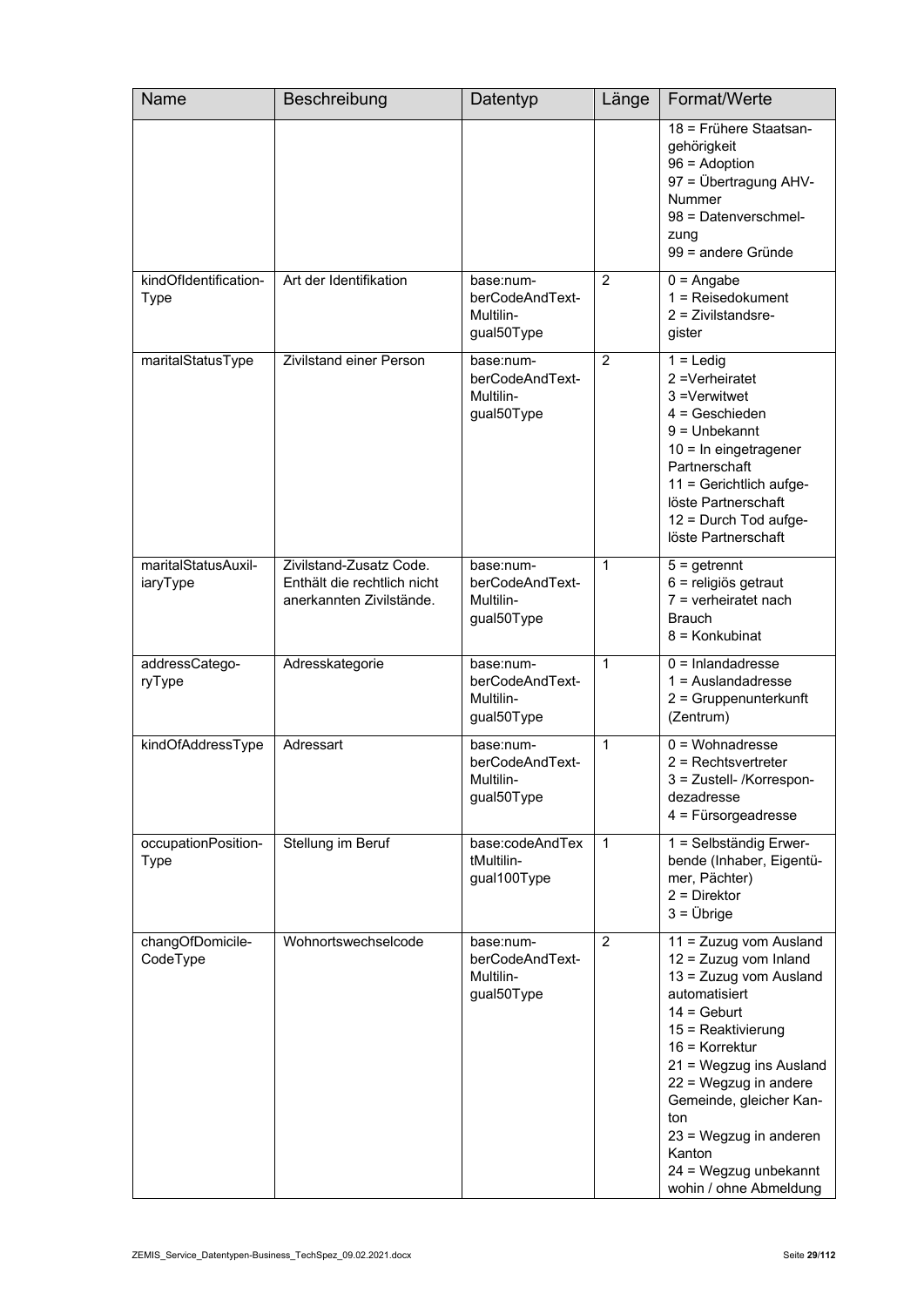| Name | Beschreibung | Datentyp | Länge | Format/Werte |
|---|---|---|---|---|
| | | | | 18 = Frühere Staatsangehörigkeit<br>96 = Adoption<br>97 = Übertragung AHV-Nummer<br>98 = Datenverschmelzung<br>99 = andere Gründe |
| kindOfIdentificationType | Art der Identifikation | base:numberCodeAndTextMultilingual50Type | 2 | 0 = Angabe<br>1 = Reisedokument<br>2 = Zivilstandsregister |
| maritalStatusType | Zivilstand einer Person | base:numberCodeAndTextMultilingual50Type | 2 | 1 = Ledig<br>2 =Verheiratet<br>3 =Verwitwet<br>4 = Geschieden<br>9 = Unbekannt<br>10 = In eingetragener Partnerschaft<br>11 = Gerichtlich aufgelöste Partnerschaft<br>12 = Durch Tod aufgelöste Partnerschaft |
| maritalStatusAuxiliaryType | Zivilstand-Zusatz Code. Enthält die rechtlich nicht anerkannten Zivilstände. | base:numberCodeAndTextMultilingual50Type | 1 | 5 = getrennt<br>6 = religiös getraut<br>7 = verheiratet nach Brauch<br>8 = Konkubinat |
| addressCategoryType | Adresskategorie | base:numberCodeAndTextMultilingual50Type | 1 | 0 = Inlandadresse<br>1 = Auslandadresse<br>2 = Gruppenunterkunft (Zentrum) |
| kindOfAddressType | Adressart | base:numberCodeAndTextMultilingual50Type | 1 | 0 = Wohnadresse<br>2 = Rechtsvertreter<br>3 = Zustell- /Korrespondezadresse<br>4 = Fürsorgeadresse |
| occupationPositionType | Stellung im Beruf | base:codeAndTextMultilingual100Type | 1 | 1 = Selbständig Erwerbende (Inhaber, Eigentümer, Pächter)<br>2 = Direktor<br>3 = Übrige |
| changOfDomicileCodeType | Wohnortswechselcode | base:numberCodeAndTextMultilingual50Type | 2 | 11 = Zuzug vom Ausland<br>12 = Zuzug vom Inland<br>13 = Zuzug vom Ausland automatisiert<br>14 = Geburt<br>15 = Reaktivierung<br>16 = Korrektur<br>21 = Wegzug ins Ausland<br>22 = Wegzug in andere Gemeinde, gleicher Kanton<br>23 = Wegzug in anderen Kanton<br>24 = Wegzug unbekannt wohin / ohne Abmeldung |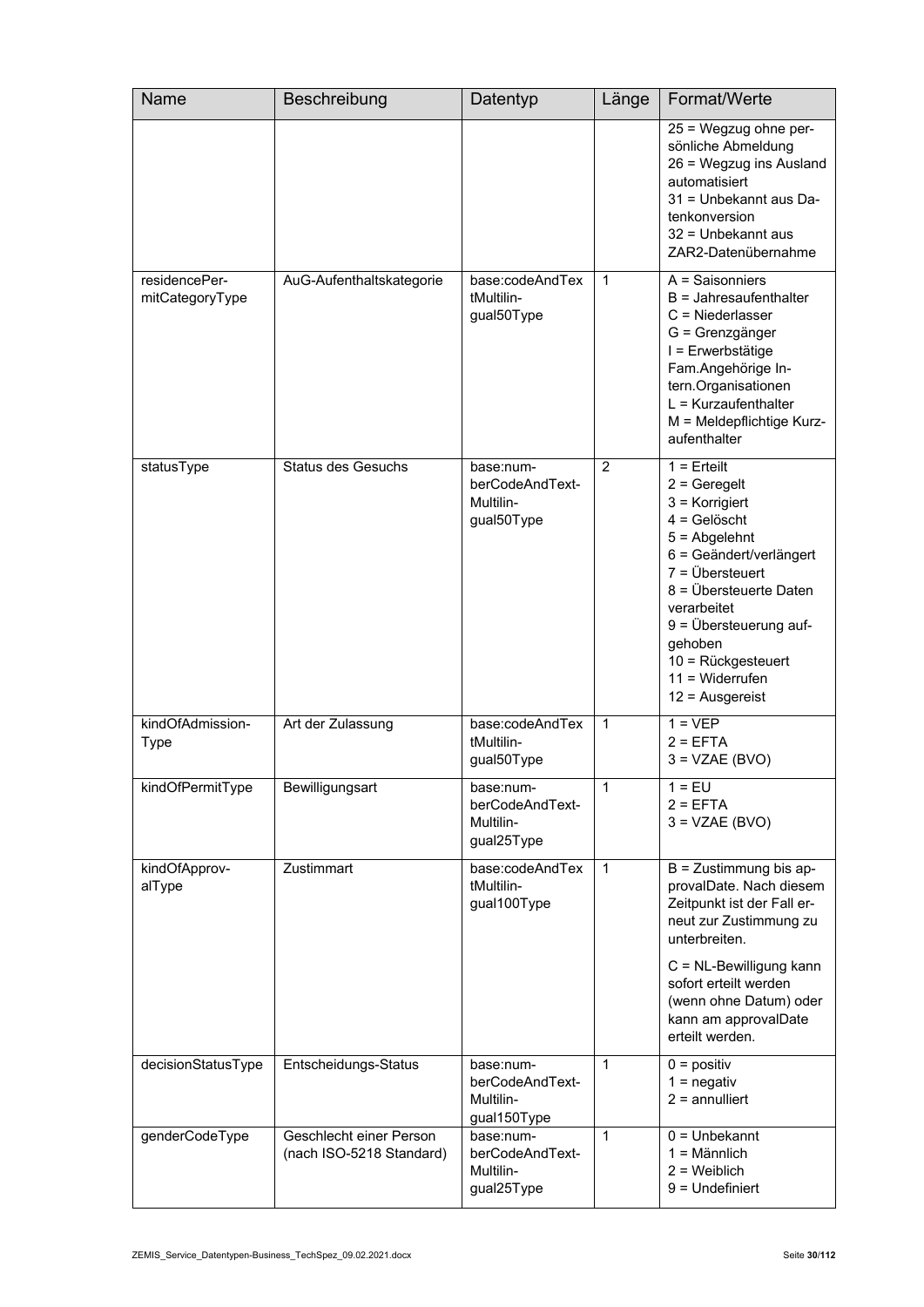| Name | Beschreibung | Datentyp | Länge | Format/Werte |
|---|---|---|---|---|
| | | | | 25 = Wegzug ohne persönliche Abmeldung<br>26 = Wegzug ins Ausland automatisiert<br>31 = Unbekannt aus Datenkonversion<br>32 = Unbekannt aus ZAR2-Datenübernahme |
| residencePermitCategoryType | AuG-Aufenthaltskategorie | base:codeAndTextMultilingual50Type | 1 | A = Saisonniers<br>B = Jahresaufenthalter<br>C = Niederlasser<br>G = Grenzgänger<br>I = Erwerbstätige Fam.Angehörige Intern.Organisationen<br>L = Kurzaufenthalter<br>M = Meldepflichtige Kurzaufenthalter |
| statusType | Status des Gesuchs | base:numberCodeAndTextMultilingual50Type | 2 | 1 = Erteilt<br>2 = Geregelt<br>3 = Korrigiert<br>4 = Gelöscht<br>5 = Abgelehnt<br>6 = Geändert/verlängert<br>7 = Übersteuert<br>8 = Übersteuerte Daten verarbeitet<br>9 = Übersteuerung aufgehoben<br>10 = Rückgesteuert<br>11 = Widerrufen<br>12 = Ausgereist |
| kindOfAdmissionType | Art der Zulassung | base:codeAndTextMultilingual50Type | 1 | 1 = VEP<br>2 = EFTA<br>3 = VZAE (BVO) |
| kindOfPermitType | Bewilligungsart | base:numberCodeAndTextMultilingual25Type | 1 | 1 = EU<br>2 = EFTA<br>3 = VZAE (BVO) |
| kindOfApprovalType | Zustimmart | base:codeAndTextMultilingual100Type | 1 | B = Zustimmung bis approvalDate. Nach diesem Zeitpunkt ist der Fall erneut zur Zustimmung zu unterbreiten.<br><br>C = NL-Bewilligung kann sofort erteilt werden (wenn ohne Datum) oder kann am approvalDate erteilt werden. |
| decisionStatusType | Entscheidungs-Status | base:numberCodeAndTextMultilingual150Type | 1 | 0 = positiv<br>1 = negativ<br>2 = annulliert |
| genderCodeType | Geschlecht einer Person (nach ISO-5218 Standard) | base:numberCodeAndTextMultilingual25Type | 1 | 0 = Unbekannt<br>1 = Männlich<br>2 = Weiblich<br>9 = Undefiniert |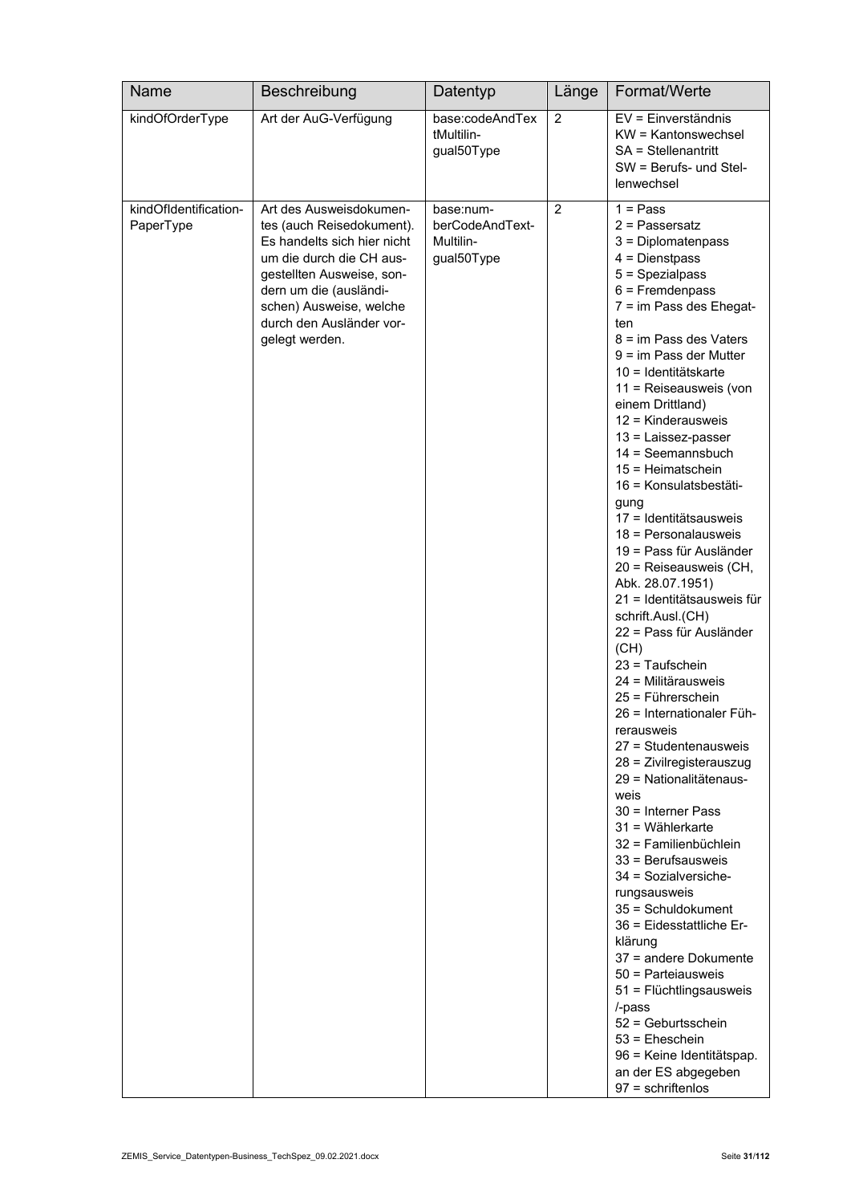| Name | Beschreibung | Datentyp | Länge | Format/Werte |
|---|---|---|---|---|
| kindOfOrderType | Art der AuG-Verfügung | base:codeAndTextMultilingual50Type | 2 | EV = Einverständnis<br>KW = Kantonswechsel<br>SA = Stellenantritt<br>SW = Berufs- und Stellenwechsel |
| kindOfIdentificationPaperType | Art des Ausweisdokumentes (auch Reisedokument). Es handelts sich hier nicht um die durch die CH ausgestellten Ausweise, sondern um die (ausländischen) Ausweise, welche durch den Ausländer vorgelegt werden. | base:numberCodeAndTextMultilingual50Type | 2 | 1 = Pass<br>2 = Passersatz<br>3 = Diplomatenpass<br>4 = Dienstpass<br>5 = Spezialpass<br>6 = Fremdenpass<br>7 = im Pass des Ehegatten<br>8 = im Pass des Vaters<br>9 = im Pass der Mutter<br>10 = Identitätskarte<br>11 = Reiseausweis (von einem Drittland)<br>12 = Kinderausweis<br>13 = Laissez-passer<br>14 = Seemannsbuch<br>15 = Heimatschein<br>16 = Konsulatsbestätigung<br>17 = Identitätsausweis<br>18 = Personalausweis<br>19 = Pass für Ausländer<br>20 = Reiseausweis (CH, Abk. 28.07.1951)<br>21 = Identitätsausweis für schrift.Ausl.(CH)<br>22 = Pass für Ausländer (CH)<br>23 = Taufschein<br>24 = Militärausweis<br>25 = Führerschein<br>26 = Internationaler Führerausweis<br>27 = Studentenausweis<br>28 = Zivilregisterauszug<br>29 = Nationalitätenausweis<br>30 = Interner Pass<br>31 = Wählerkarte<br>32 = Familienbüchlein<br>33 = Berufsausweis<br>34 = Sozialversicherungsausweis<br>35 = Schuldokument<br>36 = Eidesstattliche Erklärung<br>37 = andere Dokumente<br>50 = Parteiausweis<br>51 = Flüchtlingsausweis /-pass<br>52 = Geburtsschein<br>53 = Eheschein<br>96 = Keine Identitätspap. an der ES abgegeben<br>97 = schriftenlos |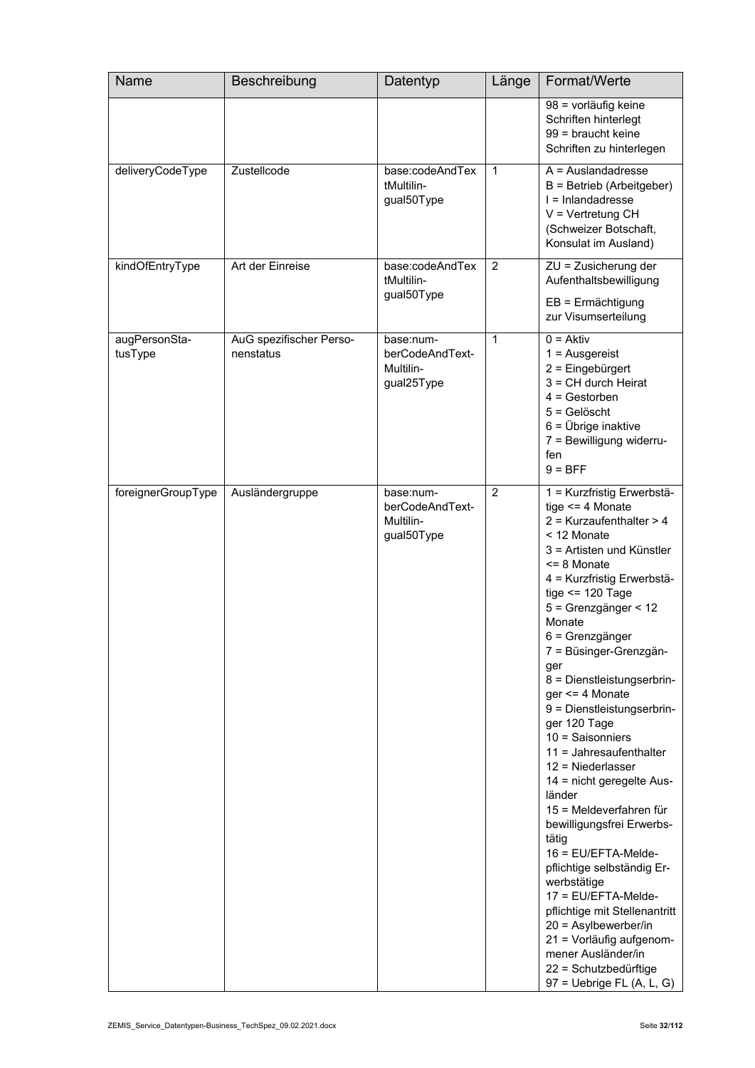| Name | Beschreibung | Datentyp | Länge | Format/Werte |
| --- | --- | --- | --- | --- |
| | | | | 98 = vorläufig keine Schriften hinterlegt<br>99 = braucht keine Schriften zu hinterlegen |
| deliveryCodeType | Zustellcode | base:codeAndTextMultilingual50Type | 1 | A = Auslandadresse<br>B = Betrieb (Arbeitgeber)<br>I = Inlandadresse<br>V = Vertretung CH (Schweizer Botschaft, Konsulat im Ausland) |
| kindOfEntryType | Art der Einreise | base:codeAndTextMultilingual50Type | 2 | ZU = Zusicherung der Aufenthaltsbewilligung<br>EB = Ermächtigung zur Visumserteilung |
| augPersonStatusType | AuG spezifischer Personenstatus | base:numberCodeAndTextMultilingual25Type | 1 | 0 = Aktiv<br>1 = Ausgereist<br>2 = Eingebürgert<br>3 = CH durch Heirat<br>4 = Gestorben<br>5 = Gelöscht<br>6 = Übrige inaktive<br>7 = Bewilligung widerrufen<br>9 = BFF |
| foreignerGroupType | Ausländergruppe | base:numberCodeAndTextMultilingual50Type | 2 | 1 = Kurzfristig Erwerbstätige <= 4 Monate<br>2 = Kurzaufenthalter > 4 < 12 Monate<br>3 = Artisten und Künstler <= 8 Monate<br>4 = Kurzfristig Erwerbstätige <= 120 Tage<br>5 = Grenzgänger < 12 Monate<br>6 = Grenzgänger<br>7 = Büsinger-Grenzgänger<br>8 = Dienstleistungserbringer <= 4 Monate<br>9 = Dienstleistungserbringer 120 Tage<br>10 = Saisonniers<br>11 = Jahresaufenthalter<br>12 = Niederlasser<br>14 = nicht geregelte Ausländer<br>15 = Meldeverfahren für bewilligungsfrei Erwerbstätig<br>16 = EU/EFTA-Meldepflichtige selbständig Erwerbstätige<br>17 = EU/EFTA-Meldepflichtige mit Stellenantritt<br>20 = Asylbewerber/in<br>21 = Vorläufig aufgenommener Ausländer/in<br>22 = Schutzbedürftige<br>97 = Uebrige FL (A, L, G) |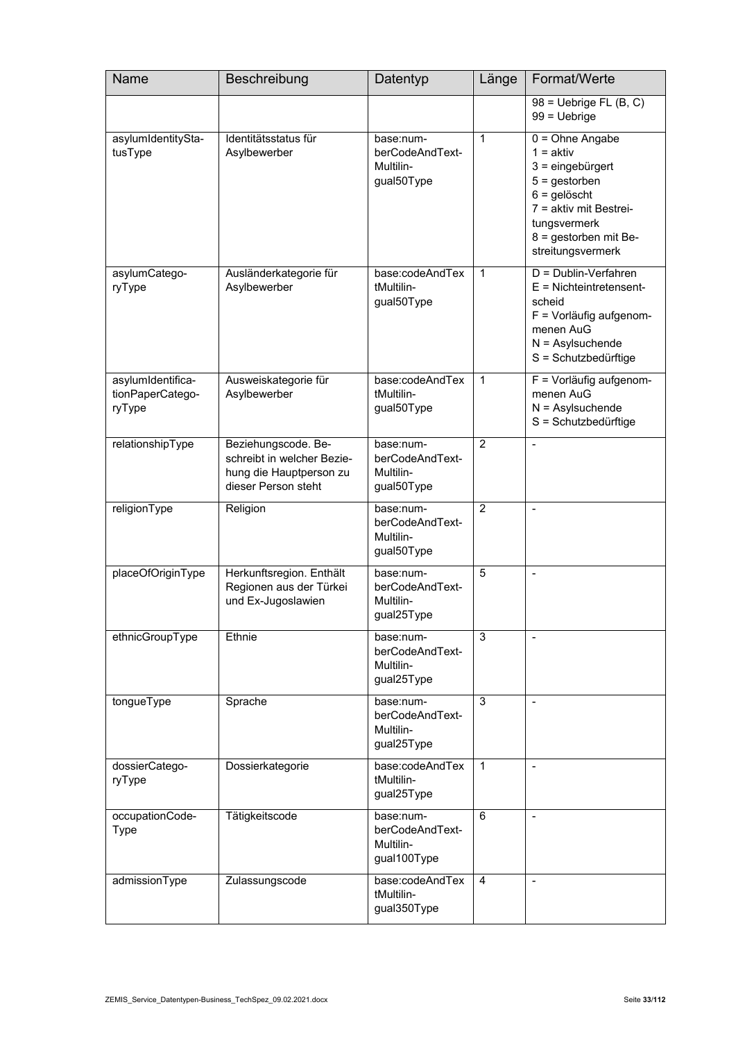| Name | Beschreibung | Datentyp | Länge | Format/Werte |
|---|---|---|---|---|
| | | | | 98 = Uebrige FL (B, C)<br>99 = Uebrige |
| asylumIdentityStatusType | Identitätsstatus für Asylbewerber | base:numberCodeAndTextMultilingual50Type | 1 | 0 = Ohne Angabe<br>1 = aktiv<br>3 = eingebürgert<br>5 = gestorben<br>6 = gelöscht<br>7 = aktiv mit Bestreitungsvermerk<br>8 = gestorben mit Bestreitungsvermerk |
| asylumCategoryType | Ausländerkategorie für Asylbewerber | base:codeAndTextMultilingual50Type | 1 | D = Dublin-Verfahren<br>E = Nichteintretensentscheid<br>F = Vorläufig aufgenommenen AuG<br>N = Asylsuchende<br>S = Schutzbedürftige |
| asylumIdentificationPaperCategoryType | Ausweiskategorie für Asylbewerber | base:codeAndTextMultilingual50Type | 1 | F = Vorläufig aufgenommenen AuG<br>N = Asylsuchende<br>S = Schutzbedürftige |
| relationshipType | Beziehungscode. Beschreibt in welcher Beziehung die Hauptperson zu dieser Person steht | base:numberCodeAndTextMultilingual50Type | 2 | - |
| religionType | Religion | base:numberCodeAndTextMultilingual50Type | 2 | - |
| placeOfOriginType | Herkunftsregion. Enthält Regionen aus der Türkei und Ex-Jugoslawien | base:numberCodeAndTextMultilingual25Type | 5 | - |
| ethnicGroupType | Ethnie | base:numberCodeAndTextMultilingual25Type | 3 | - |
| tongueType | Sprache | base:numberCodeAndTextMultilingual25Type | 3 | - |
| dossierCategoryType | Dossierkategorie | base:codeAndTextMultilingual25Type | 1 | - |
| occupationCodeType | Tätigkeitscode | base:numberCodeAndTextMultilingual100Type | 6 | - |
| admissionType | Zulassungscode | base:codeAndTextMultilingual350Type | 4 | - |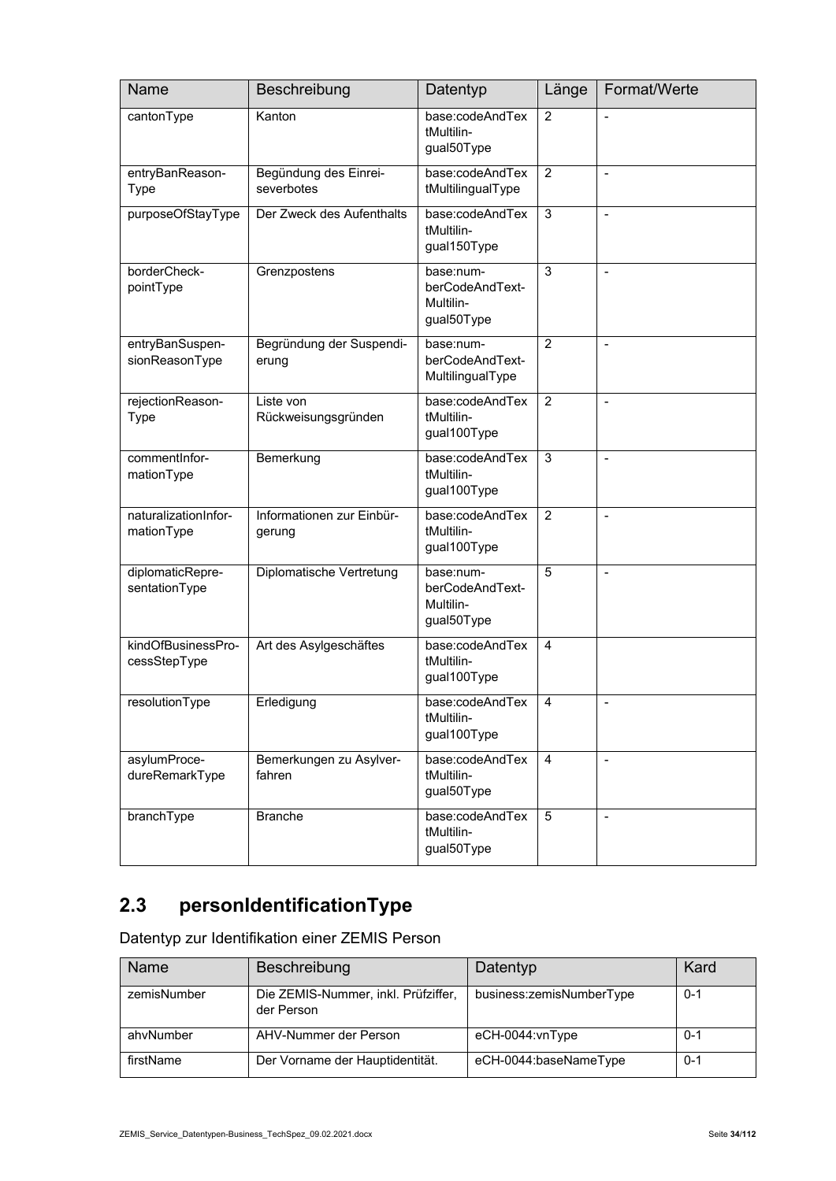| Name | Beschreibung | Datentyp | Länge | Format/Werte |
|---|---|---|---|---|
| cantonType | Kanton | base:codeAndTextMultilingual50Type | 2 | - |
| entryBanReasonType | Begündung des Einreiseverbotes | base:codeAndTextMultilingualType | 2 | - |
| purposeOfStayType | Der Zweck des Aufenthalts | base:codeAndTextMultilingual150Type | 3 | - |
| borderCheckpointType | Grenzpostens | base:numberCodeAndTextMultilingual50Type | 3 | - |
| entryBanSuspensionReasonType | Begründung der Suspendierung | base:numberCodeAndTextMultilingualType | 2 | - |
| rejectionReasonType | Liste von Rückweisungsgründen | base:codeAndTextMultilingual100Type | 2 | - |
| commentInformationType | Bemerkung | base:codeAndTextMultilingual100Type | 3 | - |
| naturalizationInformationType | Informationen zur Einbürgerung | base:codeAndTextMultilingual100Type | 2 | - |
| diplomaticRepresentationType | Diplomatische Vertretung | base:numberCodeAndTextMultilingual50Type | 5 | - |
| kindOfBusinessProcessStepType | Art des Asylgeschäftes | base:codeAndTextMultilingual100Type | 4 | |
| resolutionType | Erledigung | base:codeAndTextMultilingual100Type | 4 | - |
| asylumProcedureRemarkType | Bemerkungen zu Asylverfahren | base:codeAndTextMultilingual50Type | 4 | - |
| branchType | Branche | base:codeAndTextMultilingual50Type | 5 | - |

## 2.3 personIdentificationType

Datentyp zur Identifikation einer ZEMIS Person

| Name | Beschreibung | Datentyp | Kard |
|---|---|---|---|
| zemisNumber | Die ZEMIS-Nummer, inkl. Prüfziffer, der Person | business:zemisNumberType | 0-1 |
| ahvNumber | AHV-Nummer der Person | eCH-0044:vnType | 0-1 |
| firstName | Der Vorname der Hauptidentität. | eCH-0044:baseNameType | 0-1 |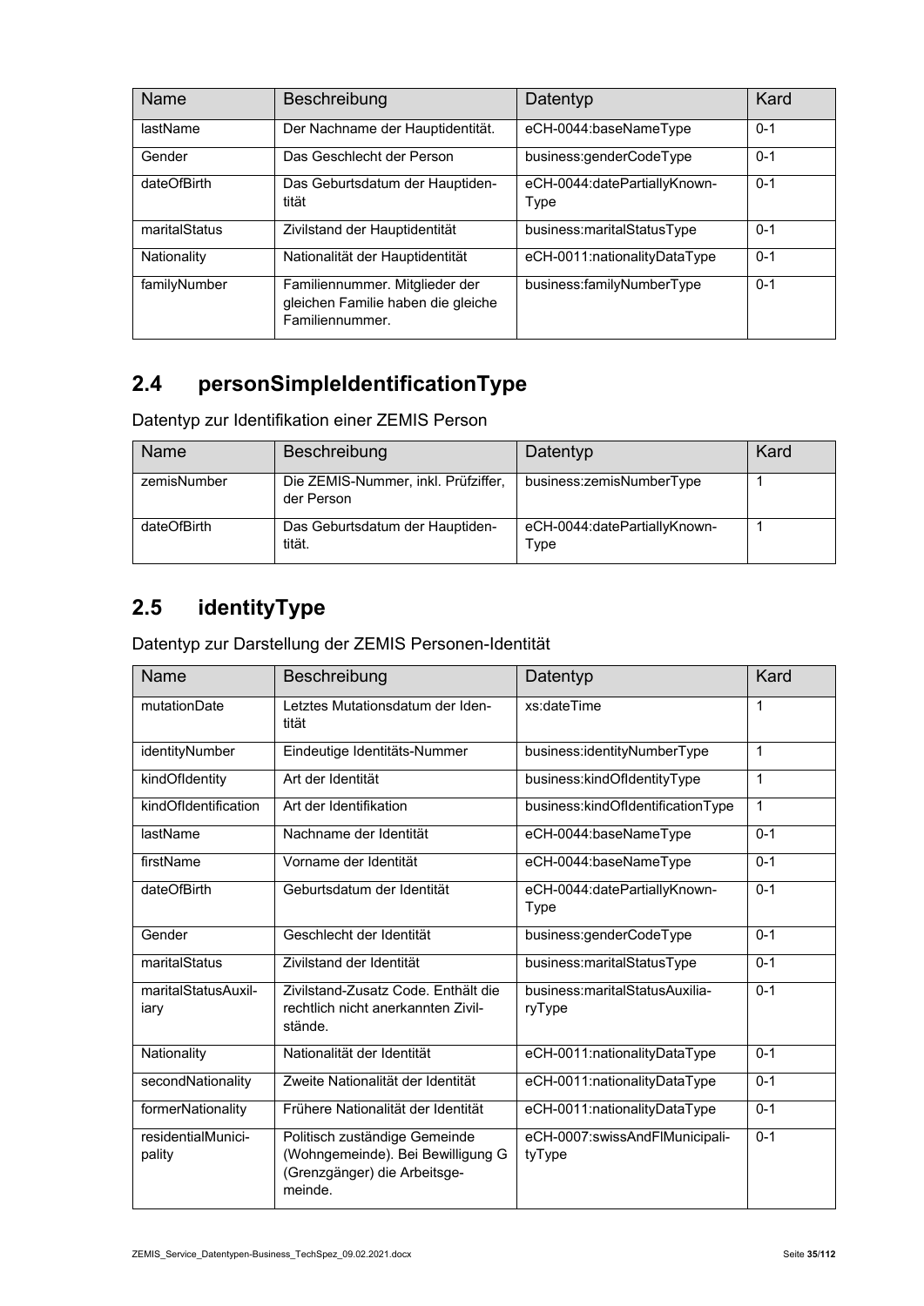| Name | Beschreibung | Datentyp | Kard |
| --- | --- | --- | --- |
| lastName | Der Nachname der Hauptidentität. | eCH-0044:baseNameType | 0-1 |
| Gender | Das Geschlecht der Person | business:genderCodeType | 0-1 |
| dateOfBirth | Das Geburtsdatum der Hauptidentität | eCH-0044:datePartiallyKnownType | 0-1 |
| maritalStatus | Zivilstand der Hauptidentität | business:maritalStatusType | 0-1 |
| Nationality | Nationalität der Hauptidentität | eCH-0011:nationalityDataType | 0-1 |
| familyNumber | Familiennummer. Mitglieder der gleichen Familie haben die gleiche Familiennummer. | business:familyNumberType | 0-1 |

## 2.4 personSimpleIdentificationType

Datentyp zur Identifikation einer ZEMIS Person

| Name | Beschreibung | Datentyp | Kard |
| --- | --- | --- | --- |
| zemisNumber | Die ZEMIS-Nummer, inkl. Prüfziffer, der Person | business:zemisNumberType | 1 |
| dateOfBirth | Das Geburtsdatum der Hauptidentität. | eCH-0044:datePartiallyKnownType | 1 |

## 2.5 identityType

Datentyp zur Darstellung der ZEMIS Personen-Identität

| Name | Beschreibung | Datentyp | Kard |
| --- | --- | --- | --- |
| mutationDate | Letztes Mutationsdatum der Identität | xs:dateTime | 1 |
| identityNumber | Eindeutige Identitäts-Nummer | business:identityNumberType | 1 |
| kindOfIdentity | Art der Identität | business:kindOfIdentityType | 1 |
| kindOfIdentification | Art der Identifikation | business:kindOfIdentificationType | 1 |
| lastName | Nachname der Identität | eCH-0044:baseNameType | 0-1 |
| firstName | Vorname der Identität | eCH-0044:baseNameType | 0-1 |
| dateOfBirth | Geburtsdatum der Identität | eCH-0044:datePartiallyKnownType | 0-1 |
| Gender | Geschlecht der Identität | business:genderCodeType | 0-1 |
| maritalStatus | Zivilstand der Identität | business:maritalStatusType | 0-1 |
| maritalStatusAuxiliary | Zivilstand-Zusatz Code. Enthält die rechtlich nicht anerkannten Zivilstände. | business:maritalStatusAuxiliaryType | 0-1 |
| Nationality | Nationalität der Identität | eCH-0011:nationalityDataType | 0-1 |
| secondNationality | Zweite Nationalität der Identität | eCH-0011:nationalityDataType | 0-1 |
| formerNationality | Frühere Nationalität der Identität | eCH-0011:nationalityDataType | 0-1 |
| residentialMunicipality | Politisch zuständige Gemeinde (Wohngemeinde). Bei Bewilligung G (Grenzgänger) die Arbeitsgemeinde. | eCH-0007:swissAndFlMunicipalityType | 0-1 |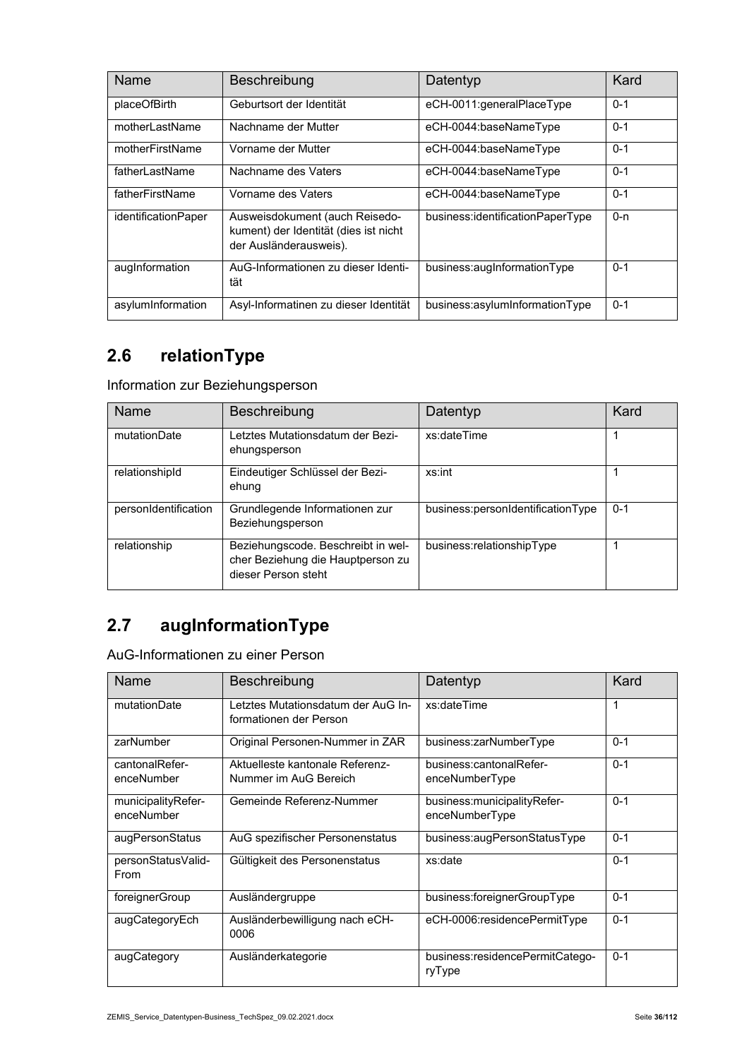| Name | Beschreibung | Datentyp | Kard |
| --- | --- | --- | --- |
| placeOfBirth | Geburtsort der Identität | eCH-0011:generalPlaceType | 0-1 |
| motherLastName | Nachname der Mutter | eCH-0044:baseNameType | 0-1 |
| motherFirstName | Vorname der Mutter | eCH-0044:baseNameType | 0-1 |
| fatherLastName | Nachname des Vaters | eCH-0044:baseNameType | 0-1 |
| fatherFirstName | Vorname des Vaters | eCH-0044:baseNameType | 0-1 |
| identificationPaper | Ausweisdokument (auch Reisedokument) der Identität (dies ist nicht der Ausländerausweis). | business:identificationPaperType | 0-n |
| augInformation | AuG-Informationen zu dieser Identität | business:augInformationType | 0-1 |
| asylumInformation | Asyl-Informatinen zu dieser Identität | business:asylumInformationType | 0-1 |

## 2.6 relationType

Information zur Beziehungsperson

| Name | Beschreibung | Datentyp | Kard |
| --- | --- | --- | --- |
| mutationDate | Letztes Mutationsdatum der Beziehungsperson | xs:dateTime | 1 |
| relationshipId | Eindeutiger Schlüssel der Beziehung | xs:int | 1 |
| personIdentification | Grundlegende Informationen zur Beziehungsperson | business:personIdentificationType | 0-1 |
| relationship | Beziehungscode. Beschreibt in welcher Beziehung die Hauptperson zu dieser Person steht | business:relationshipType | 1 |

## 2.7 augInformationType

AuG-Informationen zu einer Person

| Name | Beschreibung | Datentyp | Kard |
| --- | --- | --- | --- |
| mutationDate | Letztes Mutationsdatum der AuG Informationen der Person | xs:dateTime | 1 |
| zarNumber | Original Personen-Nummer in ZAR | business:zarNumberType | 0-1 |
| cantonalReferenceNumber | Aktuelleste kantonale Referenz-Nummer im AuG Bereich | business:cantonalReferenceNumberType | 0-1 |
| municipalityReferenceNumber | Gemeinde Referenz-Nummer | business:municipalityReferenceNumberType | 0-1 |
| augPersonStatus | AuG spezifischer Personenstatus | business:augPersonStatusType | 0-1 |
| personStatusValidFrom | Gültigkeit des Personenstatus | xs:date | 0-1 |
| foreignerGroup | Ausländergruppe | business:foreignerGroupType | 0-1 |
| augCategoryEch | Ausländerbewilligung nach eCH-0006 | eCH-0006:residencePermitType | 0-1 |
| augCategory | Ausländerkategorie | business:residencePermitCategoryType | 0-1 |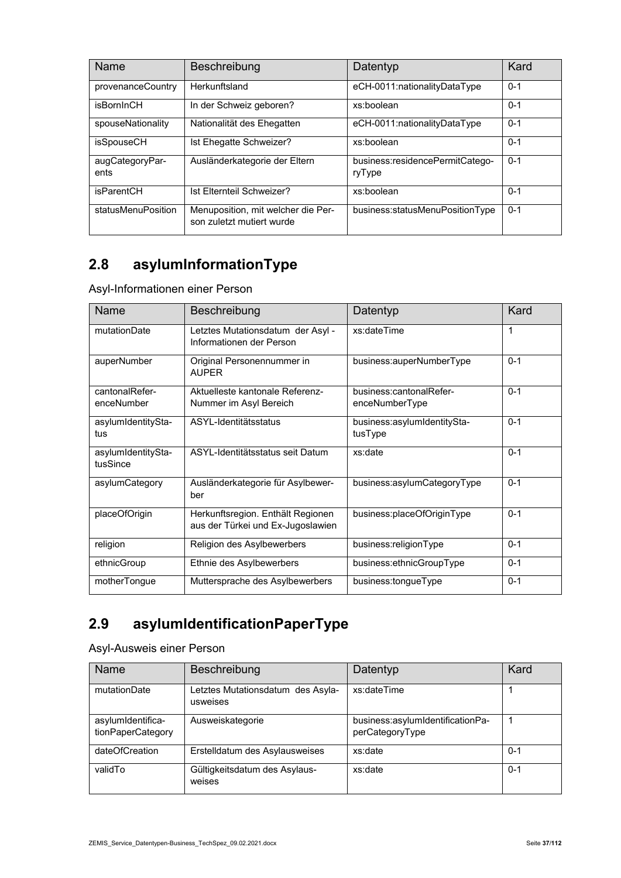| Name | Beschreibung | Datentyp | Kard |
|---|---|---|---|
| provenanceCountry | Herkunftsland | eCH-0011:nationalityDataType | 0-1 |
| isBornInCH | In der Schweiz geboren? | xs:boolean | 0-1 |
| spouseNationality | Nationalität des Ehegatten | eCH-0011:nationalityDataType | 0-1 |
| isSpouseCH | Ist Ehegatte Schweizer? | xs:boolean | 0-1 |
| augCategoryParents | Ausländerkategorie der Eltern | business:residencePermitCategoryType | 0-1 |
| isParentCH | Ist Elternteil Schweizer? | xs:boolean | 0-1 |
| statusMenuPosition | Menuposition, mit welcher die Person zuletzt mutiert wurde | business:statusMenuPositionType | 0-1 |

## 2.8 asylumInformationType

Asyl-Informationen einer Person

| Name | Beschreibung | Datentyp | Kard |
|---|---|---|---|
| mutationDate | Letztes Mutationsdatum der Asyl - Informationen der Person | xs:dateTime | 1 |
| auperNumber | Original Personennummer in AUPER | business:auperNumberType | 0-1 |
| cantonalReferenceNumber | Aktuelleste kantonale Referenz-Nummer im Asyl Bereich | business:cantonalReferenceNumberType | 0-1 |
| asylumIdentityStatus | ASYL-Identitätsstatus | business:asylumIdentityStatusType | 0-1 |
| asylumIdentityStatusSince | ASYL-Identitätsstatus seit Datum | xs:date | 0-1 |
| asylumCategory | Ausländerkategorie für Asylbewerber | business:asylumCategoryType | 0-1 |
| placeOfOrigin | Herkunftsregion. Enthält Regionen aus der Türkei und Ex-Jugoslawien | business:placeOfOriginType | 0-1 |
| religion | Religion des Asylbewerbers | business:religionType | 0-1 |
| ethnicGroup | Ethnie des Asylbewerbers | business:ethnicGroupType | 0-1 |
| motherTongue | Muttersprache des Asylbewerbers | business:tongueType | 0-1 |

## 2.9 asylumIdentificationPaperType

Asyl-Ausweis einer Person

| Name | Beschreibung | Datentyp | Kard |
|---|---|---|---|
| mutationDate | Letztes Mutationsdatum des Asylausweises | xs:dateTime | 1 |
| asylumIdentificationPaperCategory | Ausweiskategorie | business:asylumIdentificationPaperCategoryType | 1 |
| dateOfCreation | Erstelldatum des Asylausweises | xs:date | 0-1 |
| validTo | Gültigkeitsdatum des Asylausweises | xs:date | 0-1 |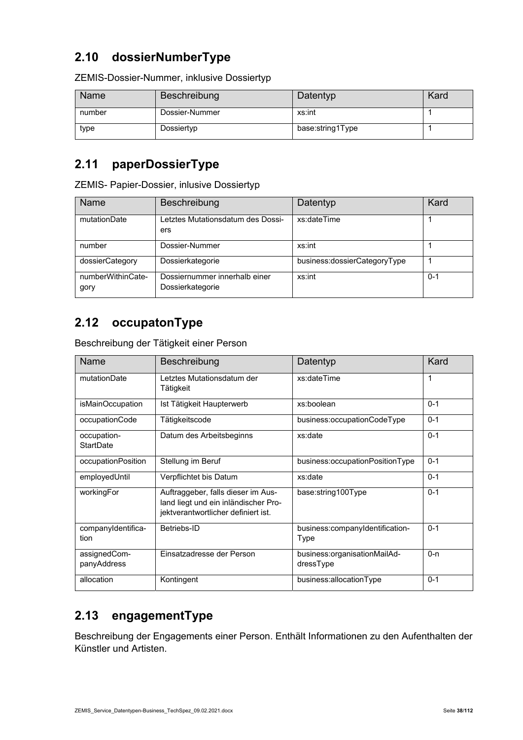## 2.10 dossierNumberType

ZEMIS-Dossier-Nummer, inklusive Dossiertyp

| Name | Beschreibung | Datentyp | Kard |
|---|---|---|---|
| number | Dossier-Nummer | xs:int | 1 |
| type | Dossiertyp | base:string1Type | 1 |

## 2.11 paperDossierType

ZEMIS- Papier-Dossier, inlusive Dossiertyp

| Name | Beschreibung | Datentyp | Kard |
|---|---|---|---|
| mutationDate | Letztes Mutationsdatum des Dossiers | xs:dateTime | 1 |
| number | Dossier-Nummer | xs:int | 1 |
| dossierCategory | Dossierkategorie | business:dossierCategoryType | 1 |
| numberWithinCategory | Dossiernummer innerhalb einer Dossierkategorie | xs:int | 0-1 |

## 2.12 occupatonType

Beschreibung der Tätigkeit einer Person

| Name | Beschreibung | Datentyp | Kard |
|---|---|---|---|
| mutationDate | Letztes Mutationsdatum der Tätigkeit | xs:dateTime | 1 |
| isMainOccupation | Ist Tätigkeit Haupterwerb | xs:boolean | 0-1 |
| occupationCode | Tätigkeitscode | business:occupationCodeType | 0-1 |
| occupation-StartDate | Datum des Arbeitsbeginns | xs:date | 0-1 |
| occupationPosition | Stellung im Beruf | business:occupationPositionType | 0-1 |
| employedUntil | Verpflichtet bis Datum | xs:date | 0-1 |
| workingFor | Auftraggeber, falls dieser im Ausland liegt und ein inländischer Projektverantwortlicher definiert ist. | base:string100Type | 0-1 |
| companyIdentification | Betriebs-ID | business:companyIdentification-Type | 0-1 |
| assignedCompanyAddress | Einsatzadresse der Person | business:organisationMailAddressType | 0-n |
| allocation | Kontingent | business:allocationType | 0-1 |

## 2.13 engagementType

Beschreibung der Engagements einer Person. Enthält Informationen zu den Aufenthalten der Künstler und Artisten.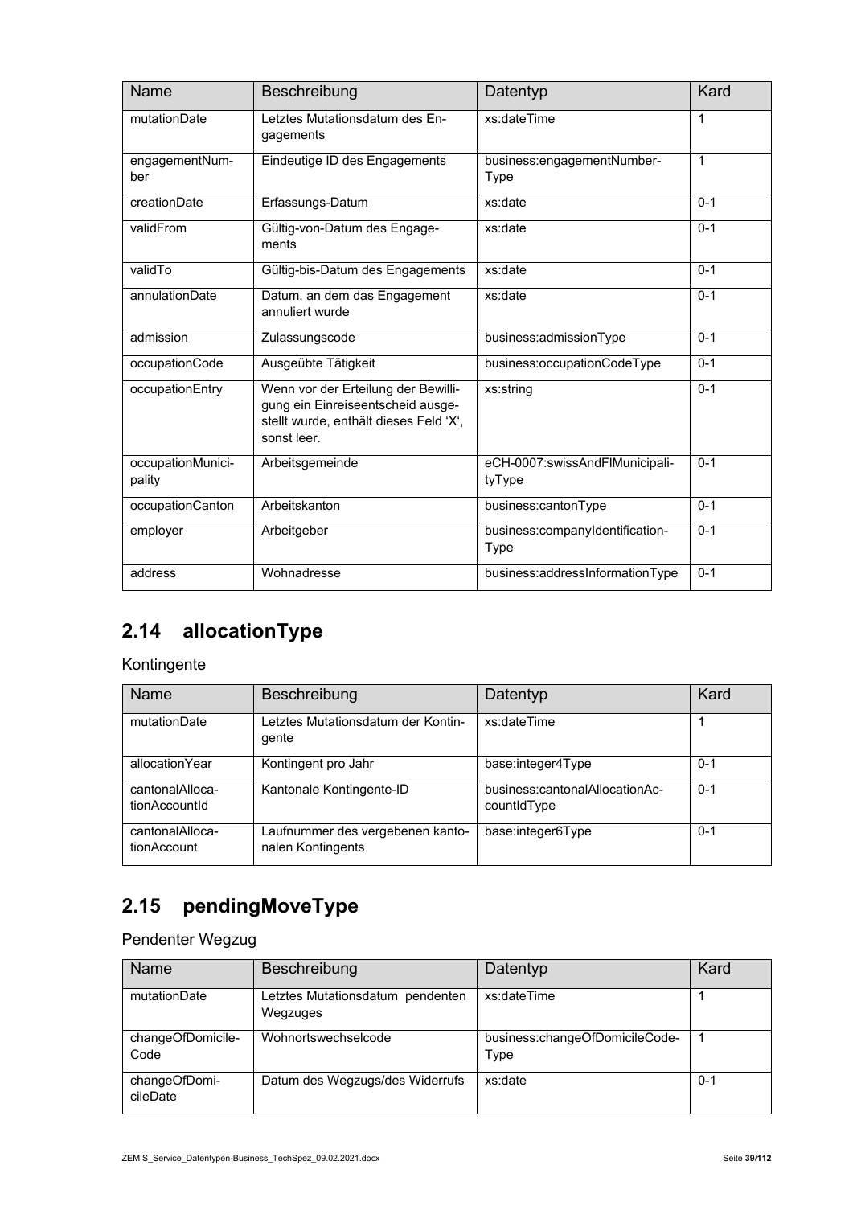| Name | Beschreibung | Datentyp | Kard |
| --- | --- | --- | --- |
| mutationDate | Letztes Mutationsdatum des Engagements | xs:dateTime | 1 |
| engagementNumber | Eindeutige ID des Engagements | business:engagementNumberType | 1 |
| creationDate | Erfassungs-Datum | xs:date | 0-1 |
| validFrom | Gültig-von-Datum des Engagements | xs:date | 0-1 |
| validTo | Gültig-bis-Datum des Engagements | xs:date | 0-1 |
| annulationDate | Datum, an dem das Engagement annuliert wurde | xs:date | 0-1 |
| admission | Zulassungscode | business:admissionType | 0-1 |
| occupationCode | Ausgeübte Tätigkeit | business:occupationCodeType | 0-1 |
| occupationEntry | Wenn vor der Erteilung der Bewilligung ein Einreiseentscheid ausgestellt wurde, enthält dieses Feld 'X', sonst leer. | xs:string | 0-1 |
| occupationMunicipality | Arbeitsgemeinde | eCH-0007:swissAndFlMunicipalityType | 0-1 |
| occupationCanton | Arbeitskanton | business:cantonType | 0-1 |
| employer | Arbeitgeber | business:companyIdentificationType | 0-1 |
| address | Wohnadresse | business:addressInformationType | 0-1 |

## 2.14 allocationType

Kontingente

| Name | Beschreibung | Datentyp | Kard |
| --- | --- | --- | --- |
| mutationDate | Letztes Mutationsdatum der Kontingente | xs:dateTime | 1 |
| allocationYear | Kontingent pro Jahr | base:integer4Type | 0-1 |
| cantonalAllocationAccountId | Kantonale Kontingente-ID | business:cantonalAllocationAccountIdType | 0-1 |
| cantonalAllocationAccount | Laufnummer des vergebenen kantonalen Kontingents | base:integer6Type | 0-1 |

## 2.15 pendingMoveType

Pendenter Wegzug

| Name | Beschreibung | Datentyp | Kard |
| --- | --- | --- | --- |
| mutationDate | Letztes Mutationsdatum pendenten Wegzuges | xs:dateTime | 1 |
| changeOfDomicileCode | Wohnortswechselcode | business:changeOfDomicileCodeType | 1 |
| changeOfDomicileDate | Datum des Wegzugs/des Widerrufs | xs:date | 0-1 |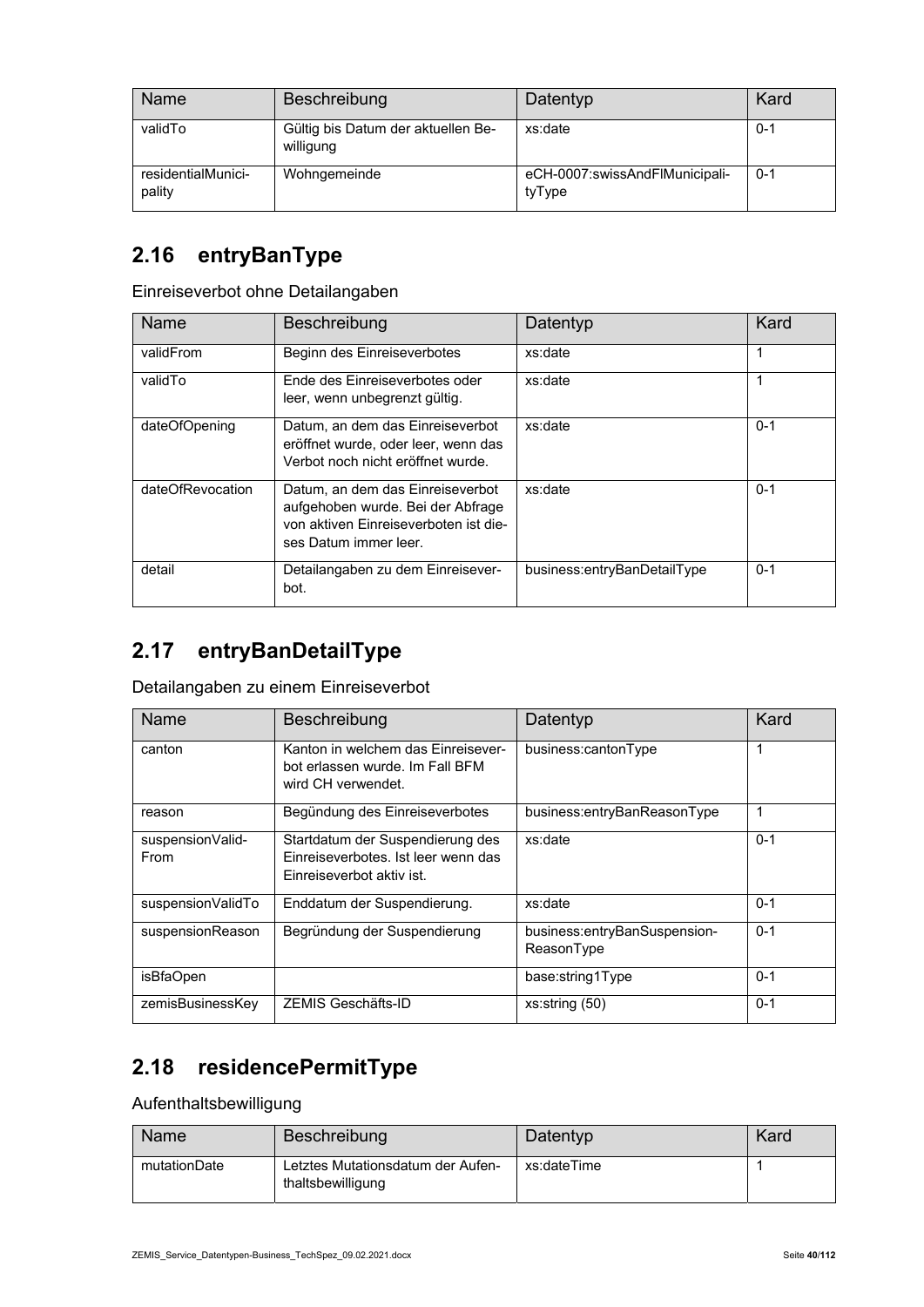| Name | Beschreibung | Datentyp | Kard |
|---|---|---|---|
| validTo | Gültig bis Datum der aktuellen Bewilligung | xs:date | 0-1 |
| residentialMunicipality | Wohngemeinde | eCH-0007:swissAndFlMunicipalityType | 0-1 |

## 2.16 entryBanType

Einreiseverbot ohne Detailangaben

| Name | Beschreibung | Datentyp | Kard |
|---|---|---|---|
| validFrom | Beginn des Einreiseverbotes | xs:date | 1 |
| validTo | Ende des Einreiseverbotes oder leer, wenn unbegrenzt gültig. | xs:date | 1 |
| dateOfOpening | Datum, an dem das Einreiseverbot eröffnet wurde, oder leer, wenn das Verbot noch nicht eröffnet wurde. | xs:date | 0-1 |
| dateOfRevocation | Datum, an dem das Einreiseverbot aufgehoben wurde. Bei der Abfrage von aktiven Einreiseverboten ist dieses Datum immer leer. | xs:date | 0-1 |
| detail | Detailangaben zu dem Einreiseverbot. | business:entryBanDetailType | 0-1 |

## 2.17 entryBanDetailType

Detailangaben zu einem Einreiseverbot

| Name | Beschreibung | Datentyp | Kard |
|---|---|---|---|
| canton | Kanton in welchem das Einreiseverbot erlassen wurde. Im Fall BFM wird CH verwendet. | business:cantonType | 1 |
| reason | Begündung des Einreiseverbotes | business:entryBanReasonType | 1 |
| suspensionValidFrom | Startdatum der Suspendierung des Einreiseverbotes. Ist leer wenn das Einreiseverbot aktiv ist. | xs:date | 0-1 |
| suspensionValidTo | Enddatum der Suspendierung. | xs:date | 0-1 |
| suspensionReason | Begründung der Suspendierung | business:entryBanSuspensionReasonType | 0-1 |
| isBfaOpen | | base:string1Type | 0-1 |
| zemisBusinessKey | ZEMIS Geschäfts-ID | xs:string (50) | 0-1 |

## 2.18 residencePermitType

Aufenthaltsbewilligung

| Name | Beschreibung | Datentyp | Kard |
|---|---|---|---|
| mutationDate | Letztes Mutationsdatum der Aufenthaltsbewilligung | xs:dateTime | 1 |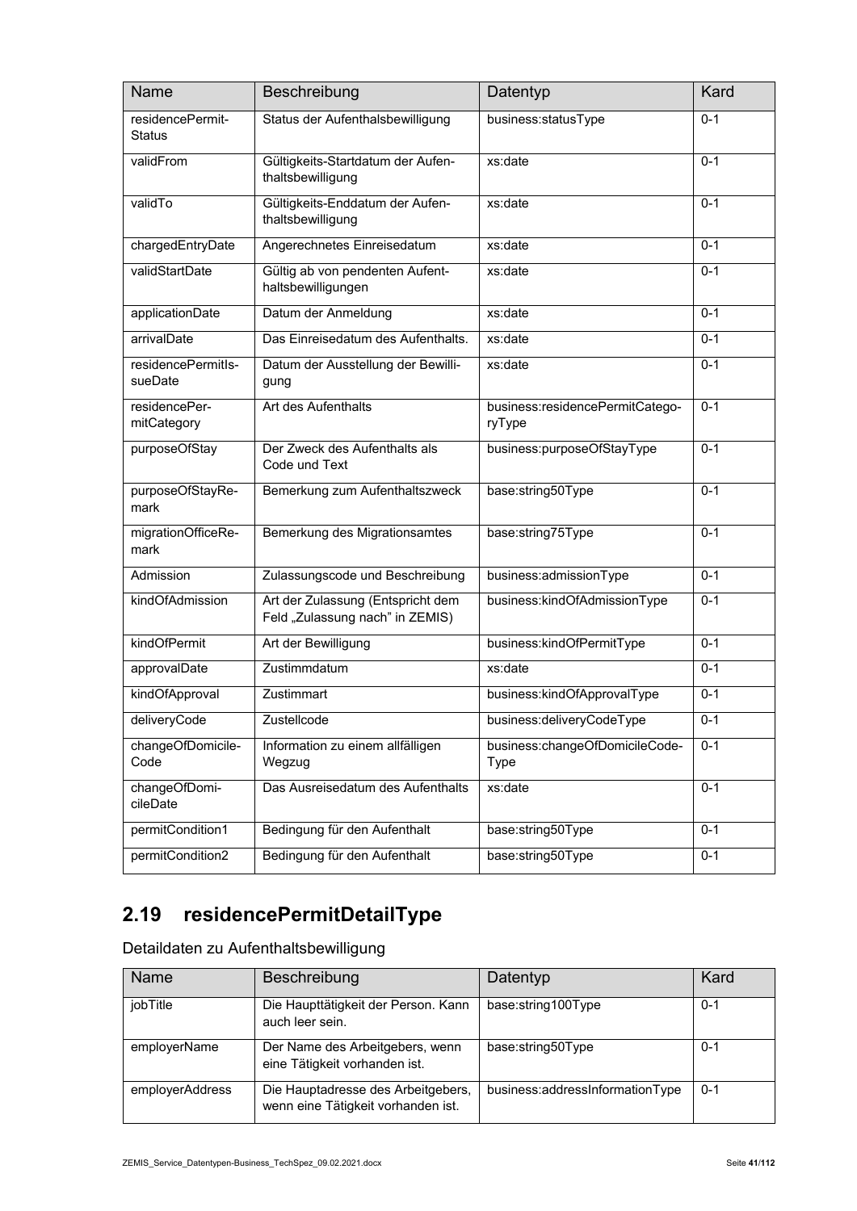| Name | Beschreibung | Datentyp | Kard |
|---|---|---|---|
| residencePermit-Status | Status der Aufenthalsbewilligung | business:statusType | 0-1 |
| validFrom | Gültigkeits-Startdatum der Aufenthaltsbewilligung | xs:date | 0-1 |
| validTo | Gültigkeits-Enddatum der Aufenthaltsbewilligung | xs:date | 0-1 |
| chargedEntryDate | Angerechnetes Einreisedatum | xs:date | 0-1 |
| validStartDate | Gültig ab von pendenten Aufenthaltsbewilligungen | xs:date | 0-1 |
| applicationDate | Datum der Anmeldung | xs:date | 0-1 |
| arrivalDate | Das Einreisedatum des Aufenthalts. | xs:date | 0-1 |
| residencePermitIssueDate | Datum der Ausstellung der Bewilligung | xs:date | 0-1 |
| residencePermitCategory | Art des Aufenthalts | business:residencePermitCategoryType | 0-1 |
| purposeOfStay | Der Zweck des Aufenthalts als Code und Text | business:purposeOfStayType | 0-1 |
| purposeOfStayRemark | Bemerkung zum Aufenthaltszweck | base:string50Type | 0-1 |
| migrationOfficeRemark | Bemerkung des Migrationsamtes | base:string75Type | 0-1 |
| Admission | Zulassungscode und Beschreibung | business:admissionType | 0-1 |
| kindOfAdmission | Art der Zulassung (Entspricht dem Feld „Zulassung nach" in ZEMIS) | business:kindOfAdmissionType | 0-1 |
| kindOfPermit | Art der Bewilligung | business:kindOfPermitType | 0-1 |
| approvalDate | Zustimmdatum | xs:date | 0-1 |
| kindOfApproval | Zustimmart | business:kindOfApprovalType | 0-1 |
| deliveryCode | Zustellcode | business:deliveryCodeType | 0-1 |
| changeOfDomicileCode | Information zu einem allfälligen Wegzug | business:changeOfDomicileCodeType | 0-1 |
| changeOfDomicileDate | Das Ausreisedatum des Aufenthalts | xs:date | 0-1 |
| permitCondition1 | Bedingung für den Aufenthalt | base:string50Type | 0-1 |
| permitCondition2 | Bedingung für den Aufenthalt | base:string50Type | 0-1 |

## 2.19 residencePermitDetailType

Detaildaten zu Aufenthaltsbewilligung

| Name | Beschreibung | Datentyp | Kard |
|---|---|---|---|
| jobTitle | Die Haupttätigkeit der Person. Kann auch leer sein. | base:string100Type | 0-1 |
| employerName | Der Name des Arbeitgebers, wenn eine Tätigkeit vorhanden ist. | base:string50Type | 0-1 |
| employerAddress | Die Hauptadresse des Arbeitgebers, wenn eine Tätigkeit vorhanden ist. | business:addressInformationType | 0-1 |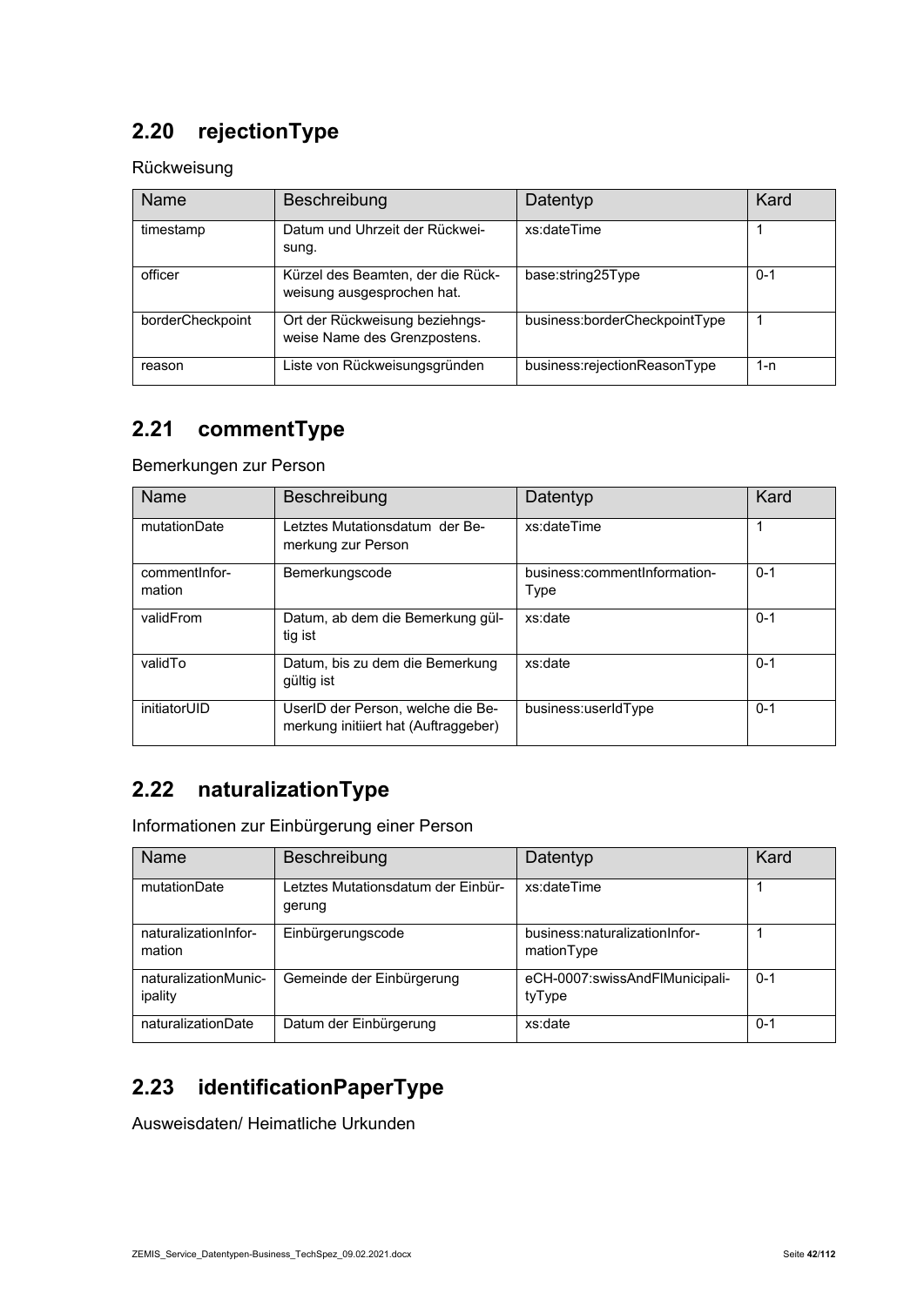## 2.20 rejectionType

Rückweisung

| Name | Beschreibung | Datentyp | Kard |
| --- | --- | --- | --- |
| timestamp | Datum und Uhrzeit der Rückweisung. | xs:dateTime | 1 |
| officer | Kürzel des Beamten, der die Rückweisung ausgesprochen hat. | base:string25Type | 0-1 |
| borderCheckpoint | Ort der Rückweisung beziehngsweise Name des Grenzpostens. | business:borderCheckpointType | 1 |
| reason | Liste von Rückweisungsgründen | business:rejectionReasonType | 1-n |

## 2.21 commentType

Bemerkungen zur Person

| Name | Beschreibung | Datentyp | Kard |
| --- | --- | --- | --- |
| mutationDate | Letztes Mutationsdatum der Bemerkung zur Person | xs:dateTime | 1 |
| commentInformation | Bemerkungscode | business:commentInformationType | 0-1 |
| validFrom | Datum, ab dem die Bemerkung gültig ist | xs:date | 0-1 |
| validTo | Datum, bis zu dem die Bemerkung gültig ist | xs:date | 0-1 |
| initiatorUID | UserID der Person, welche die Bemerkung initiiert hat (Auftraggeber) | business:userIdType | 0-1 |

## 2.22 naturalizationType

Informationen zur Einbürgerung einer Person

| Name | Beschreibung | Datentyp | Kard |
| --- | --- | --- | --- |
| mutationDate | Letztes Mutationsdatum der Einbürgerung | xs:dateTime | 1 |
| naturalizationInformation | Einbürgerungscode | business:naturalizationInformationType | 1 |
| naturalizationMunicipality | Gemeinde der Einbürgerung | eCH-0007:swissAndFlMunicipalityType | 0-1 |
| naturalizationDate | Datum der Einbürgerung | xs:date | 0-1 |

## 2.23 identificationPaperType

Ausweisdaten/ Heimatliche Urkunden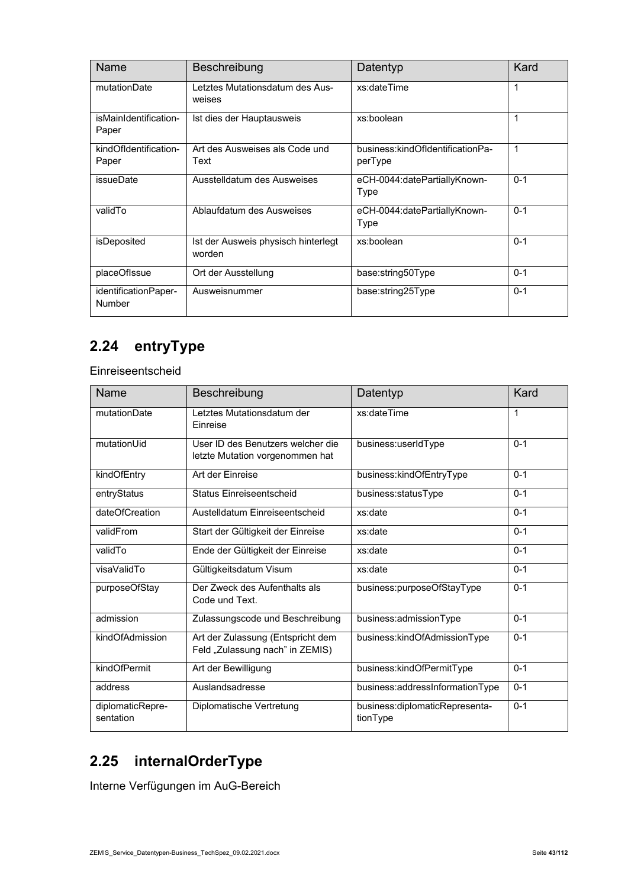| Name | Beschreibung | Datentyp | Kard |
|---|---|---|---|
| mutationDate | Letztes Mutationsdatum des Ausweises | xs:dateTime | 1 |
| isMainIdentification-Paper | Ist dies der Hauptausweis | xs:boolean | 1 |
| kindOfIdentification-Paper | Art des Ausweises als Code und Text | business:kindOfIdentificationPaperType | 1 |
| issueDate | Ausstelldatum des Ausweises | eCH-0044:datePartiallyKnown-Type | 0-1 |
| validTo | Ablaufdatum des Ausweises | eCH-0044:datePartiallyKnown-Type | 0-1 |
| isDeposited | Ist der Ausweis physisch hinterlegt worden | xs:boolean | 0-1 |
| placeOfIssue | Ort der Ausstellung | base:string50Type | 0-1 |
| identificationPaper-Number | Ausweisnummer | base:string25Type | 0-1 |

## 2.24 entryType

Einreiseentscheid

| Name | Beschreibung | Datentyp | Kard |
|---|---|---|---|
| mutationDate | Letztes Mutationsdatum der Einreise | xs:dateTime | 1 |
| mutationUid | User ID des Benutzers welcher die letzte Mutation vorgenommen hat | business:userIdType | 0-1 |
| kindOfEntry | Art der Einreise | business:kindOfEntryType | 0-1 |
| entryStatus | Status Einreiseentscheid | business:statusType | 0-1 |
| dateOfCreation | Austelldatum Einreiseentscheid | xs:date | 0-1 |
| validFrom | Start der Gültigkeit der Einreise | xs:date | 0-1 |
| validTo | Ende der Gültigkeit der Einreise | xs:date | 0-1 |
| visaValidTo | Gültigkeitsdatum Visum | xs:date | 0-1 |
| purposeOfStay | Der Zweck des Aufenthalts als Code und Text. | business:purposeOfStayType | 0-1 |
| admission | Zulassungscode und Beschreibung | business:admissionType | 0-1 |
| kindOfAdmission | Art der Zulassung (Entspricht dem Feld „Zulassung nach" in ZEMIS) | business:kindOfAdmissionType | 0-1 |
| kindOfPermit | Art der Bewilligung | business:kindOfPermitType | 0-1 |
| address | Auslandsadresse | business:addressInformationType | 0-1 |
| diplomaticRepre-sentation | Diplomatische Vertretung | business:diplomaticRepresentationType | 0-1 |

## 2.25 internalOrderType

Interne Verfügungen im AuG-Bereich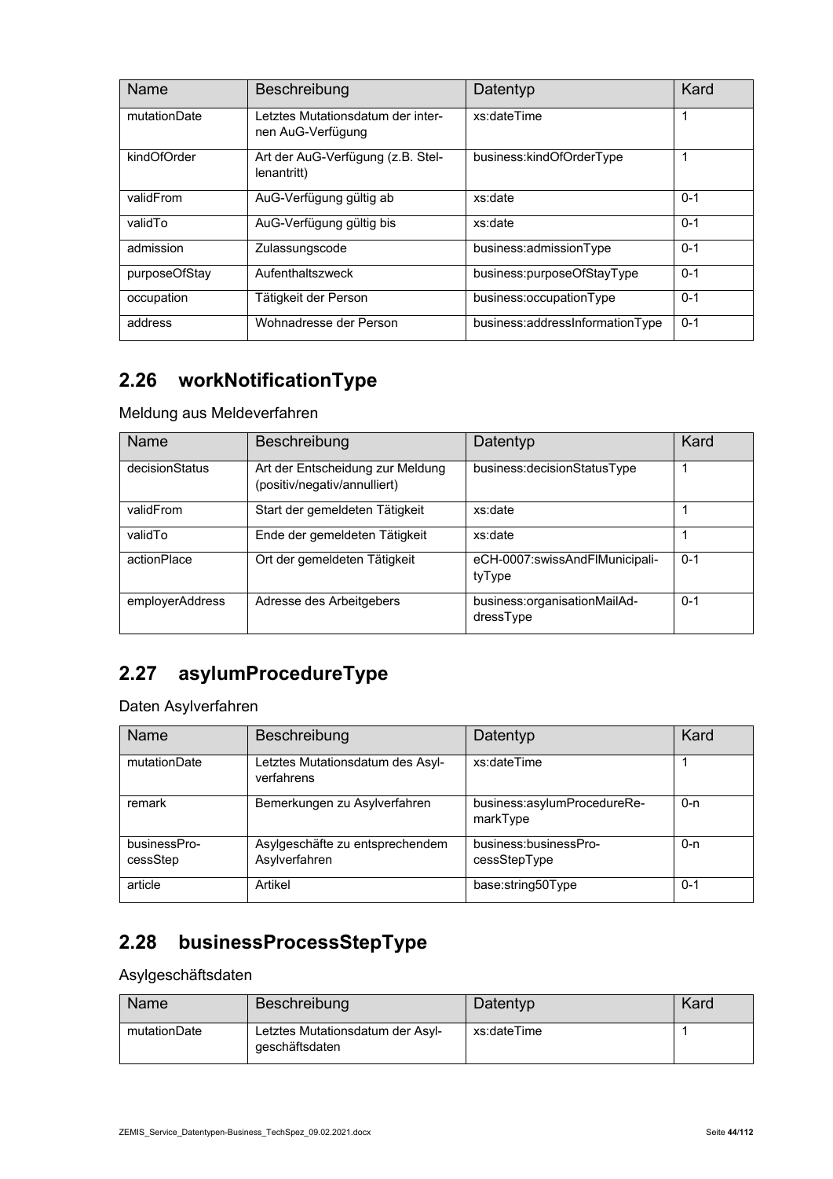| Name | Beschreibung | Datentyp | Kard |
|---|---|---|---|
| mutationDate | Letztes Mutationsdatum der internen AuG-Verfügung | xs:dateTime | 1 |
| kindOfOrder | Art der AuG-Verfügung (z.B. Stellenantritt) | business:kindOfOrderType | 1 |
| validFrom | AuG-Verfügung gültig ab | xs:date | 0-1 |
| validTo | AuG-Verfügung gültig bis | xs:date | 0-1 |
| admission | Zulassungscode | business:admissionType | 0-1 |
| purposeOfStay | Aufenthaltszweck | business:purposeOfStayType | 0-1 |
| occupation | Tätigkeit der Person | business:occupationType | 0-1 |
| address | Wohnadresse der Person | business:addressInformationType | 0-1 |

## 2.26 workNotificationType

Meldung aus Meldeverfahren

| Name | Beschreibung | Datentyp | Kard |
|---|---|---|---|
| decisionStatus | Art der Entscheidung zur Meldung (positiv/negativ/annulliert) | business:decisionStatusType | 1 |
| validFrom | Start der gemeldeten Tätigkeit | xs:date | 1 |
| validTo | Ende der gemeldeten Tätigkeit | xs:date | 1 |
| actionPlace | Ort der gemeldeten Tätigkeit | eCH-0007:swissAndFlMunicipalityType | 0-1 |
| employerAddress | Adresse des Arbeitgebers | business:organisationMailAddressType | 0-1 |

## 2.27 asylumProcedureType

Daten Asylverfahren

| Name | Beschreibung | Datentyp | Kard |
|---|---|---|---|
| mutationDate | Letztes Mutationsdatum des Asylverfahrens | xs:dateTime | 1 |
| remark | Bemerkungen zu Asylverfahren | business:asylumProcedureRemarkType | 0-n |
| businessProcessStep | Asylgeschäfte zu entsprechendem Asylverfahren | business:businessProcessStepType | 0-n |
| article | Artikel | base:string50Type | 0-1 |

## 2.28 businessProcessStepType

Asylgeschäftsdaten

| Name | Beschreibung | Datentyp | Kard |
|---|---|---|---|
| mutationDate | Letztes Mutationsdatum der Asylgeschäftsdaten | xs:dateTime | 1 |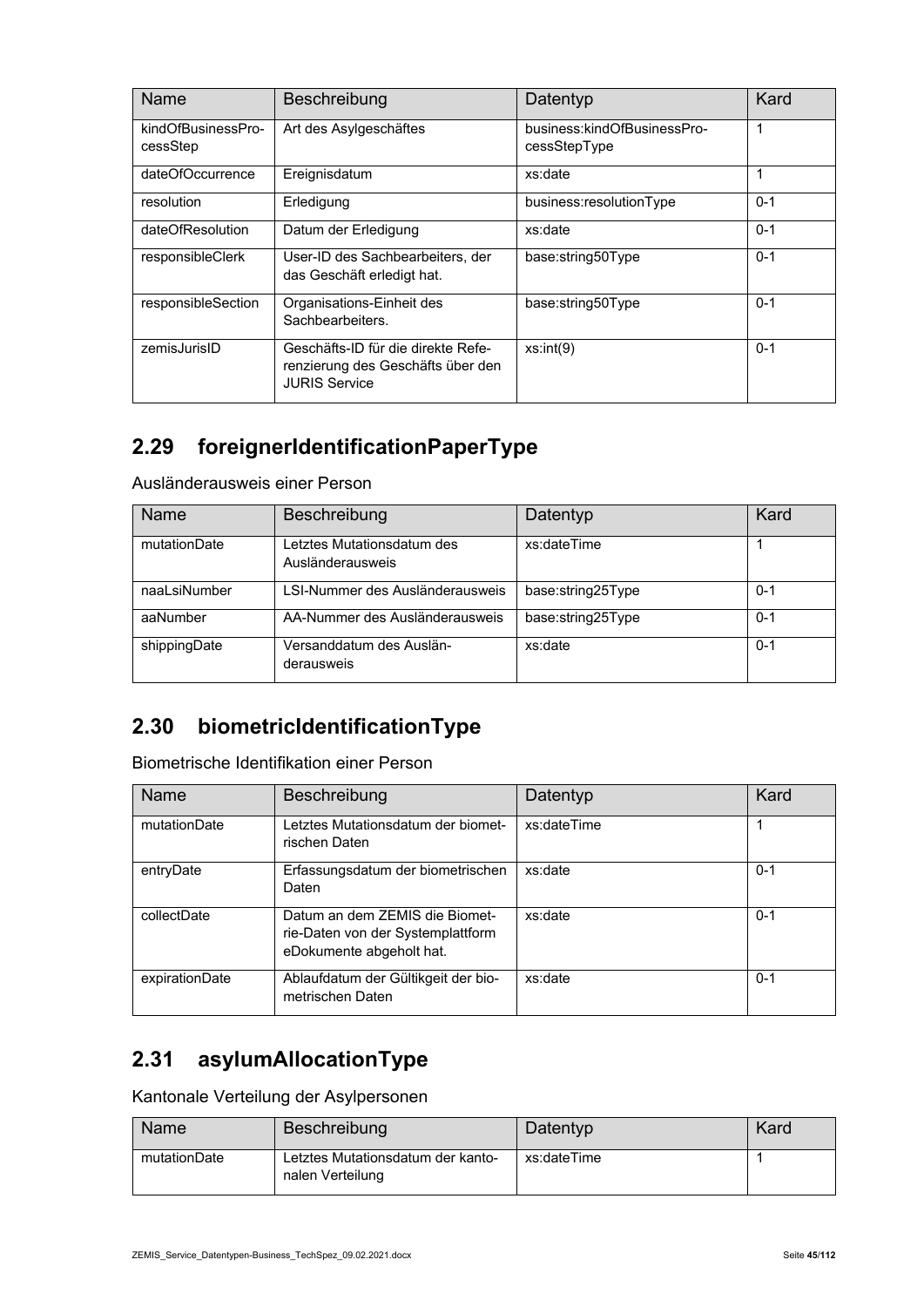| Name | Beschreibung | Datentyp | Kard |
| --- | --- | --- | --- |
| kindOfBusinessProcessStep | Art des Asylgeschäftes | business:kindOfBusinessProcessStepType | 1 |
| dateOfOccurrence | Ereignisdatum | xs:date | 1 |
| resolution | Erledigung | business:resolutionType | 0-1 |
| dateOfResolution | Datum der Erledigung | xs:date | 0-1 |
| responsibleClerk | User-ID des Sachbearbeiters, der das Geschäft erledigt hat. | base:string50Type | 0-1 |
| responsibleSection | Organisations-Einheit des Sachbearbeiters. | base:string50Type | 0-1 |
| zemisJurisID | Geschäfts-ID für die direkte Referenzierung des Geschäfts über den JURIS Service | xs:int(9) | 0-1 |

## 2.29 foreignerIdentificationPaperType

Ausländerausweis einer Person

| Name | Beschreibung | Datentyp | Kard |
| --- | --- | --- | --- |
| mutationDate | Letztes Mutationsdatum des Ausländerausweis | xs:dateTime | 1 |
| naaLsiNumber | LSI-Nummer des Ausländerausweis | base:string25Type | 0-1 |
| aaNumber | AA-Nummer des Ausländerausweis | base:string25Type | 0-1 |
| shippingDate | Versanddatum des Ausländerausweis | xs:date | 0-1 |

## 2.30 biometricIdentificationType

Biometrische Identifikation einer Person

| Name | Beschreibung | Datentyp | Kard |
| --- | --- | --- | --- |
| mutationDate | Letztes Mutationsdatum der biometrischen Daten | xs:dateTime | 1 |
| entryDate | Erfassungsdatum der biometrischen Daten | xs:date | 0-1 |
| collectDate | Datum an dem ZEMIS die Biometrie-Daten von der Systemplattform eDokumente abgeholt hat. | xs:date | 0-1 |
| expirationDate | Ablaufdatum der Gültikgeit der biometrischen Daten | xs:date | 0-1 |

## 2.31 asylumAllocationType

Kantonale Verteilung der Asylpersonen

| Name | Beschreibung | Datentyp | Kard |
| --- | --- | --- | --- |
| mutationDate | Letztes Mutationsdatum der kantonalen Verteilung | xs:dateTime | 1 |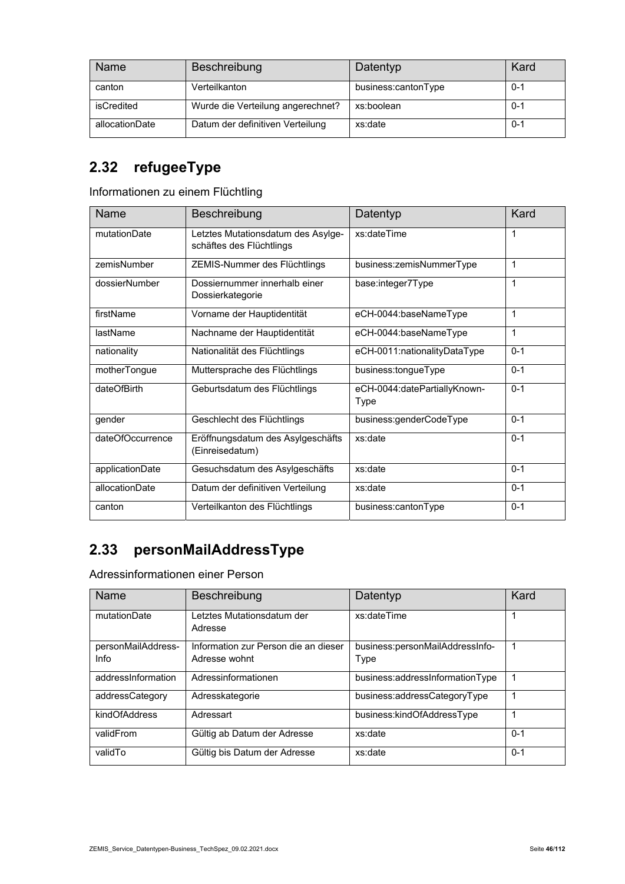| Name | Beschreibung | Datentyp | Kard |
|---|---|---|---|
| canton | Verteilkanton | business:cantonType | 0-1 |
| isCredited | Wurde die Verteilung angerechnet? | xs:boolean | 0-1 |
| allocationDate | Datum der definitiven Verteilung | xs:date | 0-1 |

## 2.32 refugeeType

Informationen zu einem Flüchtling

| Name | Beschreibung | Datentyp | Kard |
|---|---|---|---|
| mutationDate | Letztes Mutationsdatum des Asylgeschäftes des Flüchtlings | xs:dateTime | 1 |
| zemisNumber | ZEMIS-Nummer des Flüchtlings | business:zemisNummerType | 1 |
| dossierNumber | Dossiernummer innerhalb einer Dossierkategorie | base:integer7Type | 1 |
| firstName | Vorname der Hauptidentität | eCH-0044:baseNameType | 1 |
| lastName | Nachname der Hauptidentität | eCH-0044:baseNameType | 1 |
| nationality | Nationalität des Flüchtlings | eCH-0011:nationalityDataType | 0-1 |
| motherTongue | Muttersprache des Flüchtlings | business:tongueType | 0-1 |
| dateOfBirth | Geburtsdatum des Flüchtlings | eCH-0044:datePartiallyKnownType | 0-1 |
| gender | Geschlecht des Flüchtlings | business:genderCodeType | 0-1 |
| dateOfOccurrence | Eröffnungsdatum des Asylgeschäfts (Einreisedatum) | xs:date | 0-1 |
| applicationDate | Gesuchsdatum des Asylgeschäfts | xs:date | 0-1 |
| allocationDate | Datum der definitiven Verteilung | xs:date | 0-1 |
| canton | Verteilkanton des Flüchtlings | business:cantonType | 0-1 |

## 2.33 personMailAddressType

Adressinformationen einer Person

| Name | Beschreibung | Datentyp | Kard |
|---|---|---|---|
| mutationDate | Letztes Mutationsdatum der Adresse | xs:dateTime | 1 |
| personMailAddressInfo | Information zur Person die an dieser Adresse wohnt | business:personMailAddressInfoType | 1 |
| addressInformation | Adressinformationen | business:addressInformationType | 1 |
| addressCategory | Adresskategorie | business:addressCategoryType | 1 |
| kindOfAddress | Adressart | business:kindOfAddressType | 1 |
| validFrom | Gültig ab Datum der Adresse | xs:date | 0-1 |
| validTo | Gültig bis Datum der Adresse | xs:date | 0-1 |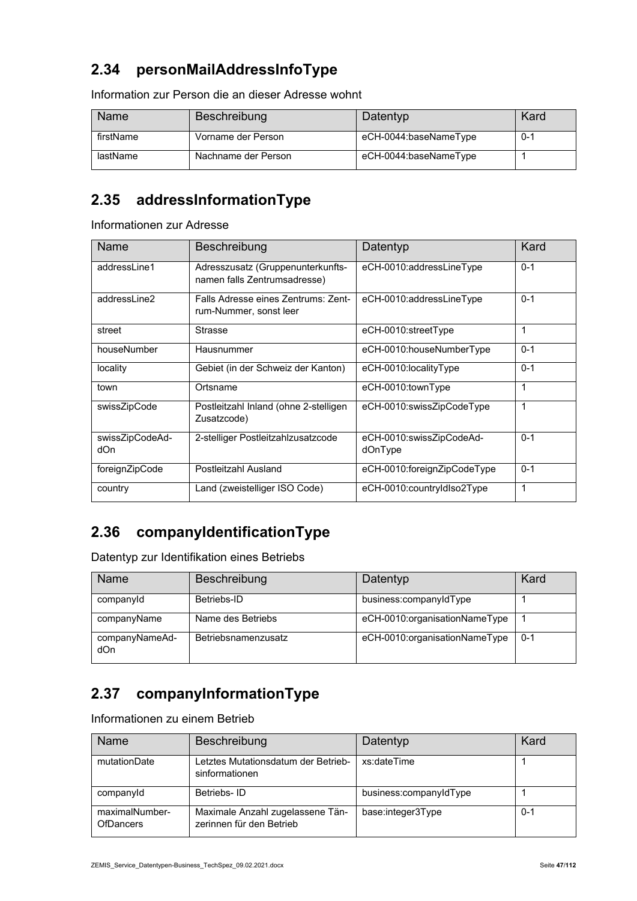## 2.34 personMailAddressInfoType

Information zur Person die an dieser Adresse wohnt

| Name | Beschreibung | Datentyp | Kard |
| --- | --- | --- | --- |
| firstName | Vorname der Person | eCH-0044:baseNameType | 0-1 |
| lastName | Nachname der Person | eCH-0044:baseNameType | 1 |

## 2.35 addressInformationType

Informationen zur Adresse

| Name | Beschreibung | Datentyp | Kard |
| --- | --- | --- | --- |
| addressLine1 | Adresszusatz (Gruppenunterkunfts-namen falls Zentrumsadresse) | eCH-0010:addressLineType | 0-1 |
| addressLine2 | Falls Adresse eines Zentrums: Zent-rum-Nummer, sonst leer | eCH-0010:addressLineType | 0-1 |
| street | Strasse | eCH-0010:streetType | 1 |
| houseNumber | Hausnummer | eCH-0010:houseNumberType | 0-1 |
| locality | Gebiet (in der Schweiz der Kanton) | eCH-0010:localityType | 0-1 |
| town | Ortsname | eCH-0010:townType | 1 |
| swissZipCode | Postleitzahl Inland (ohne 2-stelligen Zusatzcode) | eCH-0010:swissZipCodeType | 1 |
| swissZipCodeAd-dOn | 2-stelliger Postleitzahlzusatzcode | eCH-0010:swissZipCodeAd-dOnType | 0-1 |
| foreignZipCode | Postleitzahl Ausland | eCH-0010:foreignZipCodeType | 0-1 |
| country | Land (zweistelliger ISO Code) | eCH-0010:countryIdIso2Type | 1 |

## 2.36 companyIdentificationType

Datentyp zur Identifikation eines Betriebs

| Name | Beschreibung | Datentyp | Kard |
| --- | --- | --- | --- |
| companyId | Betriebs-ID | business:companyIdType | 1 |
| companyName | Name des Betriebs | eCH-0010:organisationNameType | 1 |
| companyNameAd-dOn | Betriebsnamenzusatz | eCH-0010:organisationNameType | 0-1 |

## 2.37 companyInformationType

Informationen zu einem Betrieb

| Name | Beschreibung | Datentyp | Kard |
| --- | --- | --- | --- |
| mutationDate | Letztes Mutationsdatum der Betrieb-sinformationen | xs:dateTime | 1 |
| companyId | Betriebs- ID | business:companyIdType | 1 |
| maximalNumber-OfDancers | Maximale Anzahl zugelassene Tän-zerinnen für den Betrieb | base:integer3Type | 0-1 |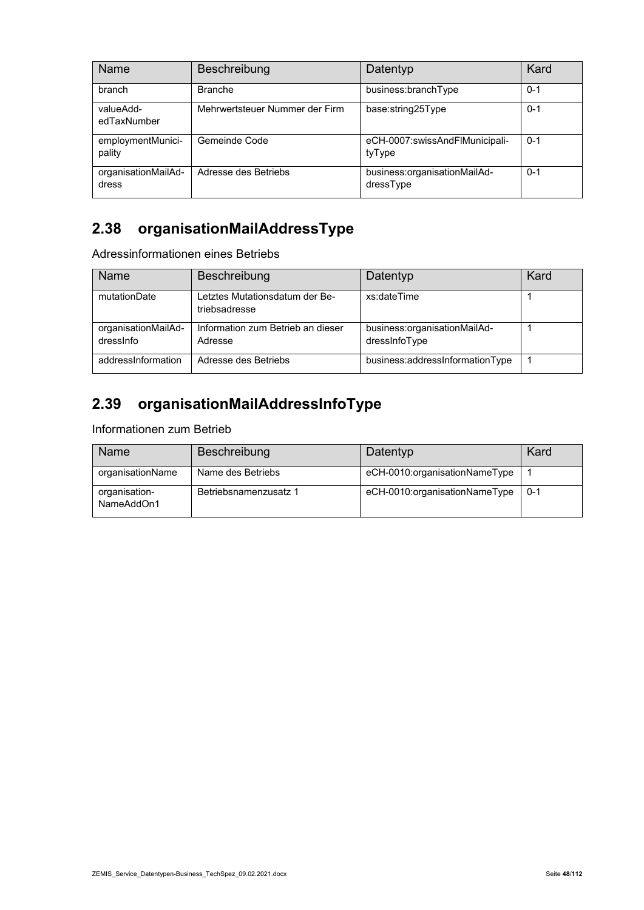| Name | Beschreibung | Datentyp | Kard |
| --- | --- | --- | --- |
| branch | Branche | business:branchType | 0-1 |
| valueAddedTaxNumber | Mehrwertsteuer Nummer der Firm | base:string25Type | 0-1 |
| employmentMunicipality | Gemeinde Code | eCH-0007:swissAndFlMunicipalityType | 0-1 |
| organisationMailAddress | Adresse des Betriebs | business:organisationMailAddressType | 0-1 |

## 2.38 organisationMailAddressType

Adressinformationen eines Betriebs

| Name | Beschreibung | Datentyp | Kard |
| --- | --- | --- | --- |
| mutationDate | Letztes Mutationsdatum der Betriebsadresse | xs:dateTime | 1 |
| organisationMailAddressInfo | Information zum Betrieb an dieser Adresse | business:organisationMailAddressInfoType | 1 |
| addressInformation | Adresse des Betriebs | business:addressInformationType | 1 |

## 2.39 organisationMailAddressInfoType

Informationen zum Betrieb

| Name | Beschreibung | Datentyp | Kard |
| --- | --- | --- | --- |
| organisationName | Name des Betriebs | eCH-0010:organisationNameType | 1 |
| organisationNameAddOn1 | Betriebsnamenzusatz 1 | eCH-0010:organisationNameType | 0-1 |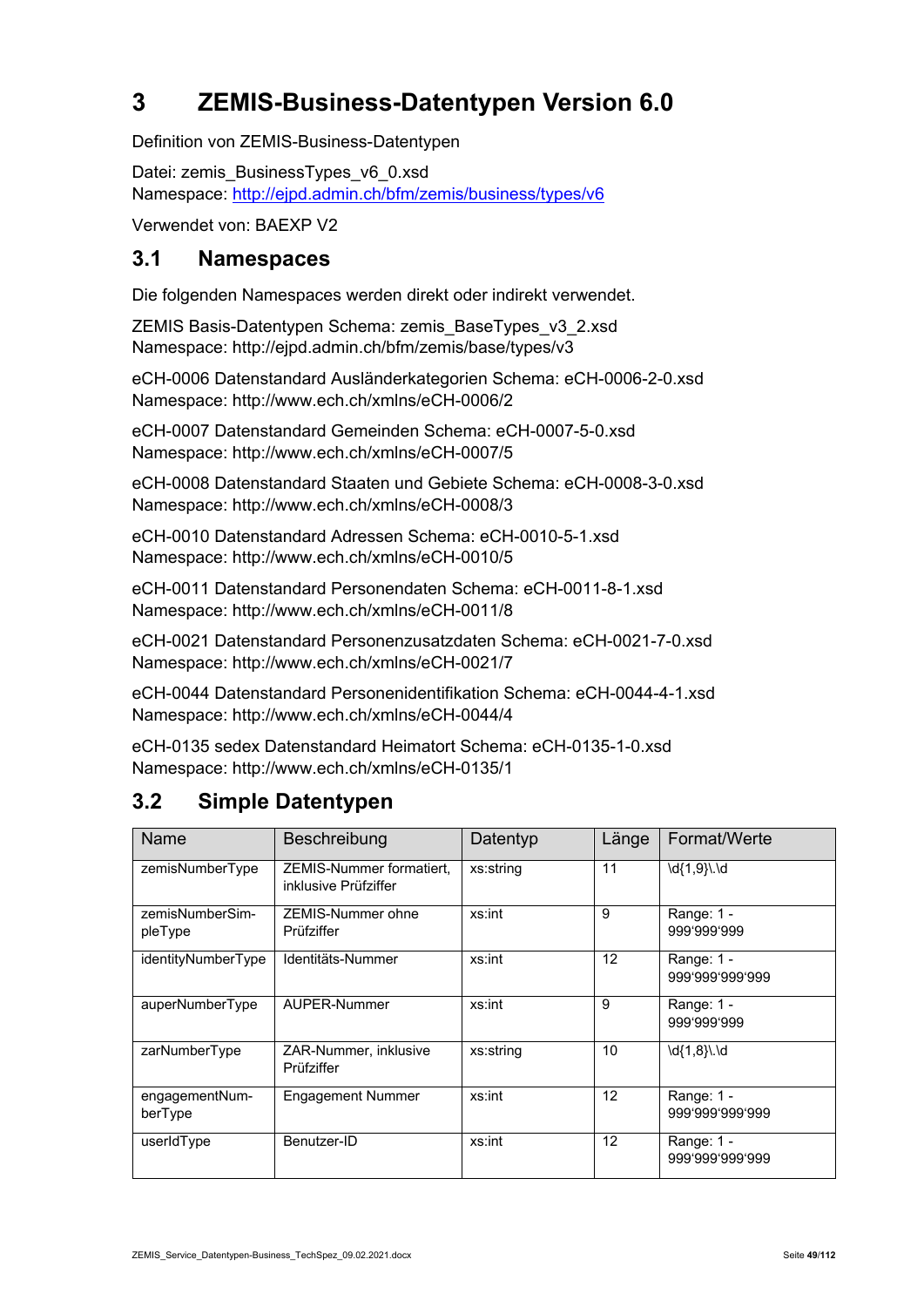# 3 ZEMIS-Business-Datentypen Version 6.0

Definition von ZEMIS-Business-Datentypen

Datei: zemis_BusinessTypes_v6_0.xsd
Namespace: http://ejpd.admin.ch/bfm/zemis/business/types/v6

Verwendet von: BAEXP V2

## 3.1 Namespaces

Die folgenden Namespaces werden direkt oder indirekt verwendet.

ZEMIS Basis-Datentypen Schema: zemis_BaseTypes_v3_2.xsd
Namespace: http://ejpd.admin.ch/bfm/zemis/base/types/v3

eCH-0006 Datenstandard Ausländerkategorien Schema: eCH-0006-2-0.xsd
Namespace: http://www.ech.ch/xmlns/eCH-0006/2

eCH-0007 Datenstandard Gemeinden Schema: eCH-0007-5-0.xsd
Namespace: http://www.ech.ch/xmlns/eCH-0007/5

eCH-0008 Datenstandard Staaten und Gebiete Schema: eCH-0008-3-0.xsd
Namespace: http://www.ech.ch/xmlns/eCH-0008/3

eCH-0010 Datenstandard Adressen Schema: eCH-0010-5-1.xsd
Namespace: http://www.ech.ch/xmlns/eCH-0010/5

eCH-0011 Datenstandard Personendaten Schema: eCH-0011-8-1.xsd
Namespace: http://www.ech.ch/xmlns/eCH-0011/8

eCH-0021 Datenstandard Personenzusatzdaten Schema: eCH-0021-7-0.xsd
Namespace: http://www.ech.ch/xmlns/eCH-0021/7

eCH-0044 Datenstandard Personenidentifikation Schema: eCH-0044-4-1.xsd
Namespace: http://www.ech.ch/xmlns/eCH-0044/4

eCH-0135 sedex Datenstandard Heimatort Schema: eCH-0135-1-0.xsd
Namespace: http://www.ech.ch/xmlns/eCH-0135/1

## 3.2 Simple Datentypen

| Name | Beschreibung | Datentyp | Länge | Format/Werte |
|---|---|---|---|---|
| zemisNumberType | ZEMIS-Nummer formatiert, inklusive Prüfziffer | xs:string | 11 | \d{1,9}\.\d |
| zemisNumberSimpleType | ZEMIS-Nummer ohne Prüfziffer | xs:int | 9 | Range: 1 - 999'999'999 |
| identityNumberType | Identitäts-Nummer | xs:int | 12 | Range: 1 - 999'999'999'999 |
| auperNumberType | AUPER-Nummer | xs:int | 9 | Range: 1 - 999'999'999 |
| zarNumberType | ZAR-Nummer, inklusive Prüfziffer | xs:string | 10 | \d{1,8}\.\d |
| engagementNumberType | Engagement Nummer | xs:int | 12 | Range: 1 - 999'999'999'999 |
| userIdType | Benutzer-ID | xs:int | 12 | Range: 1 - 999'999'999'999 |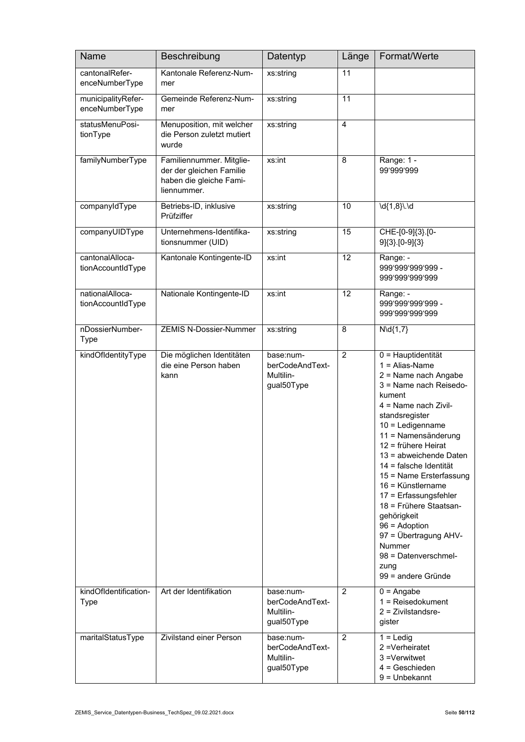| Name | Beschreibung | Datentyp | Länge | Format/Werte |
|---|---|---|---|---|
| cantonalReferenceNumberType | Kantonale Referenz-Nummer | xs:string | 11 | |
| municipalityReferenceNumberType | Gemeinde Referenz-Nummer | xs:string | 11 | |
| statusMenuPositionType | Menuposition, mit welcher die Person zuletzt mutiert wurde | xs:string | 4 | |
| familyNumberType | Familiennummer. Mitglieder der gleichen Familie haben die gleiche Familiennummer. | xs:int | 8 | Range: 1 - 99'999'999 |
| companyIdType | Betriebs-ID, inklusive Prüfziffer | xs:string | 10 | \d{1,8}\.\d |
| companyUIDType | Unternehmens-Identifikationsnummer (UID) | xs:string | 15 | CHE-[0-9]{3}.[0-9]{3}.[0-9]{3} |
| cantonalAllocationAccountIdType | Kantonale Kontingente-ID | xs:int | 12 | Range: -999'999'999'999 - 999'999'999'999 |
| nationalAllocationAccountIdType | Nationale Kontingente-ID | xs:int | 12 | Range: -999'999'999'999 - 999'999'999'999 |
| nDossierNumberType | ZEMIS N-Dossier-Nummer | xs:string | 8 | N\d{1,7} |
| kindOfIdentityType | Die möglichen Identitäten die eine Person haben kann | base:numberCodeAndTextMultilingual50Type | 2 | 0 = Hauptidentität<br>1 = Alias-Name<br>2 = Name nach Angabe<br>3 = Name nach Reisedokument<br>4 = Name nach Zivilstandsregister<br>10 = Ledigenname<br>11 = Namensänderung<br>12 = frühere Heirat<br>13 = abweichende Daten<br>14 = falsche Identität<br>15 = Name Ersterfassung<br>16 = Künstlername<br>17 = Erfassungsfehler<br>18 = Frühere Staatsangehörigkeit<br>96 = Adoption<br>97 = Übertragung AHV-Nummer<br>98 = Datenverschmelzung<br>99 = andere Gründe |
| kindOfIdentificationType | Art der Identifikation | base:numberCodeAndTextMultilingual50Type | 2 | 0 = Angabe<br>1 = Reisedokument<br>2 = Zivilstandsregister |
| maritalStatusType | Zivilstand einer Person | base:numberCodeAndTextMultilingual50Type | 2 | 1 = Ledig<br>2 =Verheiratet<br>3 =Verwitwet<br>4 = Geschieden<br>9 = Unbekannt |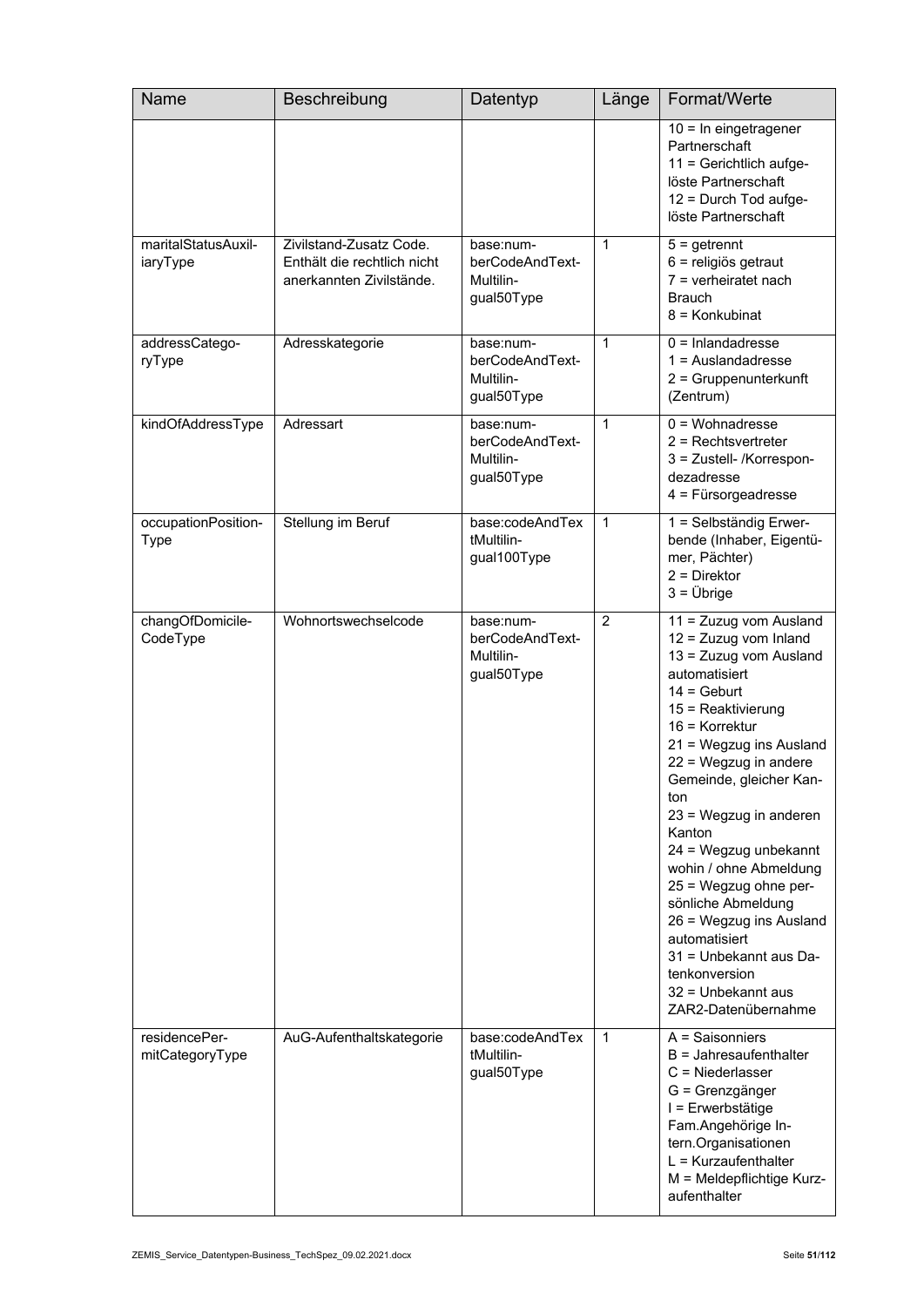| Name | Beschreibung | Datentyp | Länge | Format/Werte |
|---|---|---|---|---|
| | | | | 10 = In eingetragener Partnerschaft<br>11 = Gerichtlich aufgelöste Partnerschaft<br>12 = Durch Tod aufgelöste Partnerschaft |
| maritalStatusAuxiliaryType | Zivilstand-Zusatz Code. Enthält die rechtlich nicht anerkannten Zivilstände. | base:numberCodeAndTextMultilingual50Type | 1 | 5 = getrennt<br>6 = religiös getraut<br>7 = verheiratet nach Brauch<br>8 = Konkubinat |
| addressCategoryType | Adresskategorie | base:numberCodeAndTextMultilingual50Type | 1 | 0 = Inlandadresse<br>1 = Auslandadresse<br>2 = Gruppenunterkunft (Zentrum) |
| kindOfAddressType | Adressart | base:numberCodeAndTextMultilingual50Type | 1 | 0 = Wohnadresse<br>2 = Rechtsvertreter<br>3 = Zustell- /Korrespondezadresse<br>4 = Fürsorgeadresse |
| occupationPositionType | Stellung im Beruf | base:codeAndTextMultilingual100Type | 1 | 1 = Selbständig Erwerbende (Inhaber, Eigentümer, Pächter)<br>2 = Direktor<br>3 = Übrige |
| changOfDomicileCodeType | Wohnortswechselcode | base:numberCodeAndTextMultilingual50Type | 2 | 11 = Zuzug vom Ausland<br>12 = Zuzug vom Inland<br>13 = Zuzug vom Ausland automatisiert<br>14 = Geburt<br>15 = Reaktivierung<br>16 = Korrektur<br>21 = Wegzug ins Ausland<br>22 = Wegzug in andere Gemeinde, gleicher Kanton<br>23 = Wegzug in anderen Kanton<br>24 = Wegzug unbekannt wohin / ohne Abmeldung<br>25 = Wegzug ohne persönliche Abmeldung<br>26 = Wegzug ins Ausland automatisiert<br>31 = Unbekannt aus Datenkonversion<br>32 = Unbekannt aus ZAR2-Datenübernahme |
| residencePermitCategoryType | AuG-Aufenthaltskategorie | base:codeAndTextMultilingual50Type | 1 | A = Saisonniers<br>B = Jahresaufenthalter<br>C = Niederlasser<br>G = Grenzgänger<br>I = Erwerbstätige Fam.Angehörige Intern.Organisationen<br>L = Kurzaufenthalter<br>M = Meldepflichtige Kurzaufenthalter |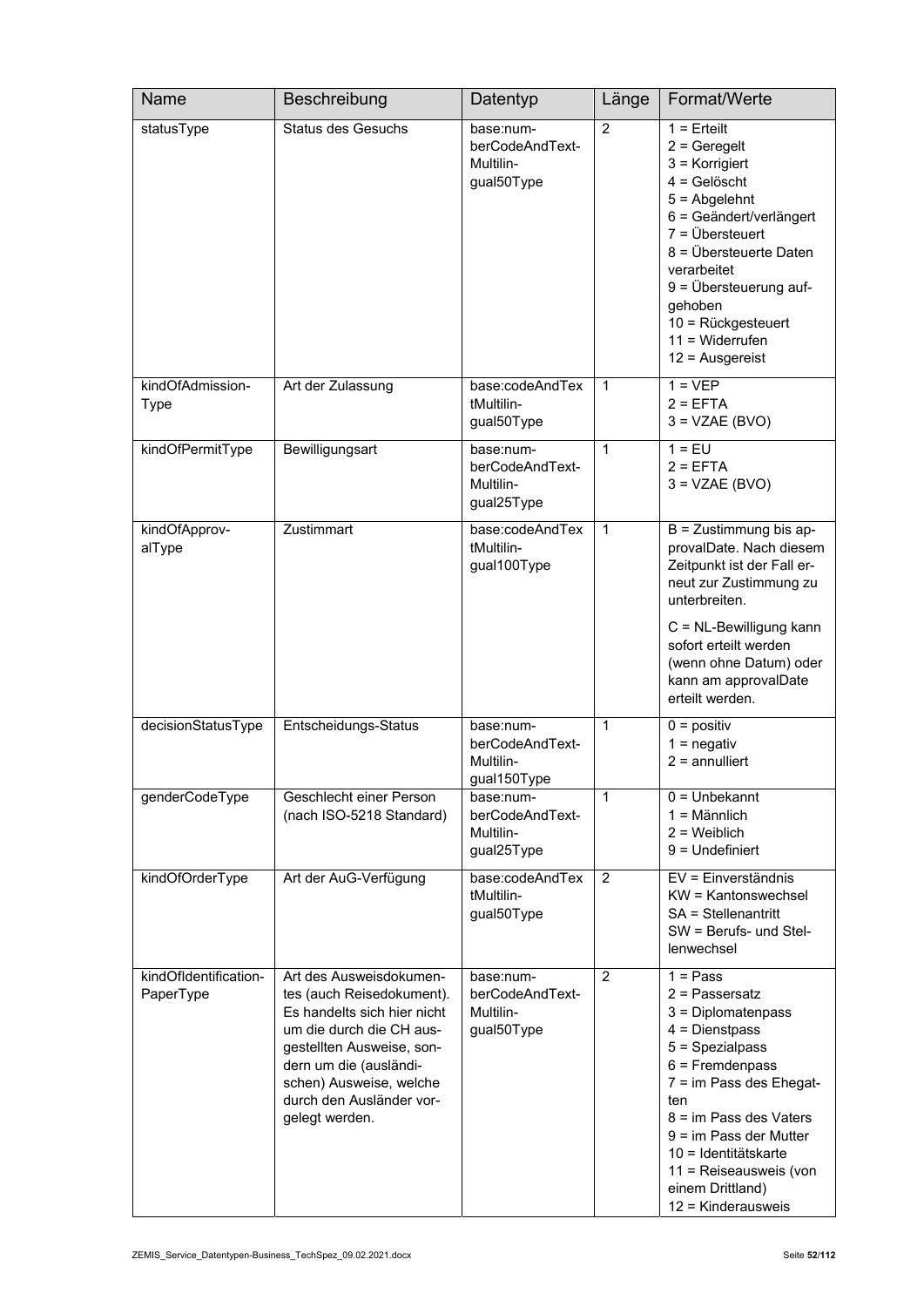| Name | Beschreibung | Datentyp | Länge | Format/Werte |
|---|---|---|---|---|
| statusType | Status des Gesuchs | base:numberCodeAndTextMultilingual50Type | 2 | 1 = Erteilt<br>2 = Geregelt<br>3 = Korrigiert<br>4 = Gelöscht<br>5 = Abgelehnt<br>6 = Geändert/verlängert<br>7 = Übersteuert<br>8 = Übersteuerte Daten verarbeitet<br>9 = Übersteuerung aufgehoben<br>10 = Rückgesteuert<br>11 = Widerrufen<br>12 = Ausgereist |
| kindOfAdmissionType | Art der Zulassung | base:codeAndTextMultilingual50Type | 1 | 1 = VEP<br>2 = EFTA<br>3 = VZAE (BVO) |
| kindOfPermitType | Bewilligungsart | base:numberCodeAndTextMultilingual25Type | 1 | 1 = EU<br>2 = EFTA<br>3 = VZAE (BVO) |
| kindOfApprovalType | Zustimmart | base:codeAndTextMultilingual100Type | 1 | B = Zustimmung bis approvalDate. Nach diesem Zeitpunkt ist der Fall erneut zur Zustimmung zu unterbreiten.<br><br>C = NL-Bewilligung kann sofort erteilt werden (wenn ohne Datum) oder kann am approvalDate erteilt werden. |
| decisionStatusType | Entscheidungs-Status | base:numberCodeAndTextMultilingual150Type | 1 | 0 = positiv<br>1 = negativ<br>2 = annulliert |
| genderCodeType | Geschlecht einer Person (nach ISO-5218 Standard) | base:numberCodeAndTextMultilingual25Type | 1 | 0 = Unbekannt<br>1 = Männlich<br>2 = Weiblich<br>9 = Undefiniert |
| kindOfOrderType | Art der AuG-Verfügung | base:codeAndTextMultilingual50Type | 2 | EV = Einverständnis<br>KW = Kantonswechsel<br>SA = Stellenantritt<br>SW = Berufs- und Stellenwechsel |
| kindOfIdentificationPaperType | Art des Ausweisdokumentes (auch Reisedokument). Es handelts sich hier nicht um die durch die CH ausgestellten Ausweise, sondern um die (ausländischen) Ausweise, welche durch den Ausländer vorgelegt werden. | base:numberCodeAndTextMultilingual50Type | 2 | 1 = Pass<br>2 = Passersatz<br>3 = Diplomatenpass<br>4 = Dienstpass<br>5 = Spezialpass<br>6 = Fremdenpass<br>7 = im Pass des Ehegatten<br>8 = im Pass des Vaters<br>9 = im Pass der Mutter<br>10 = Identitätskarte<br>11 = Reiseausweis (von einem Drittland)<br>12 = Kinderausweis |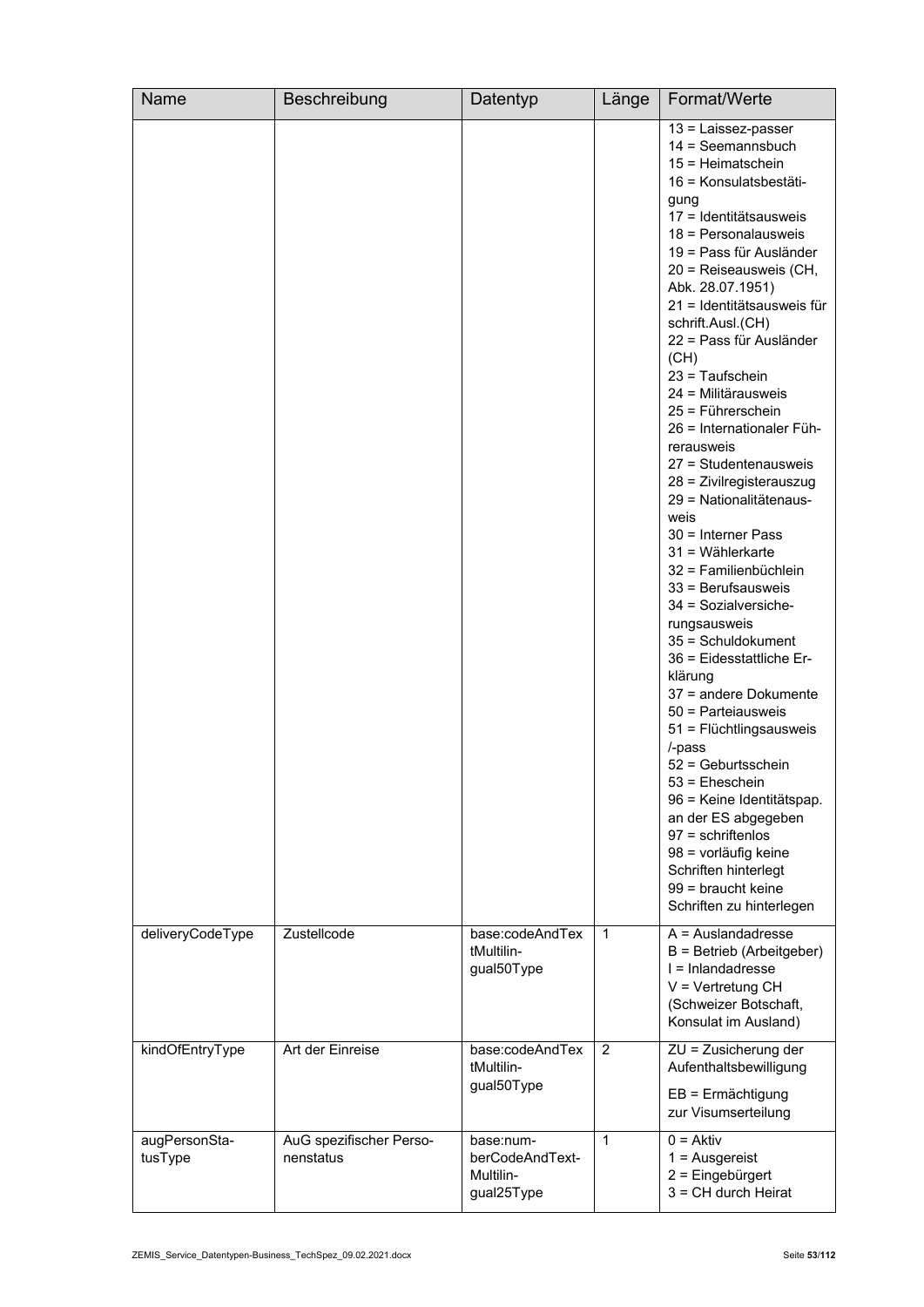| Name | Beschreibung | Datentyp | Länge | Format/Werte |
|---|---|---|---|---|
| | | | | 13 = Laissez-passer<br>14 = Seemannsbuch<br>15 = Heimatschein<br>16 = Konsulatsbestätigung<br>17 = Identitätsausweis<br>18 = Personalausweis<br>19 = Pass für Ausländer<br>20 = Reiseausweis (CH, Abk. 28.07.1951)<br>21 = Identitätsausweis für schrift.Ausl.(CH)<br>22 = Pass für Ausländer (CH)<br>23 = Taufschein<br>24 = Militärausweis<br>25 = Führerschein<br>26 = Internationaler Führerausweis<br>27 = Studentenausweis<br>28 = Zivilregisterauszug<br>29 = Nationalitätenausweis<br>30 = Interner Pass<br>31 = Wählerkarte<br>32 = Familienbüchlein<br>33 = Berufsausweis<br>34 = Sozialversicherungsausweis<br>35 = Schuldokument<br>36 = Eidesstattliche Erklärung<br>37 = andere Dokumente<br>50 = Parteiausweis<br>51 = Flüchtlingsausweis /-pass<br>52 = Geburtsschein<br>53 = Eheschein<br>96 = Keine Identitätspap. an der ES abgegeben<br>97 = schriftenlos<br>98 = vorläufig keine Schriften hinterlegt<br>99 = braucht keine Schriften zu hinterlegen |
| deliveryCodeType | Zustellcode | base:codeAndTextMultilingual50Type | 1 | A = Auslandadresse<br>B = Betrieb (Arbeitgeber)<br>I = Inlandadresse<br>V = Vertretung CH (Schweizer Botschaft, Konsulat im Ausland) |
| kindOfEntryType | Art der Einreise | base:codeAndTextMultilingual50Type | 2 | ZU = Zusicherung der Aufenthaltsbewilligung<br>EB = Ermächtigung zur Visumserteilung |
| augPersonStatusType | AuG spezifischer Personenstatus | base:numberCodeAndTextMultilingual25Type | 1 | 0 = Aktiv<br>1 = Ausgereist<br>2 = Eingebürgert<br>3 = CH durch Heirat |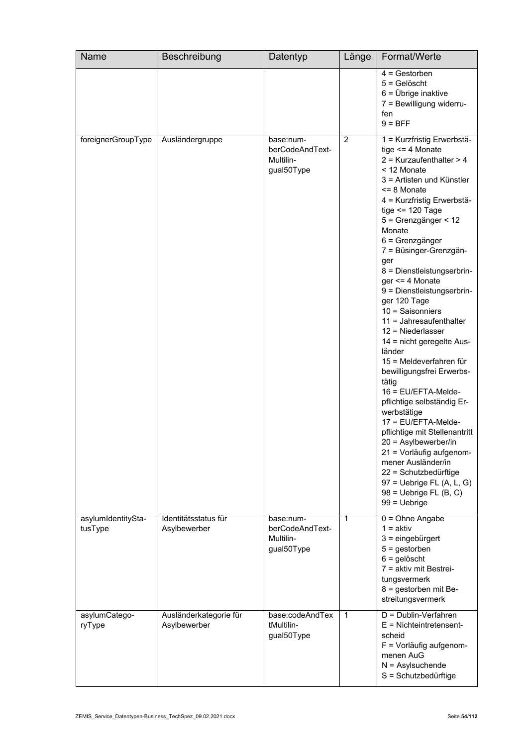| Name | Beschreibung | Datentyp | Länge | Format/Werte |
| --- | --- | --- | --- | --- |
| | | | | 4 = Gestorben<br>5 = Gelöscht<br>6 = Übrige inaktive<br>7 = Bewilligung widerrufen<br>9 = BFF |
| foreignerGroupType | Ausländergruppe | base:numberCodeAndTextMultilingual50Type | 2 | 1 = Kurzfristig Erwerbstätige <= 4 Monate<br>2 = Kurzaufenthalter > 4 < 12 Monate<br>3 = Artisten und Künstler <= 8 Monate<br>4 = Kurzfristig Erwerbstätige <= 120 Tage<br>5 = Grenzgänger < 12 Monate<br>6 = Grenzgänger<br>7 = Büsinger-Grenzgänger<br>8 = Dienstleistungserbringer <= 4 Monate<br>9 = Dienstleistungserbringer 120 Tage<br>10 = Saisonniers<br>11 = Jahresaufenthalter<br>12 = Niederlasser<br>14 = nicht geregelte Ausländer<br>15 = Meldeverfahren für bewilligungsfrei Erwerbstätig<br>16 = EU/EFTA-Meldepflichtige selbständig Erwerbstätige<br>17 = EU/EFTA-Meldepflichtige mit Stellenantritt<br>20 = Asylbewerber/in<br>21 = Vorläufig aufgenommener Ausländer/in<br>22 = Schutzbedürftige<br>97 = Uebrige FL (A, L, G)<br>98 = Uebrige FL (B, C)<br>99 = Uebrige |
| asylumIdentityStatusType | Identitätsstatus für Asylbewerber | base:numberCodeAndTextMultilingual50Type | 1 | 0 = Ohne Angabe<br>1 = aktiv<br>3 = eingebürgert<br>5 = gestorben<br>6 = gelöscht<br>7 = aktiv mit Bestreitungsvermerk<br>8 = gestorben mit Bestreitungsvermerk |
| asylumCategoryType | Ausländerkategorie für Asylbewerber | base:codeAndTextMultilingual50Type | 1 | D = Dublin-Verfahren<br>E = Nichteintretensentscheid<br>F = Vorläufig aufgenommenen AuG<br>N = Asylsuchende<br>S = Schutzbedürftige |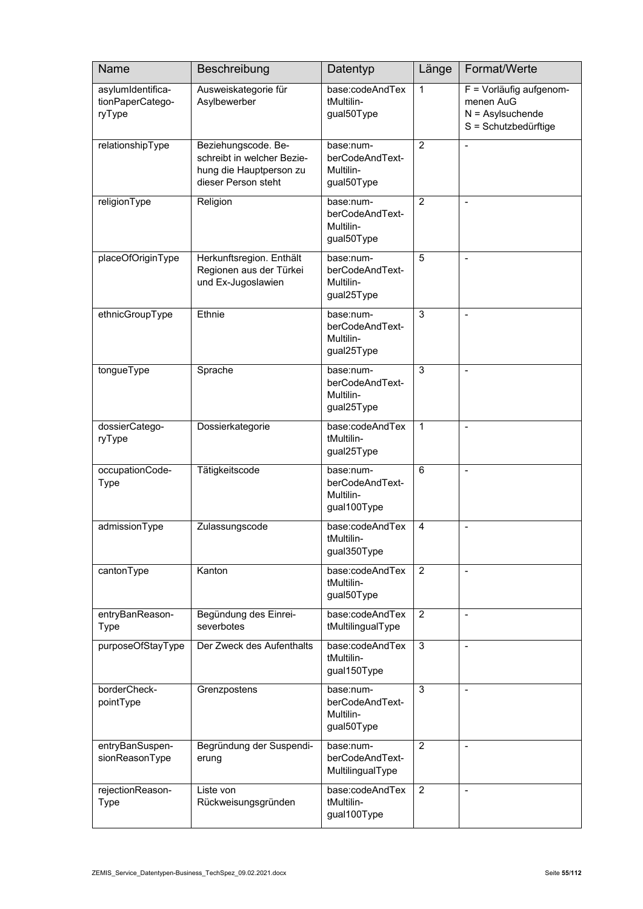| Name | Beschreibung | Datentyp | Länge | Format/Werte |
|---|---|---|---|---|
| asylumIdentificationPaperCategoryType | Ausweiskategorie für Asylbewerber | base:codeAndTextMultilingual50Type | 1 | F = Vorläufig aufgenommenen AuG<br>N = Asylsuchende<br>S = Schutzbedürftige |
| relationshipType | Beziehungscode. Beschreibt in welcher Beziehung die Hauptperson zu dieser Person steht | base:numberCodeAndTextMultilingual50Type | 2 | - |
| religionType | Religion | base:numberCodeAndTextMultilingual50Type | 2 | - |
| placeOfOriginType | Herkunftsregion. Enthält Regionen aus der Türkei und Ex-Jugoslawien | base:numberCodeAndTextMultilingual25Type | 5 | - |
| ethnicGroupType | Ethnie | base:numberCodeAndTextMultilingual25Type | 3 | - |
| tongueType | Sprache | base:numberCodeAndTextMultilingual25Type | 3 | - |
| dossierCategoryType | Dossierkategorie | base:codeAndTextMultilingual25Type | 1 | - |
| occupationCodeType | Tätigkeitscode | base:numberCodeAndTextMultilingual100Type | 6 | - |
| admissionType | Zulassungscode | base:codeAndTextMultilingual350Type | 4 | - |
| cantonType | Kanton | base:codeAndTextMultilingual50Type | 2 | - |
| entryBanReasonType | Begündung des Einreiseverbotes | base:codeAndTextMultilingualType | 2 | - |
| purposeOfStayType | Der Zweck des Aufenthalts | base:codeAndTextMultilingual150Type | 3 | - |
| borderCheckpointType | Grenzpostens | base:numberCodeAndTextMultilingual50Type | 3 | - |
| entryBanSuspensionReasonType | Begründung der Suspendierung | base:numberCodeAndTextMultilingualType | 2 | - |
| rejectionReasonType | Liste von Rückweisungsgründen | base:codeAndTextMultilingual100Type | 2 | - |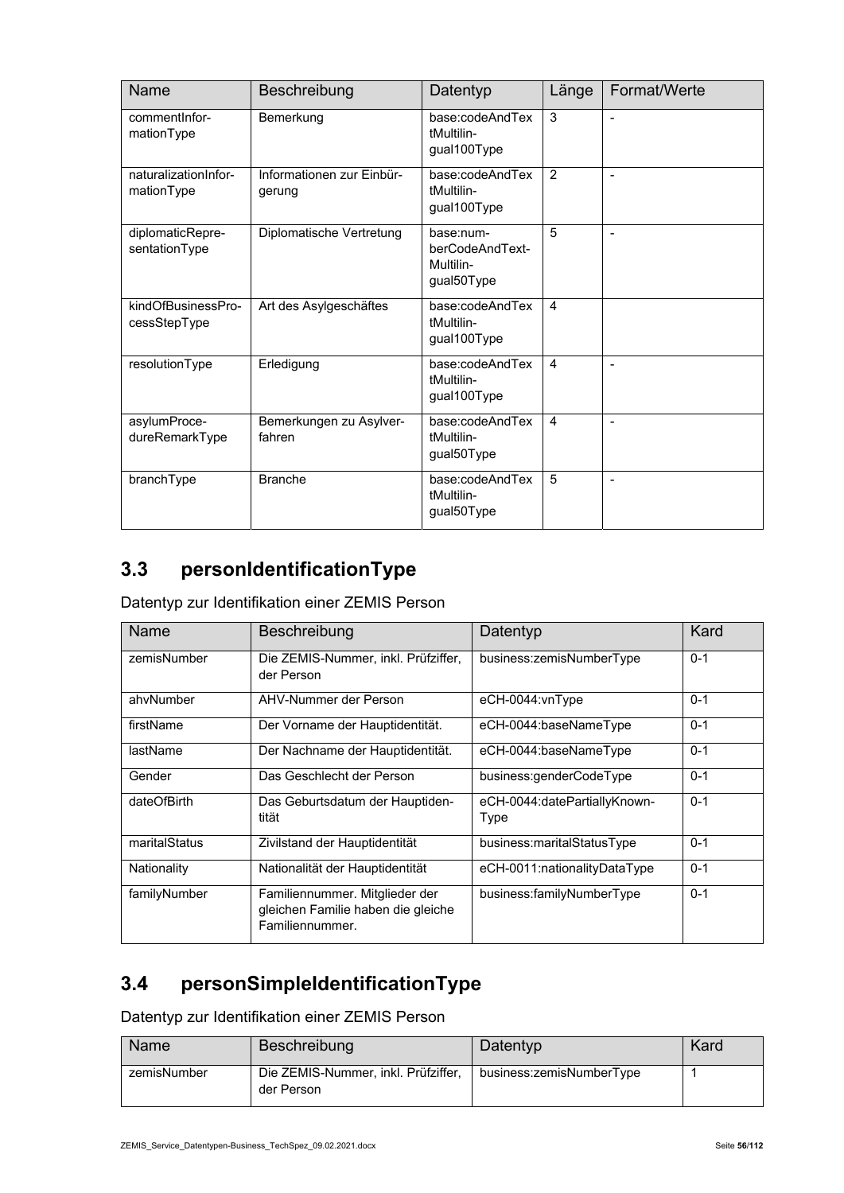| Name | Beschreibung | Datentyp | Länge | Format/Werte |
|---|---|---|---|---|
| commentInformationType | Bemerkung | base:codeAndTextMultilingual100Type | 3 | - |
| naturalizationInformationType | Informationen zur Einbürgerung | base:codeAndTextMultilingual100Type | 2 | - |
| diplomaticRepresentationType | Diplomatische Vertretung | base:numberCodeAndTextMultilingual50Type | 5 | - |
| kindOfBusinessProcessStepType | Art des Asylgeschäftes | base:codeAndTextMultilingual100Type | 4 | |
| resolutionType | Erledigung | base:codeAndTextMultilingual100Type | 4 | - |
| asylumProcedureRemarkType | Bemerkungen zu Asylverfahren | base:codeAndTextMultilingual50Type | 4 | - |
| branchType | Branche | base:codeAndTextMultilingual50Type | 5 | - |

## 3.3 personIdentificationType

Datentyp zur Identifikation einer ZEMIS Person

| Name | Beschreibung | Datentyp | Kard |
|---|---|---|---|
| zemisNumber | Die ZEMIS-Nummer, inkl. Prüfziffer, der Person | business:zemisNumberType | 0-1 |
| ahvNumber | AHV-Nummer der Person | eCH-0044:vnType | 0-1 |
| firstName | Der Vorname der Hauptidentität. | eCH-0044:baseNameType | 0-1 |
| lastName | Der Nachname der Hauptidentität. | eCH-0044:baseNameType | 0-1 |
| Gender | Das Geschlecht der Person | business:genderCodeType | 0-1 |
| dateOfBirth | Das Geburtsdatum der Hauptidentität | eCH-0044:datePartiallyKnownType | 0-1 |
| maritalStatus | Zivilstand der Hauptidentität | business:maritalStatusType | 0-1 |
| Nationality | Nationalität der Hauptidentität | eCH-0011:nationalityDataType | 0-1 |
| familyNumber | Familiennummer. Mitglieder der gleichen Familie haben die gleiche Familiennummer. | business:familyNumberType | 0-1 |

## 3.4 personSimpleIdentificationType

Datentyp zur Identifikation einer ZEMIS Person

| Name | Beschreibung | Datentyp | Kard |
|---|---|---|---|
| zemisNumber | Die ZEMIS-Nummer, inkl. Prüfziffer, der Person | business:zemisNumberType | 1 |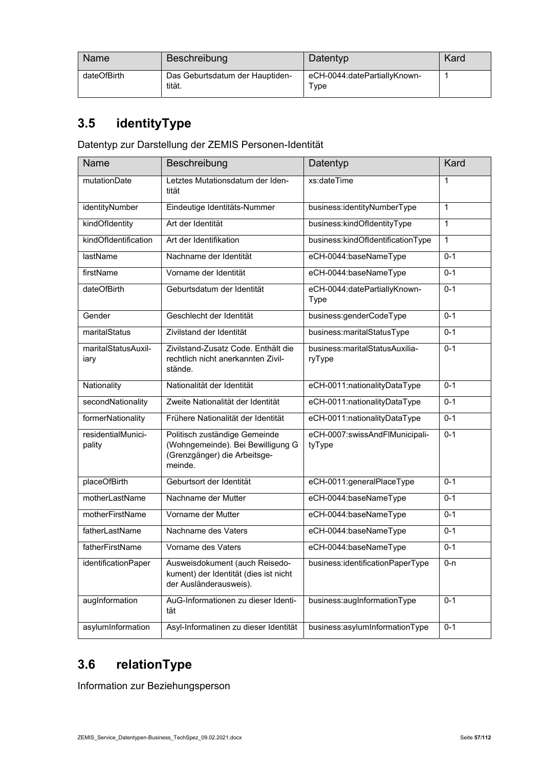| Name | Beschreibung | Datentyp | Kard |
|---|---|---|---|
| dateOfBirth | Das Geburtsdatum der Hauptidentität. | eCH-0044:datePartiallyKnownType | 1 |

## 3.5 identityType

Datentyp zur Darstellung der ZEMIS Personen-Identität

| Name | Beschreibung | Datentyp | Kard |
|---|---|---|---|
| mutationDate | Letztes Mutationsdatum der Identität | xs:dateTime | 1 |
| identityNumber | Eindeutige Identitäts-Nummer | business:identityNumberType | 1 |
| kindOfIdentity | Art der Identität | business:kindOfIdentityType | 1 |
| kindOfIdentification | Art der Identifikation | business:kindOfIdentificationType | 1 |
| lastName | Nachname der Identität | eCH-0044:baseNameType | 0-1 |
| firstName | Vorname der Identität | eCH-0044:baseNameType | 0-1 |
| dateOfBirth | Geburtsdatum der Identität | eCH-0044:datePartiallyKnownType | 0-1 |
| Gender | Geschlecht der Identität | business:genderCodeType | 0-1 |
| maritalStatus | Zivilstand der Identität | business:maritalStatusType | 0-1 |
| maritalStatusAuxiliary | Zivilstand-Zusatz Code. Enthält die rechtlich nicht anerkannten Zivilstände. | business:maritalStatusAuxiliaryType | 0-1 |
| Nationality | Nationalität der Identität | eCH-0011:nationalityDataType | 0-1 |
| secondNationality | Zweite Nationalität der Identität | eCH-0011:nationalityDataType | 0-1 |
| formerNationality | Frühere Nationalität der Identität | eCH-0011:nationalityDataType | 0-1 |
| residentialMunicipality | Politisch zuständige Gemeinde (Wohngemeinde). Bei Bewilligung G (Grenzgänger) die Arbeitsgemeinde. | eCH-0007:swissAndFlMunicipalityType | 0-1 |
| placeOfBirth | Geburtsort der Identität | eCH-0011:generalPlaceType | 0-1 |
| motherLastName | Nachname der Mutter | eCH-0044:baseNameType | 0-1 |
| motherFirstName | Vorname der Mutter | eCH-0044:baseNameType | 0-1 |
| fatherLastName | Nachname des Vaters | eCH-0044:baseNameType | 0-1 |
| fatherFirstName | Vorname des Vaters | eCH-0044:baseNameType | 0-1 |
| identificationPaper | Ausweisdokument (auch Reisedokument) der Identität (dies ist nicht der Ausländerausweis). | business:identificationPaperType | 0-n |
| augInformation | AuG-Informationen zu dieser Identität | business:augInformationType | 0-1 |
| asylumInformation | Asyl-Informatinen zu dieser Identität | business:asylumInformationType | 0-1 |

## 3.6 relationType

Information zur Beziehungsperson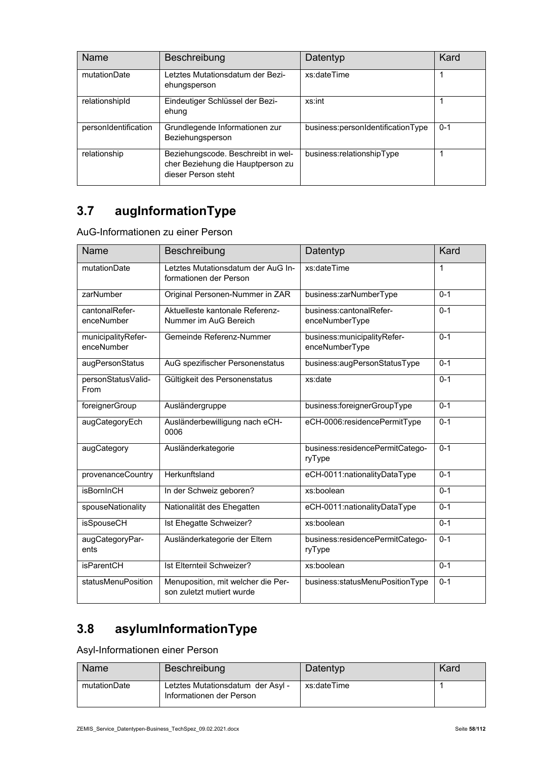| Name | Beschreibung | Datentyp | Kard |
|---|---|---|---|
| mutationDate | Letztes Mutationsdatum der Beziehungsperson | xs:dateTime | 1 |
| relationshipId | Eindeutiger Schlüssel der Beziehung | xs:int | 1 |
| personIdentification | Grundlegende Informationen zur Beziehungsperson | business:personIdentificationType | 0-1 |
| relationship | Beziehungscode. Beschreibt in welcher Beziehung die Hauptperson zu dieser Person steht | business:relationshipType | 1 |

## 3.7 augInformationType

AuG-Informationen zu einer Person

| Name | Beschreibung | Datentyp | Kard |
|---|---|---|---|
| mutationDate | Letztes Mutationsdatum der AuG Informationen der Person | xs:dateTime | 1 |
| zarNumber | Original Personen-Nummer in ZAR | business:zarNumberType | 0-1 |
| cantonalReferenceNumber | Aktuelleste kantonale Referenz-Nummer im AuG Bereich | business:cantonalReferenceNumberType | 0-1 |
| municipalityReferenceNumber | Gemeinde Referenz-Nummer | business:municipalityReferenceNumberType | 0-1 |
| augPersonStatus | AuG spezifischer Personenstatus | business:augPersonStatusType | 0-1 |
| personStatusValidFrom | Gültigkeit des Personenstatus | xs:date | 0-1 |
| foreignerGroup | Ausländergruppe | business:foreignerGroupType | 0-1 |
| augCategoryEch | Ausländerbewilligung nach eCH-0006 | eCH-0006:residencePermitType | 0-1 |
| augCategory | Ausländerkategorie | business:residencePermitCategoryType | 0-1 |
| provenanceCountry | Herkunftsland | eCH-0011:nationalityDataType | 0-1 |
| isBornInCH | In der Schweiz geboren? | xs:boolean | 0-1 |
| spouseNationality | Nationalität des Ehegatten | eCH-0011:nationalityDataType | 0-1 |
| isSpouseCH | Ist Ehegatte Schweizer? | xs:boolean | 0-1 |
| augCategoryParents | Ausländerkategorie der Eltern | business:residencePermitCategoryType | 0-1 |
| isParentCH | Ist Elternteil Schweizer? | xs:boolean | 0-1 |
| statusMenuPosition | Menuposition, mit welcher die Person zuletzt mutiert wurde | business:statusMenuPositionType | 0-1 |

## 3.8 asylumInformationType

Asyl-Informationen einer Person

| Name | Beschreibung | Datentyp | Kard |
|---|---|---|---|
| mutationDate | Letztes Mutationsdatum der Asyl - Informationen der Person | xs:dateTime | 1 |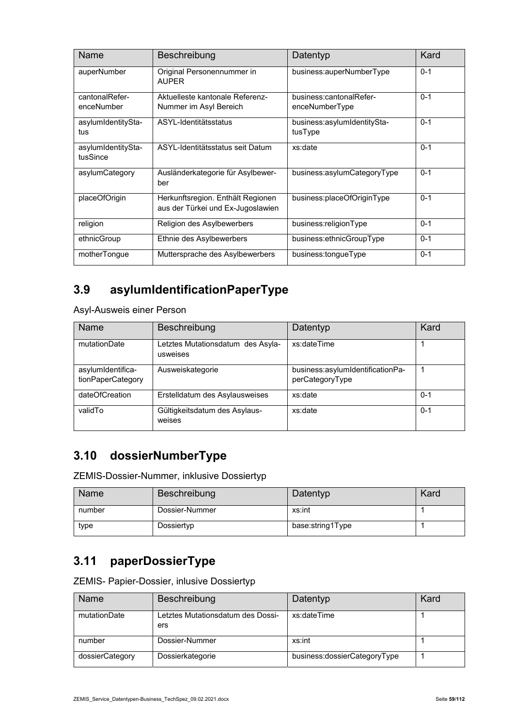| Name | Beschreibung | Datentyp | Kard |
|---|---|---|---|
| auperNumber | Original Personennummer in AUPER | business:auperNumberType | 0-1 |
| cantonalReferenceNumber | Aktuelleste kantonale Referenz-Nummer im Asyl Bereich | business:cantonalReferenceNumberType | 0-1 |
| asylumIdentityStatus | ASYL-Identitätsstatus | business:asylumIdentityStatusType | 0-1 |
| asylumIdentityStatusSince | ASYL-Identitätsstatus seit Datum | xs:date | 0-1 |
| asylumCategory | Ausländerkategorie für Asylbewerber | business:asylumCategoryType | 0-1 |
| placeOfOrigin | Herkunftsregion. Enthält Regionen aus der Türkei und Ex-Jugoslawien | business:placeOfOriginType | 0-1 |
| religion | Religion des Asylbewerbers | business:religionType | 0-1 |
| ethnicGroup | Ethnie des Asylbewerbers | business:ethnicGroupType | 0-1 |
| motherTongue | Muttersprache des Asylbewerbers | business:tongueType | 0-1 |

## 3.9 asylumIdentificationPaperType

Asyl-Ausweis einer Person

| Name | Beschreibung | Datentyp | Kard |
|---|---|---|---|
| mutationDate | Letztes Mutationsdatum des Asylausweises | xs:dateTime | 1 |
| asylumIdentificationPaperCategory | Ausweiskategorie | business:asylumIdentificationPaperCategoryType | 1 |
| dateOfCreation | Erstelldatum des Asylausweises | xs:date | 0-1 |
| validTo | Gültigkeitsdatum des Asylausweises | xs:date | 0-1 |

## 3.10 dossierNumberType

ZEMIS-Dossier-Nummer, inklusive Dossiertyp

| Name | Beschreibung | Datentyp | Kard |
|---|---|---|---|
| number | Dossier-Nummer | xs:int | 1 |
| type | Dossiertyp | base:string1Type | 1 |

## 3.11 paperDossierType

ZEMIS- Papier-Dossier, inlusive Dossiertyp

| Name | Beschreibung | Datentyp | Kard |
|---|---|---|---|
| mutationDate | Letztes Mutationsdatum des Dossiers | xs:dateTime | 1 |
| number | Dossier-Nummer | xs:int | 1 |
| dossierCategory | Dossierkategorie | business:dossierCategoryType | 1 |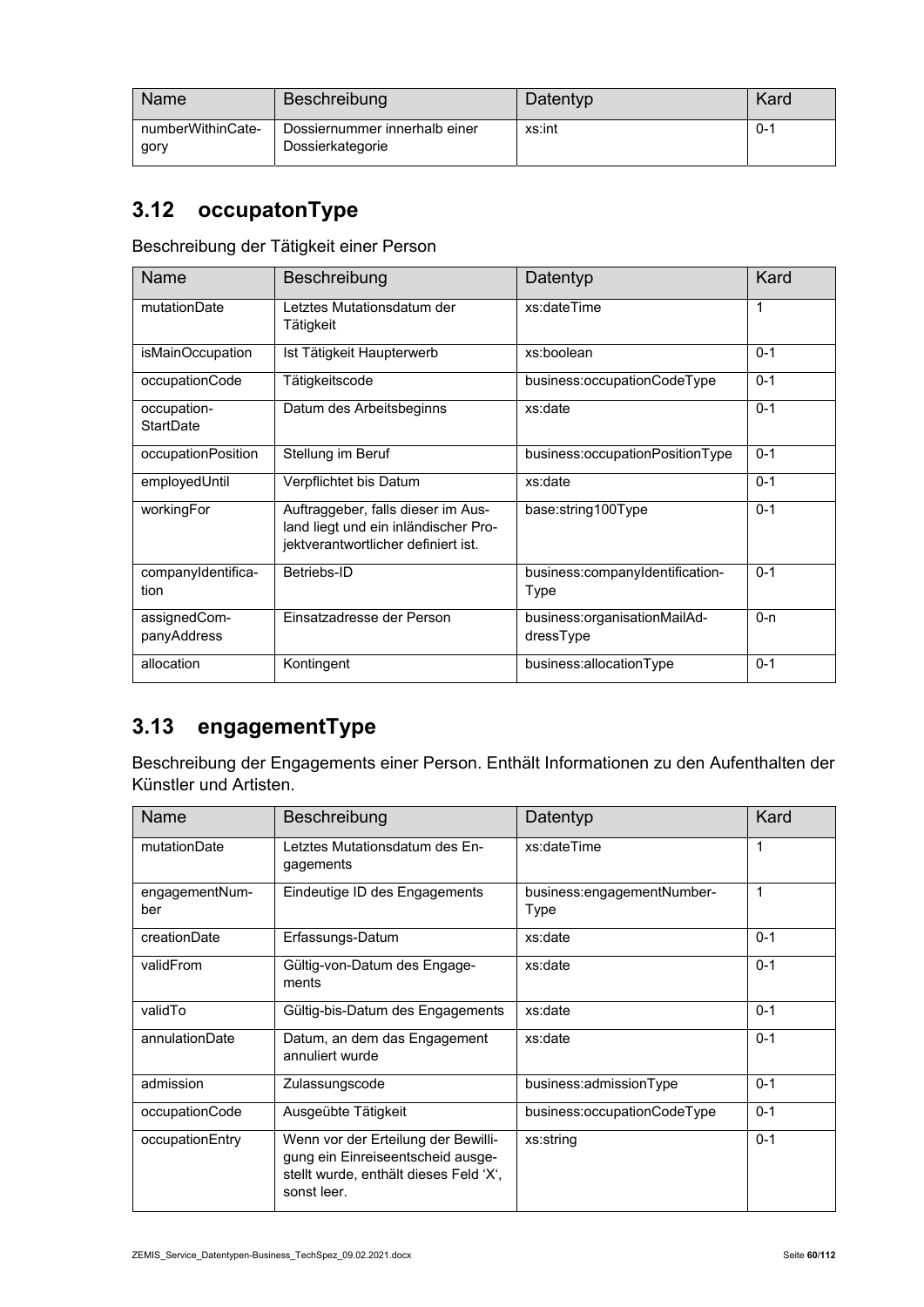| Name | Beschreibung | Datentyp | Kard |
|---|---|---|---|
| numberWithinCategory | Dossiernummer innerhalb einer Dossierkategorie | xs:int | 0-1 |

## 3.12 occupatonType

Beschreibung der Tätigkeit einer Person

| Name | Beschreibung | Datentyp | Kard |
|---|---|---|---|
| mutationDate | Letztes Mutationsdatum der Tätigkeit | xs:dateTime | 1 |
| isMainOccupation | Ist Tätigkeit Haupterwerb | xs:boolean | 0-1 |
| occupationCode | Tätigkeitscode | business:occupationCodeType | 0-1 |
| occupationStartDate | Datum des Arbeitsbeginns | xs:date | 0-1 |
| occupationPosition | Stellung im Beruf | business:occupationPositionType | 0-1 |
| employedUntil | Verpflichtet bis Datum | xs:date | 0-1 |
| workingFor | Auftraggeber, falls dieser im Ausland liegt und ein inländischer Projektverantwortlicher definiert ist. | base:string100Type | 0-1 |
| companyIdentification | Betriebs-ID | business:companyIdentificationType | 0-1 |
| assignedCompanyAddress | Einsatzadresse der Person | business:organisationMailAddressType | 0-n |
| allocation | Kontingent | business:allocationType | 0-1 |

## 3.13 engagementType

Beschreibung der Engagements einer Person. Enthält Informationen zu den Aufenthalten der Künstler und Artisten.

| Name | Beschreibung | Datentyp | Kard |
|---|---|---|---|
| mutationDate | Letztes Mutationsdatum des Engagements | xs:dateTime | 1 |
| engagementNumber | Eindeutige ID des Engagements | business:engagementNumberType | 1 |
| creationDate | Erfassungs-Datum | xs:date | 0-1 |
| validFrom | Gültig-von-Datum des Engagements | xs:date | 0-1 |
| validTo | Gültig-bis-Datum des Engagements | xs:date | 0-1 |
| annulationDate | Datum, an dem das Engagement annuliert wurde | xs:date | 0-1 |
| admission | Zulassungscode | business:admissionType | 0-1 |
| occupationCode | Ausgeübte Tätigkeit | business:occupationCodeType | 0-1 |
| occupationEntry | Wenn vor der Erteilung der Bewilligung ein Einreiseentscheid ausgestellt wurde, enthält dieses Feld 'X', sonst leer. | xs:string | 0-1 |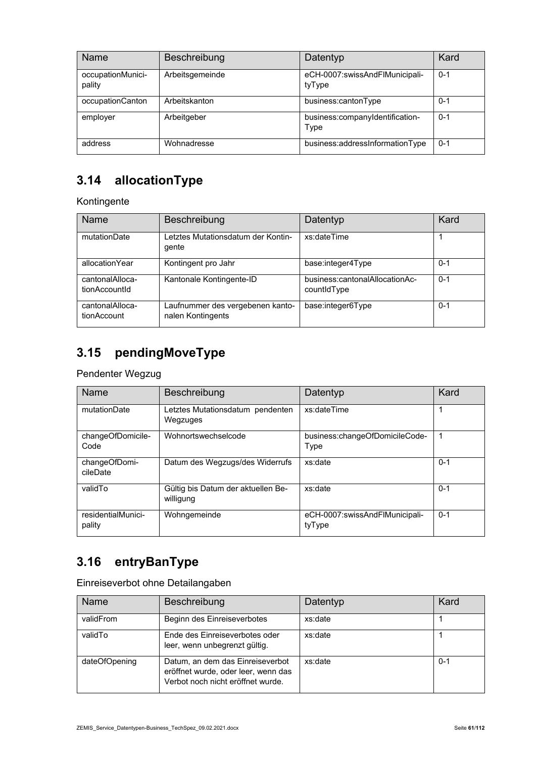| Name | Beschreibung | Datentyp | Kard |
| --- | --- | --- | --- |
| occupationMunicipality | Arbeitsgemeinde | eCH-0007:swissAndFlMunicipalityType | 0-1 |
| occupationCanton | Arbeitskanton | business:cantonType | 0-1 |
| employer | Arbeitgeber | business:companyIdentificationType | 0-1 |
| address | Wohnadresse | business:addressInformationType | 0-1 |

## 3.14 allocationType

Kontingente

| Name | Beschreibung | Datentyp | Kard |
| --- | --- | --- | --- |
| mutationDate | Letztes Mutationsdatum der Kontingente | xs:dateTime | 1 |
| allocationYear | Kontingent pro Jahr | base:integer4Type | 0-1 |
| cantonalAllocationAccountId | Kantonale Kontingente-ID | business:cantonalAllocationAccountIdType | 0-1 |
| cantonalAllocationAccount | Laufnummer des vergebenen kantonalen Kontingents | base:integer6Type | 0-1 |

## 3.15 pendingMoveType

Pendenter Wegzug

| Name | Beschreibung | Datentyp | Kard |
| --- | --- | --- | --- |
| mutationDate | Letztes Mutationsdatum pendenten Wegzuges | xs:dateTime | 1 |
| changeOfDomicileCode | Wohnortswechselcode | business:changeOfDomicileCodeType | 1 |
| changeOfDomicileDate | Datum des Wegzugs/des Widerrufs | xs:date | 0-1 |
| validTo | Gültig bis Datum der aktuellen Bewilligung | xs:date | 0-1 |
| residentialMunicipality | Wohngemeinde | eCH-0007:swissAndFlMunicipalityType | 0-1 |

## 3.16 entryBanType

Einreiseverbot ohne Detailangaben

| Name | Beschreibung | Datentyp | Kard |
| --- | --- | --- | --- |
| validFrom | Beginn des Einreiseverbotes | xs:date | 1 |
| validTo | Ende des Einreiseverbotes oder leer, wenn unbegrenzt gültig. | xs:date | 1 |
| dateOfOpening | Datum, an dem das Einreiseverbot eröffnet wurde, oder leer, wenn das Verbot noch nicht eröffnet wurde. | xs:date | 0-1 |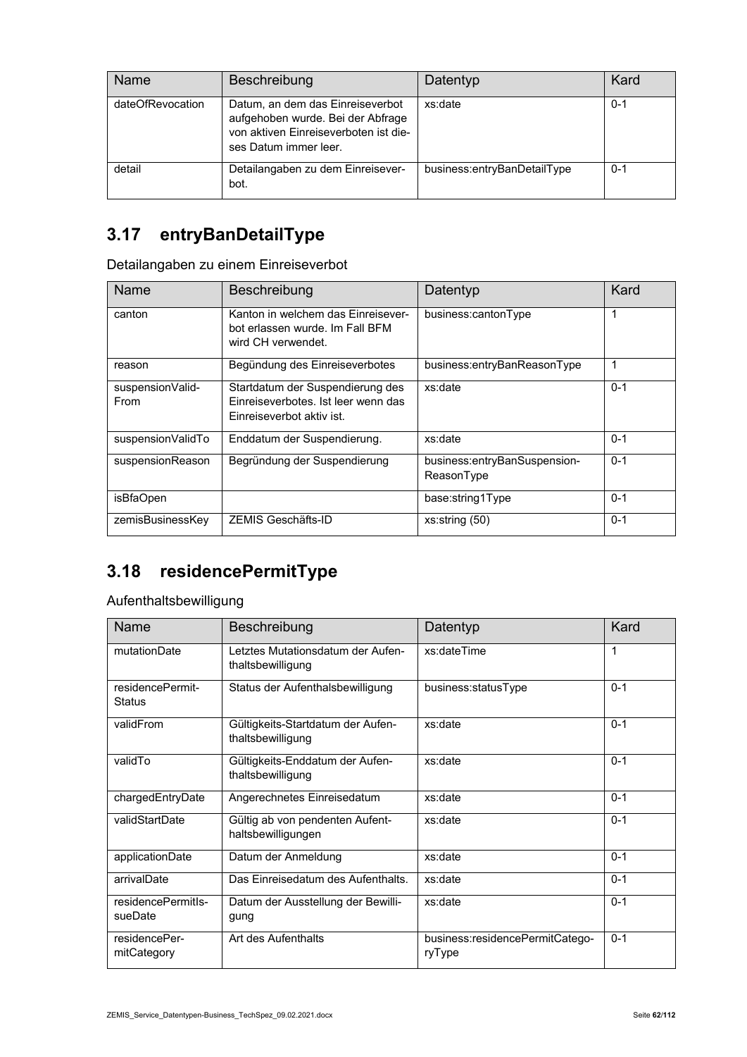| Name | Beschreibung | Datentyp | Kard |
| --- | --- | --- | --- |
| dateOfRevocation | Datum, an dem das Einreiseverbot aufgehoben wurde. Bei der Abfrage von aktiven Einreiseverboten ist dieses Datum immer leer. | xs:date | 0-1 |
| detail | Detailangaben zu dem Einreiseverbot. | business:entryBanDetailType | 0-1 |

## 3.17 entryBanDetailType

Detailangaben zu einem Einreiseverbot

| Name | Beschreibung | Datentyp | Kard |
| --- | --- | --- | --- |
| canton | Kanton in welchem das Einreiseverbot erlassen wurde. Im Fall BFM wird CH verwendet. | business:cantonType | 1 |
| reason | Begündung des Einreiseverbotes | business:entryBanReasonType | 1 |
| suspensionValidFrom | Startdatum der Suspendierung des Einreiseverbotes. Ist leer wenn das Einreiseverbot aktiv ist. | xs:date | 0-1 |
| suspensionValidTo | Enddatum der Suspendierung. | xs:date | 0-1 |
| suspensionReason | Begründung der Suspendierung | business:entryBanSuspensionReasonType | 0-1 |
| isBfaOpen | | base:string1Type | 0-1 |
| zemisBusinessKey | ZEMIS Geschäfts-ID | xs:string (50) | 0-1 |

## 3.18 residencePermitType

Aufenthaltsbewilligung

| Name | Beschreibung | Datentyp | Kard |
| --- | --- | --- | --- |
| mutationDate | Letztes Mutationsdatum der Aufenthaltsbewilligung | xs:dateTime | 1 |
| residencePermitStatus | Status der Aufenthalsbewilligung | business:statusType | 0-1 |
| validFrom | Gültigkeits-Startdatum der Aufenthaltsbewilligung | xs:date | 0-1 |
| validTo | Gültigkeits-Enddatum der Aufenthaltsbewilligung | xs:date | 0-1 |
| chargedEntryDate | Angerechnetes Einreisedatum | xs:date | 0-1 |
| validStartDate | Gültig ab von pendenten Aufenthaltsbewilligungen | xs:date | 0-1 |
| applicationDate | Datum der Anmeldung | xs:date | 0-1 |
| arrivalDate | Das Einreisedatum des Aufenthalts. | xs:date | 0-1 |
| residencePermitIssueDate | Datum der Ausstellung der Bewilligung | xs:date | 0-1 |
| residencePermitCategory | Art des Aufenthalts | business:residencePermitCategoryType | 0-1 |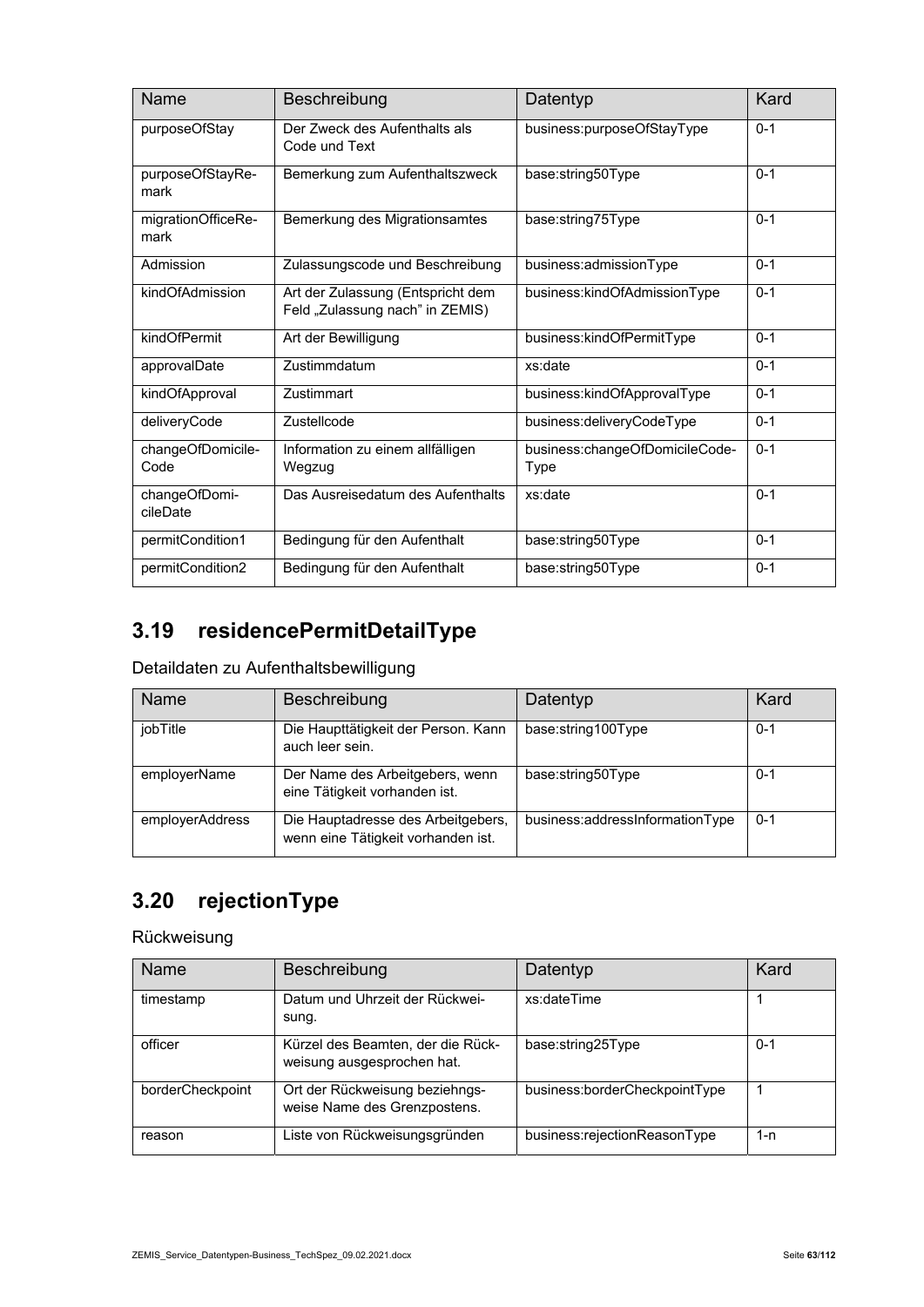| Name | Beschreibung | Datentyp | Kard |
| --- | --- | --- | --- |
| purposeOfStay | Der Zweck des Aufenthalts als Code und Text | business:purposeOfStayType | 0-1 |
| purposeOfStayRemark | Bemerkung zum Aufenthaltszweck | base:string50Type | 0-1 |
| migrationOfficeRemark | Bemerkung des Migrationsamtes | base:string75Type | 0-1 |
| Admission | Zulassungscode und Beschreibung | business:admissionType | 0-1 |
| kindOfAdmission | Art der Zulassung (Entspricht dem Feld „Zulassung nach" in ZEMIS) | business:kindOfAdmissionType | 0-1 |
| kindOfPermit | Art der Bewilligung | business:kindOfPermitType | 0-1 |
| approvalDate | Zustimmdatum | xs:date | 0-1 |
| kindOfApproval | Zustimmart | business:kindOfApprovalType | 0-1 |
| deliveryCode | Zustellcode | business:deliveryCodeType | 0-1 |
| changeOfDomicileCode | Information zu einem allfälligen Wegzug | business:changeOfDomicileCodeType | 0-1 |
| changeOfDomicileDate | Das Ausreisedatum des Aufenthalts | xs:date | 0-1 |
| permitCondition1 | Bedingung für den Aufenthalt | base:string50Type | 0-1 |
| permitCondition2 | Bedingung für den Aufenthalt | base:string50Type | 0-1 |

## 3.19 residencePermitDetailType

Detaildaten zu Aufenthaltsbewilligung

| Name | Beschreibung | Datentyp | Kard |
| --- | --- | --- | --- |
| jobTitle | Die Haupttätigkeit der Person. Kann auch leer sein. | base:string100Type | 0-1 |
| employerName | Der Name des Arbeitgebers, wenn eine Tätigkeit vorhanden ist. | base:string50Type | 0-1 |
| employerAddress | Die Hauptadresse des Arbeitgebers, wenn eine Tätigkeit vorhanden ist. | business:addressInformationType | 0-1 |

## 3.20 rejectionType

Rückweisung

| Name | Beschreibung | Datentyp | Kard |
| --- | --- | --- | --- |
| timestamp | Datum und Uhrzeit der Rückweisung. | xs:dateTime | 1 |
| officer | Kürzel des Beamten, der die Rückweisung ausgesprochen hat. | base:string25Type | 0-1 |
| borderCheckpoint | Ort der Rückweisung beziehngsweise Name des Grenzpostens. | business:borderCheckpointType | 1 |
| reason | Liste von Rückweisungsgründen | business:rejectionReasonType | 1-n |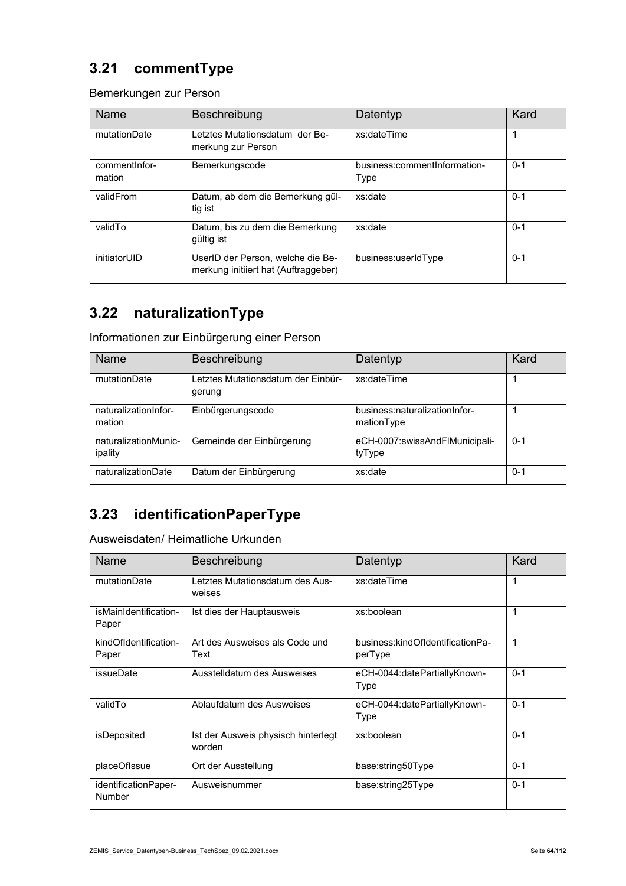## 3.21 commentType

Bemerkungen zur Person

| Name | Beschreibung | Datentyp | Kard |
|---|---|---|---|
| mutationDate | Letztes Mutationsdatum der Bemerkung zur Person | xs:dateTime | 1 |
| commentInformation | Bemerkungscode | business:commentInformationType | 0-1 |
| validFrom | Datum, ab dem die Bemerkung gültig ist | xs:date | 0-1 |
| validTo | Datum, bis zu dem die Bemerkung gültig ist | xs:date | 0-1 |
| initiatorUID | UserID der Person, welche die Bemerkung initiiert hat (Auftraggeber) | business:userIdType | 0-1 |

## 3.22 naturalizationType

Informationen zur Einbürgerung einer Person

| Name | Beschreibung | Datentyp | Kard |
|---|---|---|---|
| mutationDate | Letztes Mutationsdatum der Einbürgerung | xs:dateTime | 1 |
| naturalizationInformation | Einbürgerungscode | business:naturalizationInformationType | 1 |
| naturalizationMunicipality | Gemeinde der Einbürgerung | eCH-0007:swissAndFlMunicipalityType | 0-1 |
| naturalizationDate | Datum der Einbürgerung | xs:date | 0-1 |

## 3.23 identificationPaperType

Ausweisdaten/ Heimatliche Urkunden

| Name | Beschreibung | Datentyp | Kard |
|---|---|---|---|
| mutationDate | Letztes Mutationsdatum des Ausweises | xs:dateTime | 1 |
| isMainIdentificationPaper | Ist dies der Hauptausweis | xs:boolean | 1 |
| kindOfIdentificationPaper | Art des Ausweises als Code und Text | business:kindOfIdentificationPaperType | 1 |
| issueDate | Ausstelldatum des Ausweises | eCH-0044:datePartiallyKnownType | 0-1 |
| validTo | Ablaufdatum des Ausweises | eCH-0044:datePartiallyKnownType | 0-1 |
| isDeposited | Ist der Ausweis physisch hinterlegt worden | xs:boolean | 0-1 |
| placeOfIssue | Ort der Ausstellung | base:string50Type | 0-1 |
| identificationPaperNumber | Ausweisnummer | base:string25Type | 0-1 |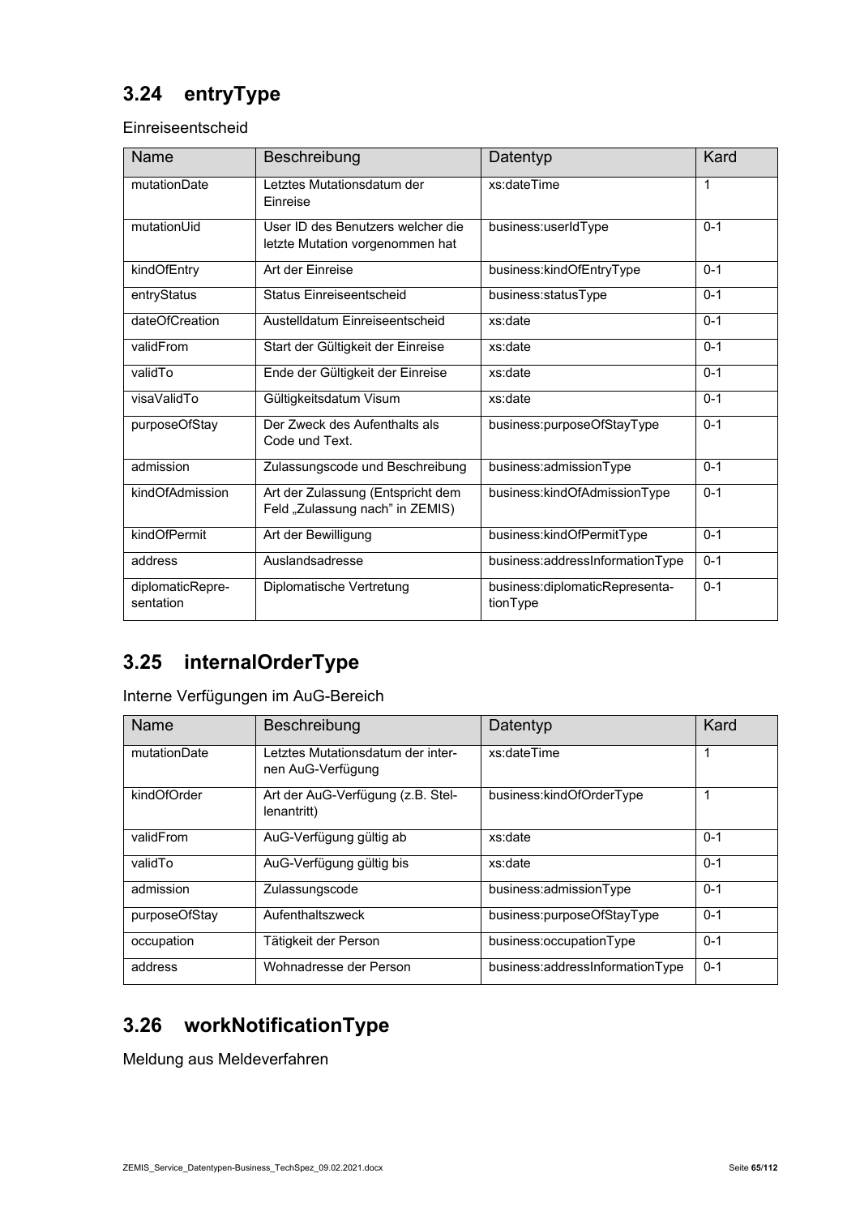## 3.24 entryType

Einreiseentscheid

| Name | Beschreibung | Datentyp | Kard |
|---|---|---|---|
| mutationDate | Letztes Mutationsdatum der Einreise | xs:dateTime | 1 |
| mutationUid | User ID des Benutzers welcher die letzte Mutation vorgenommen hat | business:userIdType | 0-1 |
| kindOfEntry | Art der Einreise | business:kindOfEntryType | 0-1 |
| entryStatus | Status Einreiseentscheid | business:statusType | 0-1 |
| dateOfCreation | Austelldatum Einreiseentscheid | xs:date | 0-1 |
| validFrom | Start der Gültigkeit der Einreise | xs:date | 0-1 |
| validTo | Ende der Gültigkeit der Einreise | xs:date | 0-1 |
| visaValidTo | Gültigkeitsdatum Visum | xs:date | 0-1 |
| purposeOfStay | Der Zweck des Aufenthalts als Code und Text. | business:purposeOfStayType | 0-1 |
| admission | Zulassungscode und Beschreibung | business:admissionType | 0-1 |
| kindOfAdmission | Art der Zulassung (Entspricht dem Feld „Zulassung nach" in ZEMIS) | business:kindOfAdmissionType | 0-1 |
| kindOfPermit | Art der Bewilligung | business:kindOfPermitType | 0-1 |
| address | Auslandsadresse | business:addressInformationType | 0-1 |
| diplomaticRepresentation | Diplomatische Vertretung | business:diplomaticRepresentationType | 0-1 |

## 3.25 internalOrderType

Interne Verfügungen im AuG-Bereich

| Name | Beschreibung | Datentyp | Kard |
|---|---|---|---|
| mutationDate | Letztes Mutationsdatum der internen AuG-Verfügung | xs:dateTime | 1 |
| kindOfOrder | Art der AuG-Verfügung (z.B. Stellenantritt) | business:kindOfOrderType | 1 |
| validFrom | AuG-Verfügung gültig ab | xs:date | 0-1 |
| validTo | AuG-Verfügung gültig bis | xs:date | 0-1 |
| admission | Zulassungscode | business:admissionType | 0-1 |
| purposeOfStay | Aufenthaltszweck | business:purposeOfStayType | 0-1 |
| occupation | Tätigkeit der Person | business:occupationType | 0-1 |
| address | Wohnadresse der Person | business:addressInformationType | 0-1 |

## 3.26 workNotificationType

Meldung aus Meldeverfahren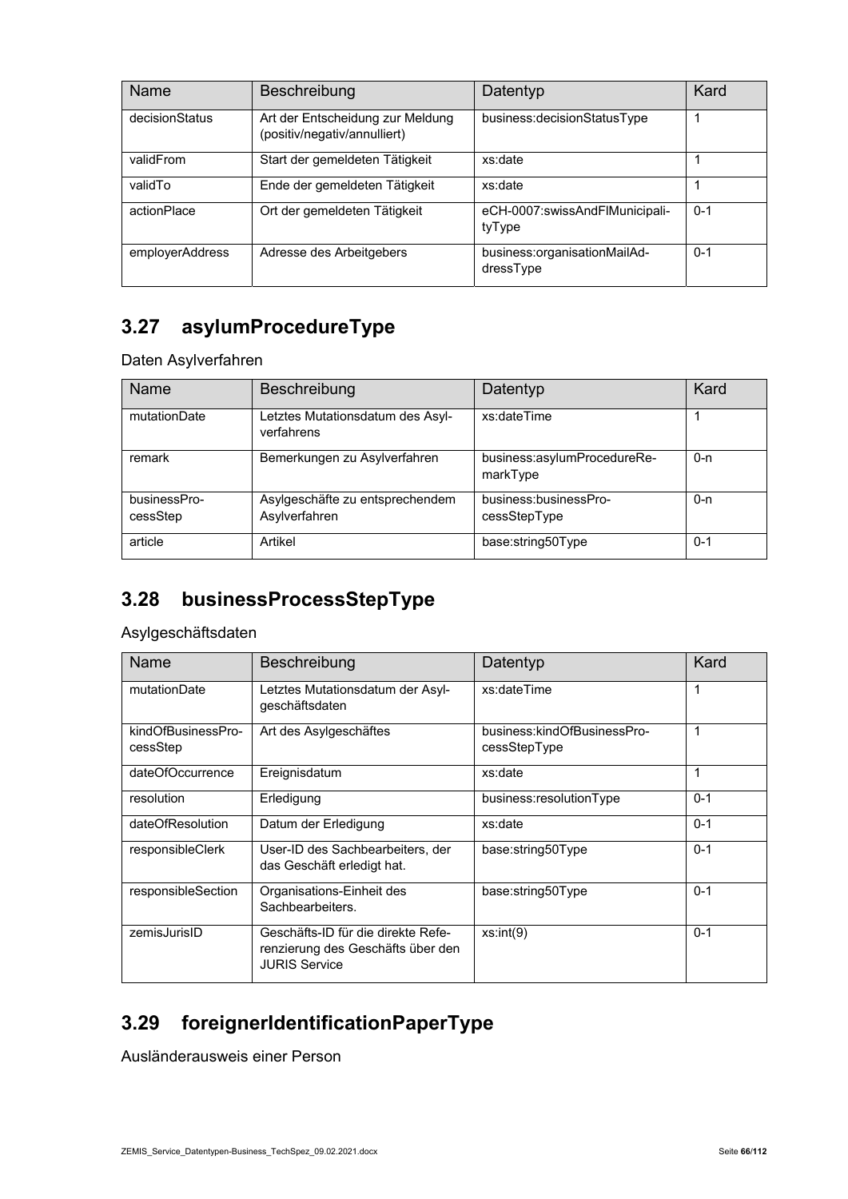| Name | Beschreibung | Datentyp | Kard |
| --- | --- | --- | --- |
| decisionStatus | Art der Entscheidung zur Meldung (positiv/negativ/annulliert) | business:decisionStatusType | 1 |
| validFrom | Start der gemeldeten Tätigkeit | xs:date | 1 |
| validTo | Ende der gemeldeten Tätigkeit | xs:date | 1 |
| actionPlace | Ort der gemeldeten Tätigkeit | eCH-0007:swissAndFlMunicipalityType | 0-1 |
| employerAddress | Adresse des Arbeitgebers | business:organisationMailAddressType | 0-1 |

## 3.27 asylumProcedureType

Daten Asylverfahren

| Name | Beschreibung | Datentyp | Kard |
| --- | --- | --- | --- |
| mutationDate | Letztes Mutationsdatum des Asylverfahrens | xs:dateTime | 1 |
| remark | Bemerkungen zu Asylverfahren | business:asylumProcedureRemarkType | 0-n |
| businessProcessStep | Asylgeschäfte zu entsprechendem Asylverfahren | business:businessProcessStepType | 0-n |
| article | Artikel | base:string50Type | 0-1 |

## 3.28 businessProcessStepType

Asylgeschäftsdaten

| Name | Beschreibung | Datentyp | Kard |
| --- | --- | --- | --- |
| mutationDate | Letztes Mutationsdatum der Asylgeschäftsdaten | xs:dateTime | 1 |
| kindOfBusinessProcessStep | Art des Asylgeschäftes | business:kindOfBusinessProcessStepType | 1 |
| dateOfOccurrence | Ereignisdatum | xs:date | 1 |
| resolution | Erledigung | business:resolutionType | 0-1 |
| dateOfResolution | Datum der Erledigung | xs:date | 0-1 |
| responsibleClerk | User-ID des Sachbearbeiters, der das Geschäft erledigt hat. | base:string50Type | 0-1 |
| responsibleSection | Organisations-Einheit des Sachbearbeiters. | base:string50Type | 0-1 |
| zemisJurisID | Geschäfts-ID für die direkte Referenzierung des Geschäfts über den JURIS Service | xs:int(9) | 0-1 |

## 3.29 foreignerIdentificationPaperType

Ausländerausweis einer Person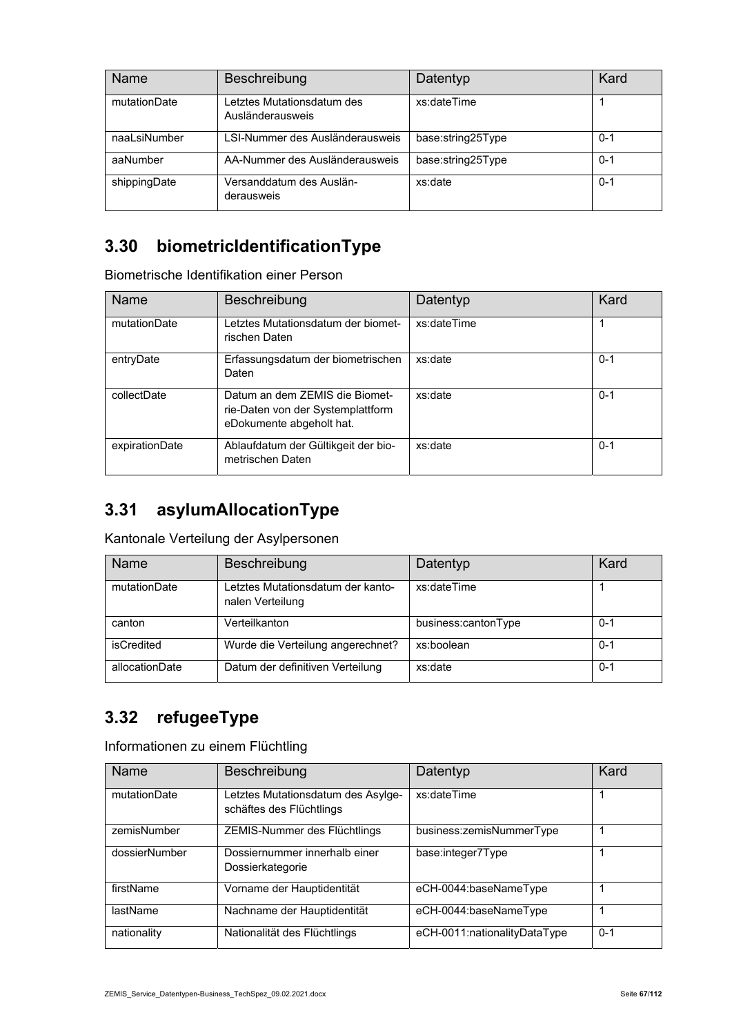| Name | Beschreibung | Datentyp | Kard |
|---|---|---|---|
| mutationDate | Letztes Mutationsdatum des Ausländerausweis | xs:dateTime | 1 |
| naaLsiNumber | LSI-Nummer des Ausländerausweis | base:string25Type | 0-1 |
| aaNumber | AA-Nummer des Ausländerausweis | base:string25Type | 0-1 |
| shippingDate | Versanddatum des Ausländerausweis | xs:date | 0-1 |

## 3.30 biometricIdentificationType

Biometrische Identifikation einer Person

| Name | Beschreibung | Datentyp | Kard |
|---|---|---|---|
| mutationDate | Letztes Mutationsdatum der biometrischen Daten | xs:dateTime | 1 |
| entryDate | Erfassungsdatum der biometrischen Daten | xs:date | 0-1 |
| collectDate | Datum an dem ZEMIS die Biometrie-Daten von der Systemplattform eDokumente abgeholt hat. | xs:date | 0-1 |
| expirationDate | Ablaufdatum der Gültikgeit der biometrischen Daten | xs:date | 0-1 |

## 3.31 asylumAllocationType

Kantonale Verteilung der Asylpersonen

| Name | Beschreibung | Datentyp | Kard |
|---|---|---|---|
| mutationDate | Letztes Mutationsdatum der kantonalen Verteilung | xs:dateTime | 1 |
| canton | Verteilkanton | business:cantonType | 0-1 |
| isCredited | Wurde die Verteilung angerechnet? | xs:boolean | 0-1 |
| allocationDate | Datum der definitiven Verteilung | xs:date | 0-1 |

## 3.32 refugeeType

Informationen zu einem Flüchtling

| Name | Beschreibung | Datentyp | Kard |
|---|---|---|---|
| mutationDate | Letztes Mutationsdatum des Asylgeschäftes des Flüchtlings | xs:dateTime | 1 |
| zemisNumber | ZEMIS-Nummer des Flüchtlings | business:zemisNummerType | 1 |
| dossierNumber | Dossiernummer innerhalb einer Dossierkategorie | base:integer7Type | 1 |
| firstName | Vorname der Hauptidentität | eCH-0044:baseNameType | 1 |
| lastName | Nachname der Hauptidentität | eCH-0044:baseNameType | 1 |
| nationality | Nationalität des Flüchtlings | eCH-0011:nationalityDataType | 0-1 |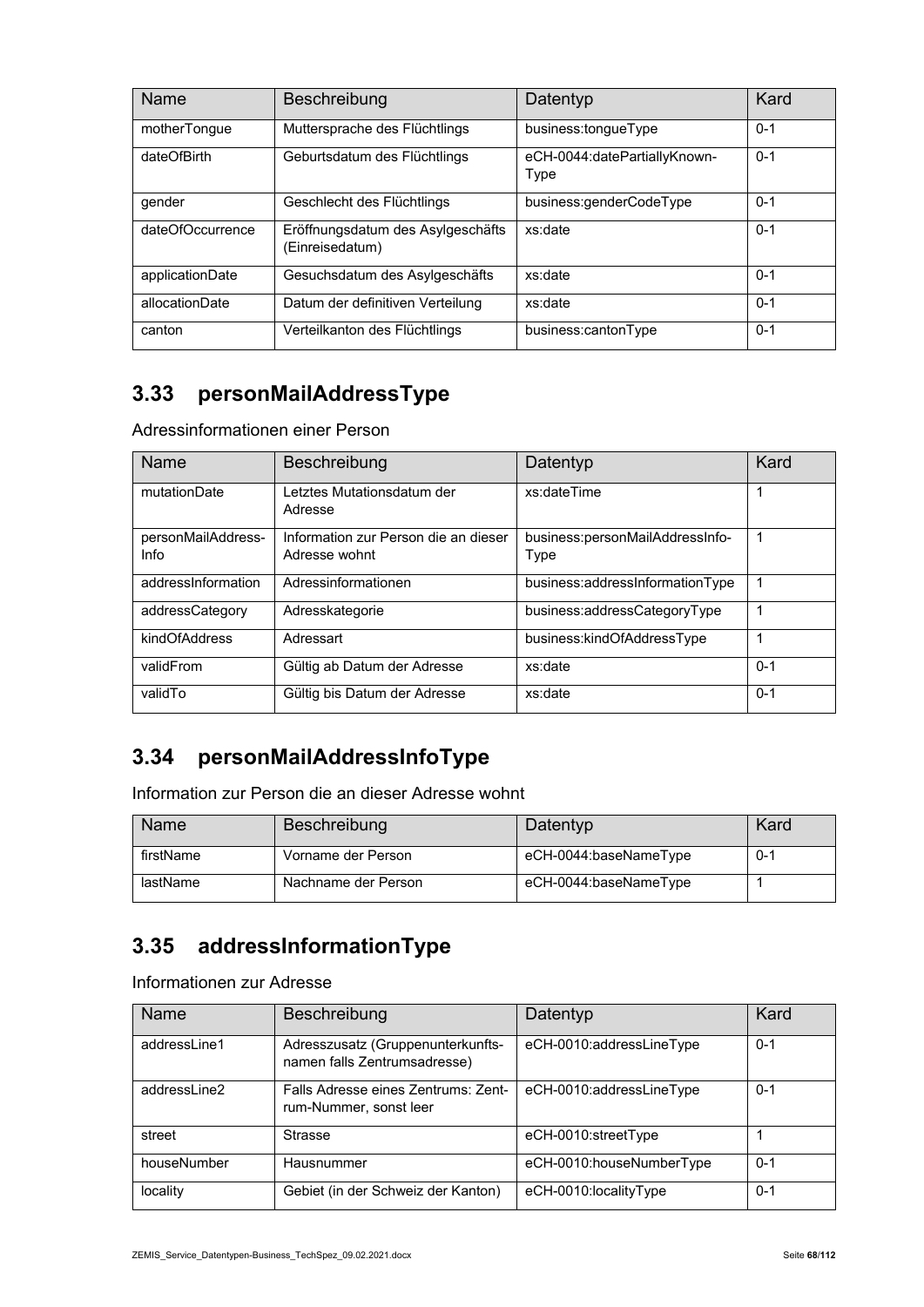| Name | Beschreibung | Datentyp | Kard |
|---|---|---|---|
| motherTongue | Muttersprache des Flüchtlings | business:tongueType | 0-1 |
| dateOfBirth | Geburtsdatum des Flüchtlings | eCH-0044:datePartiallyKnown-Type | 0-1 |
| gender | Geschlecht des Flüchtlings | business:genderCodeType | 0-1 |
| dateOfOccurrence | Eröffnungsdatum des Asylgeschäfts (Einreisedatum) | xs:date | 0-1 |
| applicationDate | Gesuchsdatum des Asylgeschäfts | xs:date | 0-1 |
| allocationDate | Datum der definitiven Verteilung | xs:date | 0-1 |
| canton | Verteilkanton des Flüchtlings | business:cantonType | 0-1 |

## 3.33 personMailAddressType

Adressinformationen einer Person

| Name | Beschreibung | Datentyp | Kard |
|---|---|---|---|
| mutationDate | Letztes Mutationsdatum der Adresse | xs:dateTime | 1 |
| personMailAddress-Info | Information zur Person die an dieser Adresse wohnt | business:personMailAddressInfo-Type | 1 |
| addressInformation | Adressinformationen | business:addressInformationType | 1 |
| addressCategory | Adresskategorie | business:addressCategoryType | 1 |
| kindOfAddress | Adressart | business:kindOfAddressType | 1 |
| validFrom | Gültig ab Datum der Adresse | xs:date | 0-1 |
| validTo | Gültig bis Datum der Adresse | xs:date | 0-1 |

## 3.34 personMailAddressInfoType

Information zur Person die an dieser Adresse wohnt

| Name | Beschreibung | Datentyp | Kard |
|---|---|---|---|
| firstName | Vorname der Person | eCH-0044:baseNameType | 0-1 |
| lastName | Nachname der Person | eCH-0044:baseNameType | 1 |

## 3.35 addressInformationType

Informationen zur Adresse

| Name | Beschreibung | Datentyp | Kard |
|---|---|---|---|
| addressLine1 | Adresszusatz (Gruppenunterkunfts-namen falls Zentrumsadresse) | eCH-0010:addressLineType | 0-1 |
| addressLine2 | Falls Adresse eines Zentrums: Zent-rum-Nummer, sonst leer | eCH-0010:addressLineType | 0-1 |
| street | Strasse | eCH-0010:streetType | 1 |
| houseNumber | Hausnummer | eCH-0010:houseNumberType | 0-1 |
| locality | Gebiet (in der Schweiz der Kanton) | eCH-0010:localityType | 0-1 |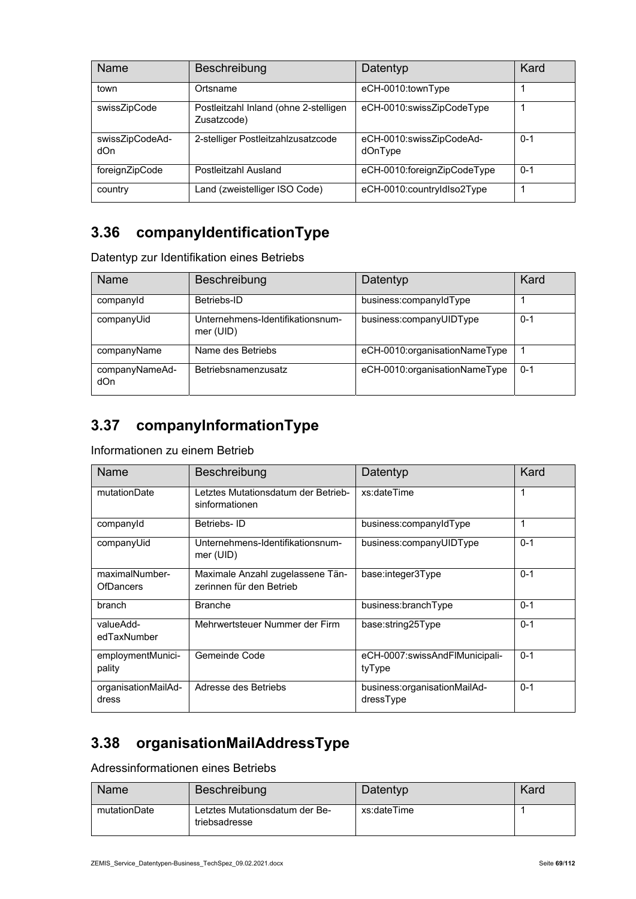| Name | Beschreibung | Datentyp | Kard |
|---|---|---|---|
| town | Ortsname | eCH-0010:townType | 1 |
| swissZipCode | Postleitzahl Inland (ohne 2-stelligen Zusatzcode) | eCH-0010:swissZipCodeType | 1 |
| swissZipCodeAddOn | 2-stelliger Postleitzahlzusatzcode | eCH-0010:swissZipCodeAddOnType | 0-1 |
| foreignZipCode | Postleitzahl Ausland | eCH-0010:foreignZipCodeType | 0-1 |
| country | Land (zweistelliger ISO Code) | eCH-0010:countryIdIso2Type | 1 |

## 3.36 companyIdentificationType

Datentyp zur Identifikation eines Betriebs

| Name | Beschreibung | Datentyp | Kard |
|---|---|---|---|
| companyId | Betriebs-ID | business:companyIdType | 1 |
| companyUid | Unternehmens-Identifikationsnummer (UID) | business:companyUIDType | 0-1 |
| companyName | Name des Betriebs | eCH-0010:organisationNameType | 1 |
| companyNameAddOn | Betriebsnamenzusatz | eCH-0010:organisationNameType | 0-1 |

## 3.37 companyInformationType

Informationen zu einem Betrieb

| Name | Beschreibung | Datentyp | Kard |
|---|---|---|---|
| mutationDate | Letztes Mutationsdatum der Betriebsinformationen | xs:dateTime | 1 |
| companyId | Betriebs- ID | business:companyIdType | 1 |
| companyUid | Unternehmens-Identifikationsnummer (UID) | business:companyUIDType | 0-1 |
| maximalNumberOfDancers | Maximale Anzahl zugelassene Tänzerinnen für den Betrieb | base:integer3Type | 0-1 |
| branch | Branche | business:branchType | 0-1 |
| valueAddedTaxNumber | Mehrwertsteuer Nummer der Firm | base:string25Type | 0-1 |
| employmentMunicipality | Gemeinde Code | eCH-0007:swissAndFlMunicipalityType | 0-1 |
| organisationMailAddress | Adresse des Betriebs | business:organisationMailAddressType | 0-1 |

## 3.38 organisationMailAddressType

Adressinformationen eines Betriebs

| Name | Beschreibung | Datentyp | Kard |
|---|---|---|---|
| mutationDate | Letztes Mutationsdatum der Betriebsadresse | xs:dateTime | 1 |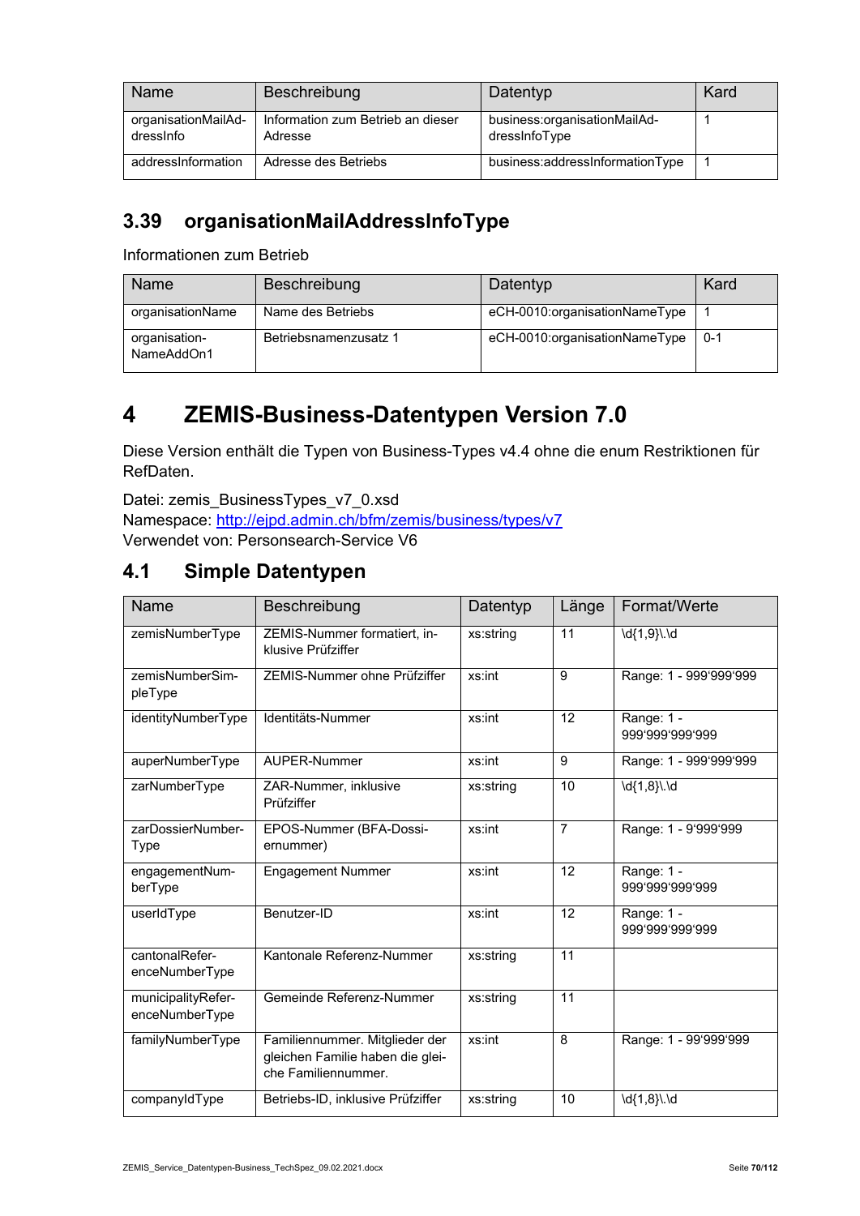| Name | Beschreibung | Datentyp | Kard |
|---|---|---|---|
| organisationMailAddressInfo | Information zum Betrieb an dieser Adresse | business:organisationMailAddressInfoType | 1 |
| addressInformation | Adresse des Betriebs | business:addressInformationType | 1 |

## 3.39 organisationMailAddressInfoType

Informationen zum Betrieb

| Name | Beschreibung | Datentyp | Kard |
|---|---|---|---|
| organisationName | Name des Betriebs | eCH-0010:organisationNameType | 1 |
| organisation-NameAddOn1 | Betriebsnamenzusatz 1 | eCH-0010:organisationNameType | 0-1 |

# 4 ZEMIS-Business-Datentypen Version 7.0

Diese Version enthält die Typen von Business-Types v4.4 ohne die enum Restriktionen für RefDaten.

Datei: zemis_BusinessTypes_v7_0.xsd
Namespace: http://ejpd.admin.ch/bfm/zemis/business/types/v7
Verwendet von: Personsearch-Service V6

## 4.1 Simple Datentypen

| Name | Beschreibung | Datentyp | Länge | Format/Werte |
|---|---|---|---|---|
| zemisNumberType | ZEMIS-Nummer formatiert, inklusive Prüfziffer | xs:string | 11 | \d{1,9}\.\d |
| zemisNumberSimpleType | ZEMIS-Nummer ohne Prüfziffer | xs:int | 9 | Range: 1 - 999'999'999 |
| identityNumberType | Identitäts-Nummer | xs:int | 12 | Range: 1 - 999'999'999'999 |
| auperNumberType | AUPER-Nummer | xs:int | 9 | Range: 1 - 999'999'999 |
| zarNumberType | ZAR-Nummer, inklusive Prüfziffer | xs:string | 10 | \d{1,8}\.\d |
| zarDossierNumberType | EPOS-Nummer (BFA-Dossiernummer) | xs:int | 7 | Range: 1 - 9'999'999 |
| engagementNumberType | Engagement Nummer | xs:int | 12 | Range: 1 - 999'999'999'999 |
| userIdType | Benutzer-ID | xs:int | 12 | Range: 1 - 999'999'999'999 |
| cantonalReferenceNumberType | Kantonale Referenz-Nummer | xs:string | 11 | |
| municipalityReferenceNumberType | Gemeinde Referenz-Nummer | xs:string | 11 | |
| familyNumberType | Familiennummer. Mitglieder der gleichen Familie haben die gleiche Familiennummer. | xs:int | 8 | Range: 1 - 99'999'999 |
| companyIdType | Betriebs-ID, inklusive Prüfziffer | xs:string | 10 | \d{1,8}\.\d |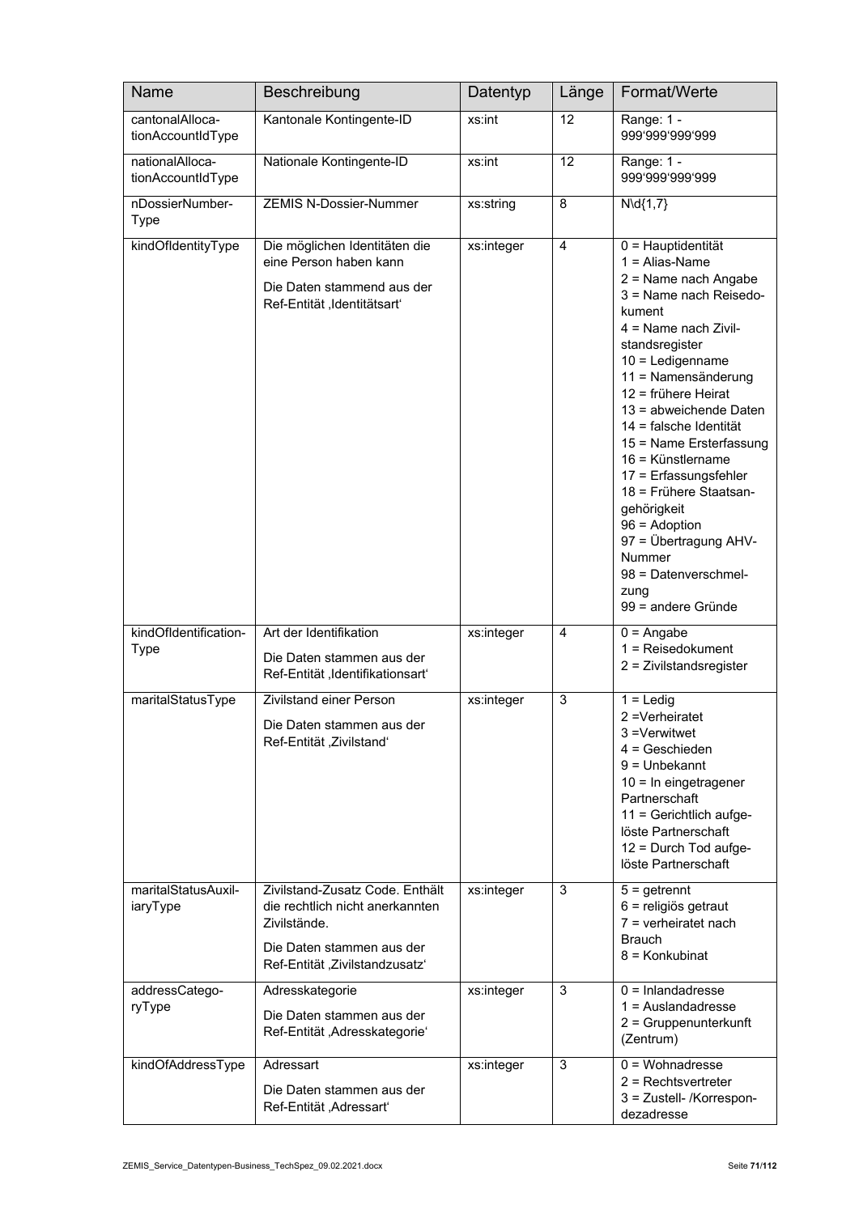| Name | Beschreibung | Datentyp | Länge | Format/Werte |
|---|---|---|---|---|
| cantonalAllocationAccountIdType | Kantonale Kontingente-ID | xs:int | 12 | Range: 1 - 999'999'999'999 |
| nationalAllocationAccountIdType | Nationale Kontingente-ID | xs:int | 12 | Range: 1 - 999'999'999'999 |
| nDossierNumberType | ZEMIS N-Dossier-Nummer | xs:string | 8 | N\d{1,7} |
| kindOfIdentityType | Die möglichen Identitäten die eine Person haben kann<br><br>Die Daten stammend aus der Ref-Entität ‚Identitätsart' | xs:integer | 4 | 0 = Hauptidentität<br>1 = Alias-Name<br>2 = Name nach Angabe<br>3 = Name nach Reisedokument<br>4 = Name nach Zivilstandsregister<br>10 = Ledigenname<br>11 = Namensänderung<br>12 = frühere Heirat<br>13 = abweichende Daten<br>14 = falsche Identität<br>15 = Name Ersterfassung<br>16 = Künstlername<br>17 = Erfassungsfehler<br>18 = Frühere Staatsangehörigkeit<br>96 = Adoption<br>97 = Übertragung AHV-Nummer<br>98 = Datenverschmelzung<br>99 = andere Gründe |
| kindOfIdentificationType | Art der Identifikation<br><br>Die Daten stammen aus der Ref-Entität ‚Identifikationsart' | xs:integer | 4 | 0 = Angabe<br>1 = Reisedokument<br>2 = Zivilstandsregister |
| maritalStatusType | Zivilstand einer Person<br><br>Die Daten stammen aus der Ref-Entität ‚Zivilstand' | xs:integer | 3 | 1 = Ledig<br>2 =Verheiratet<br>3 =Verwitwet<br>4 = Geschieden<br>9 = Unbekannt<br>10 = In eingetragener Partnerschaft<br>11 = Gerichtlich aufgelöste Partnerschaft<br>12 = Durch Tod aufgelöste Partnerschaft |
| maritalStatusAuxiliaryType | Zivilstand-Zusatz Code. Enthält die rechtlich nicht anerkannten Zivilstände.<br><br>Die Daten stammen aus der Ref-Entität ‚Zivilstandzusatz' | xs:integer | 3 | 5 = getrennt<br>6 = religiös getraut<br>7 = verheiratet nach Brauch<br>8 = Konkubinat |
| addressCategoryType | Adresskategorie<br><br>Die Daten stammen aus der Ref-Entität ‚Adresskategorie' | xs:integer | 3 | 0 = Inlandadresse<br>1 = Auslandadresse<br>2 = Gruppenunterkunft (Zentrum) |
| kindOfAddressType | Adressart<br><br>Die Daten stammen aus der Ref-Entität ‚Adressart' | xs:integer | 3 | 0 = Wohnadresse<br>2 = Rechtsvertreter<br>3 = Zustell- /Korrespondezadresse |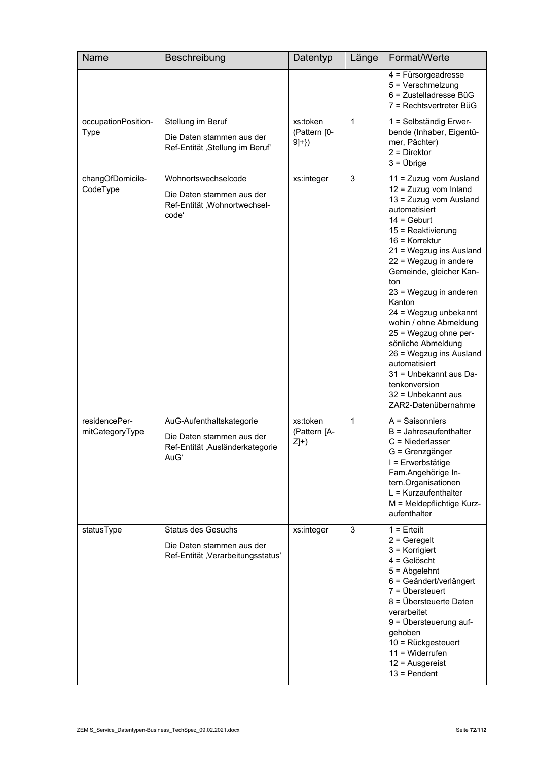| Name | Beschreibung | Datentyp | Länge | Format/Werte |
|---|---|---|---|---|
| | | | | 4 = Fürsorgeadresse<br>5 = Verschmelzung<br>6 = Zustelladresse BüG<br>7 = Rechtsvertreter BüG |
| occupationPosition-Type | Stellung im Beruf<br><br>Die Daten stammen aus der Ref-Entität ‚Stellung im Beruf' | xs:token (Pattern [0-9]+}) | 1 | 1 = Selbständig Erwerbende (Inhaber, Eigentümer, Pächter)<br>2 = Direktor<br>3 = Übrige |
| changOfDomicile-CodeType | Wohnortswechselcode<br><br>Die Daten stammen aus der Ref-Entität ‚Wohnortwechsel-code' | xs:integer | 3 | 11 = Zuzug vom Ausland<br>12 = Zuzug vom Inland<br>13 = Zuzug vom Ausland automatisiert<br>14 = Geburt<br>15 = Reaktivierung<br>16 = Korrektur<br>21 = Wegzug ins Ausland<br>22 = Wegzug in andere Gemeinde, gleicher Kanton<br>23 = Wegzug in anderen Kanton<br>24 = Wegzug unbekannt wohin / ohne Abmeldung<br>25 = Wegzug ohne persönliche Abmeldung<br>26 = Wegzug ins Ausland automatisiert<br>31 = Unbekannt aus Datenkonversion<br>32 = Unbekannt aus ZAR2-Datenübernahme |
| residencePer-mitCategoryType | AuG-Aufenthaltskategorie<br><br>Die Daten stammen aus der Ref-Entität ‚Ausländerkategorie AuG' | xs:token (Pattern [A-Z]+) | 1 | A = Saisonniers<br>B = Jahresaufenthalter<br>C = Niederlasser<br>G = Grenzgänger<br>I = Erwerbstätige Fam.Angehörige Intern.Organisationen<br>L = Kurzaufenthalter<br>M = Meldepflichtige Kurzaufenthalter |
| statusType | Status des Gesuchs<br><br>Die Daten stammen aus der Ref-Entität ‚Verarbeitungsstatus' | xs:integer | 3 | 1 = Erteilt<br>2 = Geregelt<br>3 = Korrigiert<br>4 = Gelöscht<br>5 = Abgelehnt<br>6 = Geändert/verlängert<br>7 = Übersteuert<br>8 = Übersteuerte Daten verarbeitet<br>9 = Übersteuerung aufgehoben<br>10 = Rückgesteuert<br>11 = Widerrufen<br>12 = Ausgereist<br>13 = Pendent |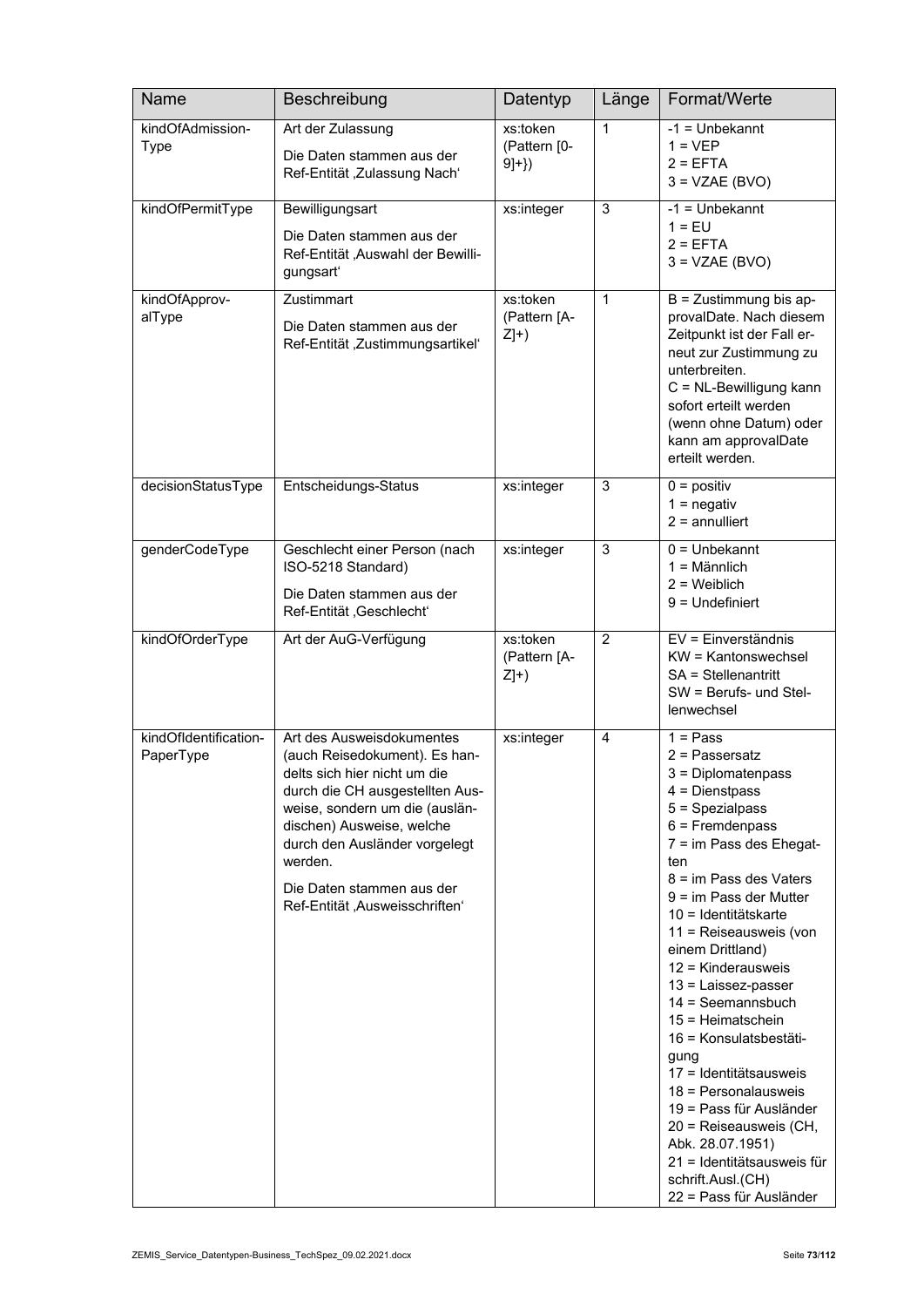| Name | Beschreibung | Datentyp | Länge | Format/Werte |
|---|---|---|---|---|
| kindOfAdmission-Type | Art der Zulassung<br><br>Die Daten stammen aus der Ref-Entität ‚Zulassung Nach' | xs:token (Pattern [0-9]+}) | 1 | -1 = Unbekannt<br>1 = VEP<br>2 = EFTA<br>3 = VZAE (BVO) |
| kindOfPermitType | Bewilligungsart<br><br>Die Daten stammen aus der Ref-Entität ‚Auswahl der Bewilligungsart' | xs:integer | 3 | -1 = Unbekannt<br>1 = EU<br>2 = EFTA<br>3 = VZAE (BVO) |
| kindOfApprov-alType | Zustimmart<br><br>Die Daten stammen aus der Ref-Entität ‚Zustimmungsartikel' | xs:token (Pattern [A-Z]+) | 1 | B = Zustimmung bis approvalDate. Nach diesem Zeitpunkt ist der Fall erneut zur Zustimmung zu unterbreiten.<br>C = NL-Bewilligung kann sofort erteilt werden (wenn ohne Datum) oder kann am approvalDate erteilt werden. |
| decisionStatusType | Entscheidungs-Status | xs:integer | 3 | 0 = positiv<br>1 = negativ<br>2 = annulliert |
| genderCodeType | Geschlecht einer Person (nach ISO-5218 Standard)<br><br>Die Daten stammen aus der Ref-Entität ‚Geschlecht' | xs:integer | 3 | 0 = Unbekannt<br>1 = Männlich<br>2 = Weiblich<br>9 = Undefiniert |
| kindOfOrderType | Art der AuG-Verfügung | xs:token (Pattern [A-Z]+) | 2 | EV = Einverständnis<br>KW = Kantonswechsel<br>SA = Stellenantritt<br>SW = Berufs- und Stellenwechsel |
| kindOfIdentification-PaperType | Art des Ausweisdokumentes (auch Reisedokument). Es handelts sich hier nicht um die durch die CH ausgestellten Ausweise, sondern um die (ausländischen) Ausweise, welche durch den Ausländer vorgelegt werden.<br><br>Die Daten stammen aus der Ref-Entität ‚Ausweisschriften' | xs:integer | 4 | 1 = Pass<br>2 = Passersatz<br>3 = Diplomatenpass<br>4 = Dienstpass<br>5 = Spezialpass<br>6 = Fremdenpass<br>7 = im Pass des Ehegatten<br>8 = im Pass des Vaters<br>9 = im Pass der Mutter<br>10 = Identitätskarte<br>11 = Reiseausweis (von einem Drittland)<br>12 = Kinderausweis<br>13 = Laissez-passer<br>14 = Seemannsbuch<br>15 = Heimatschein<br>16 = Konsulatsbestätigung<br>17 = Identitätsausweis<br>18 = Personalausweis<br>19 = Pass für Ausländer<br>20 = Reiseausweis (CH, Abk. 28.07.1951)<br>21 = Identitätsausweis für schrift.Ausl.(CH)<br>22 = Pass für Ausländer |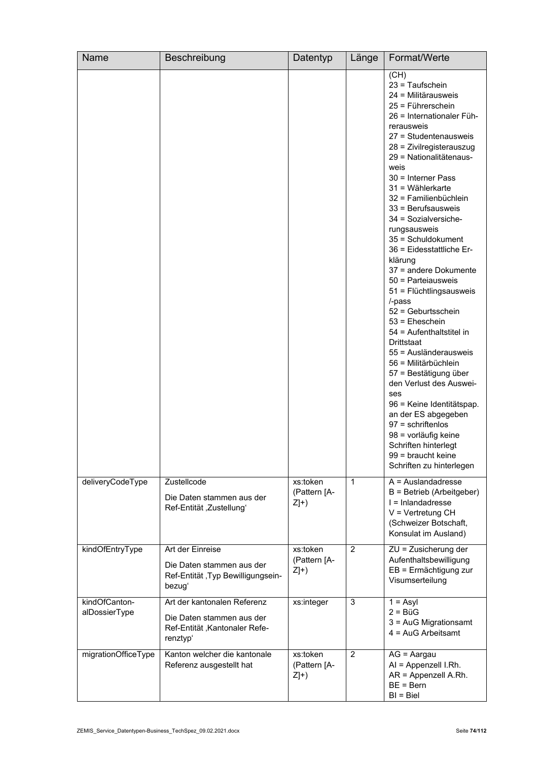| Name | Beschreibung | Datentyp | Länge | Format/Werte |
|---|---|---|---|---|
| | | | | (CH)<br>23 = Taufschein<br>24 = Militärausweis<br>25 = Führerschein<br>26 = Internationaler Führerausweis<br>27 = Studentenausweis<br>28 = Zivilregisterauszug<br>29 = Nationalitätenausweis<br>30 = Interner Pass<br>31 = Wählerkarte<br>32 = Familienbüchlein<br>33 = Berufsausweis<br>34 = Sozialversicherungsausweis<br>35 = Schuldokument<br>36 = Eidesstattliche Erklärung<br>37 = andere Dokumente<br>50 = Parteiausweis<br>51 = Flüchtlingsausweis /-pass<br>52 = Geburtsschein<br>53 = Eheschein<br>54 = Aufenthaltstitel in Drittstaat<br>55 = Ausländerausweis<br>56 = Militärbüchlein<br>57 = Bestätigung über den Verlust des Ausweises<br>96 = Keine Identitätspap. an der ES abgegeben<br>97 = schriftenlos<br>98 = vorläufig keine Schriften hinterlegt<br>99 = braucht keine Schriften zu hinterlegen |
| deliveryCodeType | Zustellcode<br><br>Die Daten stammen aus der Ref-Entität ‚Zustellung' | xs:token (Pattern [A-Z]+) | 1 | A = Auslandadresse<br>B = Betrieb (Arbeitgeber)<br>I = Inlandadresse<br>V = Vertretung CH (Schweizer Botschaft, Konsulat im Ausland) |
| kindOfEntryType | Art der Einreise<br><br>Die Daten stammen aus der Ref-Entität ‚Typ Bewilligungseinbezug' | xs:token (Pattern [A-Z]+) | 2 | ZU = Zusicherung der Aufenthaltsbewilligung<br>EB = Ermächtigung zur Visumserteilung |
| kindOfCantonalDossierType | Art der kantonalen Referenz<br><br>Die Daten stammen aus der Ref-Entität ‚Kantonaler Referenztyp' | xs:integer | 3 | 1 = Asyl<br>2 = BüG<br>3 = AuG Migrationsamt<br>4 = AuG Arbeitsamt |
| migrationOfficeType | Kanton welcher die kantonale Referenz ausgestellt hat | xs:token (Pattern [A-Z]+) | 2 | AG = Aargau<br>AI = Appenzell I.Rh.<br>AR = Appenzell A.Rh.<br>BE = Bern<br>BI = Biel |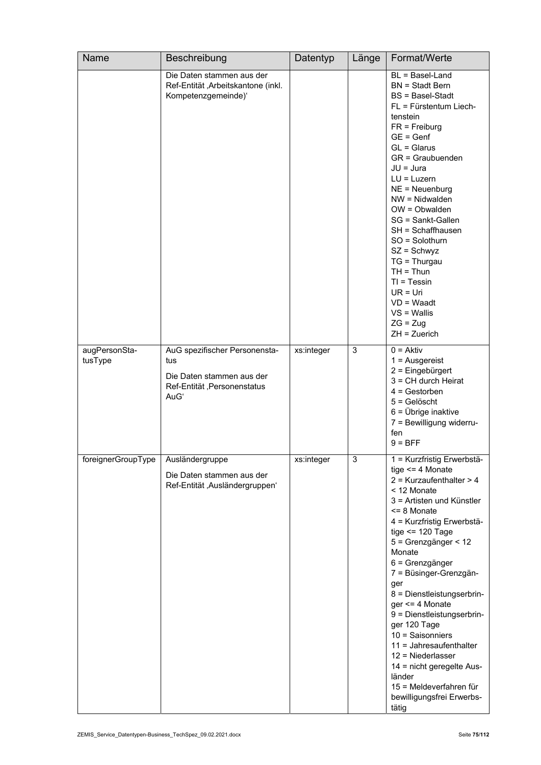| Name | Beschreibung | Datentyp | Länge | Format/Werte |
|---|---|---|---|---|
| | Die Daten stammen aus der Ref-Entität ‚Arbeitskantone (inkl. Kompetenzgemeinde)‘ | | | BL = Basel-Land<br>BN = Stadt Bern<br>BS = Basel-Stadt<br>FL = Fürstentum Liechtenstein<br>FR = Freiburg<br>GE = Genf<br>GL = Glarus<br>GR = Graubuenden<br>JU = Jura<br>LU = Luzern<br>NE = Neuenburg<br>NW = Nidwalden<br>OW = Obwalden<br>SG = Sankt-Gallen<br>SH = Schaffhausen<br>SO = Solothurn<br>SZ = Schwyz<br>TG = Thurgau<br>TH = Thun<br>TI = Tessin<br>UR = Uri<br>VD = Waadt<br>VS = Wallis<br>ZG = Zug<br>ZH = Zuerich |
| augPersonStatusType | AuG spezifischer Personenstatus<br>Die Daten stammen aus der Ref-Entität ‚Personenstatus AuG‘ | xs:integer | 3 | 0 = Aktiv<br>1 = Ausgereist<br>2 = Eingebürgert<br>3 = CH durch Heirat<br>4 = Gestorben<br>5 = Gelöscht<br>6 = Übrige inaktive<br>7 = Bewilligung widerrufen<br>9 = BFF |
| foreignerGroupType | Ausländergruppe<br>Die Daten stammen aus der Ref-Entität ‚Ausländergruppen‘ | xs:integer | 3 | 1 = Kurzfristig Erwerbstätige <= 4 Monate<br>2 = Kurzaufenthalter > 4 < 12 Monate<br>3 = Artisten und Künstler <= 8 Monate<br>4 = Kurzfristig Erwerbstätige <= 120 Tage<br>5 = Grenzgänger < 12 Monate<br>6 = Grenzgänger<br>7 = Büsinger-Grenzgänger<br>8 = Dienstleistungserbringer <= 4 Monate<br>9 = Dienstleistungserbringer 120 Tage<br>10 = Saisonniers<br>11 = Jahresaufenthalter<br>12 = Niederlasser<br>14 = nicht geregelte Ausländer<br>15 = Meldeverfahren für bewilligungsfrei Erwerbstätig |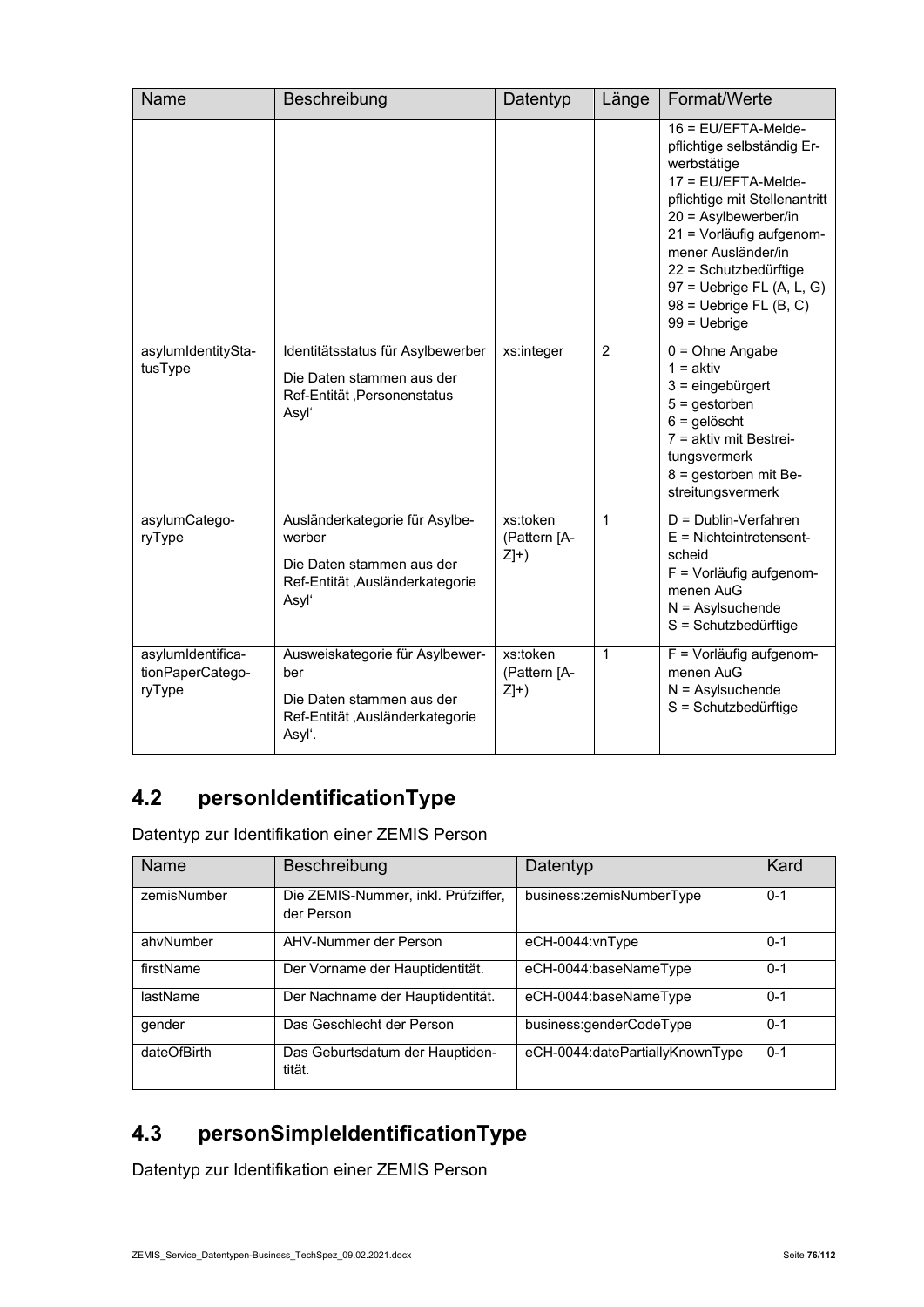| Name | Beschreibung | Datentyp | Länge | Format/Werte |
| --- | --- | --- | --- | --- |
| | | | | 16 = EU/EFTA-Meldepflichtige selbständig Erwerbstätige<br>17 = EU/EFTA-Meldepflichtige mit Stellenantritt<br>20 = Asylbewerber/in<br>21 = Vorläufig aufgenommener Ausländer/in<br>22 = Schutzbedürftige<br>97 = Uebrige FL (A, L, G)<br>98 = Uebrige FL (B, C)<br>99 = Uebrige |
| asylumIdentityStatusType | Identitätsstatus für Asylbewerber<br><br>Die Daten stammen aus der Ref-Entität ‚Personenstatus Asyl' | xs:integer | 2 | 0 = Ohne Angabe<br>1 = aktiv<br>3 = eingebürgert<br>5 = gestorben<br>6 = gelöscht<br>7 = aktiv mit Bestreitungsvermerk<br>8 = gestorben mit Bestreitungsvermerk |
| asylumCategoryType | Ausländerkategorie für Asylbewerber<br><br>Die Daten stammen aus der Ref-Entität ‚Ausländerkategorie Asyl' | xs:token (Pattern [A-Z]+) | 1 | D = Dublin-Verfahren<br>E = Nichteintretensentscheid<br>F = Vorläufig aufgenommenen AuG<br>N = Asylsuchende<br>S = Schutzbedürftige |
| asylumIdentificationPaperCategoryType | Ausweiskategorie für Asylbewerber<br><br>Die Daten stammen aus der Ref-Entität ‚Ausländerkategorie Asyl'. | xs:token (Pattern [A-Z]+) | 1 | F = Vorläufig aufgenommenen AuG<br>N = Asylsuchende<br>S = Schutzbedürftige |

## 4.2 personIdentificationType

Datentyp zur Identifikation einer ZEMIS Person

| Name | Beschreibung | Datentyp | Kard |
| --- | --- | --- | --- |
| zemisNumber | Die ZEMIS-Nummer, inkl. Prüfziffer, der Person | business:zemisNumberType | 0-1 |
| ahvNumber | AHV-Nummer der Person | eCH-0044:vnType | 0-1 |
| firstName | Der Vorname der Hauptidentität. | eCH-0044:baseNameType | 0-1 |
| lastName | Der Nachname der Hauptidentität. | eCH-0044:baseNameType | 0-1 |
| gender | Das Geschlecht der Person | business:genderCodeType | 0-1 |
| dateOfBirth | Das Geburtsdatum der Hauptidentität. | eCH-0044:datePartiallyKnownType | 0-1 |

## 4.3 personSimpleIdentificationType

Datentyp zur Identifikation einer ZEMIS Person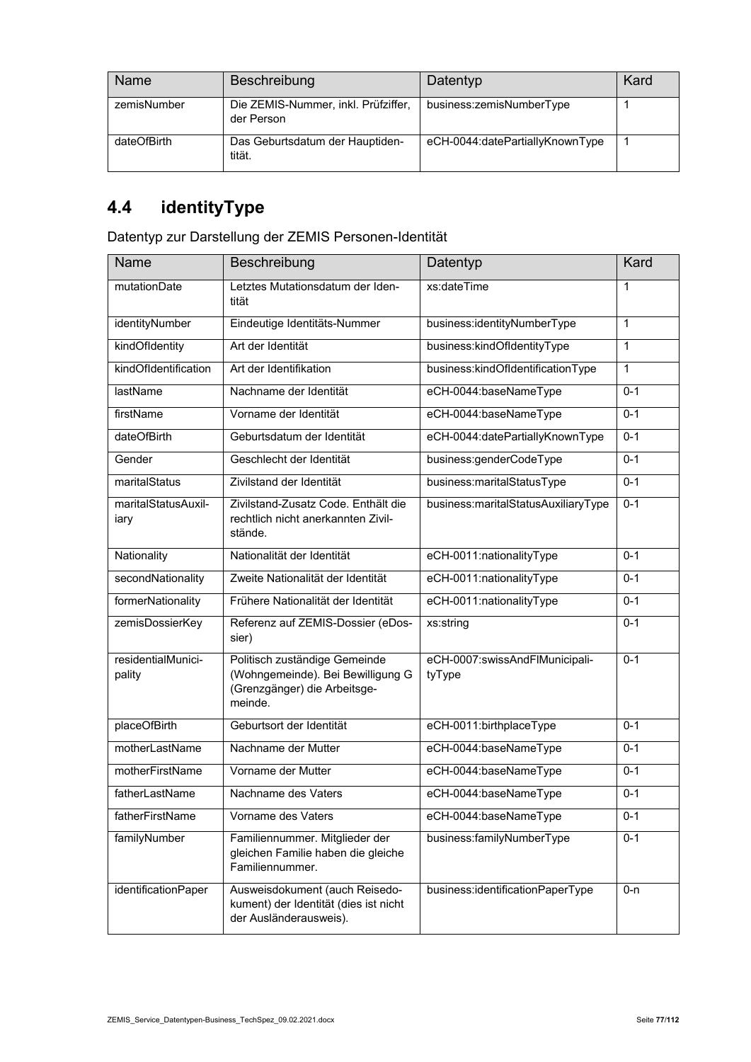| Name | Beschreibung | Datentyp | Kard |
|---|---|---|---|
| zemisNumber | Die ZEMIS-Nummer, inkl. Prüfziffer, der Person | business:zemisNumberType | 1 |
| dateOfBirth | Das Geburtsdatum der Hauptidentität. | eCH-0044:datePartiallyKnownType | 1 |

## 4.4 identityType

Datentyp zur Darstellung der ZEMIS Personen-Identität

| Name | Beschreibung | Datentyp | Kard |
|---|---|---|---|
| mutationDate | Letztes Mutationsdatum der Identität | xs:dateTime | 1 |
| identityNumber | Eindeutige Identitäts-Nummer | business:identityNumberType | 1 |
| kindOfIdentity | Art der Identität | business:kindOfIdentityType | 1 |
| kindOfIdentification | Art der Identifikation | business:kindOfIdentificationType | 1 |
| lastName | Nachname der Identität | eCH-0044:baseNameType | 0-1 |
| firstName | Vorname der Identität | eCH-0044:baseNameType | 0-1 |
| dateOfBirth | Geburtsdatum der Identität | eCH-0044:datePartiallyKnownType | 0-1 |
| Gender | Geschlecht der Identität | business:genderCodeType | 0-1 |
| maritalStatus | Zivilstand der Identität | business:maritalStatusType | 0-1 |
| maritalStatusAuxiliary | Zivilstand-Zusatz Code. Enthält die rechtlich nicht anerkannten Zivilstände. | business:maritalStatusAuxiliaryType | 0-1 |
| Nationality | Nationalität der Identität | eCH-0011:nationalityType | 0-1 |
| secondNationality | Zweite Nationalität der Identität | eCH-0011:nationalityType | 0-1 |
| formerNationality | Frühere Nationalität der Identität | eCH-0011:nationalityType | 0-1 |
| zemisDossierKey | Referenz auf ZEMIS-Dossier (eDossier) | xs:string | 0-1 |
| residentialMunicipality | Politisch zuständige Gemeinde (Wohngemeinde). Bei Bewilligung G (Grenzgänger) die Arbeitsgemeinde. | eCH-0007:swissAndFlMunicipalityType | 0-1 |
| placeOfBirth | Geburtsort der Identität | eCH-0011:birthplaceType | 0-1 |
| motherLastName | Nachname der Mutter | eCH-0044:baseNameType | 0-1 |
| motherFirstName | Vorname der Mutter | eCH-0044:baseNameType | 0-1 |
| fatherLastName | Nachname des Vaters | eCH-0044:baseNameType | 0-1 |
| fatherFirstName | Vorname des Vaters | eCH-0044:baseNameType | 0-1 |
| familyNumber | Familiennummer. Mitglieder der gleichen Familie haben die gleiche Familiennummer. | business:familyNumberType | 0-1 |
| identificationPaper | Ausweisdokument (auch Reisedokument) der Identität (dies ist nicht der Ausländerausweis). | business:identificationPaperType | 0-n |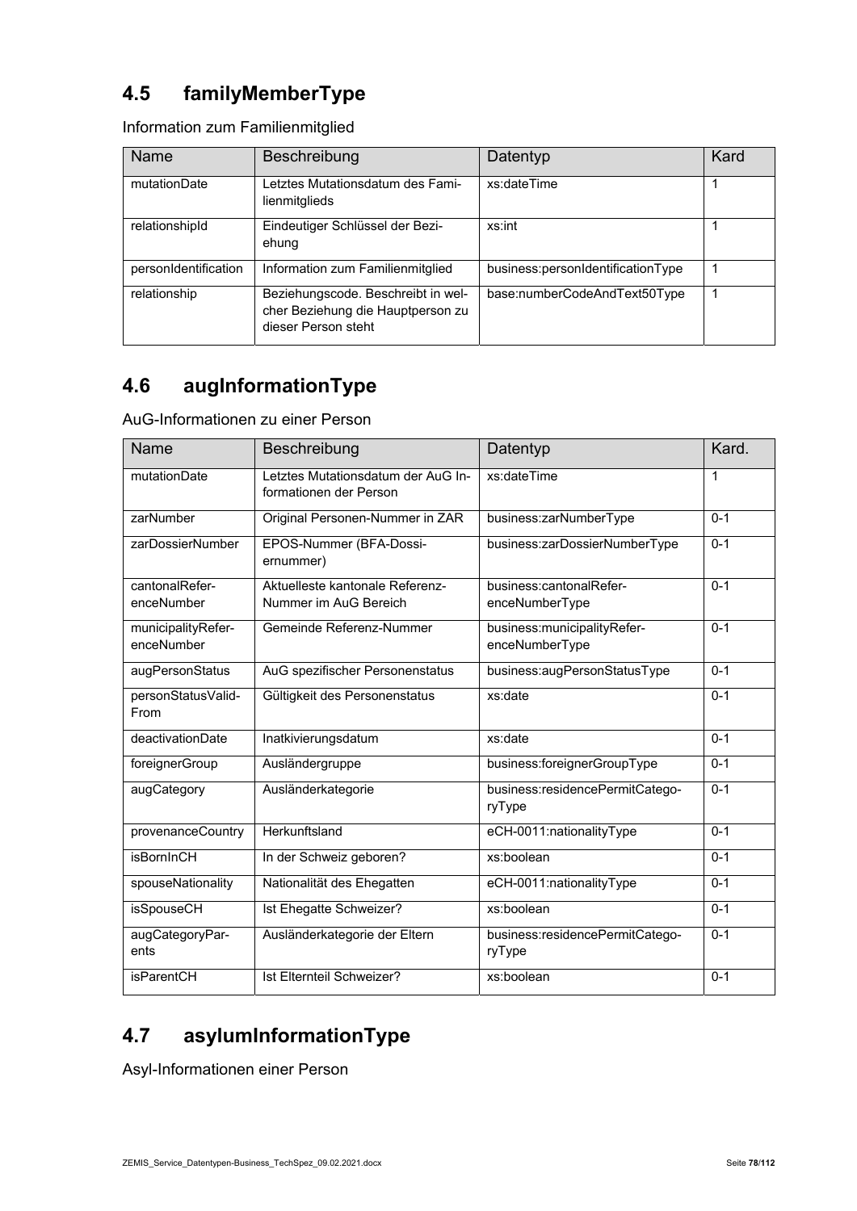## 4.5 familyMemberType

Information zum Familienmitglied

| Name | Beschreibung | Datentyp | Kard |
|---|---|---|---|
| mutationDate | Letztes Mutationsdatum des Familienmitglieds | xs:dateTime | 1 |
| relationshipId | Eindeutiger Schlüssel der Beziehung | xs:int | 1 |
| personIdentification | Information zum Familienmitglied | business:personIdentificationType | 1 |
| relationship | Beziehungscode. Beschreibt in welcher Beziehung die Hauptperson zu dieser Person steht | base:numberCodeAndText50Type | 1 |

## 4.6 augInformationType

AuG-Informationen zu einer Person

| Name | Beschreibung | Datentyp | Kard. |
|---|---|---|---|
| mutationDate | Letztes Mutationsdatum der AuG Informationen der Person | xs:dateTime | 1 |
| zarNumber | Original Personen-Nummer in ZAR | business:zarNumberType | 0-1 |
| zarDossierNumber | EPOS-Nummer (BFA-Dossiernummer) | business:zarDossierNumberType | 0-1 |
| cantonalReferenceNumber | Aktuelleste kantonale Referenz-Nummer im AuG Bereich | business:cantonalReferenceNumberType | 0-1 |
| municipalityReferenceNumber | Gemeinde Referenz-Nummer | business:municipalityReferenceNumberType | 0-1 |
| augPersonStatus | AuG spezifischer Personenstatus | business:augPersonStatusType | 0-1 |
| personStatusValidFrom | Gültigkeit des Personenstatus | xs:date | 0-1 |
| deactivationDate | Inatkivierungsdatum | xs:date | 0-1 |
| foreignerGroup | Ausländergruppe | business:foreignerGroupType | 0-1 |
| augCategory | Ausländerkategorie | business:residencePermitCategoryType | 0-1 |
| provenanceCountry | Herkunftsland | eCH-0011:nationalityType | 0-1 |
| isBornInCH | In der Schweiz geboren? | xs:boolean | 0-1 |
| spouseNationality | Nationalität des Ehegatten | eCH-0011:nationalityType | 0-1 |
| isSpouseCH | Ist Ehegatte Schweizer? | xs:boolean | 0-1 |
| augCategoryParents | Ausländerkategorie der Eltern | business:residencePermitCategoryType | 0-1 |
| isParentCH | Ist Elternteil Schweizer? | xs:boolean | 0-1 |

## 4.7 asylumInformationType

Asyl-Informationen einer Person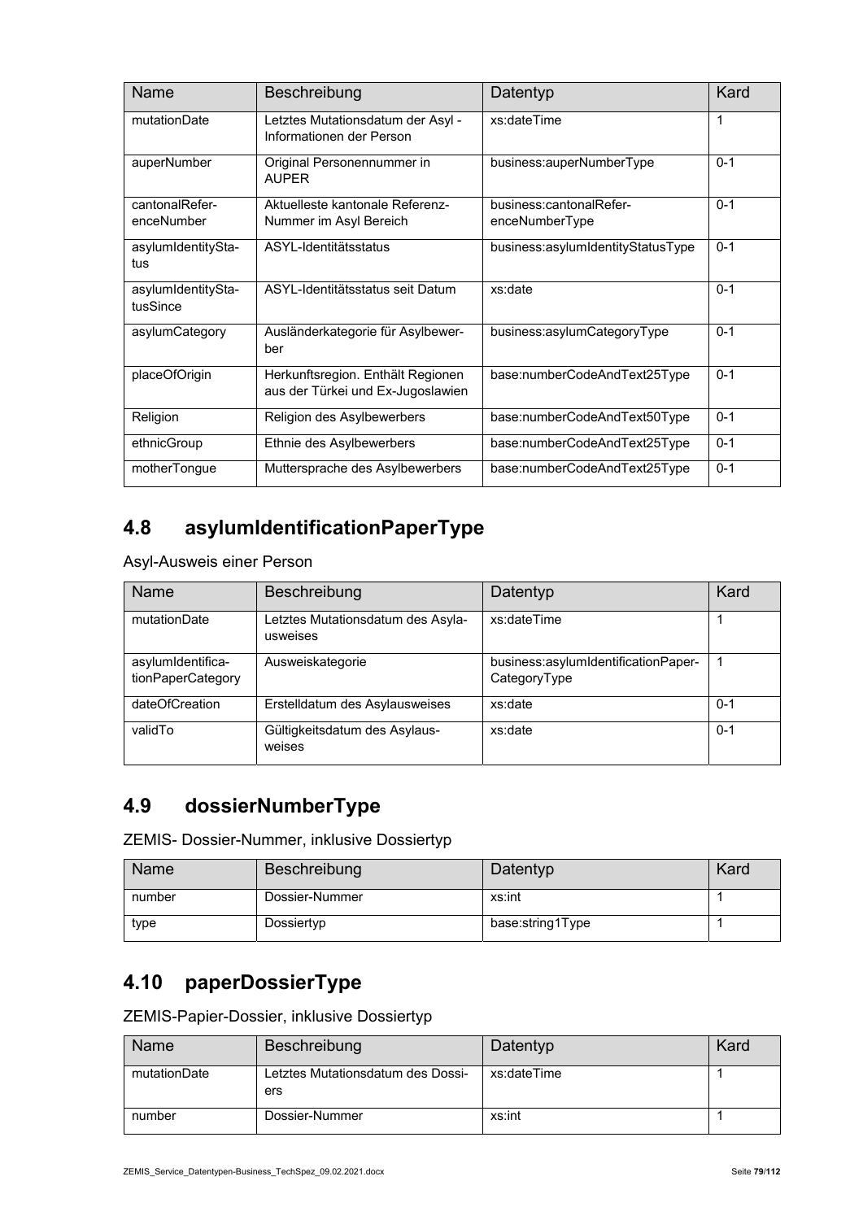| Name | Beschreibung | Datentyp | Kard |
|---|---|---|---|
| mutationDate | Letztes Mutationsdatum der Asyl - Informationen der Person | xs:dateTime | 1 |
| auperNumber | Original Personennummer in AUPER | business:auperNumberType | 0-1 |
| cantonalReferenceNumber | Aktuelleste kantonale Referenz-Nummer im Asyl Bereich | business:cantonalReferenceNumberType | 0-1 |
| asylumIdentityStatus | ASYL-Identitätsstatus | business:asylumIdentityStatusType | 0-1 |
| asylumIdentityStatusSince | ASYL-Identitätsstatus seit Datum | xs:date | 0-1 |
| asylumCategory | Ausländerkategorie für Asylbewerber | business:asylumCategoryType | 0-1 |
| placeOfOrigin | Herkunftsregion. Enthält Regionen aus der Türkei und Ex-Jugoslawien | base:numberCodeAndText25Type | 0-1 |
| Religion | Religion des Asylbewerbers | base:numberCodeAndText50Type | 0-1 |
| ethnicGroup | Ethnie des Asylbewerbers | base:numberCodeAndText25Type | 0-1 |
| motherTongue | Muttersprache des Asylbewerbers | base:numberCodeAndText25Type | 0-1 |

## 4.8 asylumIdentificationPaperType

Asyl-Ausweis einer Person

| Name | Beschreibung | Datentyp | Kard |
|---|---|---|---|
| mutationDate | Letztes Mutationsdatum des Asylausweises | xs:dateTime | 1 |
| asylumIdentificationPaperCategory | Ausweiskategorie | business:asylumIdentificationPaperCategoryType | 1 |
| dateOfCreation | Erstelldatum des Asylausweises | xs:date | 0-1 |
| validTo | Gültigkeitsdatum des Asylausweises | xs:date | 0-1 |

## 4.9 dossierNumberType

ZEMIS- Dossier-Nummer, inklusive Dossiertyp

| Name | Beschreibung | Datentyp | Kard |
|---|---|---|---|
| number | Dossier-Nummer | xs:int | 1 |
| type | Dossiertyp | base:string1Type | 1 |

## 4.10 paperDossierType

ZEMIS-Papier-Dossier, inklusive Dossiertyp

| Name | Beschreibung | Datentyp | Kard |
|---|---|---|---|
| mutationDate | Letztes Mutationsdatum des Dossiers | xs:dateTime | 1 |
| number | Dossier-Nummer | xs:int | 1 |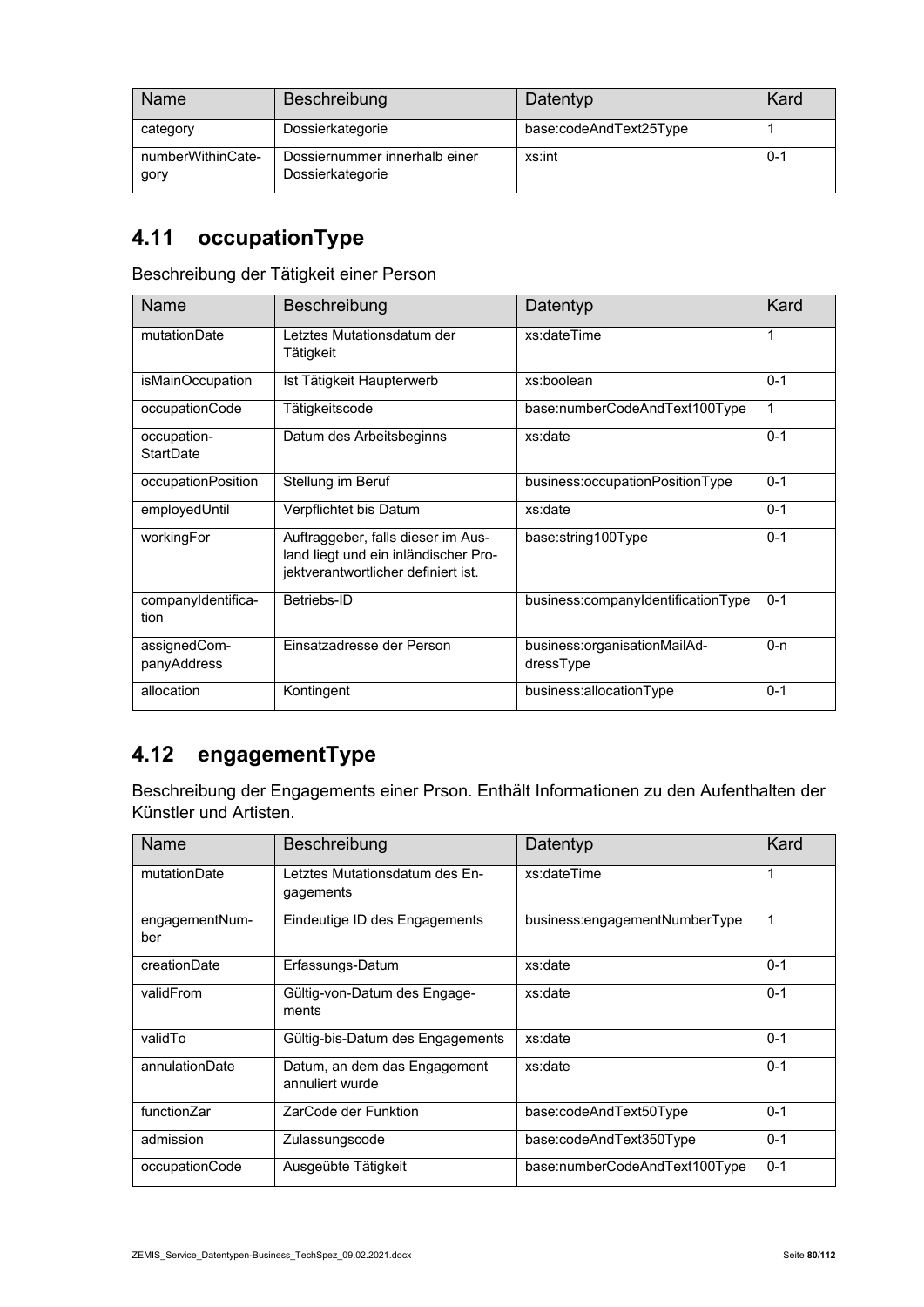| Name | Beschreibung | Datentyp | Kard |
| --- | --- | --- | --- |
| category | Dossierkategorie | base:codeAndText25Type | 1 |
| numberWithinCategory | Dossiernummer innerhalb einer Dossierkategorie | xs:int | 0-1 |

## 4.11 occupationType

Beschreibung der Tätigkeit einer Person

| Name | Beschreibung | Datentyp | Kard |
| --- | --- | --- | --- |
| mutationDate | Letztes Mutationsdatum der Tätigkeit | xs:dateTime | 1 |
| isMainOccupation | Ist Tätigkeit Haupterwerb | xs:boolean | 0-1 |
| occupationCode | Tätigkeitscode | base:numberCodeAndText100Type | 1 |
| occupationStartDate | Datum des Arbeitsbeginns | xs:date | 0-1 |
| occupationPosition | Stellung im Beruf | business:occupationPositionType | 0-1 |
| employedUntil | Verpflichtet bis Datum | xs:date | 0-1 |
| workingFor | Auftraggeber, falls dieser im Ausland liegt und ein inländischer Projektverantwortlicher definiert ist. | base:string100Type | 0-1 |
| companyIdentification | Betriebs-ID | business:companyIdentificationType | 0-1 |
| assignedCompanyAddress | Einsatzadresse der Person | business:organisationMailAddressType | 0-n |
| allocation | Kontingent | business:allocationType | 0-1 |

## 4.12 engagementType

Beschreibung der Engagements einer Prson. Enthält Informationen zu den Aufenthalten der Künstler und Artisten.

| Name | Beschreibung | Datentyp | Kard |
| --- | --- | --- | --- |
| mutationDate | Letztes Mutationsdatum des Engagements | xs:dateTime | 1 |
| engagementNumber | Eindeutige ID des Engagements | business:engagementNumberType | 1 |
| creationDate | Erfassungs-Datum | xs:date | 0-1 |
| validFrom | Gültig-von-Datum des Engagements | xs:date | 0-1 |
| validTo | Gültig-bis-Datum des Engagements | xs:date | 0-1 |
| annulationDate | Datum, an dem das Engagement annuliert wurde | xs:date | 0-1 |
| functionZar | ZarCode der Funktion | base:codeAndText50Type | 0-1 |
| admission | Zulassungscode | base:codeAndText350Type | 0-1 |
| occupationCode | Ausgeübte Tätigkeit | base:numberCodeAndText100Type | 0-1 |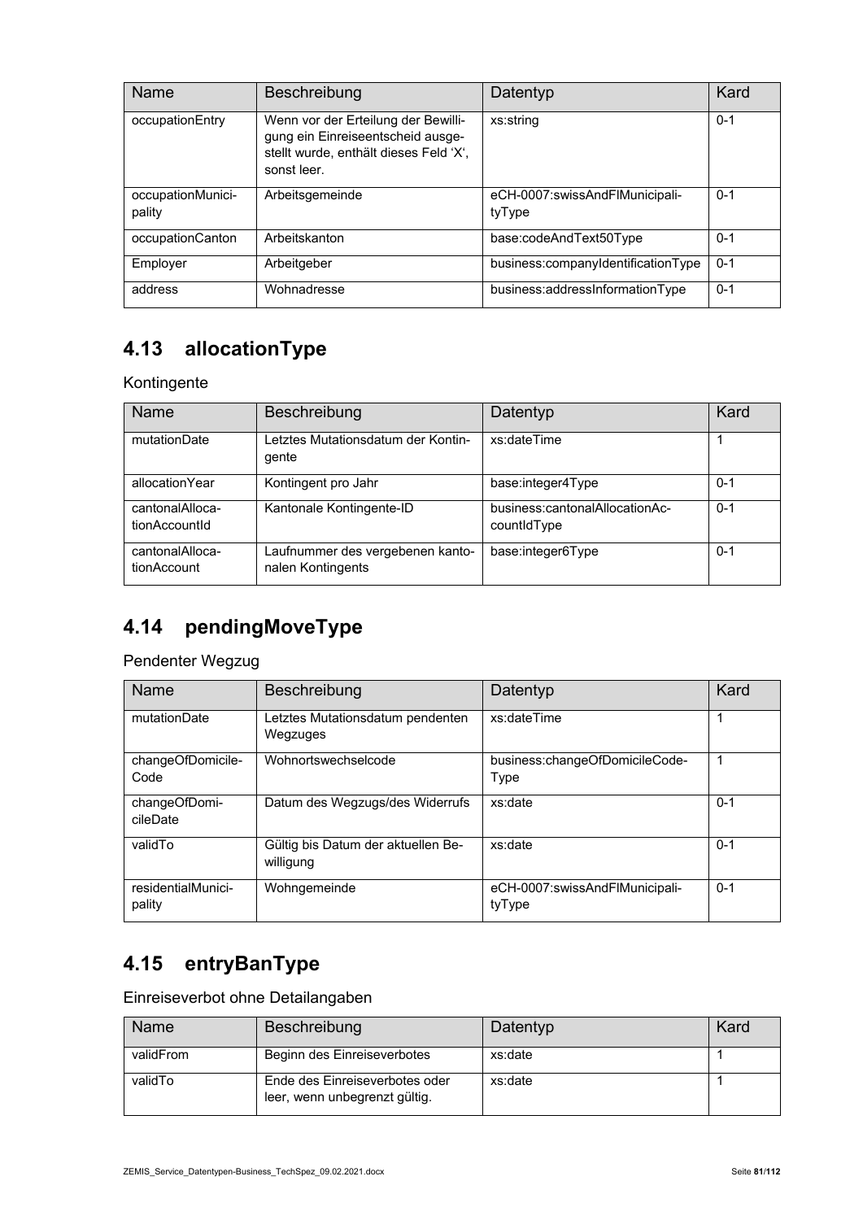| Name | Beschreibung | Datentyp | Kard |
|---|---|---|---|
| occupationEntry | Wenn vor der Erteilung der Bewilligung ein Einreiseentscheid ausgestellt wurde, enthält dieses Feld 'X', sonst leer. | xs:string | 0-1 |
| occupationMunicipality | Arbeitsgemeinde | eCH-0007:swissAndFlMunicipalityType | 0-1 |
| occupationCanton | Arbeitskanton | base:codeAndText50Type | 0-1 |
| Employer | Arbeitgeber | business:companyIdentificationType | 0-1 |
| address | Wohnadresse | business:addressInformationType | 0-1 |

## 4.13 allocationType

Kontingente

| Name | Beschreibung | Datentyp | Kard |
|---|---|---|---|
| mutationDate | Letztes Mutationsdatum der Kontingente | xs:dateTime | 1 |
| allocationYear | Kontingent pro Jahr | base:integer4Type | 0-1 |
| cantonalAllocationAccountId | Kantonale Kontingente-ID | business:cantonalAllocationAccountIdType | 0-1 |
| cantonalAllocationAccount | Laufnummer des vergebenen kantonalen Kontingents | base:integer6Type | 0-1 |

## 4.14 pendingMoveType

Pendenter Wegzug

| Name | Beschreibung | Datentyp | Kard |
|---|---|---|---|
| mutationDate | Letztes Mutationsdatum pendenten Wegzuges | xs:dateTime | 1 |
| changeOfDomicileCode | Wohnortswechselcode | business:changeOfDomicileCodeType | 1 |
| changeOfDomicileDate | Datum des Wegzugs/des Widerrufs | xs:date | 0-1 |
| validTo | Gültig bis Datum der aktuellen Bewilligung | xs:date | 0-1 |
| residentialMunicipality | Wohngemeinde | eCH-0007:swissAndFlMunicipalityType | 0-1 |

## 4.15 entryBanType

Einreiseverbot ohne Detailangaben

| Name | Beschreibung | Datentyp | Kard |
|---|---|---|---|
| validFrom | Beginn des Einreiseverbotes | xs:date | 1 |
| validTo | Ende des Einreiseverbotes oder leer, wenn unbegrenzt gültig. | xs:date | 1 |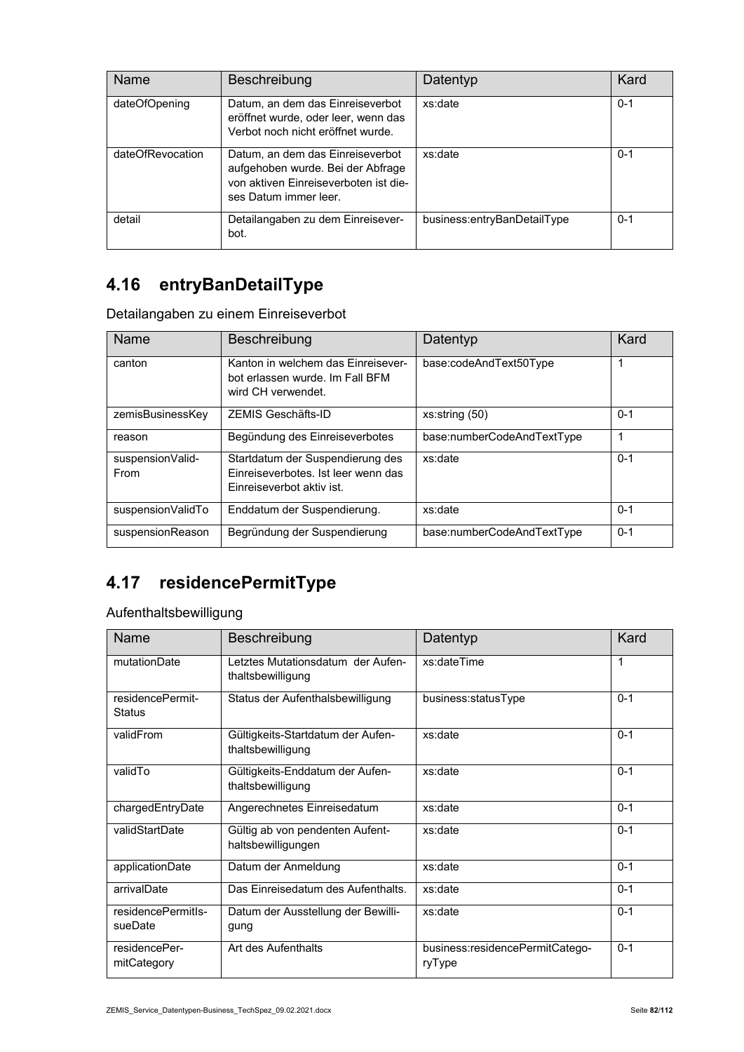| Name | Beschreibung | Datentyp | Kard |
|---|---|---|---|
| dateOfOpening | Datum, an dem das Einreiseverbot eröffnet wurde, oder leer, wenn das Verbot noch nicht eröffnet wurde. | xs:date | 0-1 |
| dateOfRevocation | Datum, an dem das Einreiseverbot aufgehoben wurde. Bei der Abfrage von aktiven Einreiseverboten ist dieses Datum immer leer. | xs:date | 0-1 |
| detail | Detailangaben zu dem Einreiseverbot. | business:entryBanDetailType | 0-1 |

## 4.16 entryBanDetailType

Detailangaben zu einem Einreiseverbot

| Name | Beschreibung | Datentyp | Kard |
|---|---|---|---|
| canton | Kanton in welchem das Einreiseverbot erlassen wurde. Im Fall BFM wird CH verwendet. | base:codeAndText50Type | 1 |
| zemisBusinessKey | ZEMIS Geschäfts-ID | xs:string (50) | 0-1 |
| reason | Begündung des Einreiseverbotes | base:numberCodeAndTextType | 1 |
| suspensionValidFrom | Startdatum der Suspendierung des Einreiseverbotes. Ist leer wenn das Einreiseverbot aktiv ist. | xs:date | 0-1 |
| suspensionValidTo | Enddatum der Suspendierung. | xs:date | 0-1 |
| suspensionReason | Begründung der Suspendierung | base:numberCodeAndTextType | 0-1 |

## 4.17 residencePermitType

Aufenthaltsbewilligung

| Name | Beschreibung | Datentyp | Kard |
|---|---|---|---|
| mutationDate | Letztes Mutationsdatum der Aufenthaltsbewilligung | xs:dateTime | 1 |
| residencePermitStatus | Status der Aufenthalsbewilligung | business:statusType | 0-1 |
| validFrom | Gültigkeits-Startdatum der Aufenthaltsbewilligung | xs:date | 0-1 |
| validTo | Gültigkeits-Enddatum der Aufenthaltsbewilligung | xs:date | 0-1 |
| chargedEntryDate | Angerechnetes Einreisedatum | xs:date | 0-1 |
| validStartDate | Gültig ab von pendenten Aufenthaltsbewilligungen | xs:date | 0-1 |
| applicationDate | Datum der Anmeldung | xs:date | 0-1 |
| arrivalDate | Das Einreisedatum des Aufenthalts. | xs:date | 0-1 |
| residencePermitIssueDate | Datum der Ausstellung der Bewilligung | xs:date | 0-1 |
| residencePermitCategory | Art des Aufenthalts | business:residencePermitCategoryType | 0-1 |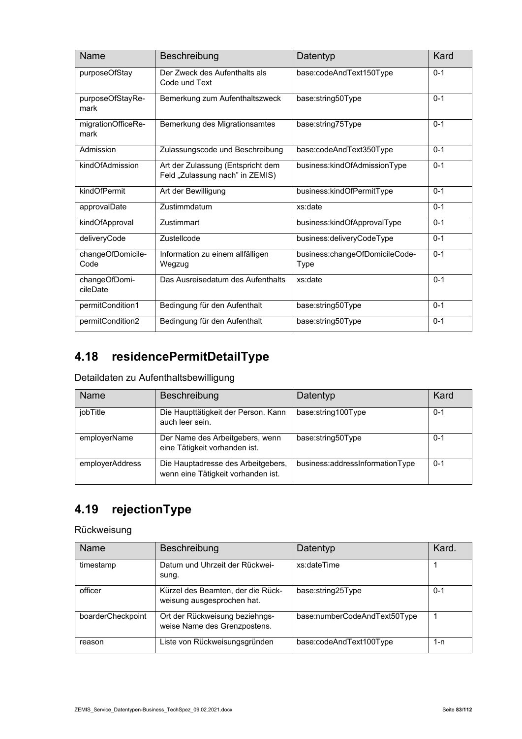| Name | Beschreibung | Datentyp | Kard |
|---|---|---|---|
| purposeOfStay | Der Zweck des Aufenthalts als Code und Text | base:codeAndText150Type | 0-1 |
| purposeOfStayRemark | Bemerkung zum Aufenthaltszweck | base:string50Type | 0-1 |
| migrationOfficeRemark | Bemerkung des Migrationsamtes | base:string75Type | 0-1 |
| Admission | Zulassungscode und Beschreibung | base:codeAndText350Type | 0-1 |
| kindOfAdmission | Art der Zulassung (Entspricht dem Feld „Zulassung nach" in ZEMIS) | business:kindOfAdmissionType | 0-1 |
| kindOfPermit | Art der Bewilligung | business:kindOfPermitType | 0-1 |
| approvalDate | Zustimmdatum | xs:date | 0-1 |
| kindOfApproval | Zustimmart | business:kindOfApprovalType | 0-1 |
| deliveryCode | Zustellcode | business:deliveryCodeType | 0-1 |
| changeOfDomicileCode | Information zu einem allfälligen Wegzug | business:changeOfDomicileCodeType | 0-1 |
| changeOfDomicileDate | Das Ausreisedatum des Aufenthalts | xs:date | 0-1 |
| permitCondition1 | Bedingung für den Aufenthalt | base:string50Type | 0-1 |
| permitCondition2 | Bedingung für den Aufenthalt | base:string50Type | 0-1 |

## 4.18 residencePermitDetailType

Detaildaten zu Aufenthaltsbewilligung

| Name | Beschreibung | Datentyp | Kard |
|---|---|---|---|
| jobTitle | Die Haupttätigkeit der Person. Kann auch leer sein. | base:string100Type | 0-1 |
| employerName | Der Name des Arbeitgebers, wenn eine Tätigkeit vorhanden ist. | base:string50Type | 0-1 |
| employerAddress | Die Hauptadresse des Arbeitgebers, wenn eine Tätigkeit vorhanden ist. | business:addressInformationType | 0-1 |

## 4.19 rejectionType

Rückweisung

| Name | Beschreibung | Datentyp | Kard. |
|---|---|---|---|
| timestamp | Datum und Uhrzeit der Rückweisung. | xs:dateTime | 1 |
| officer | Kürzel des Beamten, der die Rückweisung ausgesprochen hat. | base:string25Type | 0-1 |
| boarderCheckpoint | Ort der Rückweisung beziehngsweise Name des Grenzpostens. | base:numberCodeAndText50Type | 1 |
| reason | Liste von Rückweisungsgründen | base:codeAndText100Type | 1-n |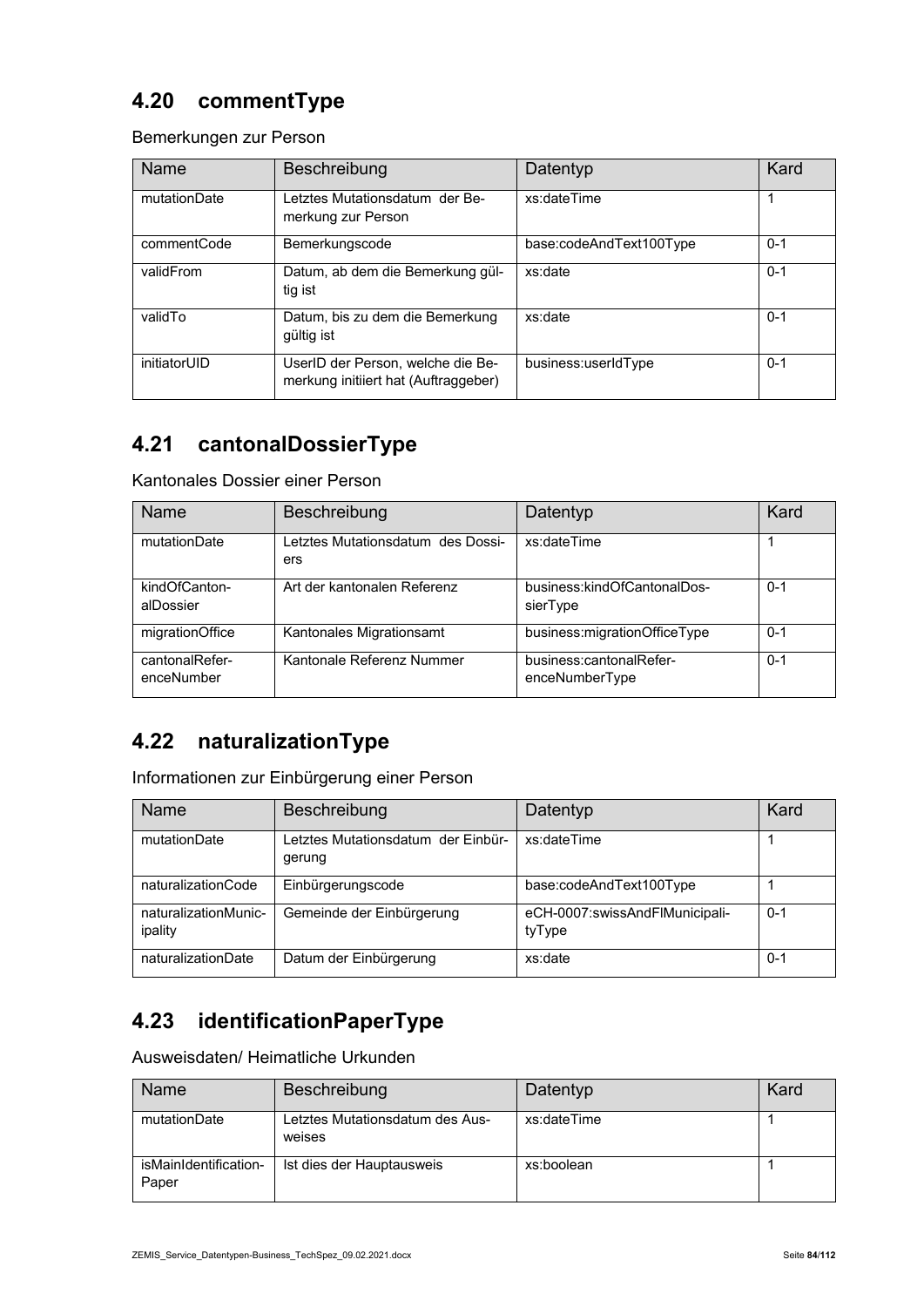## 4.20 commentType

Bemerkungen zur Person

| Name | Beschreibung | Datentyp | Kard |
|---|---|---|---|
| mutationDate | Letztes Mutationsdatum der Bemerkung zur Person | xs:dateTime | 1 |
| commentCode | Bemerkungscode | base:codeAndText100Type | 0-1 |
| validFrom | Datum, ab dem die Bemerkung gültig ist | xs:date | 0-1 |
| validTo | Datum, bis zu dem die Bemerkung gültig ist | xs:date | 0-1 |
| initiatorUID | UserID der Person, welche die Bemerkung initiiert hat (Auftraggeber) | business:userIdType | 0-1 |

## 4.21 cantonalDossierType

Kantonales Dossier einer Person

| Name | Beschreibung | Datentyp | Kard |
|---|---|---|---|
| mutationDate | Letztes Mutationsdatum des Dossiers | xs:dateTime | 1 |
| kindOfCantonalDossier | Art der kantonalen Referenz | business:kindOfCantonalDossierType | 0-1 |
| migrationOffice | Kantonales Migrationsamt | business:migrationOfficeType | 0-1 |
| cantonalReferenceNumber | Kantonale Referenz Nummer | business:cantonalReferenceNumberType | 0-1 |

## 4.22 naturalizationType

Informationen zur Einbürgerung einer Person

| Name | Beschreibung | Datentyp | Kard |
|---|---|---|---|
| mutationDate | Letztes Mutationsdatum der Einbürgerung | xs:dateTime | 1 |
| naturalizationCode | Einbürgerungscode | base:codeAndText100Type | 1 |
| naturalizationMunicipality | Gemeinde der Einbürgerung | eCH-0007:swissAndFlMunicipalityType | 0-1 |
| naturalizationDate | Datum der Einbürgerung | xs:date | 0-1 |

## 4.23 identificationPaperType

Ausweisdaten/ Heimatliche Urkunden

| Name | Beschreibung | Datentyp | Kard |
|---|---|---|---|
| mutationDate | Letztes Mutationsdatum des Ausweises | xs:dateTime | 1 |
| isMainIdentificationPaper | Ist dies der Hauptausweis | xs:boolean | 1 |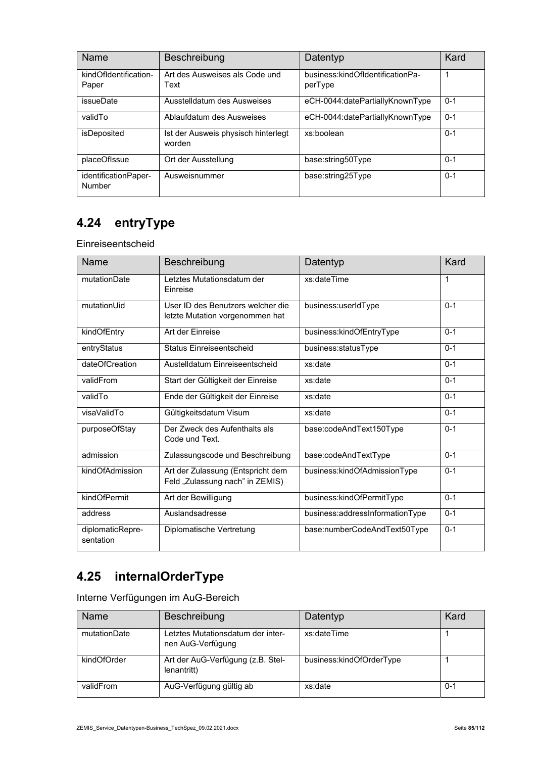| Name | Beschreibung | Datentyp | Kard |
|---|---|---|---|
| kindOfIdentification-Paper | Art des Ausweises als Code und Text | business:kindOfIdentificationPa-perType | 1 |
| issueDate | Ausstelldatum des Ausweises | eCH-0044:datePartiallyKnownType | 0-1 |
| validTo | Ablaufdatum des Ausweises | eCH-0044:datePartiallyKnownType | 0-1 |
| isDeposited | Ist der Ausweis physisch hinterlegt worden | xs:boolean | 0-1 |
| placeOfIssue | Ort der Ausstellung | base:string50Type | 0-1 |
| identificationPaper-Number | Ausweisnummer | base:string25Type | 0-1 |

## 4.24 entryType

Einreiseentscheid

| Name | Beschreibung | Datentyp | Kard |
|---|---|---|---|
| mutationDate | Letztes Mutationsdatum der Einreise | xs:dateTime | 1 |
| mutationUid | User ID des Benutzers welcher die letzte Mutation vorgenommen hat | business:userIdType | 0-1 |
| kindOfEntry | Art der Einreise | business:kindOfEntryType | 0-1 |
| entryStatus | Status Einreiseentscheid | business:statusType | 0-1 |
| dateOfCreation | Austelldatum Einreiseentscheid | xs:date | 0-1 |
| validFrom | Start der Gültigkeit der Einreise | xs:date | 0-1 |
| validTo | Ende der Gültigkeit der Einreise | xs:date | 0-1 |
| visaValidTo | Gültigkeitsdatum Visum | xs:date | 0-1 |
| purposeOfStay | Der Zweck des Aufenthalts als Code und Text. | base:codeAndText150Type | 0-1 |
| admission | Zulassungscode und Beschreibung | base:codeAndTextType | 0-1 |
| kindOfAdmission | Art der Zulassung (Entspricht dem Feld „Zulassung nach" in ZEMIS) | business:kindOfAdmissionType | 0-1 |
| kindOfPermit | Art der Bewilligung | business:kindOfPermitType | 0-1 |
| address | Auslandsadresse | business:addressInformationType | 0-1 |
| diplomaticRepre-sentation | Diplomatische Vertretung | base:numberCodeAndText50Type | 0-1 |

## 4.25 internalOrderType

Interne Verfügungen im AuG-Bereich

| Name | Beschreibung | Datentyp | Kard |
|---|---|---|---|
| mutationDate | Letztes Mutationsdatum der inter-nen AuG-Verfügung | xs:dateTime | 1 |
| kindOfOrder | Art der AuG-Verfügung (z.B. Stel-lenantritt) | business:kindOfOrderType | 1 |
| validFrom | AuG-Verfügung gültig ab | xs:date | 0-1 |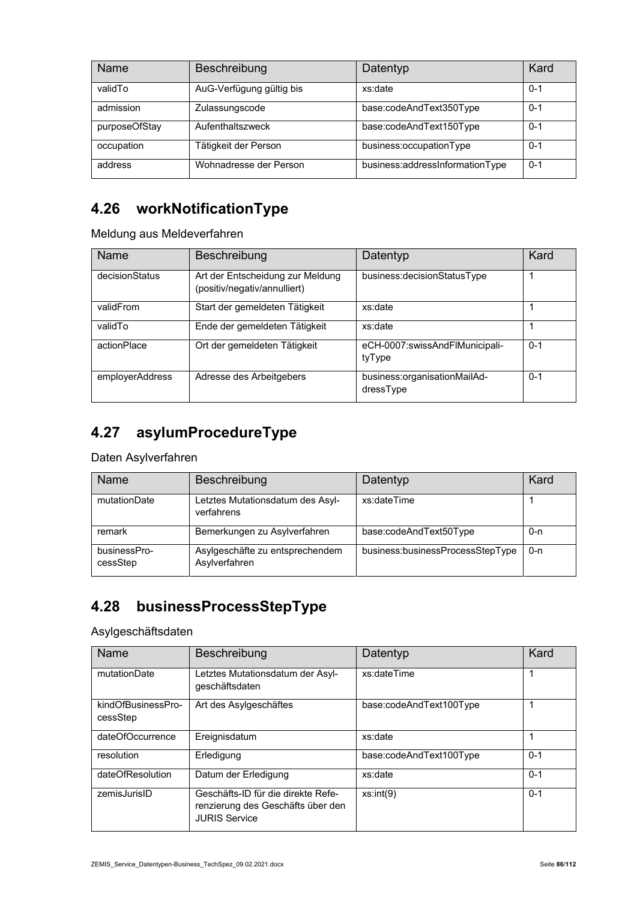| Name | Beschreibung | Datentyp | Kard |
|---|---|---|---|
| validTo | AuG-Verfügung gültig bis | xs:date | 0-1 |
| admission | Zulassungscode | base:codeAndText350Type | 0-1 |
| purposeOfStay | Aufenthaltszweck | base:codeAndText150Type | 0-1 |
| occupation | Tätigkeit der Person | business:occupationType | 0-1 |
| address | Wohnadresse der Person | business:addressInformationType | 0-1 |

## 4.26 workNotificationType

Meldung aus Meldeverfahren

| Name | Beschreibung | Datentyp | Kard |
|---|---|---|---|
| decisionStatus | Art der Entscheidung zur Meldung (positiv/negativ/annulliert) | business:decisionStatusType | 1 |
| validFrom | Start der gemeldeten Tätigkeit | xs:date | 1 |
| validTo | Ende der gemeldeten Tätigkeit | xs:date | 1 |
| actionPlace | Ort der gemeldeten Tätigkeit | eCH-0007:swissAndFlMunicipalityType | 0-1 |
| employerAddress | Adresse des Arbeitgebers | business:organisationMailAddressType | 0-1 |

## 4.27 asylumProcedureType

Daten Asylverfahren

| Name | Beschreibung | Datentyp | Kard |
|---|---|---|---|
| mutationDate | Letztes Mutationsdatum des Asylverfahrens | xs:dateTime | 1 |
| remark | Bemerkungen zu Asylverfahren | base:codeAndText50Type | 0-n |
| businessProcessStep | Asylgeschäfte zu entsprechendem Asylverfahren | business:businessProcessStepType | 0-n |

## 4.28 businessProcessStepType

Asylgeschäftsdaten

| Name | Beschreibung | Datentyp | Kard |
|---|---|---|---|
| mutationDate | Letztes Mutationsdatum der Asylgeschäftsdaten | xs:dateTime | 1 |
| kindOfBusinessProcessStep | Art des Asylgeschäftes | base:codeAndText100Type | 1 |
| dateOfOccurrence | Ereignisdatum | xs:date | 1 |
| resolution | Erledigung | base:codeAndText100Type | 0-1 |
| dateOfResolution | Datum der Erledigung | xs:date | 0-1 |
| zemisJurisID | Geschäfts-ID für die direkte Referenzierung des Geschäfts über den JURIS Service | xs:int(9) | 0-1 |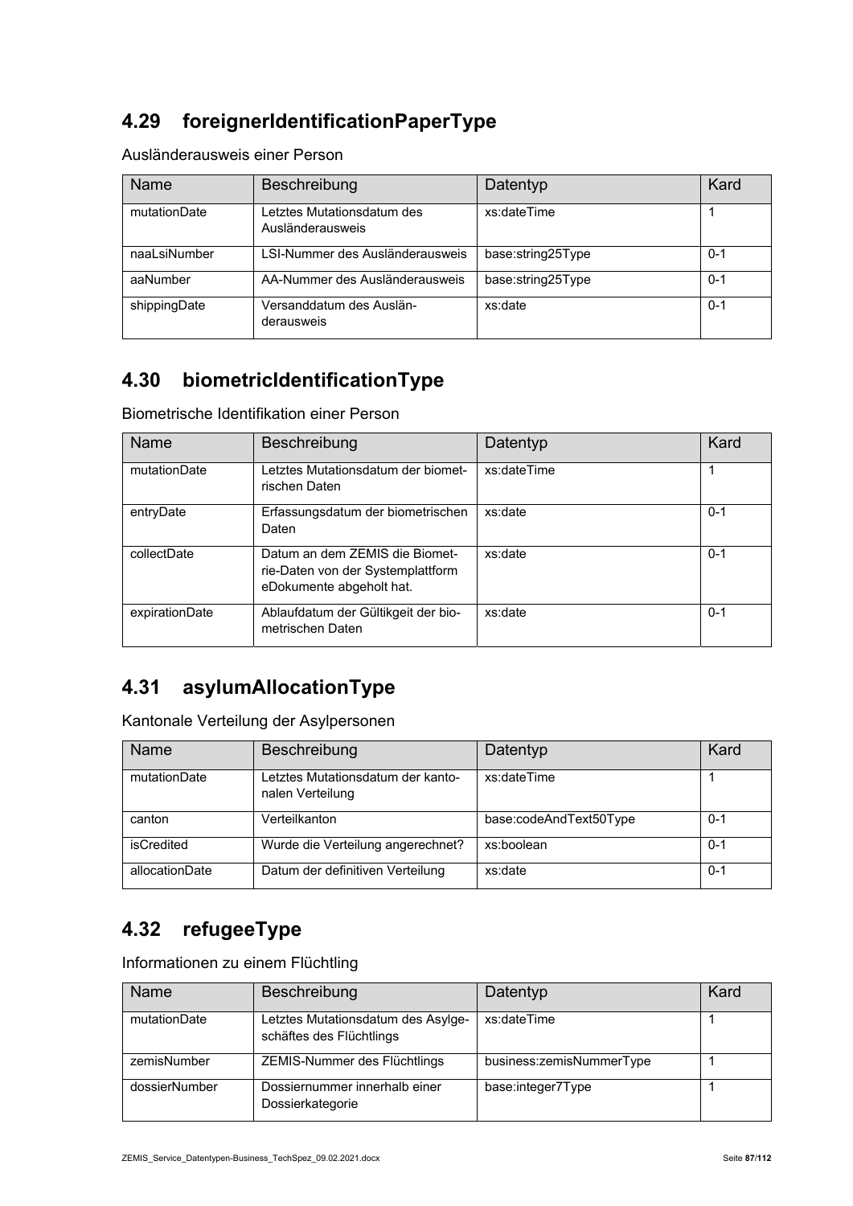## 4.29 foreignerIdentificationPaperType

Ausländerausweis einer Person

| Name | Beschreibung | Datentyp | Kard |
|---|---|---|---|
| mutationDate | Letztes Mutationsdatum des Ausländerausweis | xs:dateTime | 1 |
| naaLsiNumber | LSI-Nummer des Ausländerausweis | base:string25Type | 0-1 |
| aaNumber | AA-Nummer des Ausländerausweis | base:string25Type | 0-1 |
| shippingDate | Versanddatum des Ausländerausweis | xs:date | 0-1 |

## 4.30 biometricIdentificationType

Biometrische Identifikation einer Person

| Name | Beschreibung | Datentyp | Kard |
|---|---|---|---|
| mutationDate | Letztes Mutationsdatum der biometrischen Daten | xs:dateTime | 1 |
| entryDate | Erfassungsdatum der biometrischen Daten | xs:date | 0-1 |
| collectDate | Datum an dem ZEMIS die Biometrie-Daten von der Systemplattform eDokumente abgeholt hat. | xs:date | 0-1 |
| expirationDate | Ablaufdatum der Gültikgeit der biometrischen Daten | xs:date | 0-1 |

## 4.31 asylumAllocationType

Kantonale Verteilung der Asylpersonen

| Name | Beschreibung | Datentyp | Kard |
|---|---|---|---|
| mutationDate | Letztes Mutationsdatum der kantonalen Verteilung | xs:dateTime | 1 |
| canton | Verteilkanton | base:codeAndText50Type | 0-1 |
| isCredited | Wurde die Verteilung angerechnet? | xs:boolean | 0-1 |
| allocationDate | Datum der definitiven Verteilung | xs:date | 0-1 |

## 4.32 refugeeType

Informationen zu einem Flüchtling

| Name | Beschreibung | Datentyp | Kard |
|---|---|---|---|
| mutationDate | Letztes Mutationsdatum des Asylgeschäftes des Flüchtlings | xs:dateTime | 1 |
| zemisNumber | ZEMIS-Nummer des Flüchtlings | business:zemisNummerType | 1 |
| dossierNumber | Dossiernummer innerhalb einer Dossierkategorie | base:integer7Type | 1 |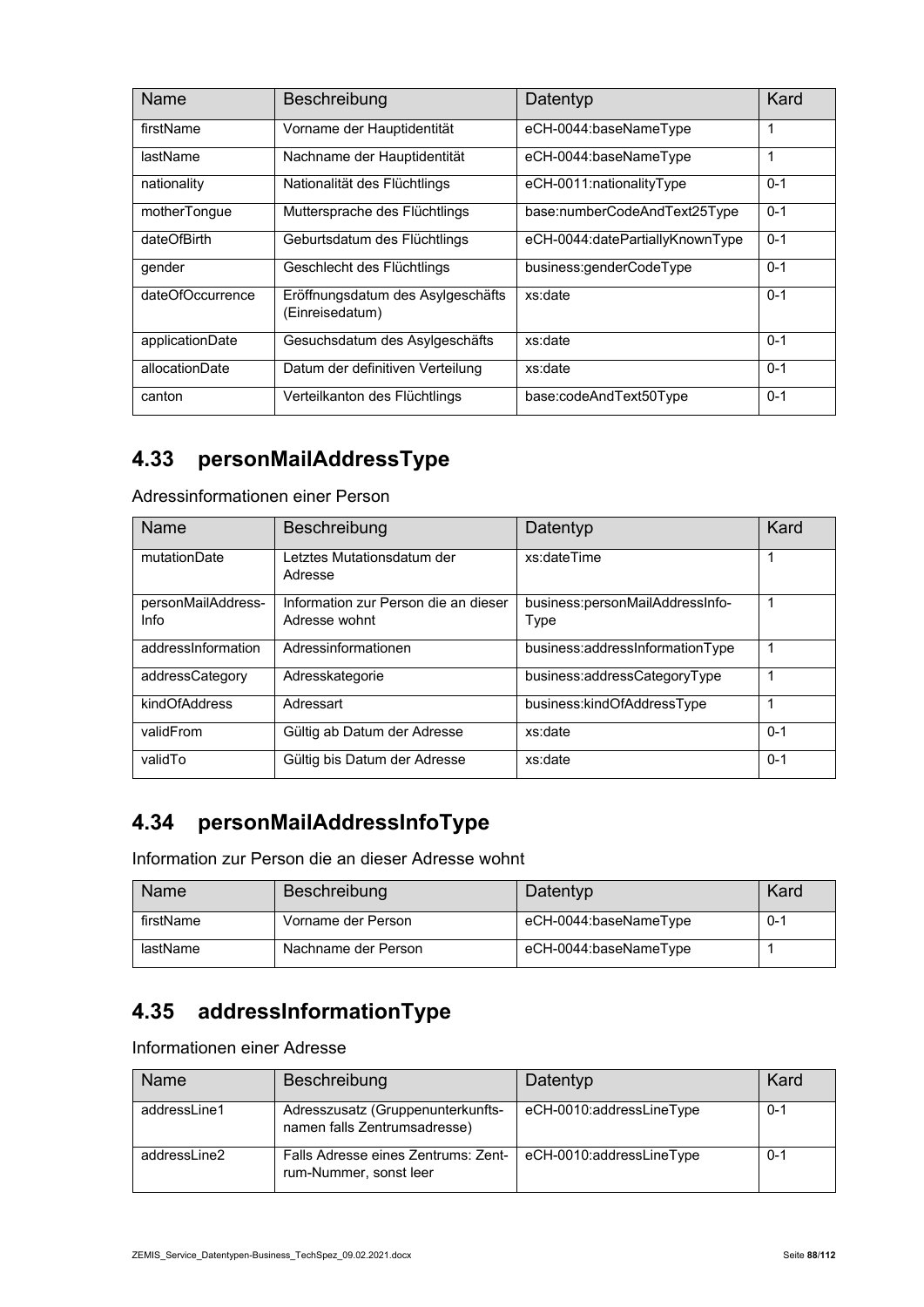| Name | Beschreibung | Datentyp | Kard |
| --- | --- | --- | --- |
| firstName | Vorname der Hauptidentität | eCH-0044:baseNameType | 1 |
| lastName | Nachname der Hauptidentität | eCH-0044:baseNameType | 1 |
| nationality | Nationalität des Flüchtlings | eCH-0011:nationalityType | 0-1 |
| motherTongue | Muttersprache des Flüchtlings | base:numberCodeAndText25Type | 0-1 |
| dateOfBirth | Geburtsdatum des Flüchtlings | eCH-0044:datePartiallyKnownType | 0-1 |
| gender | Geschlecht des Flüchtlings | business:genderCodeType | 0-1 |
| dateOfOccurrence | Eröffnungsdatum des Asylgeschäfts (Einreisedatum) | xs:date | 0-1 |
| applicationDate | Gesuchsdatum des Asylgeschäfts | xs:date | 0-1 |
| allocationDate | Datum der definitiven Verteilung | xs:date | 0-1 |
| canton | Verteilkanton des Flüchtlings | base:codeAndText50Type | 0-1 |

## 4.33 personMailAddressType

Adressinformationen einer Person

| Name | Beschreibung | Datentyp | Kard |
| --- | --- | --- | --- |
| mutationDate | Letztes Mutationsdatum der Adresse | xs:dateTime | 1 |
| personMailAddress-Info | Information zur Person die an dieser Adresse wohnt | business:personMailAddressInfo-Type | 1 |
| addressInformation | Adressinformationen | business:addressInformationType | 1 |
| addressCategory | Adresskategorie | business:addressCategoryType | 1 |
| kindOfAddress | Adressart | business:kindOfAddressType | 1 |
| validFrom | Gültig ab Datum der Adresse | xs:date | 0-1 |
| validTo | Gültig bis Datum der Adresse | xs:date | 0-1 |

## 4.34 personMailAddressInfoType

Information zur Person die an dieser Adresse wohnt

| Name | Beschreibung | Datentyp | Kard |
| --- | --- | --- | --- |
| firstName | Vorname der Person | eCH-0044:baseNameType | 0-1 |
| lastName | Nachname der Person | eCH-0044:baseNameType | 1 |

## 4.35 addressInformationType

Informationen einer Adresse

| Name | Beschreibung | Datentyp | Kard |
| --- | --- | --- | --- |
| addressLine1 | Adresszusatz (Gruppenunterkunfts-namen falls Zentrumsadresse) | eCH-0010:addressLineType | 0-1 |
| addressLine2 | Falls Adresse eines Zentrums: Zent-rum-Nummer, sonst leer | eCH-0010:addressLineType | 0-1 |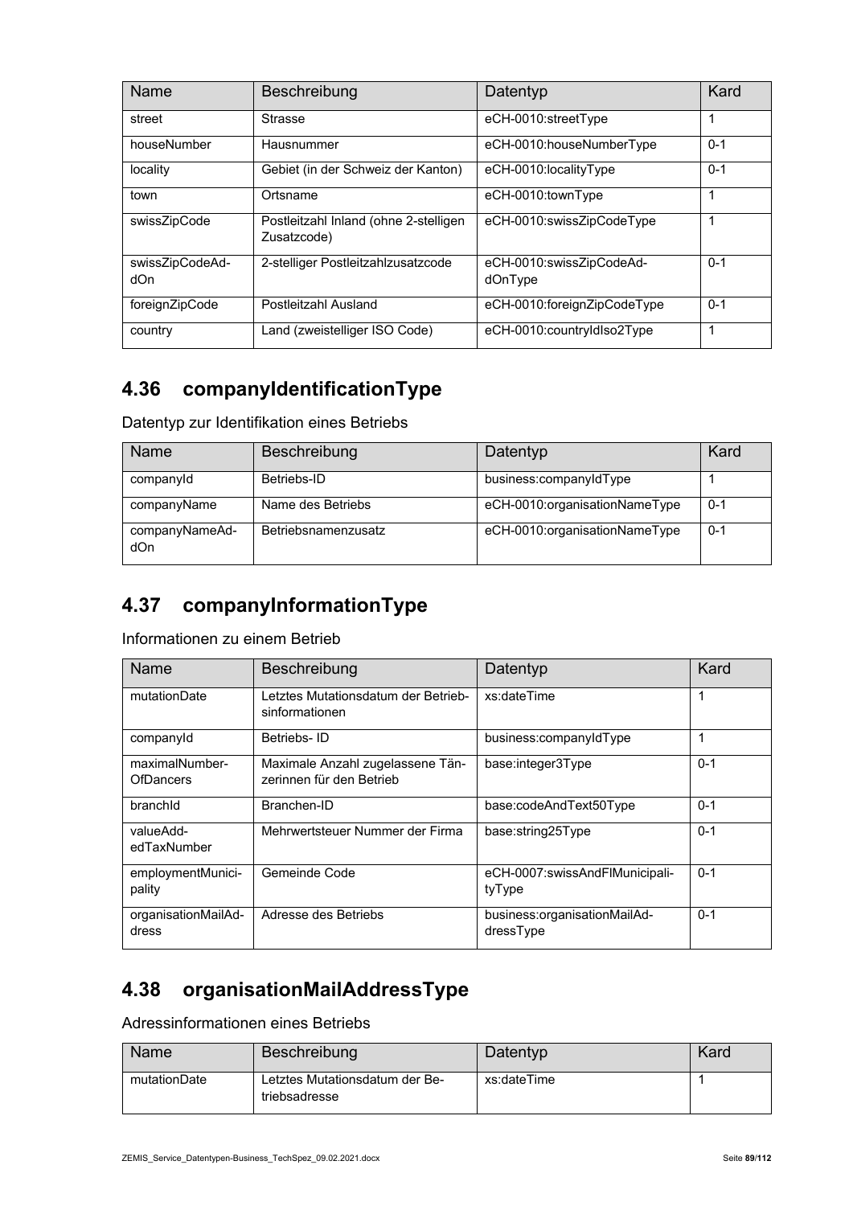| Name | Beschreibung | Datentyp | Kard |
| --- | --- | --- | --- |
| street | Strasse | eCH-0010:streetType | 1 |
| houseNumber | Hausnummer | eCH-0010:houseNumberType | 0-1 |
| locality | Gebiet (in der Schweiz der Kanton) | eCH-0010:localityType | 0-1 |
| town | Ortsname | eCH-0010:townType | 1 |
| swissZipCode | Postleitzahl Inland (ohne 2-stelligen Zusatzcode) | eCH-0010:swissZipCodeType | 1 |
| swissZipCodeAddOn | 2-stelliger Postleitzahlzusatzcode | eCH-0010:swissZipCodeAddOnType | 0-1 |
| foreignZipCode | Postleitzahl Ausland | eCH-0010:foreignZipCodeType | 0-1 |
| country | Land (zweistelliger ISO Code) | eCH-0010:countryIdIso2Type | 1 |

## 4.36 companyIdentificationType

Datentyp zur Identifikation eines Betriebs

| Name | Beschreibung | Datentyp | Kard |
| --- | --- | --- | --- |
| companyId | Betriebs-ID | business:companyIdType | 1 |
| companyName | Name des Betriebs | eCH-0010:organisationNameType | 0-1 |
| companyNameAddOn | Betriebsnamenzusatz | eCH-0010:organisationNameType | 0-1 |

## 4.37 companyInformationType

Informationen zu einem Betrieb

| Name | Beschreibung | Datentyp | Kard |
| --- | --- | --- | --- |
| mutationDate | Letztes Mutationsdatum der Betriebsinformationen | xs:dateTime | 1 |
| companyId | Betriebs- ID | business:companyIdType | 1 |
| maximalNumberOfDancers | Maximale Anzahl zugelassene Tänzerinnen für den Betrieb | base:integer3Type | 0-1 |
| branchId | Branchen-ID | base:codeAndText50Type | 0-1 |
| valueAddedTaxNumber | Mehrwertsteuer Nummer der Firma | base:string25Type | 0-1 |
| employmentMunicipality | Gemeinde Code | eCH-0007:swissAndFlMunicipalityType | 0-1 |
| organisationMailAddress | Adresse des Betriebs | business:organisationMailAddressType | 0-1 |

## 4.38 organisationMailAddressType

Adressinformationen eines Betriebs

| Name | Beschreibung | Datentyp | Kard |
| --- | --- | --- | --- |
| mutationDate | Letztes Mutationsdatum der Betriebsadresse | xs:dateTime | 1 |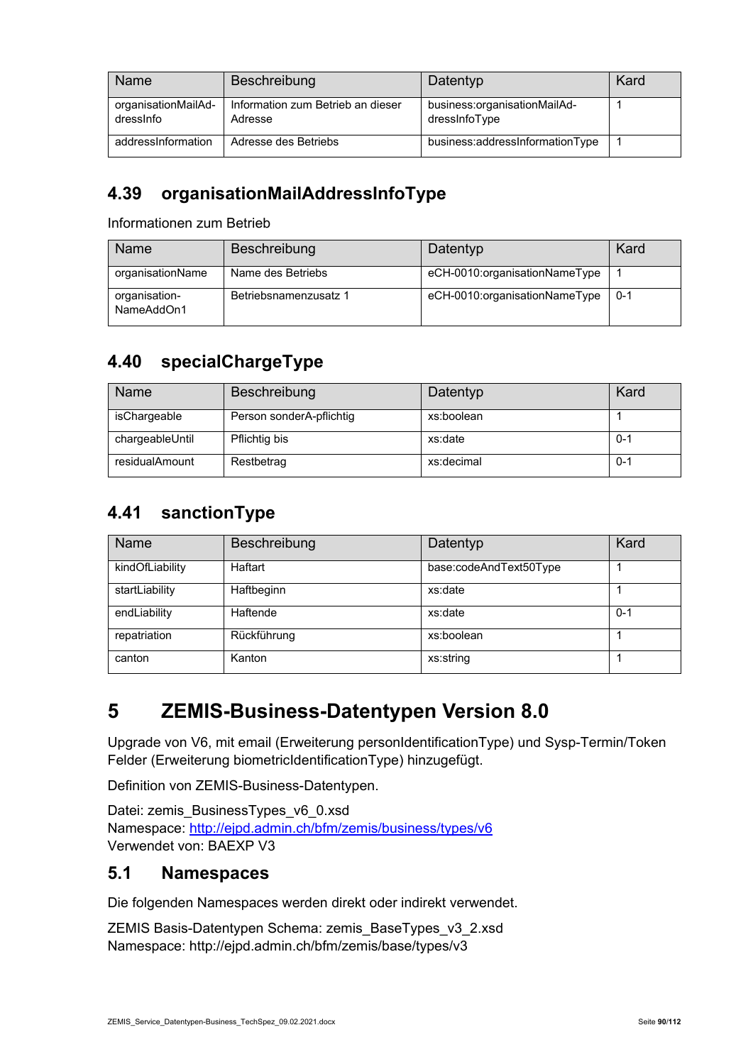| Name | Beschreibung | Datentyp | Kard |
|---|---|---|---|
| organisationMailAd-dressInfo | Information zum Betrieb an dieser Adresse | business:organisationMailAd-dressInfoType | 1 |
| addressInformation | Adresse des Betriebs | business:addressInformationType | 1 |

## 4.39 organisationMailAddressInfoType

Informationen zum Betrieb

| Name | Beschreibung | Datentyp | Kard |
|---|---|---|---|
| organisationName | Name des Betriebs | eCH-0010:organisationNameType | 1 |
| organisation-NameAddOn1 | Betriebsnamenzusatz 1 | eCH-0010:organisationNameType | 0-1 |

## 4.40 specialChargeType

| Name | Beschreibung | Datentyp | Kard |
|---|---|---|---|
| isChargeable | Person sonderA-pflichtig | xs:boolean | 1 |
| chargeableUntil | Pflichtig bis | xs:date | 0-1 |
| residualAmount | Restbetrag | xs:decimal | 0-1 |

## 4.41 sanctionType

| Name | Beschreibung | Datentyp | Kard |
|---|---|---|---|
| kindOfLiability | Haftart | base:codeAndText50Type | 1 |
| startLiability | Haftbeginn | xs:date | 1 |
| endLiability | Haftende | xs:date | 0-1 |
| repatriation | Rückführung | xs:boolean | 1 |
| canton | Kanton | xs:string | 1 |

# 5 ZEMIS-Business-Datentypen Version 8.0

Upgrade von V6, mit email (Erweiterung personIdentificationType) und Sysp-Termin/Token Felder (Erweiterung biometricIdentificationType) hinzugefügt.

Definition von ZEMIS-Business-Datentypen.

Datei: zemis_BusinessTypes_v6_0.xsd
Namespace: http://ejpd.admin.ch/bfm/zemis/business/types/v6
Verwendet von: BAEXP V3

## 5.1 Namespaces

Die folgenden Namespaces werden direkt oder indirekt verwendet.

ZEMIS Basis-Datentypen Schema: zemis_BaseTypes_v3_2.xsd
Namespace: http://ejpd.admin.ch/bfm/zemis/base/types/v3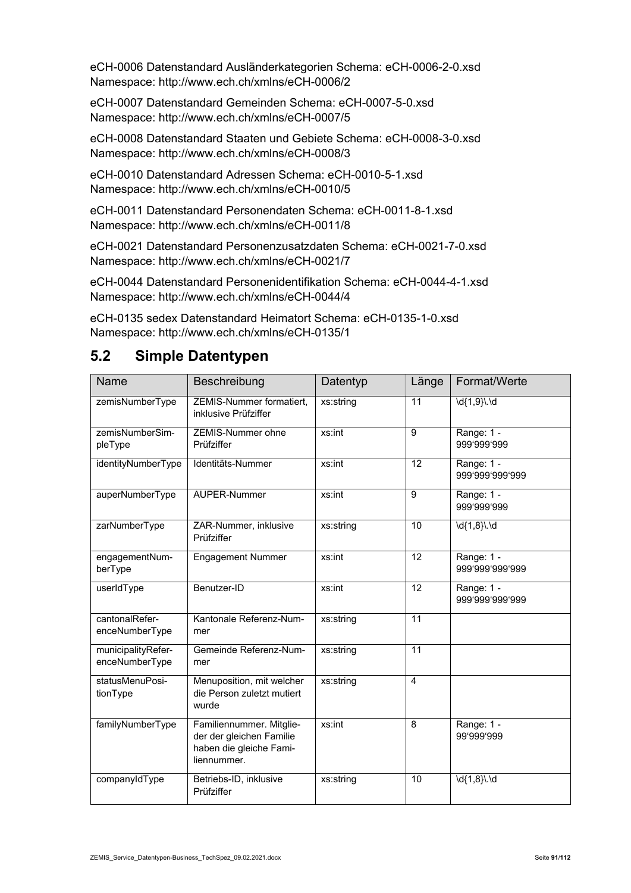eCH-0006 Datenstandard Ausländerkategorien Schema: eCH-0006-2-0.xsd
Namespace: http://www.ech.ch/xmlns/eCH-0006/2

eCH-0007 Datenstandard Gemeinden Schema: eCH-0007-5-0.xsd
Namespace: http://www.ech.ch/xmlns/eCH-0007/5

eCH-0008 Datenstandard Staaten und Gebiete Schema: eCH-0008-3-0.xsd
Namespace: http://www.ech.ch/xmlns/eCH-0008/3

eCH-0010 Datenstandard Adressen Schema: eCH-0010-5-1.xsd
Namespace: http://www.ech.ch/xmlns/eCH-0010/5

eCH-0011 Datenstandard Personendaten Schema: eCH-0011-8-1.xsd
Namespace: http://www.ech.ch/xmlns/eCH-0011/8

eCH-0021 Datenstandard Personenzusatzdaten Schema: eCH-0021-7-0.xsd
Namespace: http://www.ech.ch/xmlns/eCH-0021/7

eCH-0044 Datenstandard Personenidentifikation Schema: eCH-0044-4-1.xsd
Namespace: http://www.ech.ch/xmlns/eCH-0044/4

eCH-0135 sedex Datenstandard Heimatort Schema: eCH-0135-1-0.xsd
Namespace: http://www.ech.ch/xmlns/eCH-0135/1

## 5.2 Simple Datentypen

| Name | Beschreibung | Datentyp | Länge | Format/Werte |
|---|---|---|---|---|
| zemisNumberType | ZEMIS-Nummer formatiert, inklusive Prüfziffer | xs:string | 11 | \d{1,9}\.\d |
| zemisNumberSimpleType | ZEMIS-Nummer ohne Prüfziffer | xs:int | 9 | Range: 1 - 999'999'999 |
| identityNumberType | Identitäts-Nummer | xs:int | 12 | Range: 1 - 999'999'999'999 |
| auperNumberType | AUPER-Nummer | xs:int | 9 | Range: 1 - 999'999'999 |
| zarNumberType | ZAR-Nummer, inklusive Prüfziffer | xs:string | 10 | \d{1,8}\.\d |
| engagementNumberType | Engagement Nummer | xs:int | 12 | Range: 1 - 999'999'999'999 |
| userIdType | Benutzer-ID | xs:int | 12 | Range: 1 - 999'999'999'999 |
| cantonalReferenceNumberType | Kantonale Referenz-Nummer | xs:string | 11 | |
| municipalityReferenceNumberType | Gemeinde Referenz-Nummer | xs:string | 11 | |
| statusMenuPositionType | Menuposition, mit welcher die Person zuletzt mutiert wurde | xs:string | 4 | |
| familyNumberType | Familiennummer. Mitglieder der gleichen Familie haben die gleiche Familiennummer. | xs:int | 8 | Range: 1 - 99'999'999 |
| companyIdType | Betriebs-ID, inklusive Prüfziffer | xs:string | 10 | \d{1,8}\.\d |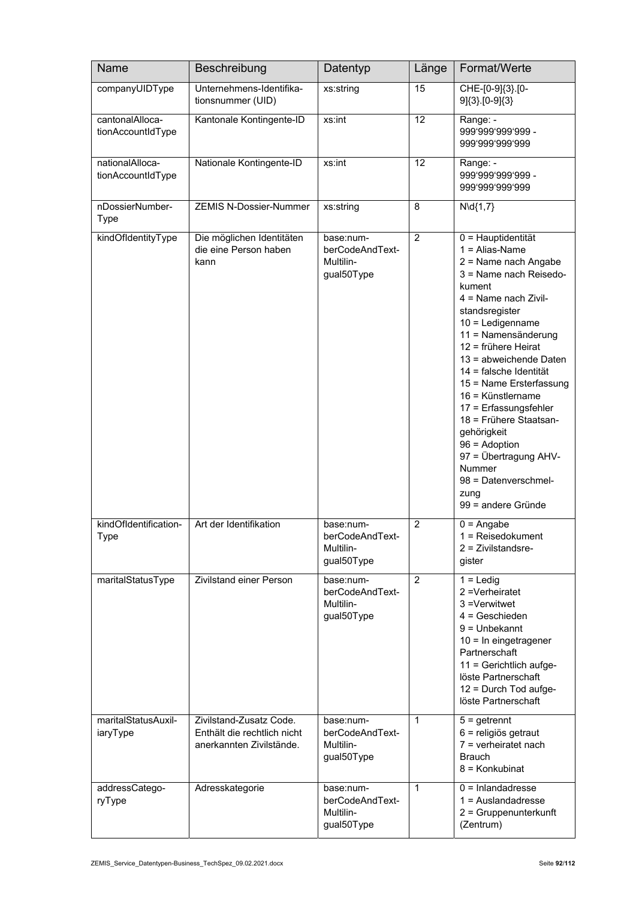| Name | Beschreibung | Datentyp | Länge | Format/Werte |
|---|---|---|---|---|
| companyUIDType | Unternehmens-Identifikationsnummer (UID) | xs:string | 15 | CHE-[0-9]{3}.[0-9]{3}.[0-9]{3} |
| cantonalAllocationAccountIdType | Kantonale Kontingente-ID | xs:int | 12 | Range: -999'999'999'999 - 999'999'999'999 |
| nationalAllocationAccountIdType | Nationale Kontingente-ID | xs:int | 12 | Range: -999'999'999'999 - 999'999'999'999 |
| nDossierNumberType | ZEMIS N-Dossier-Nummer | xs:string | 8 | N\d{1,7} |
| kindOfIdentityType | Die möglichen Identitäten die eine Person haben kann | base:numberCodeAndTextMultilingual50Type | 2 | 0 = Hauptidentität<br>1 = Alias-Name<br>2 = Name nach Angabe<br>3 = Name nach Reisedokument<br>4 = Name nach Zivilstandsregister<br>10 = Ledigenname<br>11 = Namensänderung<br>12 = frühere Heirat<br>13 = abweichende Daten<br>14 = falsche Identität<br>15 = Name Ersterfassung<br>16 = Künstlername<br>17 = Erfassungsfehler<br>18 = Frühere Staatsangehörigkeit<br>96 = Adoption<br>97 = Übertragung AHV-Nummer<br>98 = Datenverschmelzung<br>99 = andere Gründe |
| kindOfIdentificationType | Art der Identifikation | base:numberCodeAndTextMultilingual50Type | 2 | 0 = Angabe<br>1 = Reisedokument<br>2 = Zivilstandsregister |
| maritalStatusType | Zivilstand einer Person | base:numberCodeAndTextMultilingual50Type | 2 | 1 = Ledig<br>2 =Verheiratet<br>3 =Verwitwet<br>4 = Geschieden<br>9 = Unbekannt<br>10 = In eingetragener Partnerschaft<br>11 = Gerichtlich aufgelöste Partnerschaft<br>12 = Durch Tod aufgelöste Partnerschaft |
| maritalStatusAuxiliaryType | Zivilstand-Zusatz Code. Enthält die rechtlich nicht anerkannten Zivilstände. | base:numberCodeAndTextMultilingual50Type | 1 | 5 = getrennt<br>6 = religiös getraut<br>7 = verheiratet nach Brauch<br>8 = Konkubinat |
| addressCategoryType | Adresskategorie | base:numberCodeAndTextMultilingual50Type | 1 | 0 = Inlandadresse<br>1 = Auslandadresse<br>2 = Gruppenunterkunft (Zentrum) |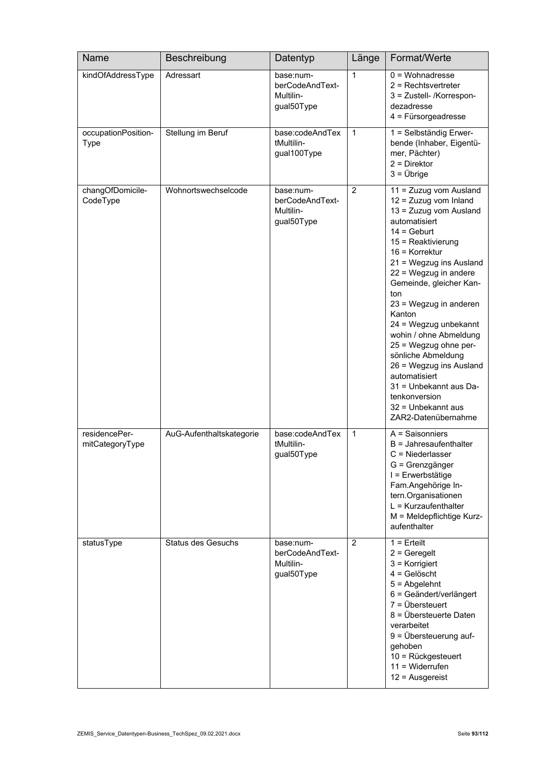| Name | Beschreibung | Datentyp | Länge | Format/Werte |
|---|---|---|---|---|
| kindOfAddressType | Adressart | base:numberCodeAndTextMultilingual50Type | 1 | 0 = Wohnadresse<br>2 = Rechtsvertreter<br>3 = Zustell- /Korrespondezadresse<br>4 = Fürsorgeadresse |
| occupationPositionType | Stellung im Beruf | base:codeAndTextMultilingual100Type | 1 | 1 = Selbständig Erwerbende (Inhaber, Eigentümer, Pächter)<br>2 = Direktor<br>3 = Übrige |
| changOfDomicileCodeType | Wohnortswechselcode | base:numberCodeAndTextMultilingual50Type | 2 | 11 = Zuzug vom Ausland<br>12 = Zuzug vom Inland<br>13 = Zuzug vom Ausland automatisiert<br>14 = Geburt<br>15 = Reaktivierung<br>16 = Korrektur<br>21 = Wegzug ins Ausland<br>22 = Wegzug in andere Gemeinde, gleicher Kanton<br>23 = Wegzug in anderen Kanton<br>24 = Wegzug unbekannt wohin / ohne Abmeldung<br>25 = Wegzug ohne persönliche Abmeldung<br>26 = Wegzug ins Ausland automatisiert<br>31 = Unbekannt aus Datenkonversion<br>32 = Unbekannt aus ZAR2-Datenübernahme |
| residencePermitCategoryType | AuG-Aufenthaltskategorie | base:codeAndTextMultilingual50Type | 1 | A = Saisonniers<br>B = Jahresaufenthalter<br>C = Niederlasser<br>G = Grenzgänger<br>I = Erwerbstätige Fam.Angehörige Intern.Organisationen<br>L = Kurzaufenthalter<br>M = Meldepflichtige Kurzaufenthalter |
| statusType | Status des Gesuchs | base:numberCodeAndTextMultilingual50Type | 2 | 1 = Erteilt<br>2 = Geregelt<br>3 = Korrigiert<br>4 = Gelöscht<br>5 = Abgelehnt<br>6 = Geändert/verlängert<br>7 = Übersteuert<br>8 = Übersteuerte Daten verarbeitet<br>9 = Übersteuerung aufgehoben<br>10 = Rückgesteuert<br>11 = Widerrufen<br>12 = Ausgereist |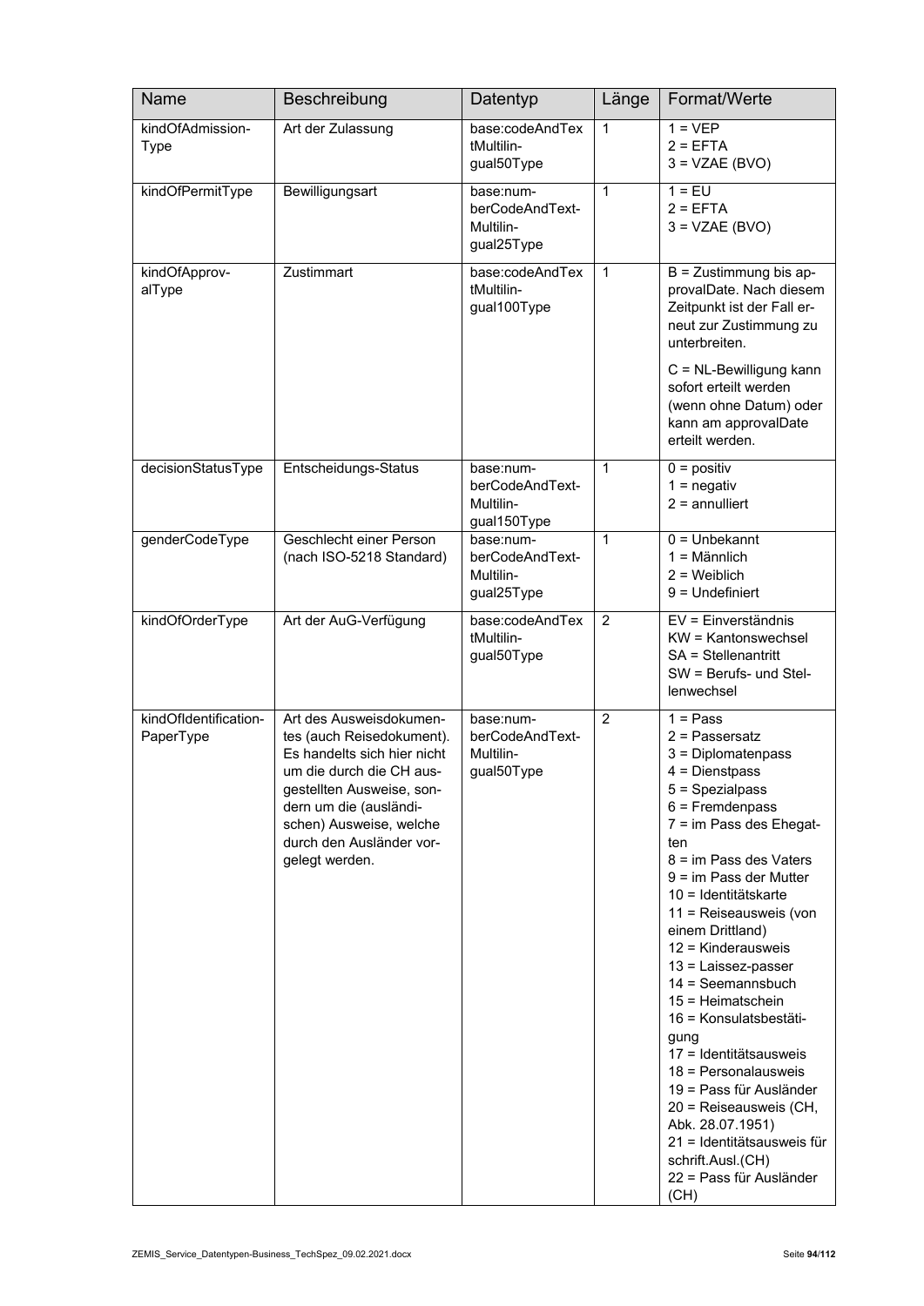| Name | Beschreibung | Datentyp | Länge | Format/Werte |
|---|---|---|---|---|
| kindOfAdmission-Type | Art der Zulassung | base:codeAndTextMultilingual50Type | 1 | 1 = VEP<br>2 = EFTA<br>3 = VZAE (BVO) |
| kindOfPermitType | Bewilligungsart | base:numberCodeAndTextMultilingual25Type | 1 | 1 = EU<br>2 = EFTA<br>3 = VZAE (BVO) |
| kindOfApprovalType | Zustimmart | base:codeAndTextMultilingual100Type | 1 | B = Zustimmung bis approvalDate. Nach diesem Zeitpunkt ist der Fall erneut zur Zustimmung zu unterbreiten.<br><br>C = NL-Bewilligung kann sofort erteilt werden (wenn ohne Datum) oder kann am approvalDate erteilt werden. |
| decisionStatusType | Entscheidungs-Status | base:numberCodeAndTextMultilingual150Type | 1 | 0 = positiv<br>1 = negativ<br>2 = annulliert |
| genderCodeType | Geschlecht einer Person (nach ISO-5218 Standard) | base:numberCodeAndTextMultilingual25Type | 1 | 0 = Unbekannt<br>1 = Männlich<br>2 = Weiblich<br>9 = Undefiniert |
| kindOfOrderType | Art der AuG-Verfügung | base:codeAndTextMultilingual50Type | 2 | EV = Einverständnis<br>KW = Kantonswechsel<br>SA = Stellenantritt<br>SW = Berufs- und Stellenwechsel |
| kindOfIdentificationPaperType | Art des Ausweisdokumentes (auch Reisedokument). Es handelts sich hier nicht um die durch die CH ausgestellten Ausweise, sondern um die (ausländischen) Ausweise, welche durch den Ausländer vorgelegt werden. | base:numberCodeAndTextMultilingual50Type | 2 | 1 = Pass<br>2 = Passersatz<br>3 = Diplomatenpass<br>4 = Dienstpass<br>5 = Spezialpass<br>6 = Fremdenpass<br>7 = im Pass des Ehegatten<br>8 = im Pass des Vaters<br>9 = im Pass der Mutter<br>10 = Identitätskarte<br>11 = Reiseausweis (von einem Drittland)<br>12 = Kinderausweis<br>13 = Laissez-passer<br>14 = Seemannsbuch<br>15 = Heimatschein<br>16 = Konsulatsbestätigung<br>17 = Identitätsausweis<br>18 = Personalausweis<br>19 = Pass für Ausländer<br>20 = Reiseausweis (CH, Abk. 28.07.1951)<br>21 = Identitätsausweis für schrift.Ausl.(CH)<br>22 = Pass für Ausländer (CH) |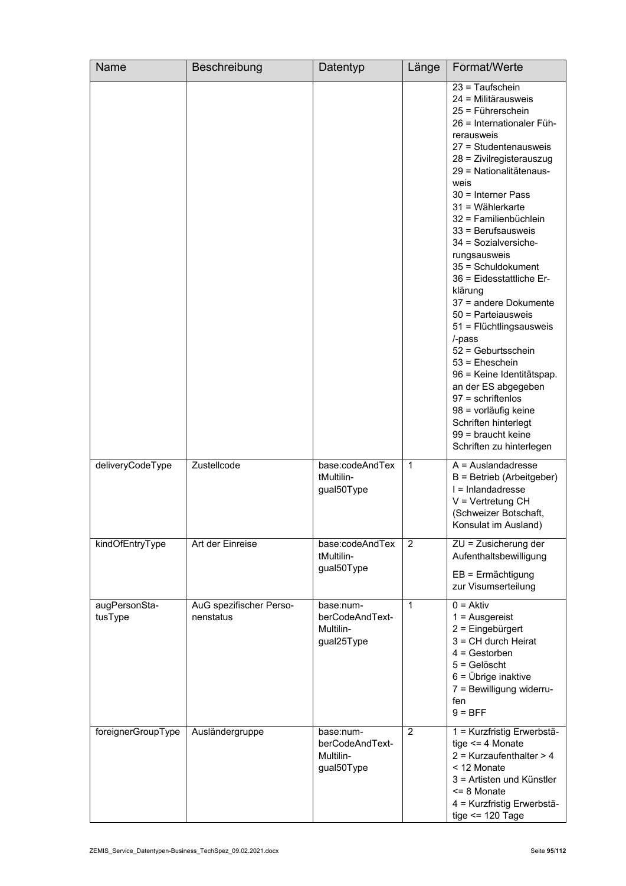| Name | Beschreibung | Datentyp | Länge | Format/Werte |
|---|---|---|---|---|
| | | | | 23 = Taufschein<br>24 = Militärausweis<br>25 = Führerschein<br>26 = Internationaler Führerausweis<br>27 = Studentenausweis<br>28 = Zivilregisterauszug<br>29 = Nationalitätenausweis<br>30 = Interner Pass<br>31 = Wählerkarte<br>32 = Familienbüchlein<br>33 = Berufsausweis<br>34 = Sozialversicherungsausweis<br>35 = Schuldokument<br>36 = Eidesstattliche Erklärung<br>37 = andere Dokumente<br>50 = Parteiausweis<br>51 = Flüchtlingsausweis /-pass<br>52 = Geburtsschein<br>53 = Eheschein<br>96 = Keine Identitätspap. an der ES abgegeben<br>97 = schriftenlos<br>98 = vorläufig keine Schriften hinterlegt<br>99 = braucht keine Schriften zu hinterlegen |
| deliveryCodeType | Zustellcode | base:codeAndTextMultilingual50Type | 1 | A = Auslandadresse<br>B = Betrieb (Arbeitgeber)<br>I = Inlandadresse<br>V = Vertretung CH (Schweizer Botschaft, Konsulat im Ausland) |
| kindOfEntryType | Art der Einreise | base:codeAndTextMultilingual50Type | 2 | ZU = Zusicherung der Aufenthaltsbewilligung<br>EB = Ermächtigung zur Visumserteilung |
| augPersonStatusType | AuG spezifischer Personenstatus | base:numberCodeAndTextMultilingual25Type | 1 | 0 = Aktiv<br>1 = Ausgereist<br>2 = Eingebürgert<br>3 = CH durch Heirat<br>4 = Gestorben<br>5 = Gelöscht<br>6 = Übrige inaktive<br>7 = Bewilligung widerrufen<br>9 = BFF |
| foreignerGroupType | Ausländergruppe | base:numberCodeAndTextMultilingual50Type | 2 | 1 = Kurzfristig Erwerbstätige <= 4 Monate<br>2 = Kurzaufenthalter > 4 < 12 Monate<br>3 = Artisten und Künstler <= 8 Monate<br>4 = Kurzfristig Erwerbstätige <= 120 Tage |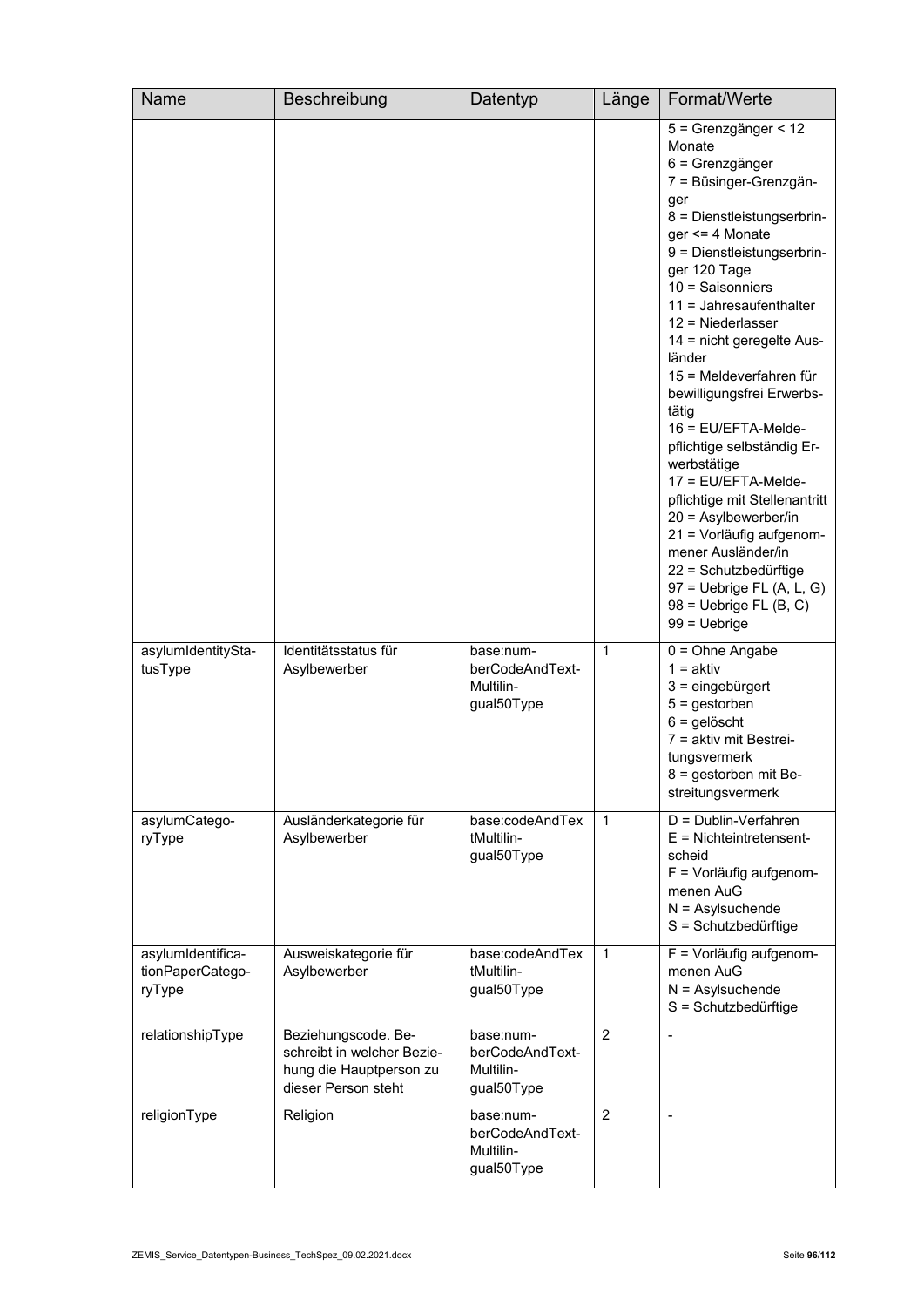| Name | Beschreibung | Datentyp | Länge | Format/Werte |
|---|---|---|---|---|
| | | | | 5 = Grenzgänger < 12 Monate<br>6 = Grenzgänger<br>7 = Büsinger-Grenzgänger<br>8 = Dienstleistungserbringer <= 4 Monate<br>9 = Dienstleistungserbringer 120 Tage<br>10 = Saisonniers<br>11 = Jahresaufenthalter<br>12 = Niederlasser<br>14 = nicht geregelte Ausländer<br>15 = Meldeverfahren für bewilligungsfrei Erwerbstätig<br>16 = EU/EFTA-Meldepflichtige selbständig Erwerbstätige<br>17 = EU/EFTA-Meldepflichtige mit Stellenantritt<br>20 = Asylbewerber/in<br>21 = Vorläufig aufgenommener Ausländer/in<br>22 = Schutzbedürftige<br>97 = Uebrige FL (A, L, G)<br>98 = Uebrige FL (B, C)<br>99 = Uebrige |
| asylumIdentityStatusType | Identitätsstatus für Asylbewerber | base:numberCodeAndTextMultilingual50Type | 1 | 0 = Ohne Angabe<br>1 = aktiv<br>3 = eingebürgert<br>5 = gestorben<br>6 = gelöscht<br>7 = aktiv mit Bestreitungsvermerk<br>8 = gestorben mit Bestreitungsvermerk |
| asylumCategoryType | Ausländerkategorie für Asylbewerber | base:codeAndTextMultilingual50Type | 1 | D = Dublin-Verfahren<br>E = Nichteintretensentscheid<br>F = Vorläufig aufgenommenen AuG<br>N = Asylsuchende<br>S = Schutzbedürftige |
| asylumIdentificationPaperCategoryType | Ausweiskategorie für Asylbewerber | base:codeAndTextMultilingual50Type | 1 | F = Vorläufig aufgenommenen AuG<br>N = Asylsuchende<br>S = Schutzbedürftige |
| relationshipType | Beziehungscode. Beschreibt in welcher Beziehung die Hauptperson zu dieser Person steht | base:numberCodeAndTextMultilingual50Type | 2 | - |
| religionType | Religion | base:numberCodeAndTextMultilingual50Type | 2 | - |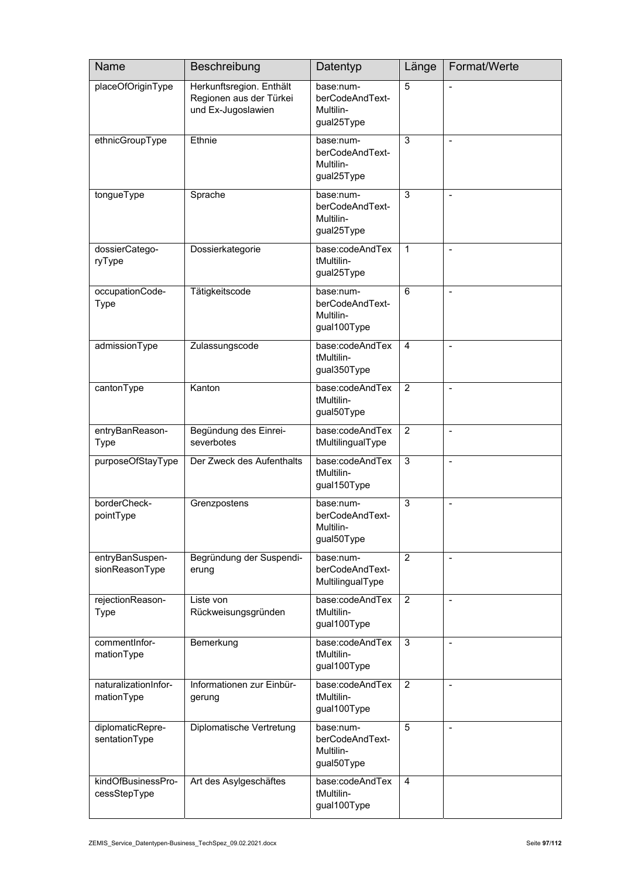| Name | Beschreibung | Datentyp | Länge | Format/Werte |
| --- | --- | --- | --- | --- |
| placeOfOriginType | Herkunftsregion. Enthält Regionen aus der Türkei und Ex-Jugoslawien | base:numberCodeAndTextMultilingual25Type | 5 | - |
| ethnicGroupType | Ethnie | base:numberCodeAndTextMultilingual25Type | 3 | - |
| tongueType | Sprache | base:numberCodeAndTextMultilingual25Type | 3 | - |
| dossierCategoryType | Dossierkategorie | base:codeAndTextMultilingual25Type | 1 | - |
| occupationCodeType | Tätigkeitscode | base:numberCodeAndTextMultilingual100Type | 6 | - |
| admissionType | Zulassungscode | base:codeAndTextMultilingual350Type | 4 | - |
| cantonType | Kanton | base:codeAndTextMultilingual50Type | 2 | - |
| entryBanReasonType | Begündung des Einreiseverbotes | base:codeAndTextMultilingualType | 2 | - |
| purposeOfStayType | Der Zweck des Aufenthalts | base:codeAndTextMultilingual150Type | 3 | - |
| borderCheckpointType | Grenzpostens | base:numberCodeAndTextMultilingual50Type | 3 | - |
| entryBanSuspensionReasonType | Begründung der Suspendierung | base:numberCodeAndTextMultilingualType | 2 | - |
| rejectionReasonType | Liste von Rückweisungsgründen | base:codeAndTextMultilingual100Type | 2 | - |
| commentInformationType | Bemerkung | base:codeAndTextMultilingual100Type | 3 | - |
| naturalizationInformationType | Informationen zur Einbürgerung | base:codeAndTextMultilingual100Type | 2 | - |
| diplomaticRepresentationType | Diplomatische Vertretung | base:numberCodeAndTextMultilingual50Type | 5 | - |
| kindOfBusinessProcessStepType | Art des Asylgeschäftes | base:codeAndTextMultilingual100Type | 4 | |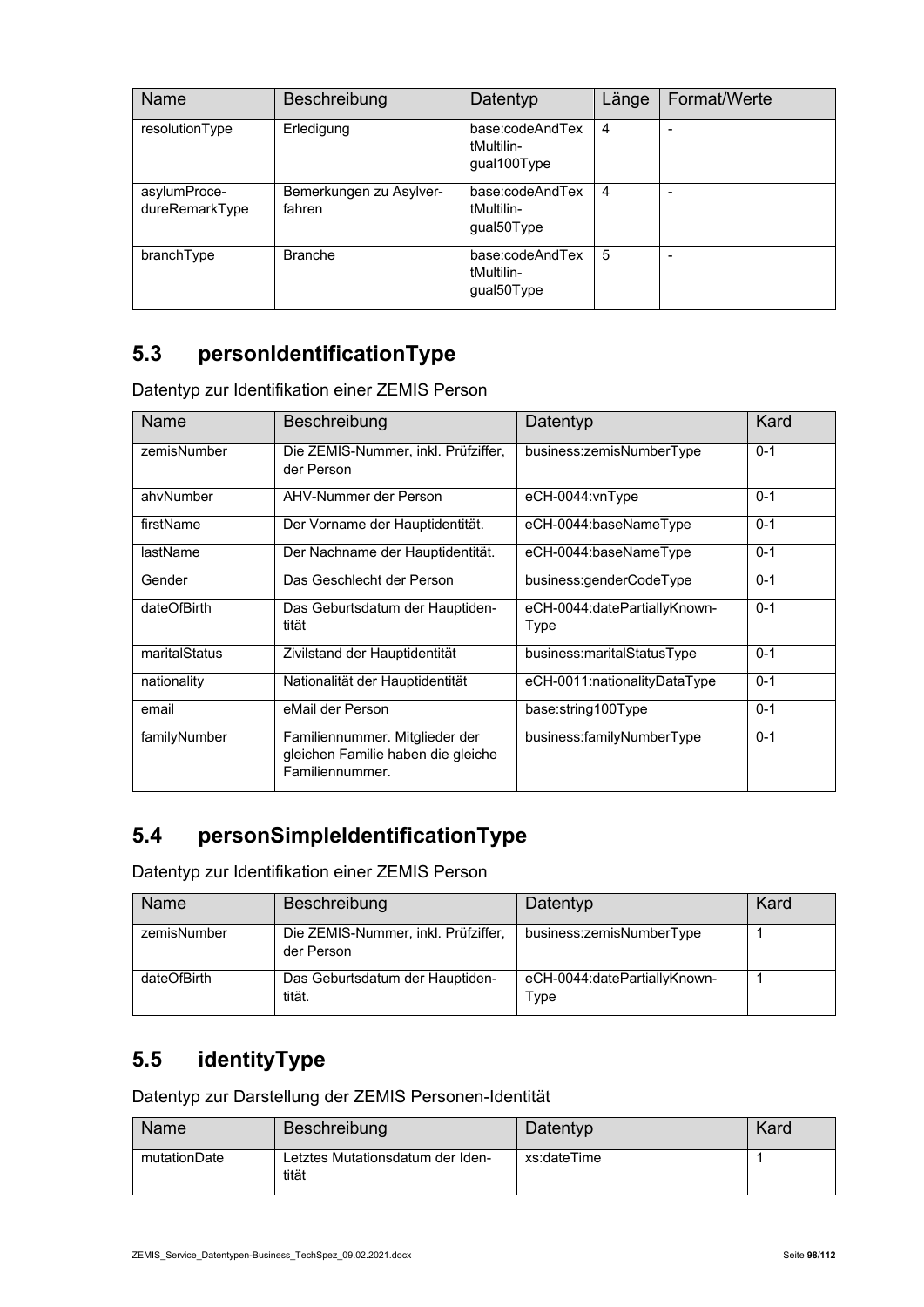| Name | Beschreibung | Datentyp | Länge | Format/Werte |
|---|---|---|---|---|
| resolutionType | Erledigung | base:codeAndTextMultilingual100Type | 4 | - |
| asylumProcedureRemarkType | Bemerkungen zu Asylverfahren | base:codeAndTextMultilingual50Type | 4 | - |
| branchType | Branche | base:codeAndTextMultilingual50Type | 5 | - |

## 5.3 personIdentificationType

Datentyp zur Identifikation einer ZEMIS Person

| Name | Beschreibung | Datentyp | Kard |
|---|---|---|---|
| zemisNumber | Die ZEMIS-Nummer, inkl. Prüfziffer, der Person | business:zemisNumberType | 0-1 |
| ahvNumber | AHV-Nummer der Person | eCH-0044:vnType | 0-1 |
| firstName | Der Vorname der Hauptidentität. | eCH-0044:baseNameType | 0-1 |
| lastName | Der Nachname der Hauptidentität. | eCH-0044:baseNameType | 0-1 |
| Gender | Das Geschlecht der Person | business:genderCodeType | 0-1 |
| dateOfBirth | Das Geburtsdatum der Hauptidentität | eCH-0044:datePartiallyKnownType | 0-1 |
| maritalStatus | Zivilstand der Hauptidentität | business:maritalStatusType | 0-1 |
| nationality | Nationalität der Hauptidentität | eCH-0011:nationalityDataType | 0-1 |
| email | eMail der Person | base:string100Type | 0-1 |
| familyNumber | Familiennummer. Mitglieder der gleichen Familie haben die gleiche Familiennummer. | business:familyNumberType | 0-1 |

## 5.4 personSimpleIdentificationType

Datentyp zur Identifikation einer ZEMIS Person

| Name | Beschreibung | Datentyp | Kard |
|---|---|---|---|
| zemisNumber | Die ZEMIS-Nummer, inkl. Prüfziffer, der Person | business:zemisNumberType | 1 |
| dateOfBirth | Das Geburtsdatum der Hauptidentität. | eCH-0044:datePartiallyKnownType | 1 |

## 5.5 identityType

Datentyp zur Darstellung der ZEMIS Personen-Identität

| Name | Beschreibung | Datentyp | Kard |
|---|---|---|---|
| mutationDate | Letztes Mutationsdatum der Identität | xs:dateTime | 1 |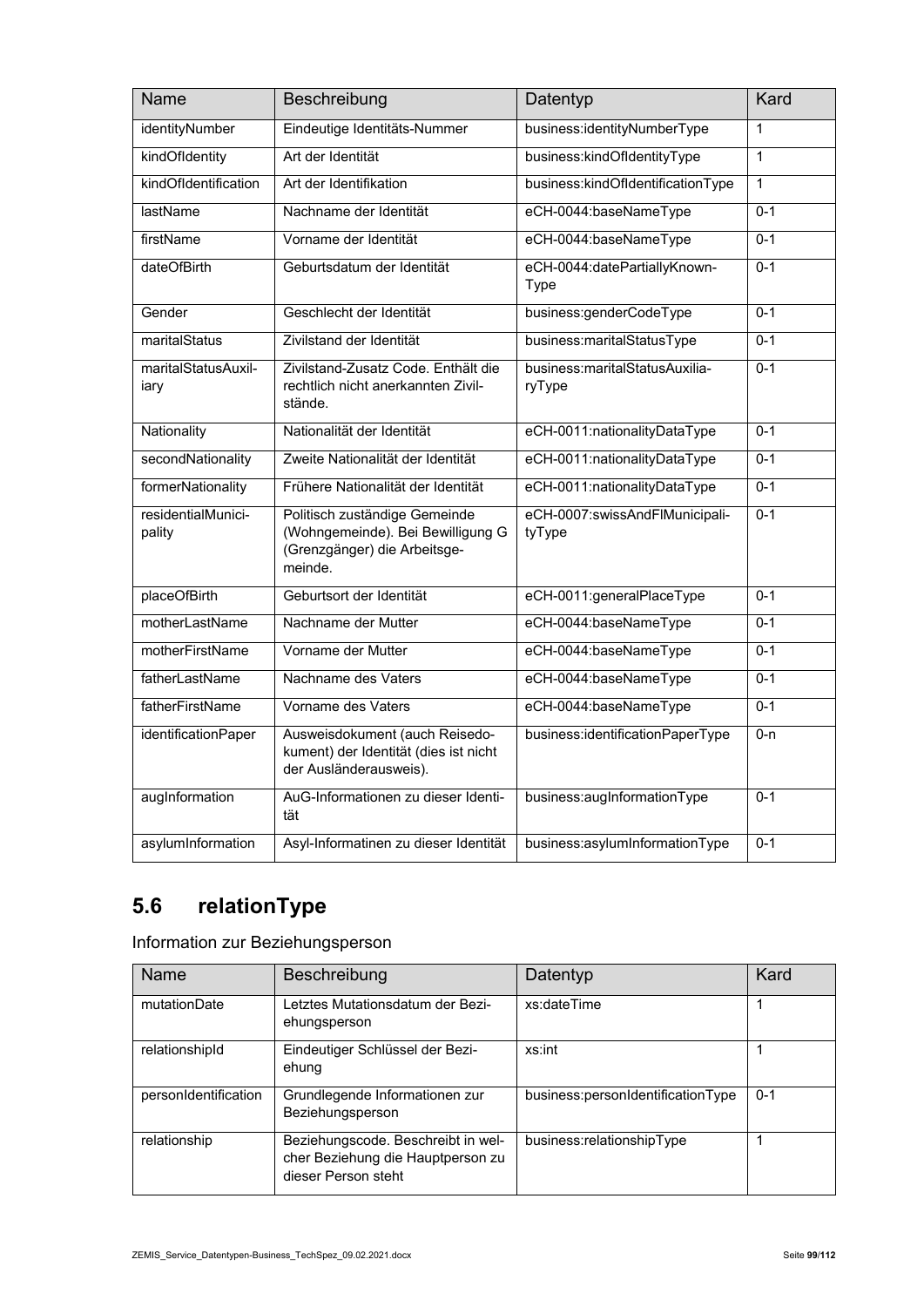| Name | Beschreibung | Datentyp | Kard |
| --- | --- | --- | --- |
| identityNumber | Eindeutige Identitäts-Nummer | business:identityNumberType | 1 |
| kindOfIdentity | Art der Identität | business:kindOfIdentityType | 1 |
| kindOfIdentification | Art der Identifikation | business:kindOfIdentificationType | 1 |
| lastName | Nachname der Identität | eCH-0044:baseNameType | 0-1 |
| firstName | Vorname der Identität | eCH-0044:baseNameType | 0-1 |
| dateOfBirth | Geburtsdatum der Identität | eCH-0044:datePartiallyKnown-Type | 0-1 |
| Gender | Geschlecht der Identität | business:genderCodeType | 0-1 |
| maritalStatus | Zivilstand der Identität | business:maritalStatusType | 0-1 |
| maritalStatusAuxil-iary | Zivilstand-Zusatz Code. Enthält die rechtlich nicht anerkannten Zivil-stände. | business:maritalStatusAuxilia-ryType | 0-1 |
| Nationality | Nationalität der Identität | eCH-0011:nationalityDataType | 0-1 |
| secondNationality | Zweite Nationalität der Identität | eCH-0011:nationalityDataType | 0-1 |
| formerNationality | Frühere Nationalität der Identität | eCH-0011:nationalityDataType | 0-1 |
| residentialMunici-pality | Politisch zuständige Gemeinde (Wohngemeinde). Bei Bewilligung G (Grenzgänger) die Arbeitsge-meinde. | eCH-0007:swissAndFlMunicipali-tyType | 0-1 |
| placeOfBirth | Geburtsort der Identität | eCH-0011:generalPlaceType | 0-1 |
| motherLastName | Nachname der Mutter | eCH-0044:baseNameType | 0-1 |
| motherFirstName | Vorname der Mutter | eCH-0044:baseNameType | 0-1 |
| fatherLastName | Nachname des Vaters | eCH-0044:baseNameType | 0-1 |
| fatherFirstName | Vorname des Vaters | eCH-0044:baseNameType | 0-1 |
| identificationPaper | Ausweisdokument (auch Reisedo-kument) der Identität (dies ist nicht der Ausländerausweis). | business:identificationPaperType | 0-n |
| augInformation | AuG-Informationen zu dieser Identi-tät | business:augInformationType | 0-1 |
| asylumInformation | Asyl-Informatinen zu dieser Identität | business:asylumInformationType | 0-1 |

## 5.6 relationType

Information zur Beziehungsperson

| Name | Beschreibung | Datentyp | Kard |
| --- | --- | --- | --- |
| mutationDate | Letztes Mutationsdatum der Bezi-ehungsperson | xs:dateTime | 1 |
| relationshipId | Eindeutiger Schlüssel der Bezi-ehung | xs:int | 1 |
| personIdentification | Grundlegende Informationen zur Beziehungsperson | business:personIdentificationType | 0-1 |
| relationship | Beziehungscode. Beschreibt in wel-cher Beziehung die Hauptperson zu dieser Person steht | business:relationshipType | 1 |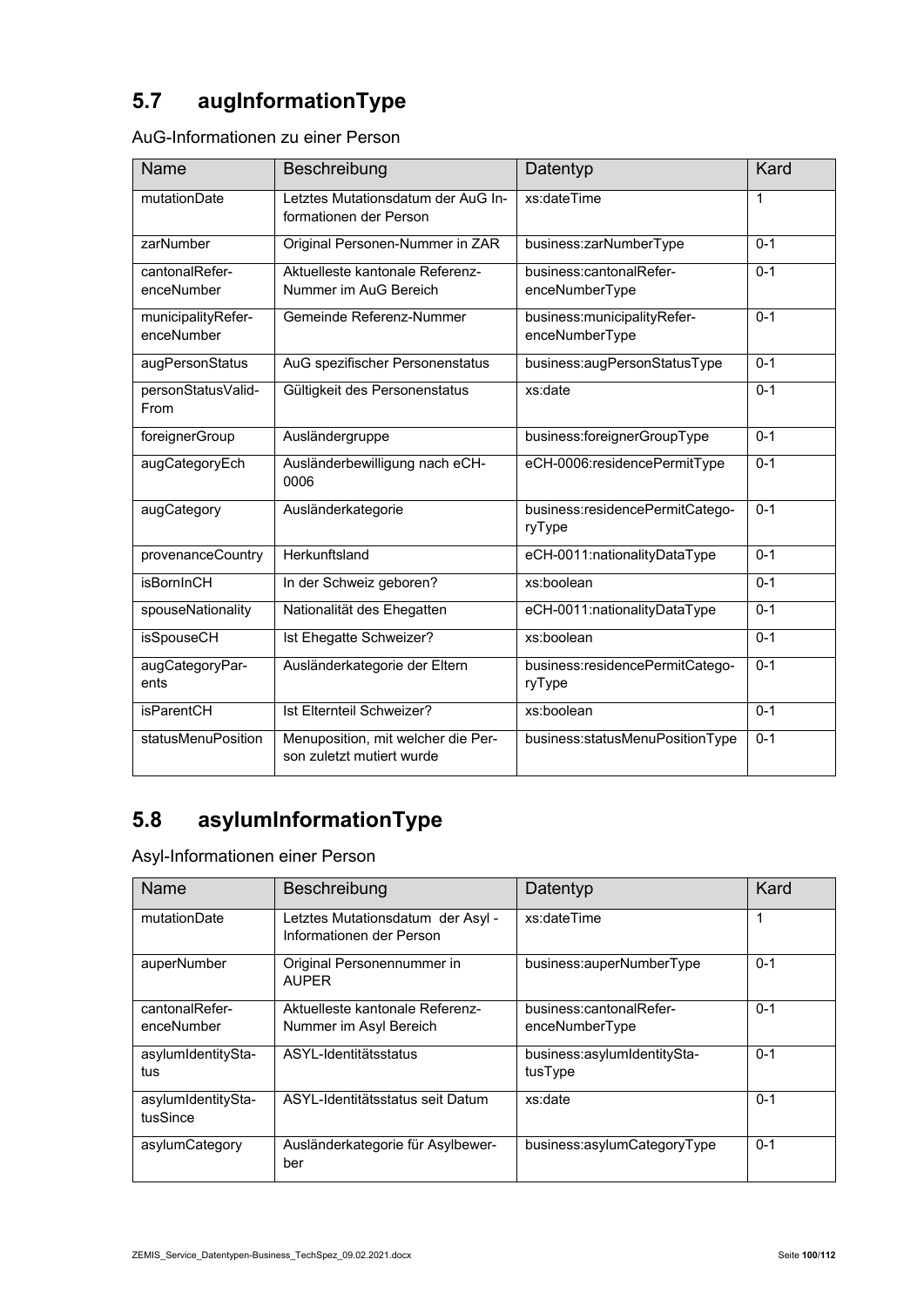## 5.7 augInformationType

AuG-Informationen zu einer Person

| Name | Beschreibung | Datentyp | Kard |
|---|---|---|---|
| mutationDate | Letztes Mutationsdatum der AuG Informationen der Person | xs:dateTime | 1 |
| zarNumber | Original Personen-Nummer in ZAR | business:zarNumberType | 0-1 |
| cantonalReferenceNumber | Aktuelleste kantonale Referenz-Nummer im AuG Bereich | business:cantonalReferenceNumberType | 0-1 |
| municipalityReferenceNumber | Gemeinde Referenz-Nummer | business:municipalityReferenceNumberType | 0-1 |
| augPersonStatus | AuG spezifischer Personenstatus | business:augPersonStatusType | 0-1 |
| personStatusValidFrom | Gültigkeit des Personenstatus | xs:date | 0-1 |
| foreignerGroup | Ausländergruppe | business:foreignerGroupType | 0-1 |
| augCategoryEch | Ausländerbewilligung nach eCH-0006 | eCH-0006:residencePermitType | 0-1 |
| augCategory | Ausländerkategorie | business:residencePermitCategoryType | 0-1 |
| provenanceCountry | Herkunftsland | eCH-0011:nationalityDataType | 0-1 |
| isBornInCH | In der Schweiz geboren? | xs:boolean | 0-1 |
| spouseNationality | Nationalität des Ehegatten | eCH-0011:nationalityDataType | 0-1 |
| isSpouseCH | Ist Ehegatte Schweizer? | xs:boolean | 0-1 |
| augCategoryParents | Ausländerkategorie der Eltern | business:residencePermitCategoryType | 0-1 |
| isParentCH | Ist Elternteil Schweizer? | xs:boolean | 0-1 |
| statusMenuPosition | Menuposition, mit welcher die Person zuletzt mutiert wurde | business:statusMenuPositionType | 0-1 |

## 5.8 asylumInformationType

Asyl-Informationen einer Person

| Name | Beschreibung | Datentyp | Kard |
|---|---|---|---|
| mutationDate | Letztes Mutationsdatum der Asyl - Informationen der Person | xs:dateTime | 1 |
| auperNumber | Original Personennummer in AUPER | business:auperNumberType | 0-1 |
| cantonalReferenceNumber | Aktuelleste kantonale Referenz-Nummer im Asyl Bereich | business:cantonalReferenceNumberType | 0-1 |
| asylumIdentityStatus | ASYL-Identitätsstatus | business:asylumIdentityStatusType | 0-1 |
| asylumIdentityStatusSince | ASYL-Identitätsstatus seit Datum | xs:date | 0-1 |
| asylumCategory | Ausländerkategorie für Asylbewerber | business:asylumCategoryType | 0-1 |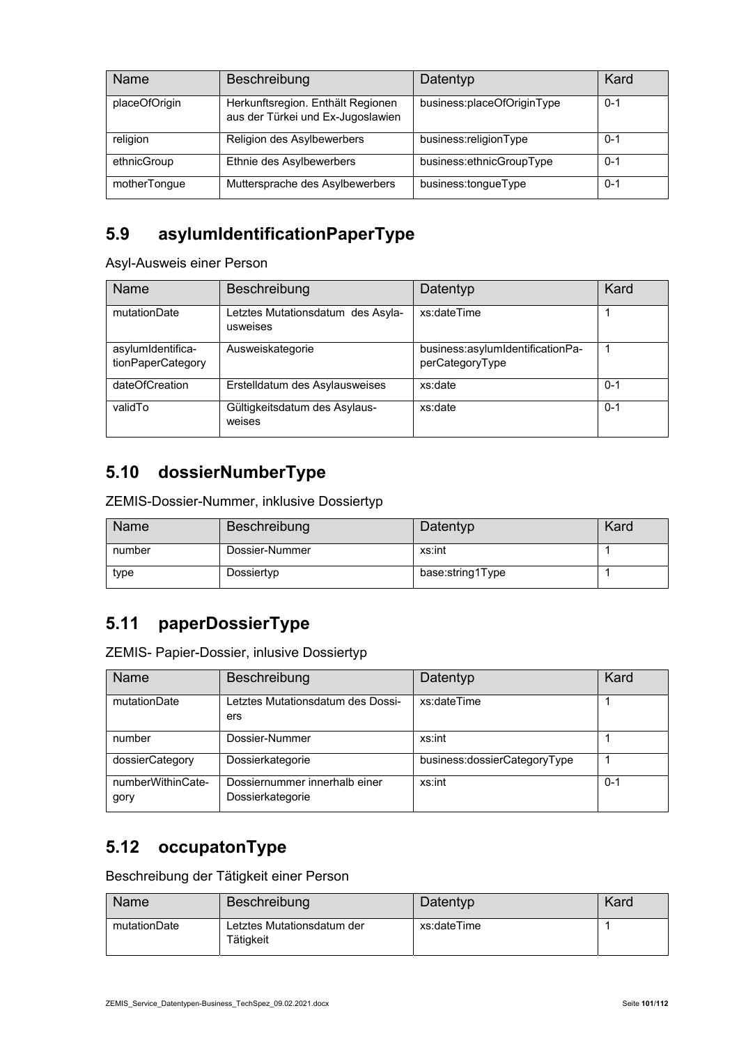| Name | Beschreibung | Datentyp | Kard |
|---|---|---|---|
| placeOfOrigin | Herkunftsregion. Enthält Regionen aus der Türkei und Ex-Jugoslawien | business:placeOfOriginType | 0-1 |
| religion | Religion des Asylbewerbers | business:religionType | 0-1 |
| ethnicGroup | Ethnie des Asylbewerbers | business:ethnicGroupType | 0-1 |
| motherTongue | Muttersprache des Asylbewerbers | business:tongueType | 0-1 |

## 5.9 asylumIdentificationPaperType

Asyl-Ausweis einer Person

| Name | Beschreibung | Datentyp | Kard |
|---|---|---|---|
| mutationDate | Letztes Mutationsdatum des Asylausweises | xs:dateTime | 1 |
| asylumIdentificationPaperCategory | Ausweiskategorie | business:asylumIdentificationPaperCategoryType | 1 |
| dateOfCreation | Erstelldatum des Asylausweises | xs:date | 0-1 |
| validTo | Gültigkeitsdatum des Asylausweises | xs:date | 0-1 |

## 5.10 dossierNumberType

ZEMIS-Dossier-Nummer, inklusive Dossiertyp

| Name | Beschreibung | Datentyp | Kard |
|---|---|---|---|
| number | Dossier-Nummer | xs:int | 1 |
| type | Dossiertyp | base:string1Type | 1 |

## 5.11 paperDossierType

ZEMIS- Papier-Dossier, inlusive Dossiertyp

| Name | Beschreibung | Datentyp | Kard |
|---|---|---|---|
| mutationDate | Letztes Mutationsdatum des Dossiers | xs:dateTime | 1 |
| number | Dossier-Nummer | xs:int | 1 |
| dossierCategory | Dossierkategorie | business:dossierCategoryType | 1 |
| numberWithinCategory | Dossiernummer innerhalb einer Dossierkategorie | xs:int | 0-1 |

## 5.12 occupatonType

Beschreibung der Tätigkeit einer Person

| Name | Beschreibung | Datentyp | Kard |
|---|---|---|---|
| mutationDate | Letztes Mutationsdatum der Tätigkeit | xs:dateTime | 1 |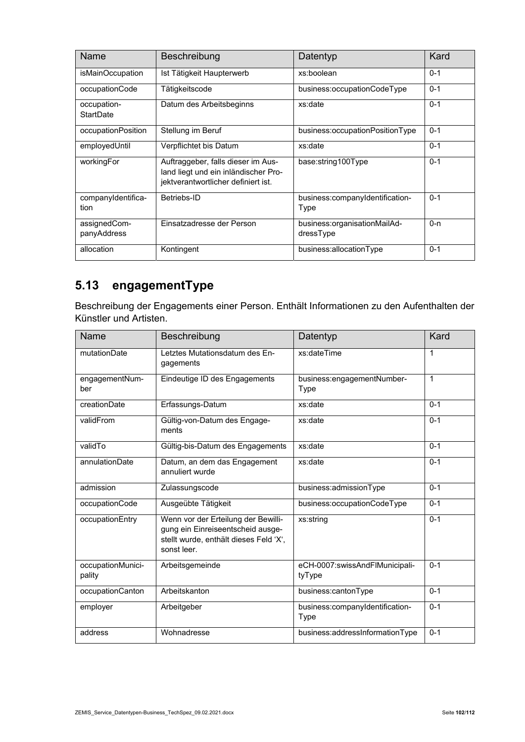| Name | Beschreibung | Datentyp | Kard |
|---|---|---|---|
| isMainOccupation | Ist Tätigkeit Haupterwerb | xs:boolean | 0-1 |
| occupationCode | Tätigkeitscode | business:occupationCodeType | 0-1 |
| occupation-StartDate | Datum des Arbeitsbeginns | xs:date | 0-1 |
| occupationPosition | Stellung im Beruf | business:occupationPositionType | 0-1 |
| employedUntil | Verpflichtet bis Datum | xs:date | 0-1 |
| workingFor | Auftraggeber, falls dieser im Ausland liegt und ein inländischer Projektverantwortlicher definiert ist. | base:string100Type | 0-1 |
| companyIdentification | Betriebs-ID | business:companyIdentificationType | 0-1 |
| assignedCompanyAddress | Einsatzadresse der Person | business:organisationMailAddressType | 0-n |
| allocation | Kontingent | business:allocationType | 0-1 |

## 5.13 engagementType

Beschreibung der Engagements einer Person. Enthält Informationen zu den Aufenthalten der Künstler und Artisten.

| Name | Beschreibung | Datentyp | Kard |
|---|---|---|---|
| mutationDate | Letztes Mutationsdatum des Engagements | xs:dateTime | 1 |
| engagementNumber | Eindeutige ID des Engagements | business:engagementNumberType | 1 |
| creationDate | Erfassungs-Datum | xs:date | 0-1 |
| validFrom | Gültig-von-Datum des Engagements | xs:date | 0-1 |
| validTo | Gültig-bis-Datum des Engagements | xs:date | 0-1 |
| annulationDate | Datum, an dem das Engagement annuliert wurde | xs:date | 0-1 |
| admission | Zulassungscode | business:admissionType | 0-1 |
| occupationCode | Ausgeübte Tätigkeit | business:occupationCodeType | 0-1 |
| occupationEntry | Wenn vor der Erteilung der Bewilligung ein Einreiseentscheid ausgestellt wurde, enthält dieses Feld 'X', sonst leer. | xs:string | 0-1 |
| occupationMunicipality | Arbeitsgemeinde | eCH-0007:swissAndFlMunicipalityType | 0-1 |
| occupationCanton | Arbeitskanton | business:cantonType | 0-1 |
| employer | Arbeitgeber | business:companyIdentificationType | 0-1 |
| address | Wohnadresse | business:addressInformationType | 0-1 |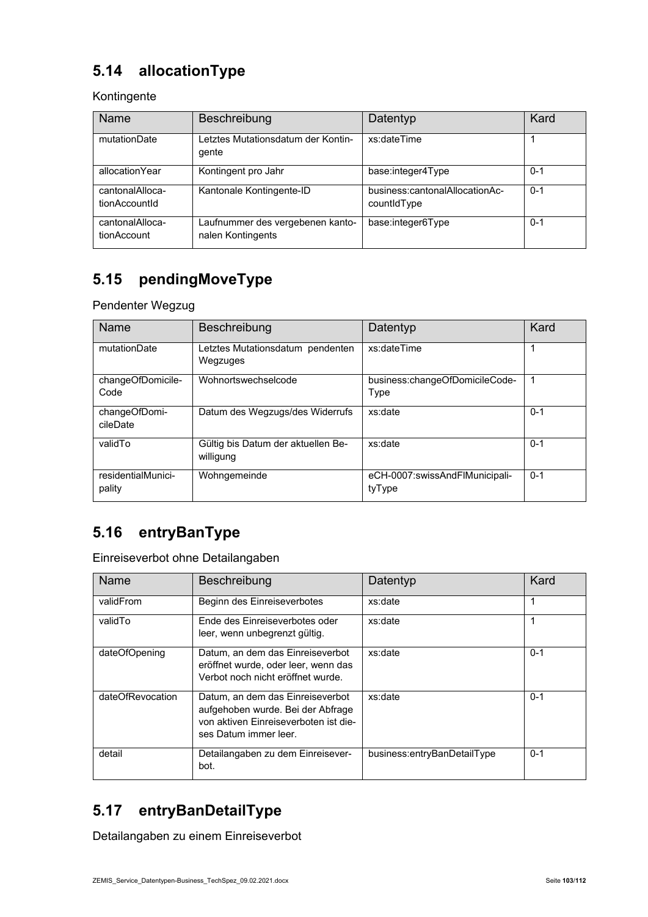## 5.14 allocationType

Kontingente

| Name | Beschreibung | Datentyp | Kard |
|---|---|---|---|
| mutationDate | Letztes Mutationsdatum der Kontingente | xs:dateTime | 1 |
| allocationYear | Kontingent pro Jahr | base:integer4Type | 0-1 |
| cantonalAllocationAccountId | Kantonale Kontingente-ID | business:cantonalAllocationAccountIdType | 0-1 |
| cantonalAllocationAccount | Laufnummer des vergebenen kantonalen Kontingents | base:integer6Type | 0-1 |

## 5.15 pendingMoveType

Pendenter Wegzug

| Name | Beschreibung | Datentyp | Kard |
|---|---|---|---|
| mutationDate | Letztes Mutationsdatum pendenten Wegzuges | xs:dateTime | 1 |
| changeOfDomicileCode | Wohnortswechselcode | business:changeOfDomicileCodeType | 1 |
| changeOfDomicileDate | Datum des Wegzugs/des Widerrufs | xs:date | 0-1 |
| validTo | Gültig bis Datum der aktuellen Bewilligung | xs:date | 0-1 |
| residentialMunicipality | Wohngemeinde | eCH-0007:swissAndFlMunicipalityType | 0-1 |

## 5.16 entryBanType

Einreiseverbot ohne Detailangaben

| Name | Beschreibung | Datentyp | Kard |
|---|---|---|---|
| validFrom | Beginn des Einreiseverbotes | xs:date | 1 |
| validTo | Ende des Einreiseverbotes oder leer, wenn unbegrenzt gültig. | xs:date | 1 |
| dateOfOpening | Datum, an dem das Einreiseverbot eröffnet wurde, oder leer, wenn das Verbot noch nicht eröffnet wurde. | xs:date | 0-1 |
| dateOfRevocation | Datum, an dem das Einreiseverbot aufgehoben wurde. Bei der Abfrage von aktiven Einreiseverboten ist dieses Datum immer leer. | xs:date | 0-1 |
| detail | Detailangaben zu dem Einreiseverbot. | business:entryBanDetailType | 0-1 |

## 5.17 entryBanDetailType

Detailangaben zu einem Einreiseverbot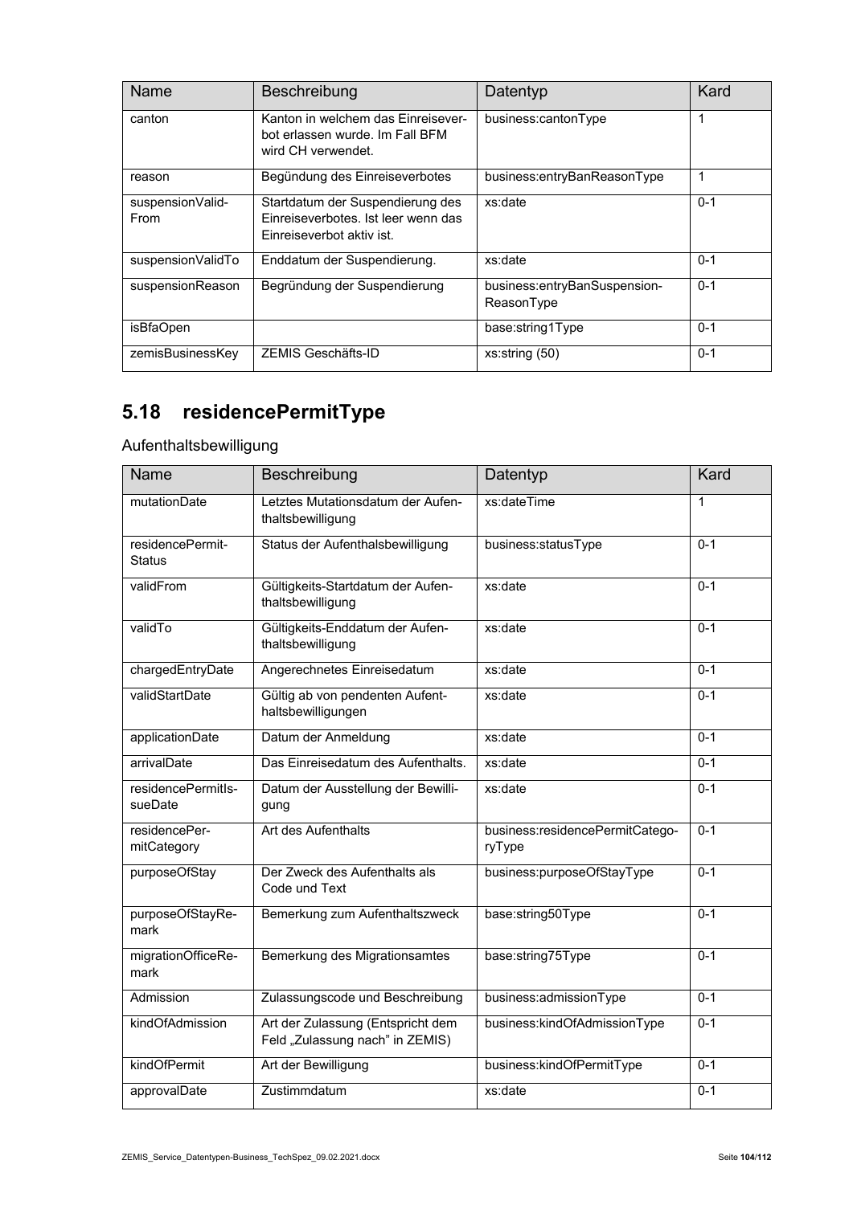| Name | Beschreibung | Datentyp | Kard |
| --- | --- | --- | --- |
| canton | Kanton in welchem das Einreiseverbot erlassen wurde. Im Fall BFM wird CH verwendet. | business:cantonType | 1 |
| reason | Begündung des Einreiseverbotes | business:entryBanReasonType | 1 |
| suspensionValidFrom | Startdatum der Suspendierung des Einreiseverbotes. Ist leer wenn das Einreiseverbot aktiv ist. | xs:date | 0-1 |
| suspensionValidTo | Enddatum der Suspendierung. | xs:date | 0-1 |
| suspensionReason | Begründung der Suspendierung | business:entryBanSuspensionReasonType | 0-1 |
| isBfaOpen | | base:string1Type | 0-1 |
| zemisBusinessKey | ZEMIS Geschäfts-ID | xs:string (50) | 0-1 |

## 5.18 residencePermitType

Aufenthaltsbewilligung

| Name | Beschreibung | Datentyp | Kard |
| --- | --- | --- | --- |
| mutationDate | Letztes Mutationsdatum der Aufenthaltsbewilligung | xs:dateTime | 1 |
| residencePermitStatus | Status der Aufenthalsbewilligung | business:statusType | 0-1 |
| validFrom | Gültigkeits-Startdatum der Aufenthaltsbewilligung | xs:date | 0-1 |
| validTo | Gültigkeits-Enddatum der Aufenthaltsbewilligung | xs:date | 0-1 |
| chargedEntryDate | Angerechnetes Einreisedatum | xs:date | 0-1 |
| validStartDate | Gültig ab von pendenten Aufenthaltsbewilligungen | xs:date | 0-1 |
| applicationDate | Datum der Anmeldung | xs:date | 0-1 |
| arrivalDate | Das Einreisedatum des Aufenthalts. | xs:date | 0-1 |
| residencePermitIssueDate | Datum der Ausstellung der Bewilligung | xs:date | 0-1 |
| residencePermitCategory | Art des Aufenthalts | business:residencePermitCategoryType | 0-1 |
| purposeOfStay | Der Zweck des Aufenthalts als Code und Text | business:purposeOfStayType | 0-1 |
| purposeOfStayRemark | Bemerkung zum Aufenthaltszweck | base:string50Type | 0-1 |
| migrationOfficeRemark | Bemerkung des Migrationsamtes | base:string75Type | 0-1 |
| Admission | Zulassungscode und Beschreibung | business:admissionType | 0-1 |
| kindOfAdmission | Art der Zulassung (Entspricht dem Feld „Zulassung nach" in ZEMIS) | business:kindOfAdmissionType | 0-1 |
| kindOfPermit | Art der Bewilligung | business:kindOfPermitType | 0-1 |
| approvalDate | Zustimmdatum | xs:date | 0-1 |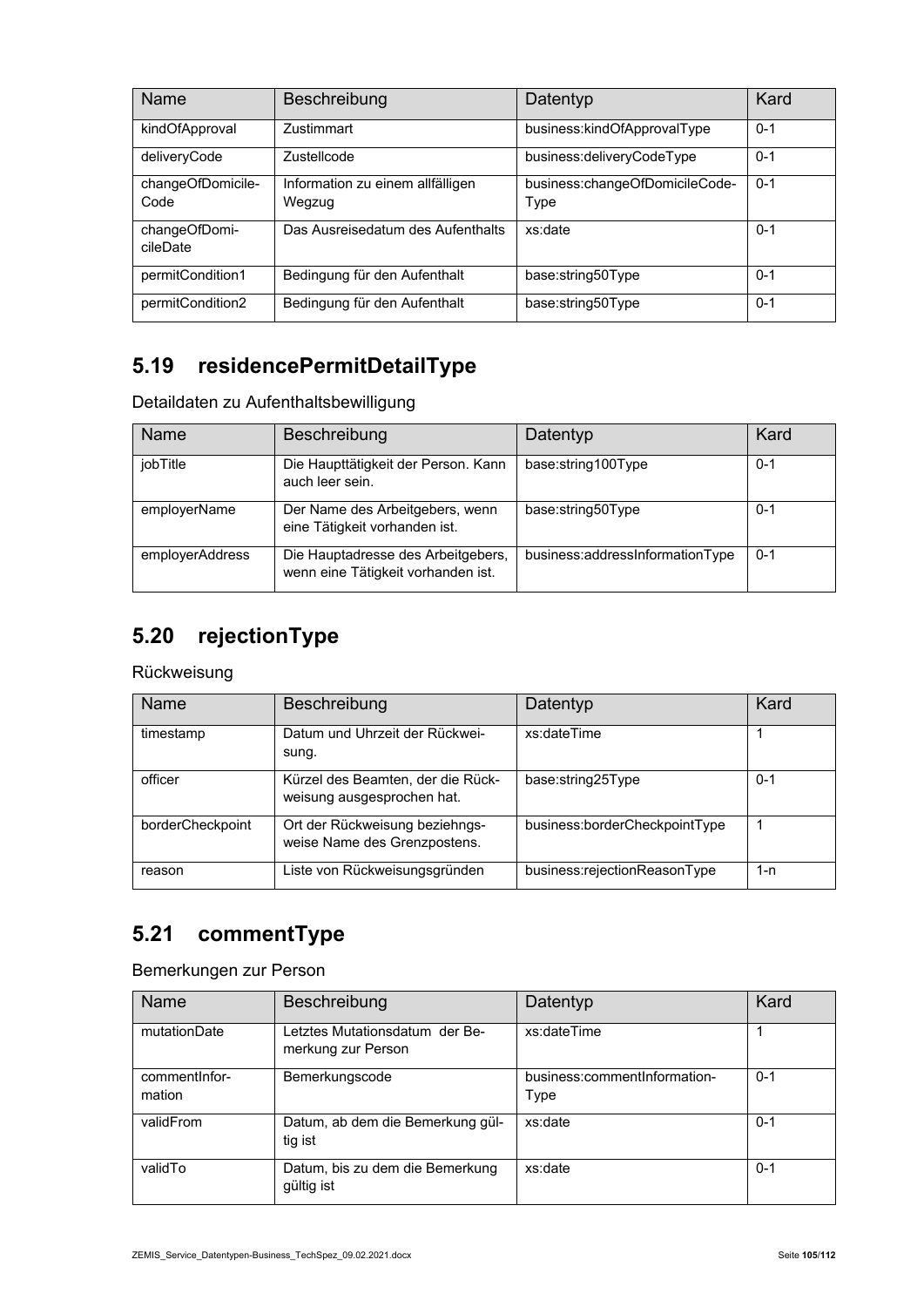| Name | Beschreibung | Datentyp | Kard |
|---|---|---|---|
| kindOfApproval | Zustimmart | business:kindOfApprovalType | 0-1 |
| deliveryCode | Zustellcode | business:deliveryCodeType | 0-1 |
| changeOfDomicile-Code | Information zu einem allfälligen Wegzug | business:changeOfDomicileCode-Type | 0-1 |
| changeOfDomi-cileDate | Das Ausreisedatum des Aufenthalts | xs:date | 0-1 |
| permitCondition1 | Bedingung für den Aufenthalt | base:string50Type | 0-1 |
| permitCondition2 | Bedingung für den Aufenthalt | base:string50Type | 0-1 |

## 5.19 residencePermitDetailType

Detaildaten zu Aufenthaltsbewilligung

| Name | Beschreibung | Datentyp | Kard |
|---|---|---|---|
| jobTitle | Die Haupttätigkeit der Person. Kann auch leer sein. | base:string100Type | 0-1 |
| employerName | Der Name des Arbeitgebers, wenn eine Tätigkeit vorhanden ist. | base:string50Type | 0-1 |
| employerAddress | Die Hauptadresse des Arbeitgebers, wenn eine Tätigkeit vorhanden ist. | business:addressInformationType | 0-1 |

## 5.20 rejectionType

Rückweisung

| Name | Beschreibung | Datentyp | Kard |
|---|---|---|---|
| timestamp | Datum und Uhrzeit der Rückwei-sung. | xs:dateTime | 1 |
| officer | Kürzel des Beamten, der die Rück-weisung ausgesprochen hat. | base:string25Type | 0-1 |
| borderCheckpoint | Ort der Rückweisung beziehngs-weise Name des Grenzpostens. | business:borderCheckpointType | 1 |
| reason | Liste von Rückweisungsgründen | business:rejectionReasonType | 1-n |

## 5.21 commentType

Bemerkungen zur Person

| Name | Beschreibung | Datentyp | Kard |
|---|---|---|---|
| mutationDate | Letztes Mutationsdatum der Be-merkung zur Person | xs:dateTime | 1 |
| commentInfor-mation | Bemerkungscode | business:commentInformation-Type | 0-1 |
| validFrom | Datum, ab dem die Bemerkung gül-tig ist | xs:date | 0-1 |
| validTo | Datum, bis zu dem die Bemerkung gültig ist | xs:date | 0-1 |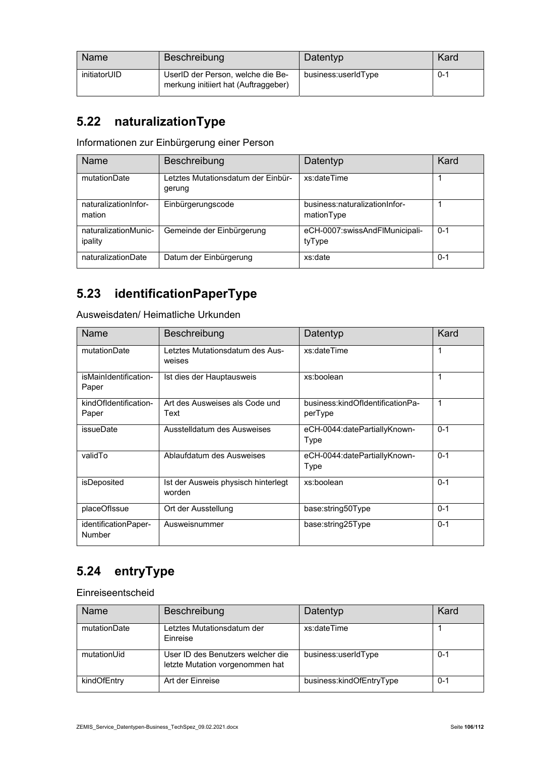| Name | Beschreibung | Datentyp | Kard |
| --- | --- | --- | --- |
| initiatorUID | UserID der Person, welche die Bemerkung initiiert hat (Auftraggeber) | business:userIdType | 0-1 |

## 5.22 naturalizationType

Informationen zur Einbürgerung einer Person

| Name | Beschreibung | Datentyp | Kard |
| --- | --- | --- | --- |
| mutationDate | Letztes Mutationsdatum der Einbürgerung | xs:dateTime | 1 |
| naturalizationInformation | Einbürgerungscode | business:naturalizationInformationType | 1 |
| naturalizationMunicipality | Gemeinde der Einbürgerung | eCH-0007:swissAndFlMunicipalityType | 0-1 |
| naturalizationDate | Datum der Einbürgerung | xs:date | 0-1 |

## 5.23 identificationPaperType

Ausweisdaten/ Heimatliche Urkunden

| Name | Beschreibung | Datentyp | Kard |
| --- | --- | --- | --- |
| mutationDate | Letztes Mutationsdatum des Ausweises | xs:dateTime | 1 |
| isMainIdentificationPaper | Ist dies der Hauptausweis | xs:boolean | 1 |
| kindOfIdentificationPaper | Art des Ausweises als Code und Text | business:kindOfIdentificationPaperType | 1 |
| issueDate | Ausstelldatum des Ausweises | eCH-0044:datePartiallyKnownType | 0-1 |
| validTo | Ablaufdatum des Ausweises | eCH-0044:datePartiallyKnownType | 0-1 |
| isDeposited | Ist der Ausweis physisch hinterlegt worden | xs:boolean | 0-1 |
| placeOfIssue | Ort der Ausstellung | base:string50Type | 0-1 |
| identificationPaperNumber | Ausweisnummer | base:string25Type | 0-1 |

## 5.24 entryType

Einreiseentscheid

| Name | Beschreibung | Datentyp | Kard |
| --- | --- | --- | --- |
| mutationDate | Letztes Mutationsdatum der Einreise | xs:dateTime | 1 |
| mutationUid | User ID des Benutzers welcher die letzte Mutation vorgenommen hat | business:userIdType | 0-1 |
| kindOfEntry | Art der Einreise | business:kindOfEntryType | 0-1 |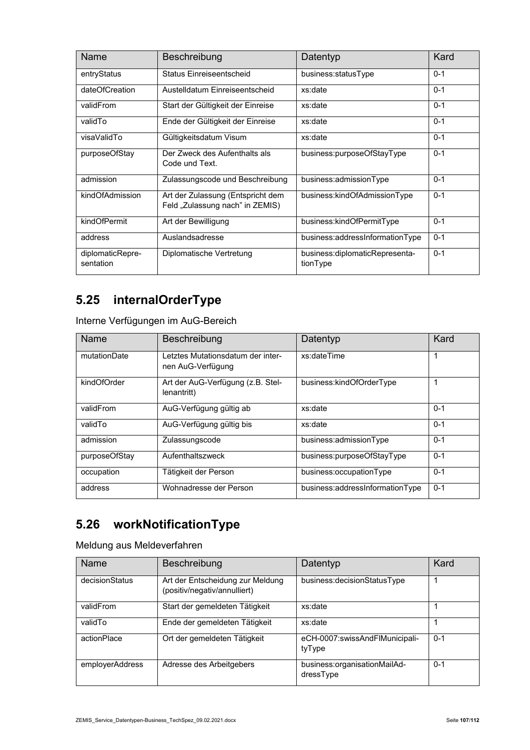| Name | Beschreibung | Datentyp | Kard |
| --- | --- | --- | --- |
| entryStatus | Status Einreiseentscheid | business:statusType | 0-1 |
| dateOfCreation | Austelldatum Einreiseentscheid | xs:date | 0-1 |
| validFrom | Start der Gültigkeit der Einreise | xs:date | 0-1 |
| validTo | Ende der Gültigkeit der Einreise | xs:date | 0-1 |
| visaValidTo | Gültigkeitsdatum Visum | xs:date | 0-1 |
| purposeOfStay | Der Zweck des Aufenthalts als Code und Text. | business:purposeOfStayType | 0-1 |
| admission | Zulassungscode und Beschreibung | business:admissionType | 0-1 |
| kindOfAdmission | Art der Zulassung (Entspricht dem Feld „Zulassung nach" in ZEMIS) | business:kindOfAdmissionType | 0-1 |
| kindOfPermit | Art der Bewilligung | business:kindOfPermitType | 0-1 |
| address | Auslandsadresse | business:addressInformationType | 0-1 |
| diplomaticRepre-sentation | Diplomatische Vertretung | business:diplomaticRepresenta-tionType | 0-1 |

## 5.25 internalOrderType

Interne Verfügungen im AuG-Bereich

| Name | Beschreibung | Datentyp | Kard |
| --- | --- | --- | --- |
| mutationDate | Letztes Mutationsdatum der inter-nen AuG-Verfügung | xs:dateTime | 1 |
| kindOfOrder | Art der AuG-Verfügung (z.B. Stel-lenantritt) | business:kindOfOrderType | 1 |
| validFrom | AuG-Verfügung gültig ab | xs:date | 0-1 |
| validTo | AuG-Verfügung gültig bis | xs:date | 0-1 |
| admission | Zulassungscode | business:admissionType | 0-1 |
| purposeOfStay | Aufenthaltszweck | business:purposeOfStayType | 0-1 |
| occupation | Tätigkeit der Person | business:occupationType | 0-1 |
| address | Wohnadresse der Person | business:addressInformationType | 0-1 |

## 5.26 workNotificationType

Meldung aus Meldeverfahren

| Name | Beschreibung | Datentyp | Kard |
| --- | --- | --- | --- |
| decisionStatus | Art der Entscheidung zur Meldung (positiv/negativ/annulliert) | business:decisionStatusType | 1 |
| validFrom | Start der gemeldeten Tätigkeit | xs:date | 1 |
| validTo | Ende der gemeldeten Tätigkeit | xs:date | 1 |
| actionPlace | Ort der gemeldeten Tätigkeit | eCH-0007:swissAndFlMunicipali-tyType | 0-1 |
| employerAddress | Adresse des Arbeitgebers | business:organisationMailAd-dressType | 0-1 |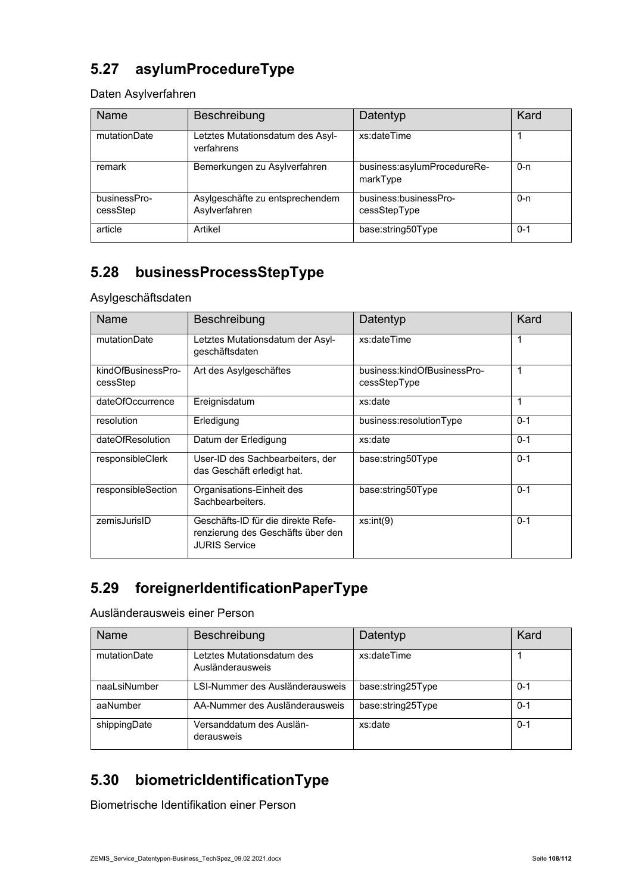## 5.27 asylumProcedureType

Daten Asylverfahren

| Name | Beschreibung | Datentyp | Kard |
|---|---|---|---|
| mutationDate | Letztes Mutationsdatum des Asylverfahrens | xs:dateTime | 1 |
| remark | Bemerkungen zu Asylverfahren | business:asylumProcedureRemarkType | 0-n |
| businessProcessStep | Asylgeschäfte zu entsprechendem Asylverfahren | business:businessProcessStepType | 0-n |
| article | Artikel | base:string50Type | 0-1 |

## 5.28 businessProcessStepType

Asylgeschäftsdaten

| Name | Beschreibung | Datentyp | Kard |
|---|---|---|---|
| mutationDate | Letztes Mutationsdatum der Asylgeschäftsdaten | xs:dateTime | 1 |
| kindOfBusinessProcessStep | Art des Asylgeschäftes | business:kindOfBusinessProcessStepType | 1 |
| dateOfOccurrence | Ereignisdatum | xs:date | 1 |
| resolution | Erledigung | business:resolutionType | 0-1 |
| dateOfResolution | Datum der Erledigung | xs:date | 0-1 |
| responsibleClerk | User-ID des Sachbearbeiters, der das Geschäft erledigt hat. | base:string50Type | 0-1 |
| responsibleSection | Organisations-Einheit des Sachbearbeiters. | base:string50Type | 0-1 |
| zemisJurisID | Geschäfts-ID für die direkte Referenzierung des Geschäfts über den JURIS Service | xs:int(9) | 0-1 |

## 5.29 foreignerIdentificationPaperType

Ausländerausweis einer Person

| Name | Beschreibung | Datentyp | Kard |
|---|---|---|---|
| mutationDate | Letztes Mutationsdatum des Ausländerausweis | xs:dateTime | 1 |
| naaLsiNumber | LSI-Nummer des Ausländerausweis | base:string25Type | 0-1 |
| aaNumber | AA-Nummer des Ausländerausweis | base:string25Type | 0-1 |
| shippingDate | Versanddatum des Ausländerausweis | xs:date | 0-1 |

## 5.30 biometricIdentificationType

Biometrische Identifikation einer Person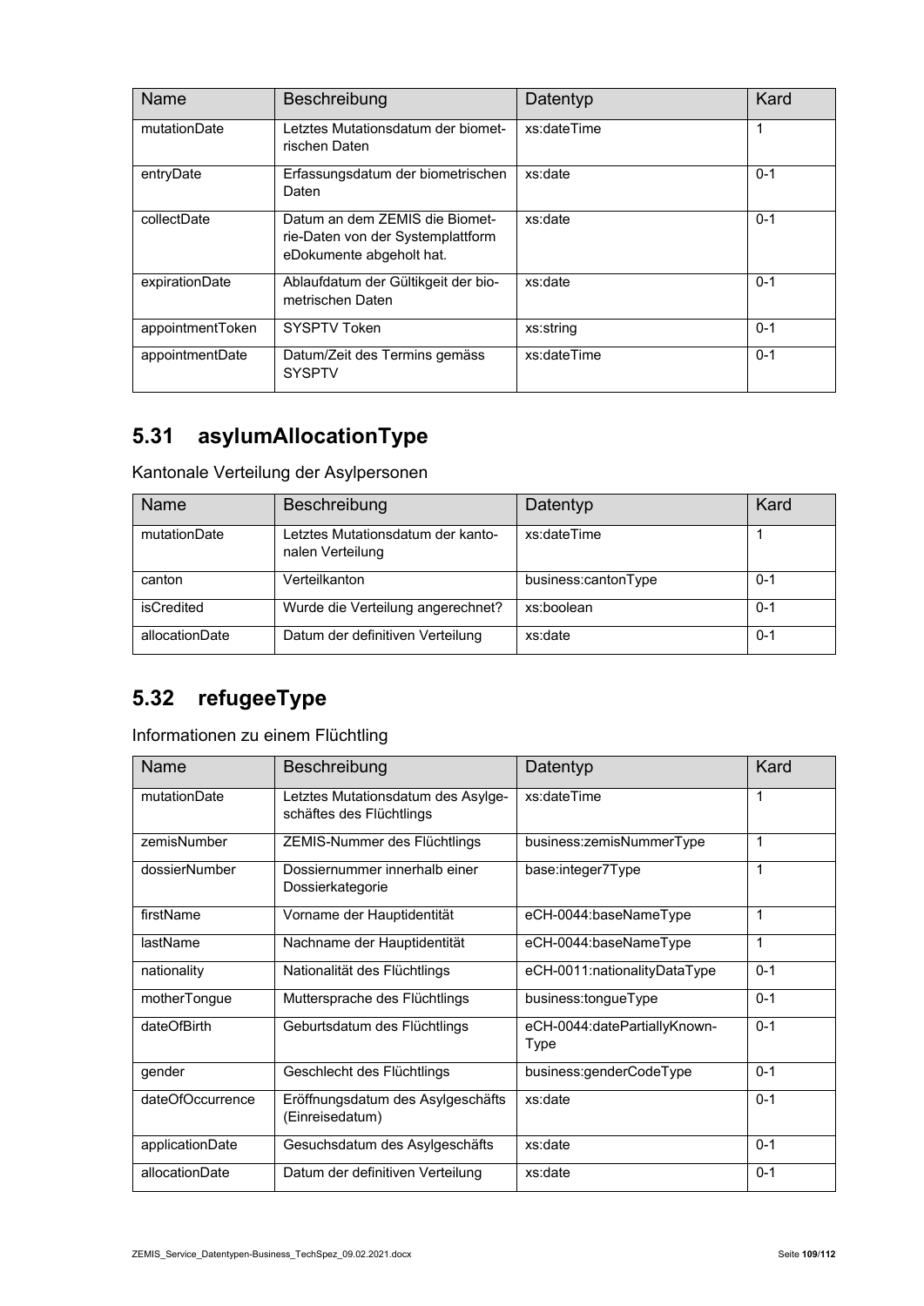| Name | Beschreibung | Datentyp | Kard |
| --- | --- | --- | --- |
| mutationDate | Letztes Mutationsdatum der biometrischen Daten | xs:dateTime | 1 |
| entryDate | Erfassungsdatum der biometrischen Daten | xs:date | 0-1 |
| collectDate | Datum an dem ZEMIS die Biometrie-Daten von der Systemplattform eDokumente abgeholt hat. | xs:date | 0-1 |
| expirationDate | Ablaufdatum der Gültigkeit der biometrischen Daten | xs:date | 0-1 |
| appointmentToken | SYSPTV Token | xs:string | 0-1 |
| appointmentDate | Datum/Zeit des Termins gemäss SYSPTV | xs:dateTime | 0-1 |

## 5.31 asylumAllocationType

Kantonale Verteilung der Asylpersonen

| Name | Beschreibung | Datentyp | Kard |
| --- | --- | --- | --- |
| mutationDate | Letztes Mutationsdatum der kantonalen Verteilung | xs:dateTime | 1 |
| canton | Verteilkanton | business:cantonType | 0-1 |
| isCredited | Wurde die Verteilung angerechnet? | xs:boolean | 0-1 |
| allocationDate | Datum der definitiven Verteilung | xs:date | 0-1 |

## 5.32 refugeeType

Informationen zu einem Flüchtling

| Name | Beschreibung | Datentyp | Kard |
| --- | --- | --- | --- |
| mutationDate | Letztes Mutationsdatum des Asylgeschäftes des Flüchtlings | xs:dateTime | 1 |
| zemisNumber | ZEMIS-Nummer des Flüchtlings | business:zemisNummerType | 1 |
| dossierNumber | Dossiernummer innerhalb einer Dossierkategorie | base:integer7Type | 1 |
| firstName | Vorname der Hauptidentität | eCH-0044:baseNameType | 1 |
| lastName | Nachname der Hauptidentität | eCH-0044:baseNameType | 1 |
| nationality | Nationalität des Flüchtlings | eCH-0011:nationalityDataType | 0-1 |
| motherTongue | Muttersprache des Flüchtlings | business:tongueType | 0-1 |
| dateOfBirth | Geburtsdatum des Flüchtlings | eCH-0044:datePartiallyKnownType | 0-1 |
| gender | Geschlecht des Flüchtlings | business:genderCodeType | 0-1 |
| dateOfOccurrence | Eröffnungsdatum des Asylgeschäfts (Einreisedatum) | xs:date | 0-1 |
| applicationDate | Gesuchsdatum des Asylgeschäfts | xs:date | 0-1 |
| allocationDate | Datum der definitiven Verteilung | xs:date | 0-1 |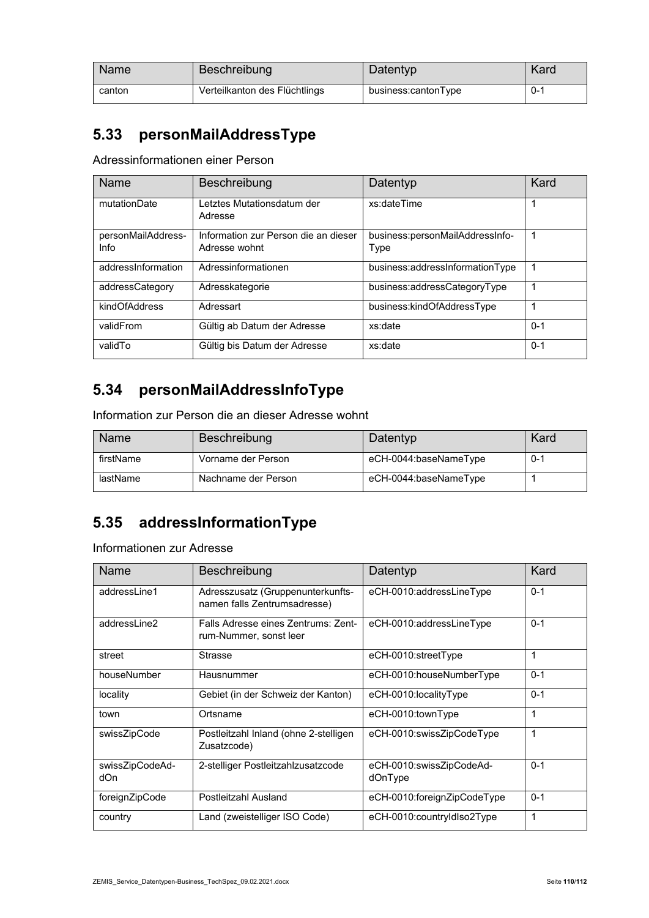| Name | Beschreibung | Datentyp | Kard |
|---|---|---|---|
| canton | Verteilkanton des Flüchtlings | business:cantonType | 0-1 |

## 5.33 personMailAddressType

Adressinformationen einer Person

| Name | Beschreibung | Datentyp | Kard |
|---|---|---|---|
| mutationDate | Letztes Mutationsdatum der Adresse | xs:dateTime | 1 |
| personMailAddress-Info | Information zur Person die an dieser Adresse wohnt | business:personMailAddressInfo-Type | 1 |
| addressInformation | Adressinformationen | business:addressInformationType | 1 |
| addressCategory | Adresskategorie | business:addressCategoryType | 1 |
| kindOfAddress | Adressart | business:kindOfAddressType | 1 |
| validFrom | Gültig ab Datum der Adresse | xs:date | 0-1 |
| validTo | Gültig bis Datum der Adresse | xs:date | 0-1 |

## 5.34 personMailAddressInfoType

Information zur Person die an dieser Adresse wohnt

| Name | Beschreibung | Datentyp | Kard |
|---|---|---|---|
| firstName | Vorname der Person | eCH-0044:baseNameType | 0-1 |
| lastName | Nachname der Person | eCH-0044:baseNameType | 1 |

## 5.35 addressInformationType

Informationen zur Adresse

| Name | Beschreibung | Datentyp | Kard |
|---|---|---|---|
| addressLine1 | Adresszusatz (Gruppenunterkunfts-namen falls Zentrumsadresse) | eCH-0010:addressLineType | 0-1 |
| addressLine2 | Falls Adresse eines Zentrums: Zent-rum-Nummer, sonst leer | eCH-0010:addressLineType | 0-1 |
| street | Strasse | eCH-0010:streetType | 1 |
| houseNumber | Hausnummer | eCH-0010:houseNumberType | 0-1 |
| locality | Gebiet (in der Schweiz der Kanton) | eCH-0010:localityType | 0-1 |
| town | Ortsname | eCH-0010:townType | 1 |
| swissZipCode | Postleitzahl Inland (ohne 2-stelligen Zusatzcode) | eCH-0010:swissZipCodeType | 1 |
| swissZipCodeAd-dOn | 2-stelliger Postleitzahlzusatzcode | eCH-0010:swissZipCodeAd-dOnType | 0-1 |
| foreignZipCode | Postleitzahl Ausland | eCH-0010:foreignZipCodeType | 0-1 |
| country | Land (zweistelliger ISO Code) | eCH-0010:countryIdIso2Type | 1 |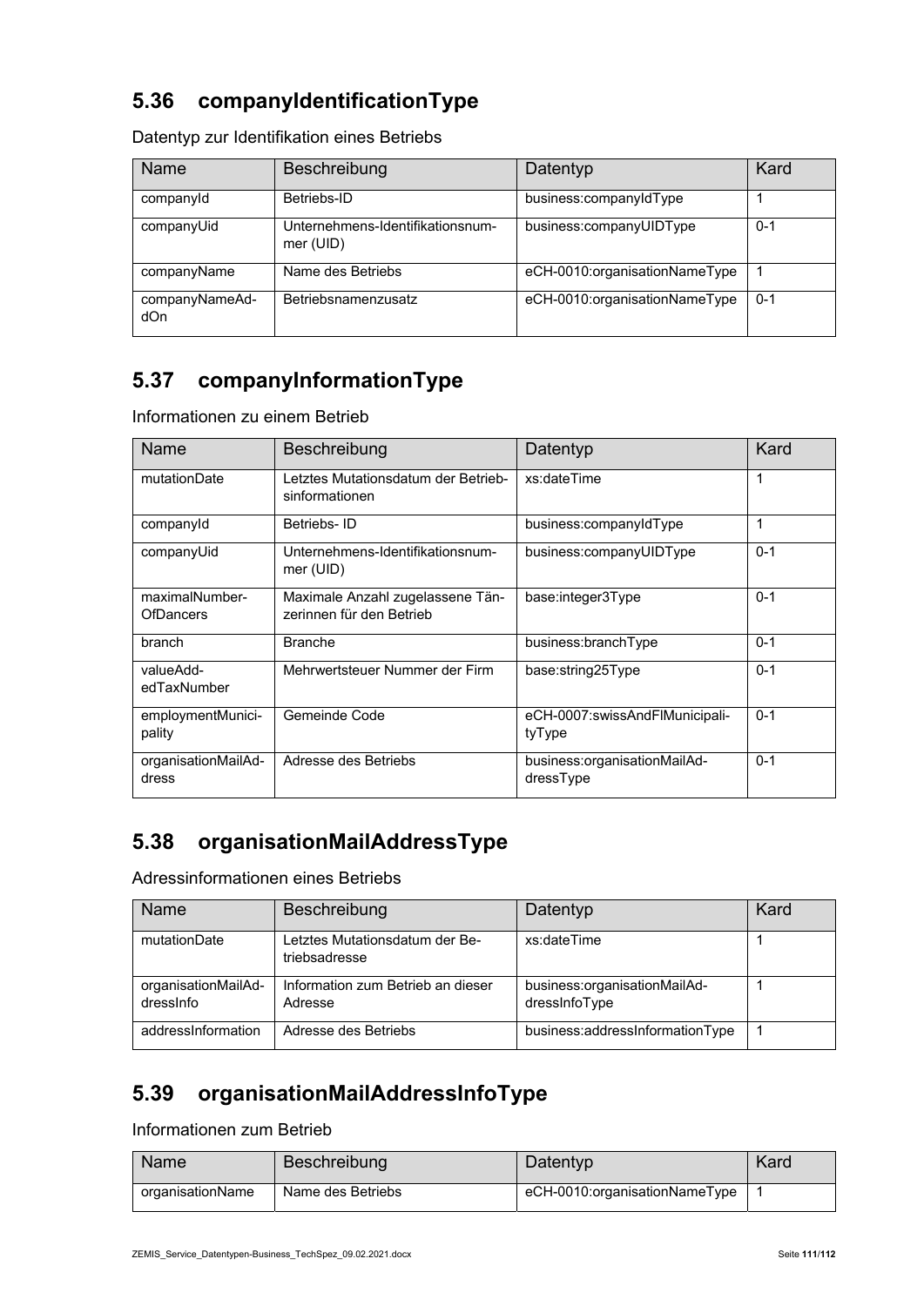## 5.36 companyIdentificationType

Datentyp zur Identifikation eines Betriebs

| Name | Beschreibung | Datentyp | Kard |
|---|---|---|---|
| companyId | Betriebs-ID | business:companyIdType | 1 |
| companyUid | Unternehmens-Identifikationsnummer (UID) | business:companyUIDType | 0-1 |
| companyName | Name des Betriebs | eCH-0010:organisationNameType | 1 |
| companyNameAddOn | Betriebsnamenzusatz | eCH-0010:organisationNameType | 0-1 |

## 5.37 companyInformationType

Informationen zu einem Betrieb

| Name | Beschreibung | Datentyp | Kard |
|---|---|---|---|
| mutationDate | Letztes Mutationsdatum der Betriebsinformationen | xs:dateTime | 1 |
| companyId | Betriebs- ID | business:companyIdType | 1 |
| companyUid | Unternehmens-Identifikationsnummer (UID) | business:companyUIDType | 0-1 |
| maximalNumberOfDancers | Maximale Anzahl zugelassene Tänzerinnen für den Betrieb | base:integer3Type | 0-1 |
| branch | Branche | business:branchType | 0-1 |
| valueAddedTaxNumber | Mehrwertsteuer Nummer der Firm | base:string25Type | 0-1 |
| employmentMunicipality | Gemeinde Code | eCH-0007:swissAndFlMunicipalityType | 0-1 |
| organisationMailAddress | Adresse des Betriebs | business:organisationMailAddressType | 0-1 |

## 5.38 organisationMailAddressType

Adressinformationen eines Betriebs

| Name | Beschreibung | Datentyp | Kard |
|---|---|---|---|
| mutationDate | Letztes Mutationsdatum der Betriebsadresse | xs:dateTime | 1 |
| organisationMailAddressInfo | Information zum Betrieb an dieser Adresse | business:organisationMailAddressInfoType | 1 |
| addressInformation | Adresse des Betriebs | business:addressInformationType | 1 |

## 5.39 organisationMailAddressInfoType

Informationen zum Betrieb

| Name | Beschreibung | Datentyp | Kard |
|---|---|---|---|
| organisationName | Name des Betriebs | eCH-0010:organisationNameType | 1 |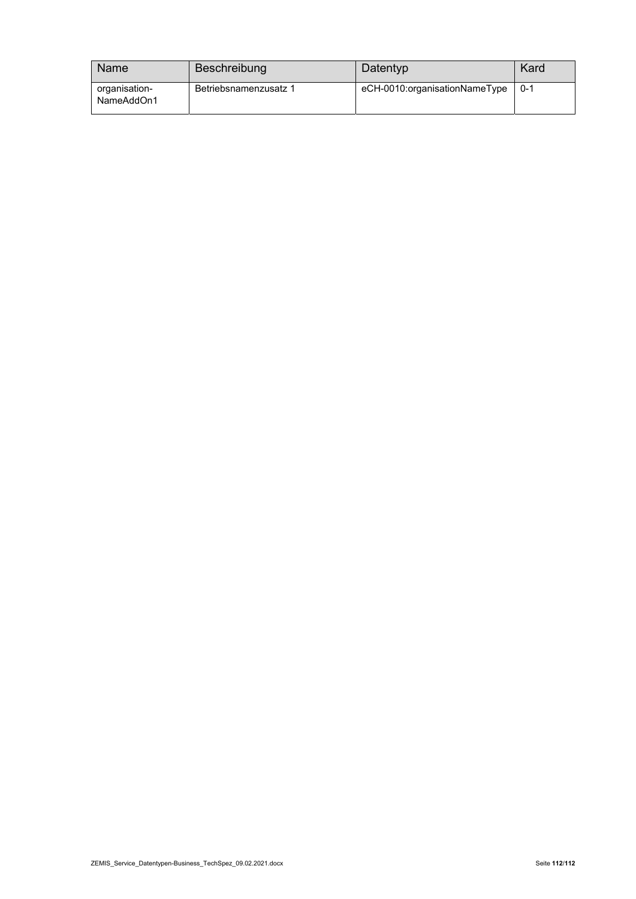| Name | Beschreibung | Datentyp | Kard |
|---|---|---|---|
| organisation-NameAddOn1 | Betriebsnamenzusatz 1 | eCH-0010:organisationNameType | 0-1 |